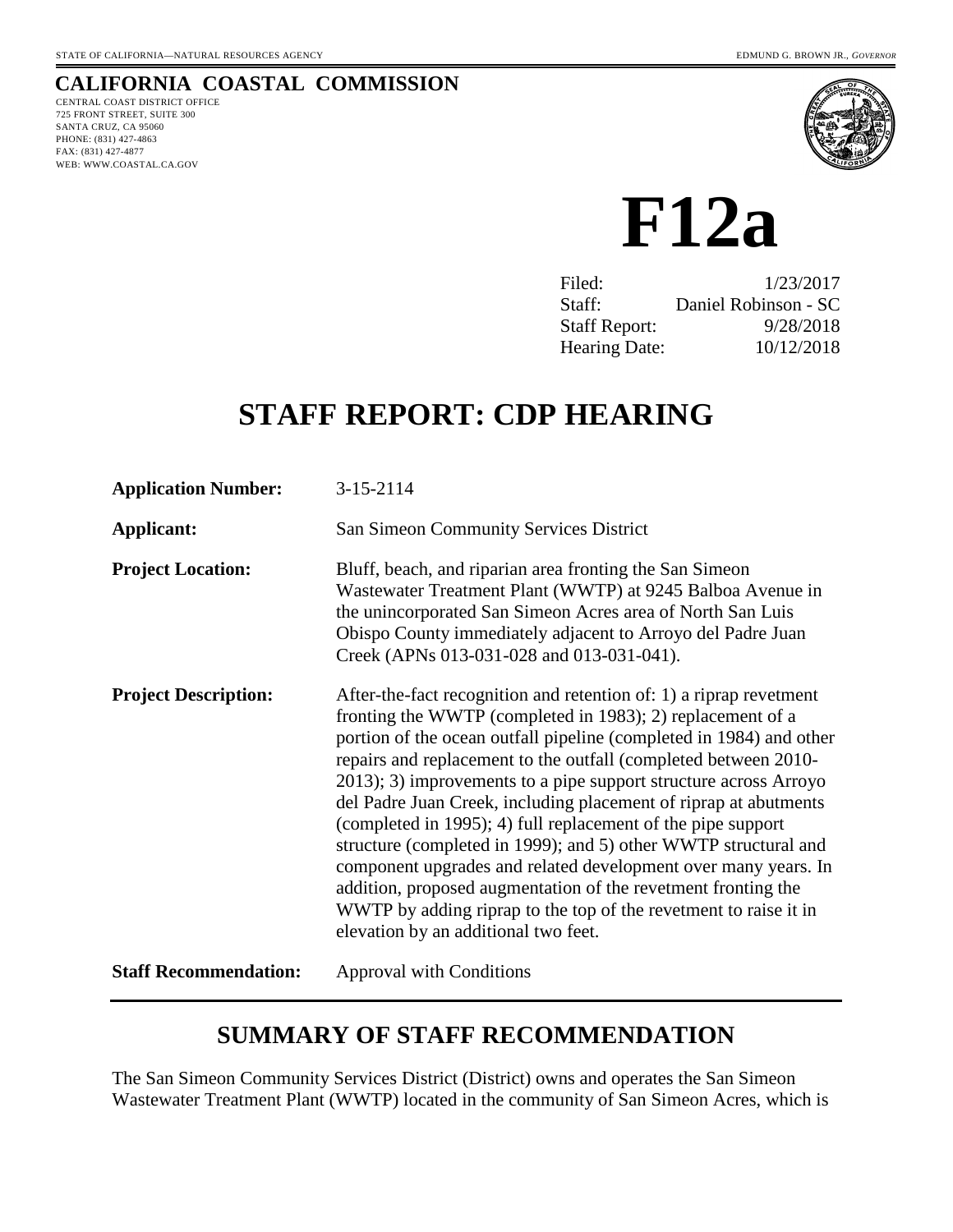STATE OF CALIFORNIA—NATURAL RESOURCES AGENCY | EDMUND G. BROWN JR., *GOVERNOR*

## CALIFORNIA COASTAL COMMISSION

CENTRAL COAST DISTRICT OFFICE
725 FRONT STREET, SUITE 300
SANTA CRUZ, CA 95060
PHONE: (831) 427-4863
FAX: (831) 427-4877
WEB: WWW.COASTAL.CA.GOV

# F12a

| | |
|---|---|
| Filed: | 1/23/2017 |
| Staff: | Daniel Robinson - SC |
| Staff Report: | 9/28/2018 |
| Hearing Date: | 10/12/2018 |

# STAFF REPORT: CDP HEARING

**Application Number:** 3-15-2114

**Applicant:** San Simeon Community Services District

**Project Location:** Bluff, beach, and riparian area fronting the San Simeon Wastewater Treatment Plant (WWTP) at 9245 Balboa Avenue in the unincorporated San Simeon Acres area of North San Luis Obispo County immediately adjacent to Arroyo del Padre Juan Creek (APNs 013-031-028 and 013-031-041).

**Project Description:** After-the-fact recognition and retention of: 1) a riprap revetment fronting the WWTP (completed in 1983); 2) replacement of a portion of the ocean outfall pipeline (completed in 1984) and other repairs and replacement to the outfall (completed between 2010-2013); 3) improvements to a pipe support structure across Arroyo del Padre Juan Creek, including placement of riprap at abutments (completed in 1995); 4) full replacement of the pipe support structure (completed in 1999); and 5) other WWTP structural and component upgrades and related development over many years. In addition, proposed augmentation of the revetment fronting the WWTP by adding riprap to the top of the revetment to raise it in elevation by an additional two feet.

**Staff Recommendation:** Approval with Conditions

## SUMMARY OF STAFF RECOMMENDATION

The San Simeon Community Services District (District) owns and operates the San Simeon Wastewater Treatment Plant (WWTP) located in the community of San Simeon Acres, which is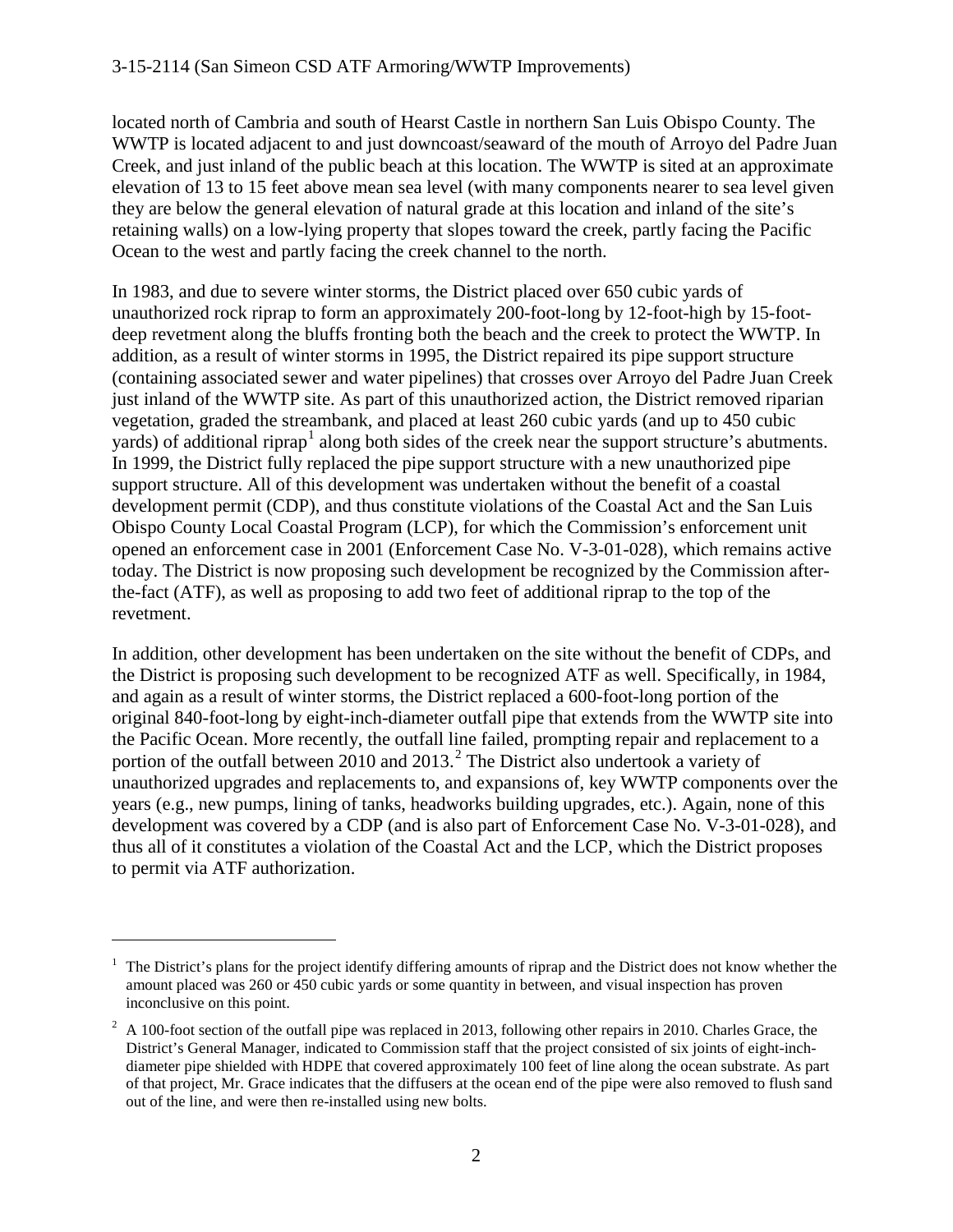located north of Cambria and south of Hearst Castle in northern San Luis Obispo County. The WWTP is located adjacent to and just downcoast/seaward of the mouth of Arroyo del Padre Juan Creek, and just inland of the public beach at this location. The WWTP is sited at an approximate elevation of 13 to 15 feet above mean sea level (with many components nearer to sea level given they are below the general elevation of natural grade at this location and inland of the site's retaining walls) on a low-lying property that slopes toward the creek, partly facing the Pacific Ocean to the west and partly facing the creek channel to the north.

In 1983, and due to severe winter storms, the District placed over 650 cubic yards of unauthorized rock riprap to form an approximately 200-foot-long by 12-foot-high by 15-foot-deep revetment along the bluffs fronting both the beach and the creek to protect the WWTP. In addition, as a result of winter storms in 1995, the District repaired its pipe support structure (containing associated sewer and water pipelines) that crosses over Arroyo del Padre Juan Creek just inland of the WWTP site. As part of this unauthorized action, the District removed riparian vegetation, graded the streambank, and placed at least 260 cubic yards (and up to 450 cubic yards) of additional riprap[1] along both sides of the creek near the support structure's abutments. In 1999, the District fully replaced the pipe support structure with a new unauthorized pipe support structure. All of this development was undertaken without the benefit of a coastal development permit (CDP), and thus constitute violations of the Coastal Act and the San Luis Obispo County Local Coastal Program (LCP), for which the Commission's enforcement unit opened an enforcement case in 2001 (Enforcement Case No. V-3-01-028), which remains active today. The District is now proposing such development be recognized by the Commission after-the-fact (ATF), as well as proposing to add two feet of additional riprap to the top of the revetment.

In addition, other development has been undertaken on the site without the benefit of CDPs, and the District is proposing such development to be recognized ATF as well. Specifically, in 1984, and again as a result of winter storms, the District replaced a 600-foot-long portion of the original 840-foot-long by eight-inch-diameter outfall pipe that extends from the WWTP site into the Pacific Ocean. More recently, the outfall line failed, prompting repair and replacement to a portion of the outfall between 2010 and 2013.[2] The District also undertook a variety of unauthorized upgrades and replacements to, and expansions of, key WWTP components over the years (e.g., new pumps, lining of tanks, headworks building upgrades, etc.). Again, none of this development was covered by a CDP (and is also part of Enforcement Case No. V-3-01-028), and thus all of it constitutes a violation of the Coastal Act and the LCP, which the District proposes to permit via ATF authorization.

---

[1] The District's plans for the project identify differing amounts of riprap and the District does not know whether the amount placed was 260 or 450 cubic yards or some quantity in between, and visual inspection has proven inconclusive on this point.

[2] A 100-foot section of the outfall pipe was replaced in 2013, following other repairs in 2010. Charles Grace, the District's General Manager, indicated to Commission staff that the project consisted of six joints of eight-inch-diameter pipe shielded with HDPE that covered approximately 100 feet of line along the ocean substrate. As part of that project, Mr. Grace indicates that the diffusers at the ocean end of the pipe were also removed to flush sand out of the line, and were then re-installed using new bolts.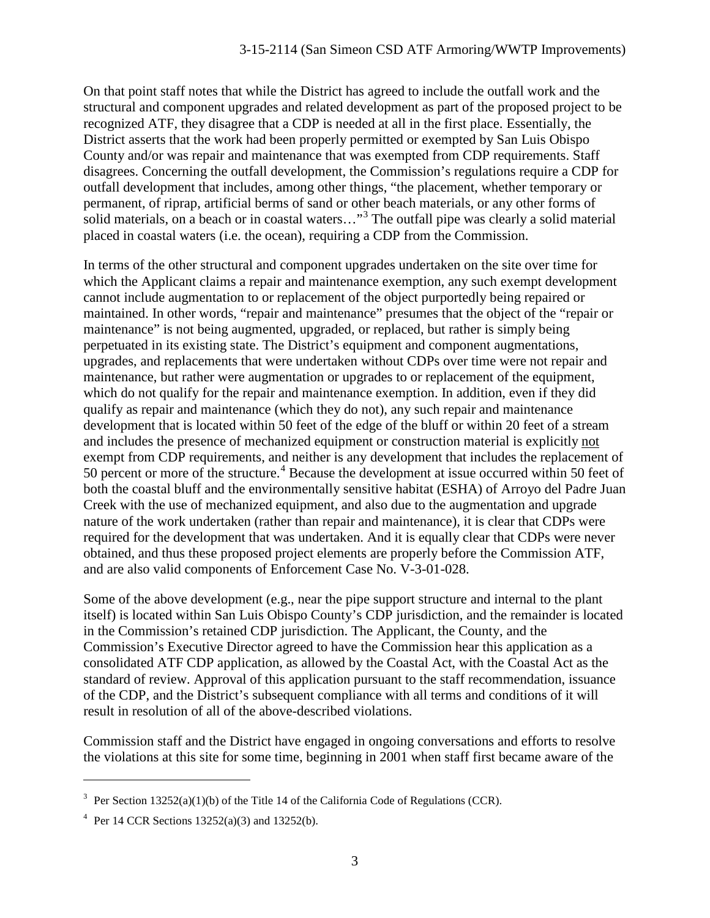On that point staff notes that while the District has agreed to include the outfall work and the structural and component upgrades and related development as part of the proposed project to be recognized ATF, they disagree that a CDP is needed at all in the first place. Essentially, the District asserts that the work had been properly permitted or exempted by San Luis Obispo County and/or was repair and maintenance that was exempted from CDP requirements. Staff disagrees. Concerning the outfall development, the Commission's regulations require a CDP for outfall development that includes, among other things, "the placement, whether temporary or permanent, of riprap, artificial berms of sand or other beach materials, or any other forms of solid materials, on a beach or in coastal waters…"[3] The outfall pipe was clearly a solid material placed in coastal waters (i.e. the ocean), requiring a CDP from the Commission.

In terms of the other structural and component upgrades undertaken on the site over time for which the Applicant claims a repair and maintenance exemption, any such exempt development cannot include augmentation to or replacement of the object purportedly being repaired or maintained. In other words, "repair and maintenance" presumes that the object of the "repair or maintenance" is not being augmented, upgraded, or replaced, but rather is simply being perpetuated in its existing state. The District's equipment and component augmentations, upgrades, and replacements that were undertaken without CDPs over time were not repair and maintenance, but rather were augmentation or upgrades to or replacement of the equipment, which do not qualify for the repair and maintenance exemption. In addition, even if they did qualify as repair and maintenance (which they do not), any such repair and maintenance development that is located within 50 feet of the edge of the bluff or within 20 feet of a stream and includes the presence of mechanized equipment or construction material is explicitly not exempt from CDP requirements, and neither is any development that includes the replacement of 50 percent or more of the structure.[4] Because the development at issue occurred within 50 feet of both the coastal bluff and the environmentally sensitive habitat (ESHA) of Arroyo del Padre Juan Creek with the use of mechanized equipment, and also due to the augmentation and upgrade nature of the work undertaken (rather than repair and maintenance), it is clear that CDPs were required for the development that was undertaken. And it is equally clear that CDPs were never obtained, and thus these proposed project elements are properly before the Commission ATF, and are also valid components of Enforcement Case No. V-3-01-028.

Some of the above development (e.g., near the pipe support structure and internal to the plant itself) is located within San Luis Obispo County's CDP jurisdiction, and the remainder is located in the Commission's retained CDP jurisdiction. The Applicant, the County, and the Commission's Executive Director agreed to have the Commission hear this application as a consolidated ATF CDP application, as allowed by the Coastal Act, with the Coastal Act as the standard of review. Approval of this application pursuant to the staff recommendation, issuance of the CDP, and the District's subsequent compliance with all terms and conditions of it will result in resolution of all of the above-described violations.

Commission staff and the District have engaged in ongoing conversations and efforts to resolve the violations at this site for some time, beginning in 2001 when staff first became aware of the

---

[3] Per Section 13252(a)(1)(b) of the Title 14 of the California Code of Regulations (CCR).

[4] Per 14 CCR Sections 13252(a)(3) and 13252(b).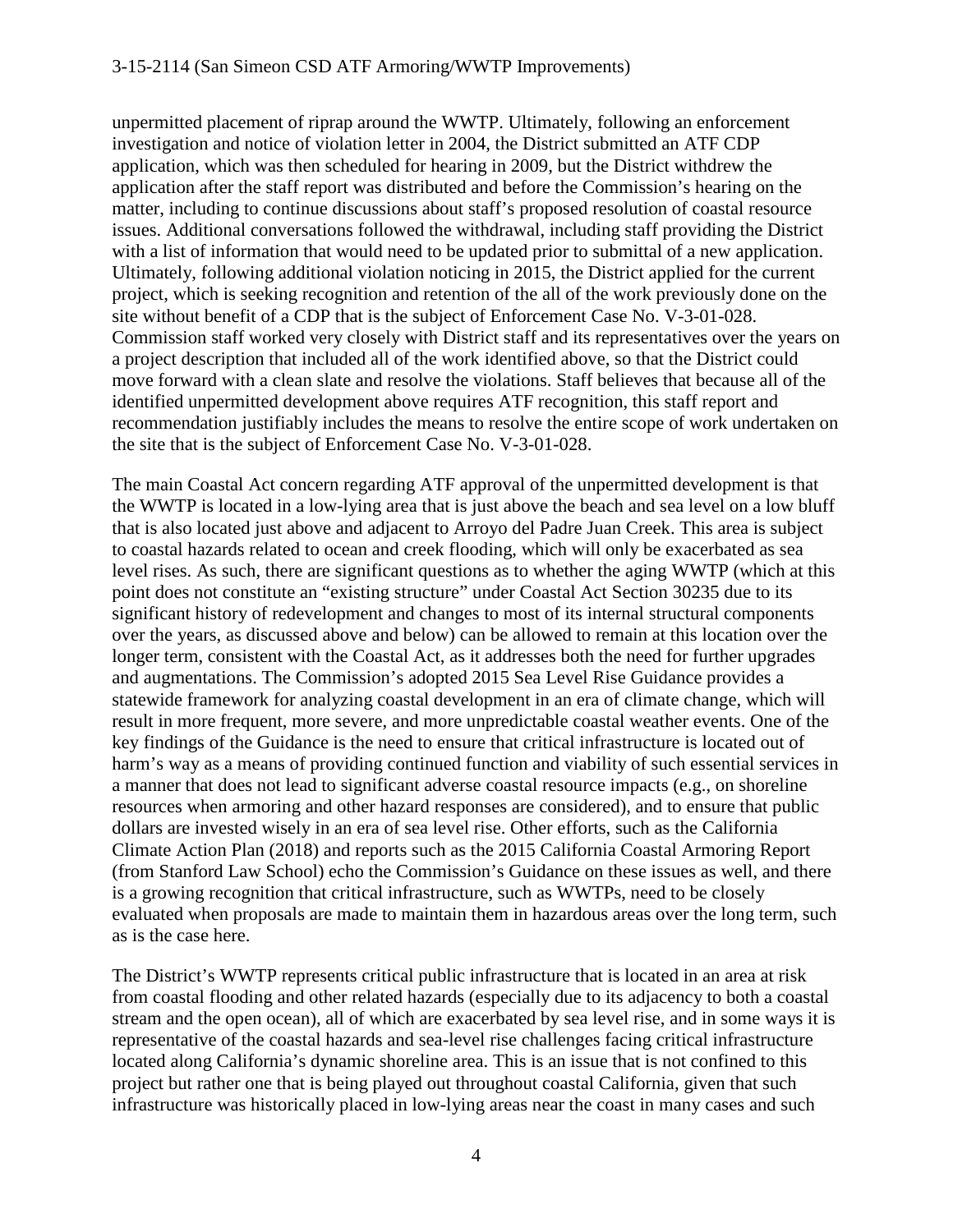unpermitted placement of riprap around the WWTP. Ultimately, following an enforcement investigation and notice of violation letter in 2004, the District submitted an ATF CDP application, which was then scheduled for hearing in 2009, but the District withdrew the application after the staff report was distributed and before the Commission's hearing on the matter, including to continue discussions about staff's proposed resolution of coastal resource issues. Additional conversations followed the withdrawal, including staff providing the District with a list of information that would need to be updated prior to submittal of a new application. Ultimately, following additional violation noticing in 2015, the District applied for the current project, which is seeking recognition and retention of the all of the work previously done on the site without benefit of a CDP that is the subject of Enforcement Case No. V-3-01-028. Commission staff worked very closely with District staff and its representatives over the years on a project description that included all of the work identified above, so that the District could move forward with a clean slate and resolve the violations. Staff believes that because all of the identified unpermitted development above requires ATF recognition, this staff report and recommendation justifiably includes the means to resolve the entire scope of work undertaken on the site that is the subject of Enforcement Case No. V-3-01-028.

The main Coastal Act concern regarding ATF approval of the unpermitted development is that the WWTP is located in a low-lying area that is just above the beach and sea level on a low bluff that is also located just above and adjacent to Arroyo del Padre Juan Creek. This area is subject to coastal hazards related to ocean and creek flooding, which will only be exacerbated as sea level rises. As such, there are significant questions as to whether the aging WWTP (which at this point does not constitute an "existing structure" under Coastal Act Section 30235 due to its significant history of redevelopment and changes to most of its internal structural components over the years, as discussed above and below) can be allowed to remain at this location over the longer term, consistent with the Coastal Act, as it addresses both the need for further upgrades and augmentations. The Commission's adopted 2015 Sea Level Rise Guidance provides a statewide framework for analyzing coastal development in an era of climate change, which will result in more frequent, more severe, and more unpredictable coastal weather events. One of the key findings of the Guidance is the need to ensure that critical infrastructure is located out of harm's way as a means of providing continued function and viability of such essential services in a manner that does not lead to significant adverse coastal resource impacts (e.g., on shoreline resources when armoring and other hazard responses are considered), and to ensure that public dollars are invested wisely in an era of sea level rise. Other efforts, such as the California Climate Action Plan (2018) and reports such as the 2015 California Coastal Armoring Report (from Stanford Law School) echo the Commission's Guidance on these issues as well, and there is a growing recognition that critical infrastructure, such as WWTPs, need to be closely evaluated when proposals are made to maintain them in hazardous areas over the long term, such as is the case here.

The District's WWTP represents critical public infrastructure that is located in an area at risk from coastal flooding and other related hazards (especially due to its adjacency to both a coastal stream and the open ocean), all of which are exacerbated by sea level rise, and in some ways it is representative of the coastal hazards and sea-level rise challenges facing critical infrastructure located along California's dynamic shoreline area. This is an issue that is not confined to this project but rather one that is being played out throughout coastal California, given that such infrastructure was historically placed in low-lying areas near the coast in many cases and such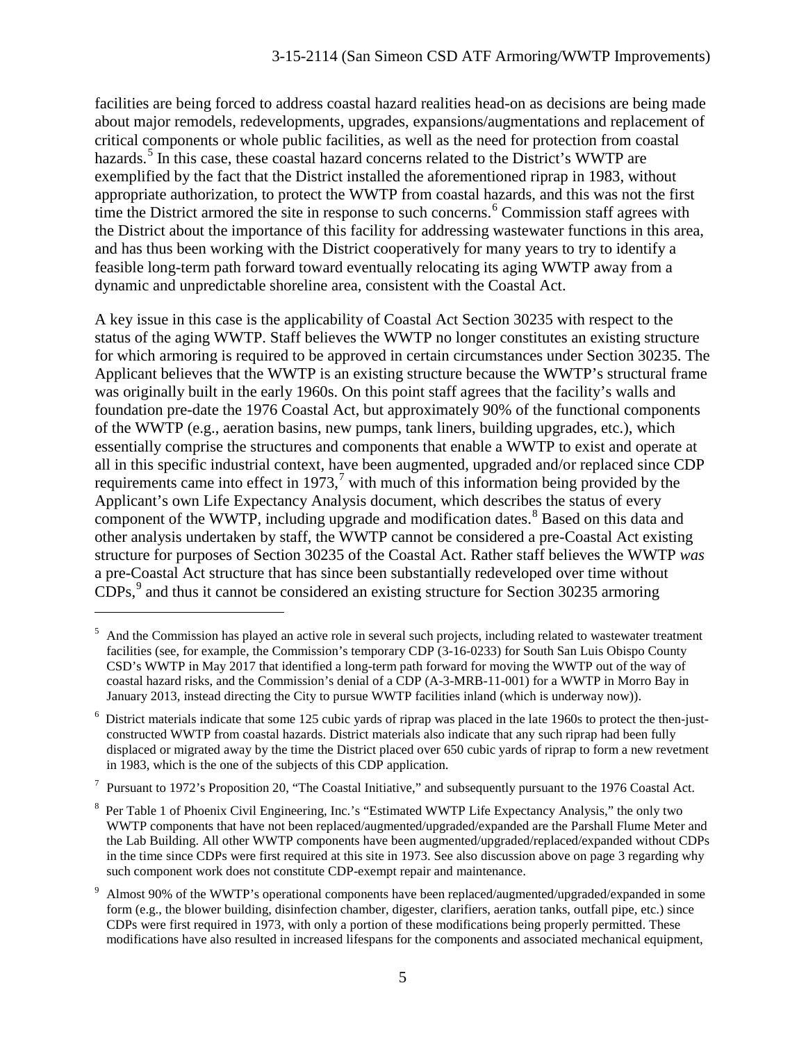facilities are being forced to address coastal hazard realities head-on as decisions are being made about major remodels, redevelopments, upgrades, expansions/augmentations and replacement of critical components or whole public facilities, as well as the need for protection from coastal hazards.[5] In this case, these coastal hazard concerns related to the District's WWTP are exemplified by the fact that the District installed the aforementioned riprap in 1983, without appropriate authorization, to protect the WWTP from coastal hazards, and this was not the first time the District armored the site in response to such concerns.[6] Commission staff agrees with the District about the importance of this facility for addressing wastewater functions in this area, and has thus been working with the District cooperatively for many years to try to identify a feasible long-term path forward toward eventually relocating its aging WWTP away from a dynamic and unpredictable shoreline area, consistent with the Coastal Act.

A key issue in this case is the applicability of Coastal Act Section 30235 with respect to the status of the aging WWTP. Staff believes the WWTP no longer constitutes an existing structure for which armoring is required to be approved in certain circumstances under Section 30235. The Applicant believes that the WWTP is an existing structure because the WWTP's structural frame was originally built in the early 1960s. On this point staff agrees that the facility's walls and foundation pre-date the 1976 Coastal Act, but approximately 90% of the functional components of the WWTP (e.g., aeration basins, new pumps, tank liners, building upgrades, etc.), which essentially comprise the structures and components that enable a WWTP to exist and operate at all in this specific industrial context, have been augmented, upgraded and/or replaced since CDP requirements came into effect in 1973,[7] with much of this information being provided by the Applicant's own Life Expectancy Analysis document, which describes the status of every component of the WWTP, including upgrade and modification dates.[8] Based on this data and other analysis undertaken by staff, the WWTP cannot be considered a pre-Coastal Act existing structure for purposes of Section 30235 of the Coastal Act. Rather staff believes the WWTP *was* a pre-Coastal Act structure that has since been substantially redeveloped over time without CDPs,[9] and thus it cannot be considered an existing structure for Section 30235 armoring

---

[5] And the Commission has played an active role in several such projects, including related to wastewater treatment facilities (see, for example, the Commission's temporary CDP (3-16-0233) for South San Luis Obispo County CSD's WWTP in May 2017 that identified a long-term path forward for moving the WWTP out of the way of coastal hazard risks, and the Commission's denial of a CDP (A-3-MRB-11-001) for a WWTP in Morro Bay in January 2013, instead directing the City to pursue WWTP facilities inland (which is underway now)).

[6] District materials indicate that some 125 cubic yards of riprap was placed in the late 1960s to protect the then-just-constructed WWTP from coastal hazards. District materials also indicate that any such riprap had been fully displaced or migrated away by the time the District placed over 650 cubic yards of riprap to form a new revetment in 1983, which is the one of the subjects of this CDP application.

[7] Pursuant to 1972's Proposition 20, "The Coastal Initiative," and subsequently pursuant to the 1976 Coastal Act.

[8] Per Table 1 of Phoenix Civil Engineering, Inc.'s "Estimated WWTP Life Expectancy Analysis," the only two WWTP components that have not been replaced/augmented/upgraded/expanded are the Parshall Flume Meter and the Lab Building. All other WWTP components have been augmented/upgraded/replaced/expanded without CDPs in the time since CDPs were first required at this site in 1973. See also discussion above on page 3 regarding why such component work does not constitute CDP-exempt repair and maintenance.

[9] Almost 90% of the WWTP's operational components have been replaced/augmented/upgraded/expanded in some form (e.g., the blower building, disinfection chamber, digester, clarifiers, aeration tanks, outfall pipe, etc.) since CDPs were first required in 1973, with only a portion of these modifications being properly permitted. These modifications have also resulted in increased lifespans for the components and associated mechanical equipment,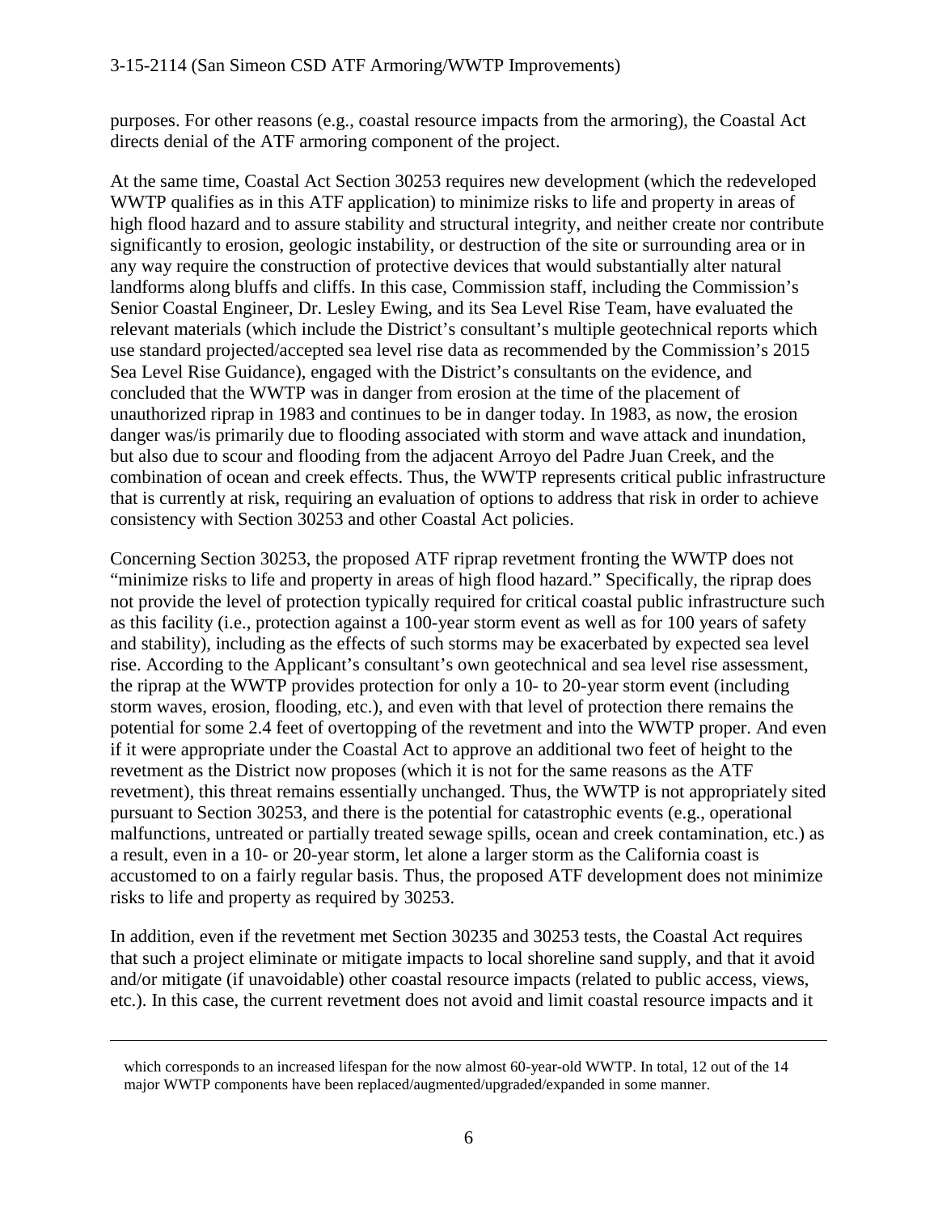purposes. For other reasons (e.g., coastal resource impacts from the armoring), the Coastal Act directs denial of the ATF armoring component of the project.

At the same time, Coastal Act Section 30253 requires new development (which the redeveloped WWTP qualifies as in this ATF application) to minimize risks to life and property in areas of high flood hazard and to assure stability and structural integrity, and neither create nor contribute significantly to erosion, geologic instability, or destruction of the site or surrounding area or in any way require the construction of protective devices that would substantially alter natural landforms along bluffs and cliffs. In this case, Commission staff, including the Commission's Senior Coastal Engineer, Dr. Lesley Ewing, and its Sea Level Rise Team, have evaluated the relevant materials (which include the District's consultant's multiple geotechnical reports which use standard projected/accepted sea level rise data as recommended by the Commission's 2015 Sea Level Rise Guidance), engaged with the District's consultants on the evidence, and concluded that the WWTP was in danger from erosion at the time of the placement of unauthorized riprap in 1983 and continues to be in danger today. In 1983, as now, the erosion danger was/is primarily due to flooding associated with storm and wave attack and inundation, but also due to scour and flooding from the adjacent Arroyo del Padre Juan Creek, and the combination of ocean and creek effects. Thus, the WWTP represents critical public infrastructure that is currently at risk, requiring an evaluation of options to address that risk in order to achieve consistency with Section 30253 and other Coastal Act policies.

Concerning Section 30253, the proposed ATF riprap revetment fronting the WWTP does not "minimize risks to life and property in areas of high flood hazard." Specifically, the riprap does not provide the level of protection typically required for critical coastal public infrastructure such as this facility (i.e., protection against a 100-year storm event as well as for 100 years of safety and stability), including as the effects of such storms may be exacerbated by expected sea level rise. According to the Applicant's consultant's own geotechnical and sea level rise assessment, the riprap at the WWTP provides protection for only a 10- to 20-year storm event (including storm waves, erosion, flooding, etc.), and even with that level of protection there remains the potential for some 2.4 feet of overtopping of the revetment and into the WWTP proper. And even if it were appropriate under the Coastal Act to approve an additional two feet of height to the revetment as the District now proposes (which it is not for the same reasons as the ATF revetment), this threat remains essentially unchanged. Thus, the WWTP is not appropriately sited pursuant to Section 30253, and there is the potential for catastrophic events (e.g., operational malfunctions, untreated or partially treated sewage spills, ocean and creek contamination, etc.) as a result, even in a 10- or 20-year storm, let alone a larger storm as the California coast is accustomed to on a fairly regular basis. Thus, the proposed ATF development does not minimize risks to life and property as required by 30253.

In addition, even if the revetment met Section 30235 and 30253 tests, the Coastal Act requires that such a project eliminate or mitigate impacts to local shoreline sand supply, and that it avoid and/or mitigate (if unavoidable) other coastal resource impacts (related to public access, views, etc.). In this case, the current revetment does not avoid and limit coastal resource impacts and it

---

which corresponds to an increased lifespan for the now almost 60-year-old WWTP. In total, 12 out of the 14 major WWTP components have been replaced/augmented/upgraded/expanded in some manner.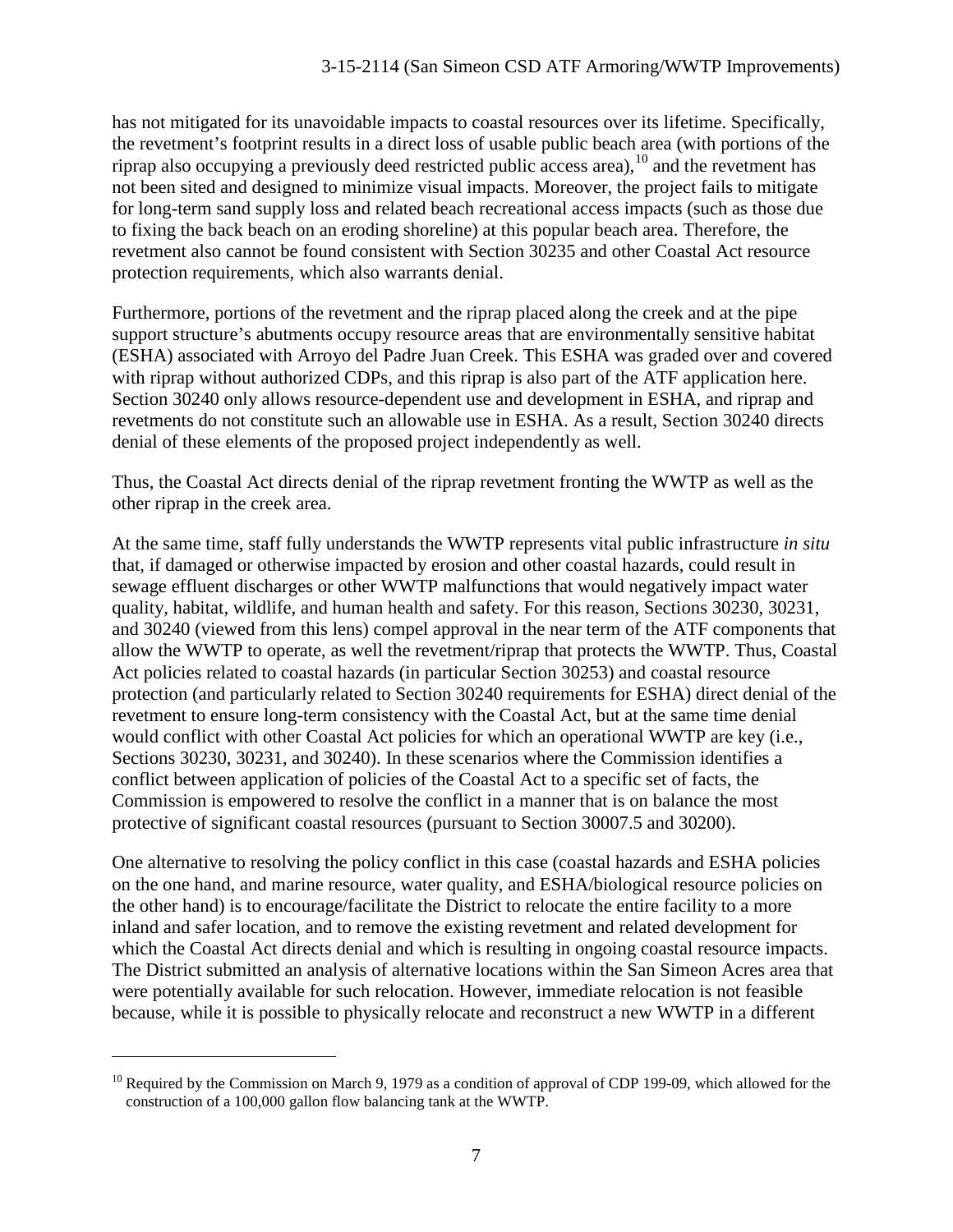has not mitigated for its unavoidable impacts to coastal resources over its lifetime. Specifically, the revetment's footprint results in a direct loss of usable public beach area (with portions of the riprap also occupying a previously deed restricted public access area),[10] and the revetment has not been sited and designed to minimize visual impacts. Moreover, the project fails to mitigate for long-term sand supply loss and related beach recreational access impacts (such as those due to fixing the back beach on an eroding shoreline) at this popular beach area. Therefore, the revetment also cannot be found consistent with Section 30235 and other Coastal Act resource protection requirements, which also warrants denial.

Furthermore, portions of the revetment and the riprap placed along the creek and at the pipe support structure's abutments occupy resource areas that are environmentally sensitive habitat (ESHA) associated with Arroyo del Padre Juan Creek. This ESHA was graded over and covered with riprap without authorized CDPs, and this riprap is also part of the ATF application here. Section 30240 only allows resource-dependent use and development in ESHA, and riprap and revetments do not constitute such an allowable use in ESHA. As a result, Section 30240 directs denial of these elements of the proposed project independently as well.

Thus, the Coastal Act directs denial of the riprap revetment fronting the WWTP as well as the other riprap in the creek area.

At the same time, staff fully understands the WWTP represents vital public infrastructure *in situ* that, if damaged or otherwise impacted by erosion and other coastal hazards, could result in sewage effluent discharges or other WWTP malfunctions that would negatively impact water quality, habitat, wildlife, and human health and safety. For this reason, Sections 30230, 30231, and 30240 (viewed from this lens) compel approval in the near term of the ATF components that allow the WWTP to operate, as well the revetment/riprap that protects the WWTP. Thus, Coastal Act policies related to coastal hazards (in particular Section 30253) and coastal resource protection (and particularly related to Section 30240 requirements for ESHA) direct denial of the revetment to ensure long-term consistency with the Coastal Act, but at the same time denial would conflict with other Coastal Act policies for which an operational WWTP are key (i.e., Sections 30230, 30231, and 30240). In these scenarios where the Commission identifies a conflict between application of policies of the Coastal Act to a specific set of facts, the Commission is empowered to resolve the conflict in a manner that is on balance the most protective of significant coastal resources (pursuant to Section 30007.5 and 30200).

One alternative to resolving the policy conflict in this case (coastal hazards and ESHA policies on the one hand, and marine resource, water quality, and ESHA/biological resource policies on the other hand) is to encourage/facilitate the District to relocate the entire facility to a more inland and safer location, and to remove the existing revetment and related development for which the Coastal Act directs denial and which is resulting in ongoing coastal resource impacts. The District submitted an analysis of alternative locations within the San Simeon Acres area that were potentially available for such relocation. However, immediate relocation is not feasible because, while it is possible to physically relocate and reconstruct a new WWTP in a different

[10] Required by the Commission on March 9, 1979 as a condition of approval of CDP 199-09, which allowed for the construction of a 100,000 gallon flow balancing tank at the WWTP.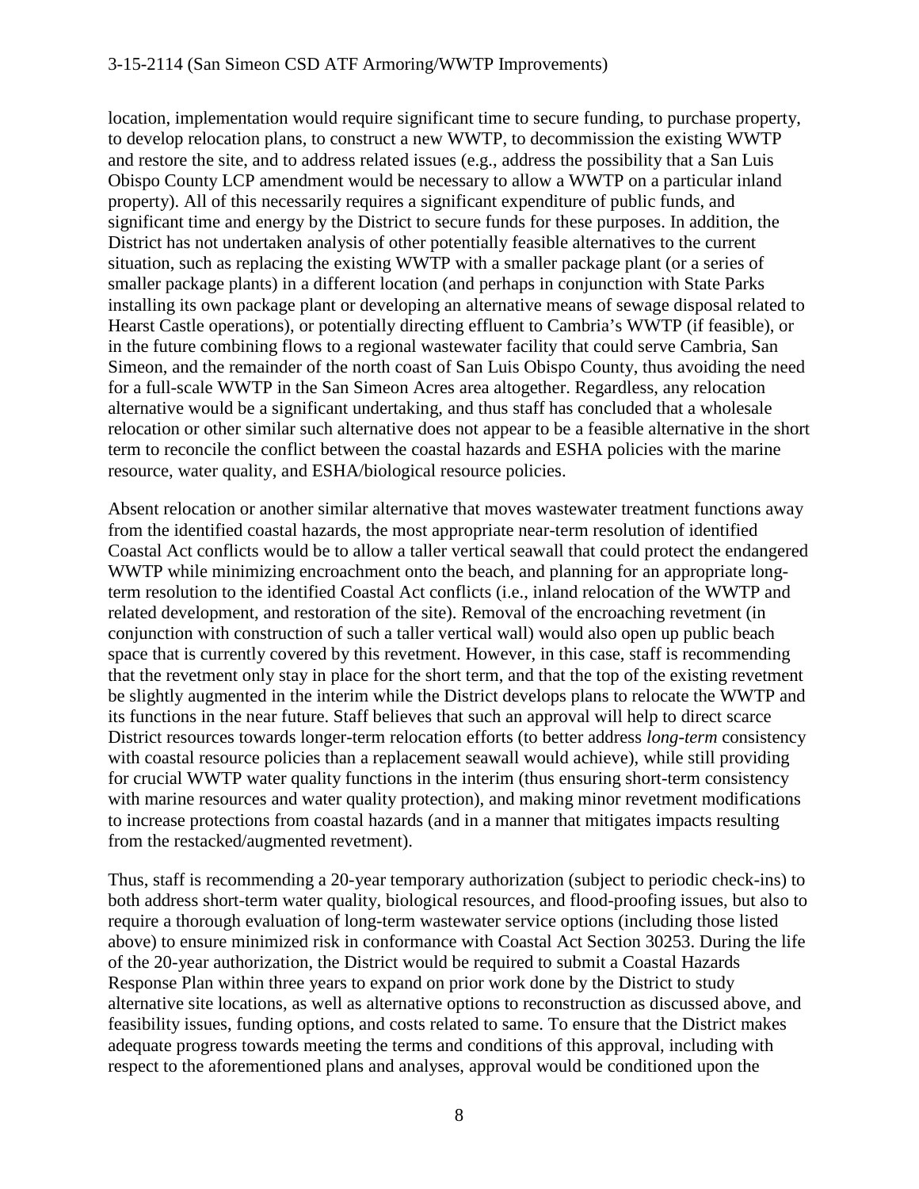location, implementation would require significant time to secure funding, to purchase property, to develop relocation plans, to construct a new WWTP, to decommission the existing WWTP and restore the site, and to address related issues (e.g., address the possibility that a San Luis Obispo County LCP amendment would be necessary to allow a WWTP on a particular inland property). All of this necessarily requires a significant expenditure of public funds, and significant time and energy by the District to secure funds for these purposes. In addition, the District has not undertaken analysis of other potentially feasible alternatives to the current situation, such as replacing the existing WWTP with a smaller package plant (or a series of smaller package plants) in a different location (and perhaps in conjunction with State Parks installing its own package plant or developing an alternative means of sewage disposal related to Hearst Castle operations), or potentially directing effluent to Cambria's WWTP (if feasible), or in the future combining flows to a regional wastewater facility that could serve Cambria, San Simeon, and the remainder of the north coast of San Luis Obispo County, thus avoiding the need for a full-scale WWTP in the San Simeon Acres area altogether. Regardless, any relocation alternative would be a significant undertaking, and thus staff has concluded that a wholesale relocation or other similar such alternative does not appear to be a feasible alternative in the short term to reconcile the conflict between the coastal hazards and ESHA policies with the marine resource, water quality, and ESHA/biological resource policies.

Absent relocation or another similar alternative that moves wastewater treatment functions away from the identified coastal hazards, the most appropriate near-term resolution of identified Coastal Act conflicts would be to allow a taller vertical seawall that could protect the endangered WWTP while minimizing encroachment onto the beach, and planning for an appropriate long-term resolution to the identified Coastal Act conflicts (i.e., inland relocation of the WWTP and related development, and restoration of the site). Removal of the encroaching revetment (in conjunction with construction of such a taller vertical wall) would also open up public beach space that is currently covered by this revetment. However, in this case, staff is recommending that the revetment only stay in place for the short term, and that the top of the existing revetment be slightly augmented in the interim while the District develops plans to relocate the WWTP and its functions in the near future. Staff believes that such an approval will help to direct scarce District resources towards longer-term relocation efforts (to better address *long-term* consistency with coastal resource policies than a replacement seawall would achieve), while still providing for crucial WWTP water quality functions in the interim (thus ensuring short-term consistency with marine resources and water quality protection), and making minor revetment modifications to increase protections from coastal hazards (and in a manner that mitigates impacts resulting from the restacked/augmented revetment).

Thus, staff is recommending a 20-year temporary authorization (subject to periodic check-ins) to both address short-term water quality, biological resources, and flood-proofing issues, but also to require a thorough evaluation of long-term wastewater service options (including those listed above) to ensure minimized risk in conformance with Coastal Act Section 30253. During the life of the 20-year authorization, the District would be required to submit a Coastal Hazards Response Plan within three years to expand on prior work done by the District to study alternative site locations, as well as alternative options to reconstruction as discussed above, and feasibility issues, funding options, and costs related to same. To ensure that the District makes adequate progress towards meeting the terms and conditions of this approval, including with respect to the aforementioned plans and analyses, approval would be conditioned upon the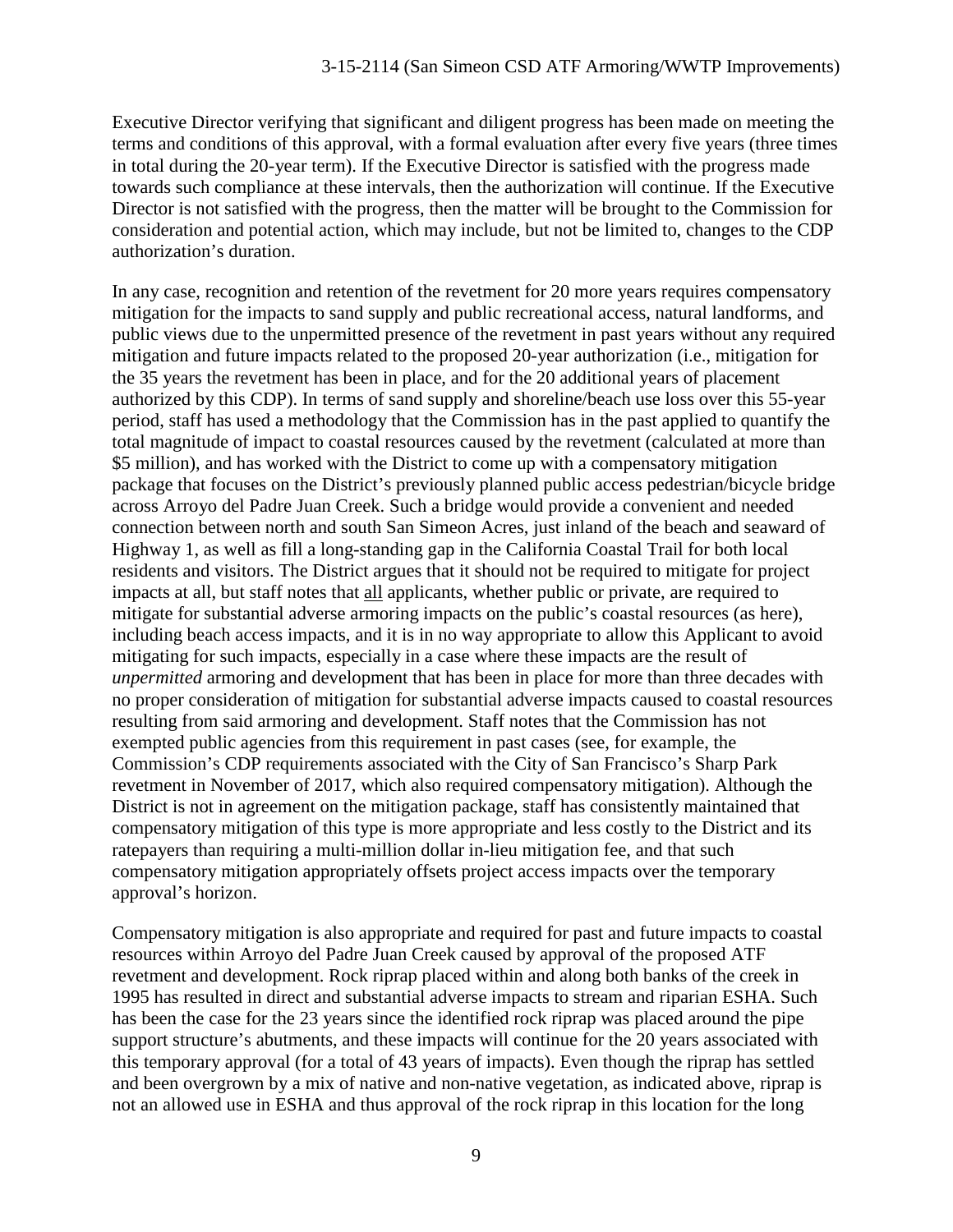Executive Director verifying that significant and diligent progress has been made on meeting the terms and conditions of this approval, with a formal evaluation after every five years (three times in total during the 20-year term). If the Executive Director is satisfied with the progress made towards such compliance at these intervals, then the authorization will continue. If the Executive Director is not satisfied with the progress, then the matter will be brought to the Commission for consideration and potential action, which may include, but not be limited to, changes to the CDP authorization's duration.

In any case, recognition and retention of the revetment for 20 more years requires compensatory mitigation for the impacts to sand supply and public recreational access, natural landforms, and public views due to the unpermitted presence of the revetment in past years without any required mitigation and future impacts related to the proposed 20-year authorization (i.e., mitigation for the 35 years the revetment has been in place, and for the 20 additional years of placement authorized by this CDP). In terms of sand supply and shoreline/beach use loss over this 55-year period, staff has used a methodology that the Commission has in the past applied to quantify the total magnitude of impact to coastal resources caused by the revetment (calculated at more than $5 million), and has worked with the District to come up with a compensatory mitigation package that focuses on the District's previously planned public access pedestrian/bicycle bridge across Arroyo del Padre Juan Creek. Such a bridge would provide a convenient and needed connection between north and south San Simeon Acres, just inland of the beach and seaward of Highway 1, as well as fill a long-standing gap in the California Coastal Trail for both local residents and visitors. The District argues that it should not be required to mitigate for project impacts at all, but staff notes that <u>all</u> applicants, whether public or private, are required to mitigate for substantial adverse armoring impacts on the public's coastal resources (as here), including beach access impacts, and it is in no way appropriate to allow this Applicant to avoid mitigating for such impacts, especially in a case where these impacts are the result of *unpermitted* armoring and development that has been in place for more than three decades with no proper consideration of mitigation for substantial adverse impacts caused to coastal resources resulting from said armoring and development. Staff notes that the Commission has not exempted public agencies from this requirement in past cases (see, for example, the Commission's CDP requirements associated with the City of San Francisco's Sharp Park revetment in November of 2017, which also required compensatory mitigation). Although the District is not in agreement on the mitigation package, staff has consistently maintained that compensatory mitigation of this type is more appropriate and less costly to the District and its ratepayers than requiring a multi-million dollar in-lieu mitigation fee, and that such compensatory mitigation appropriately offsets project access impacts over the temporary approval's horizon.

Compensatory mitigation is also appropriate and required for past and future impacts to coastal resources within Arroyo del Padre Juan Creek caused by approval of the proposed ATF revetment and development. Rock riprap placed within and along both banks of the creek in 1995 has resulted in direct and substantial adverse impacts to stream and riparian ESHA. Such has been the case for the 23 years since the identified rock riprap was placed around the pipe support structure's abutments, and these impacts will continue for the 20 years associated with this temporary approval (for a total of 43 years of impacts). Even though the riprap has settled and been overgrown by a mix of native and non-native vegetation, as indicated above, riprap is not an allowed use in ESHA and thus approval of the rock riprap in this location for the long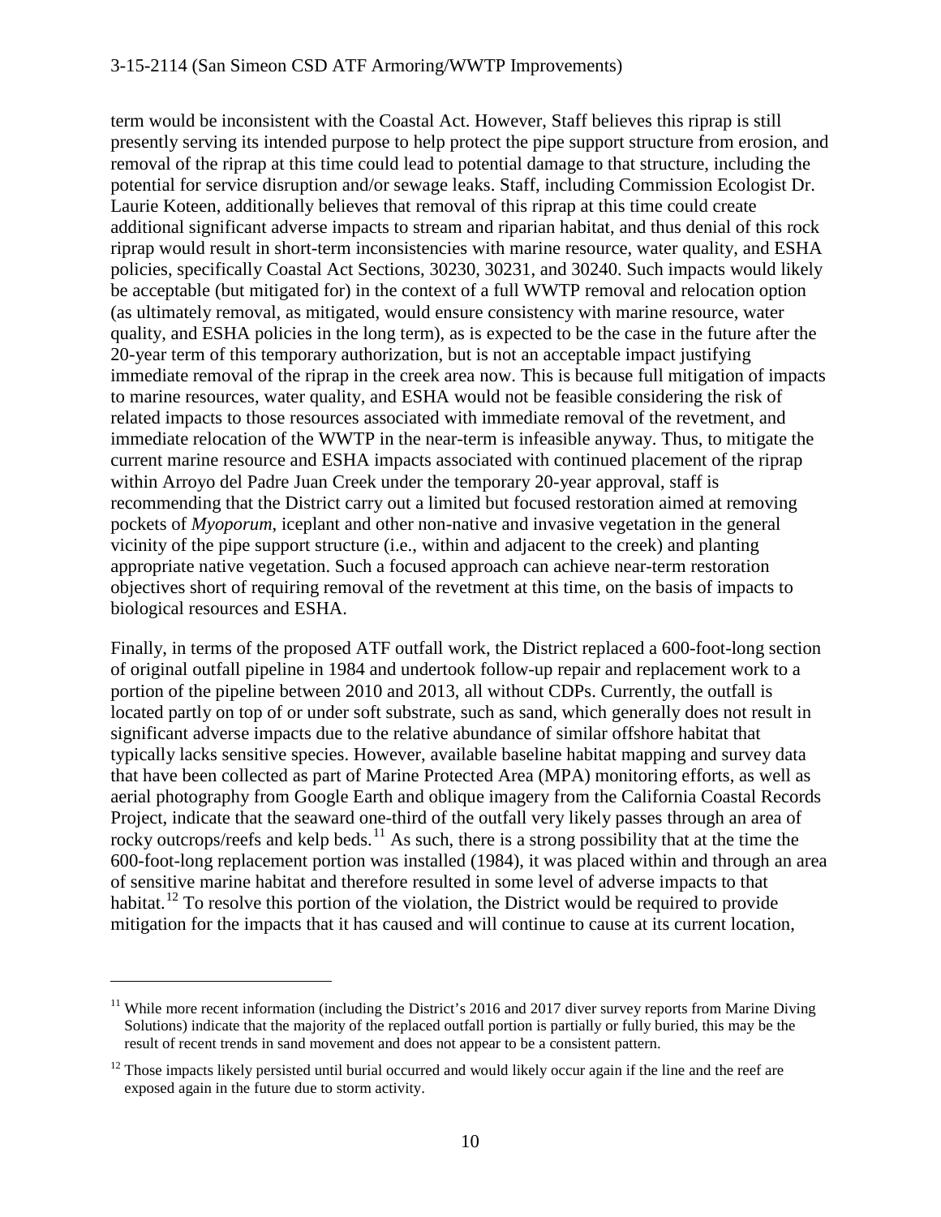term would be inconsistent with the Coastal Act. However, Staff believes this riprap is still presently serving its intended purpose to help protect the pipe support structure from erosion, and removal of the riprap at this time could lead to potential damage to that structure, including the potential for service disruption and/or sewage leaks. Staff, including Commission Ecologist Dr. Laurie Koteen, additionally believes that removal of this riprap at this time could create additional significant adverse impacts to stream and riparian habitat, and thus denial of this rock riprap would result in short-term inconsistencies with marine resource, water quality, and ESHA policies, specifically Coastal Act Sections, 30230, 30231, and 30240. Such impacts would likely be acceptable (but mitigated for) in the context of a full WWTP removal and relocation option (as ultimately removal, as mitigated, would ensure consistency with marine resource, water quality, and ESHA policies in the long term), as is expected to be the case in the future after the 20-year term of this temporary authorization, but is not an acceptable impact justifying immediate removal of the riprap in the creek area now. This is because full mitigation of impacts to marine resources, water quality, and ESHA would not be feasible considering the risk of related impacts to those resources associated with immediate removal of the revetment, and immediate relocation of the WWTP in the near-term is infeasible anyway. Thus, to mitigate the current marine resource and ESHA impacts associated with continued placement of the riprap within Arroyo del Padre Juan Creek under the temporary 20-year approval, staff is recommending that the District carry out a limited but focused restoration aimed at removing pockets of *Myoporum*, iceplant and other non-native and invasive vegetation in the general vicinity of the pipe support structure (i.e., within and adjacent to the creek) and planting appropriate native vegetation. Such a focused approach can achieve near-term restoration objectives short of requiring removal of the revetment at this time, on the basis of impacts to biological resources and ESHA.

Finally, in terms of the proposed ATF outfall work, the District replaced a 600-foot-long section of original outfall pipeline in 1984 and undertook follow-up repair and replacement work to a portion of the pipeline between 2010 and 2013, all without CDPs. Currently, the outfall is located partly on top of or under soft substrate, such as sand, which generally does not result in significant adverse impacts due to the relative abundance of similar offshore habitat that typically lacks sensitive species. However, available baseline habitat mapping and survey data that have been collected as part of Marine Protected Area (MPA) monitoring efforts, as well as aerial photography from Google Earth and oblique imagery from the California Coastal Records Project, indicate that the seaward one-third of the outfall very likely passes through an area of rocky outcrops/reefs and kelp beds.[11] As such, there is a strong possibility that at the time the 600-foot-long replacement portion was installed (1984), it was placed within and through an area of sensitive marine habitat and therefore resulted in some level of adverse impacts to that habitat.[12] To resolve this portion of the violation, the District would be required to provide mitigation for the impacts that it has caused and will continue to cause at its current location,

---

[11] While more recent information (including the District's 2016 and 2017 diver survey reports from Marine Diving Solutions) indicate that the majority of the replaced outfall portion is partially or fully buried, this may be the result of recent trends in sand movement and does not appear to be a consistent pattern.

[12] Those impacts likely persisted until burial occurred and would likely occur again if the line and the reef are exposed again in the future due to storm activity.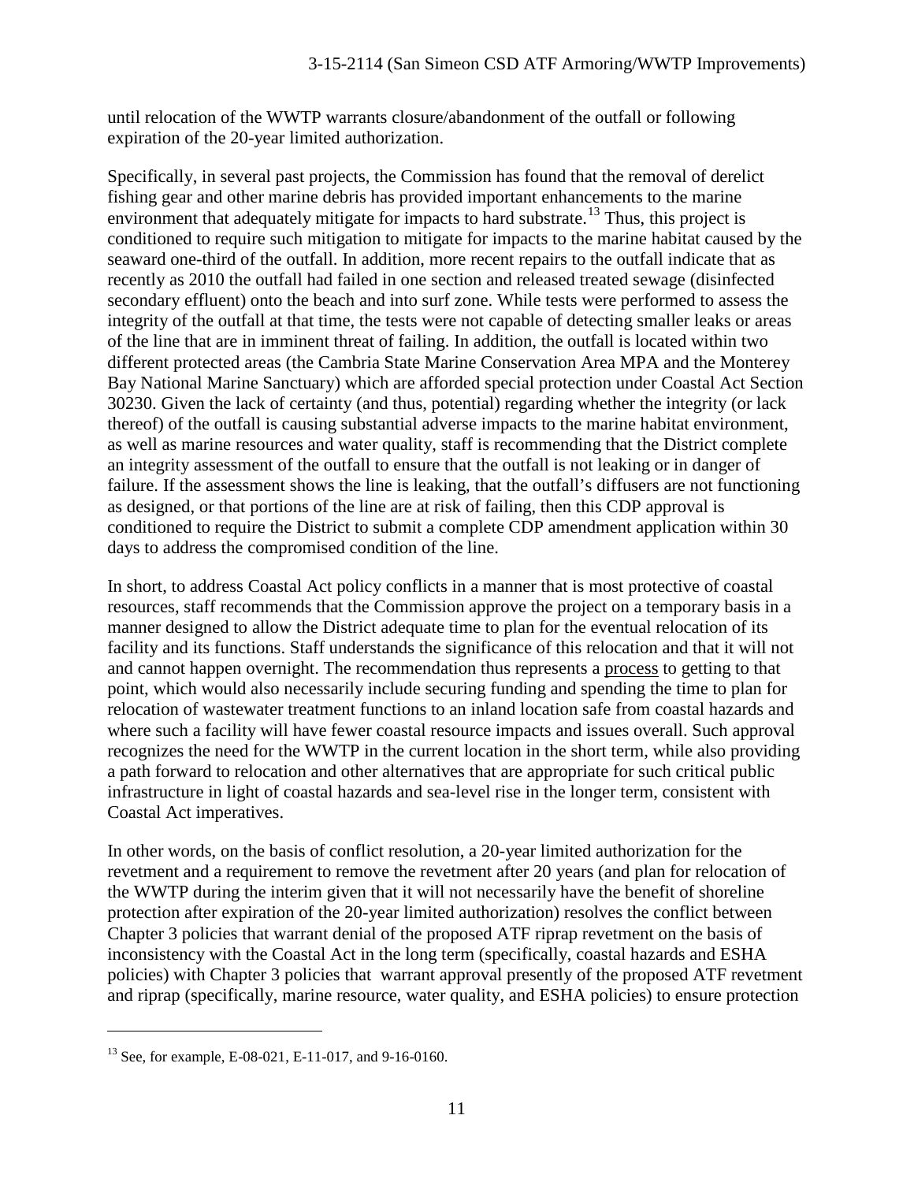until relocation of the WWTP warrants closure/abandonment of the outfall or following expiration of the 20-year limited authorization.

Specifically, in several past projects, the Commission has found that the removal of derelict fishing gear and other marine debris has provided important enhancements to the marine environment that adequately mitigate for impacts to hard substrate.[13] Thus, this project is conditioned to require such mitigation to mitigate for impacts to the marine habitat caused by the seaward one-third of the outfall. In addition, more recent repairs to the outfall indicate that as recently as 2010 the outfall had failed in one section and released treated sewage (disinfected secondary effluent) onto the beach and into surf zone. While tests were performed to assess the integrity of the outfall at that time, the tests were not capable of detecting smaller leaks or areas of the line that are in imminent threat of failing. In addition, the outfall is located within two different protected areas (the Cambria State Marine Conservation Area MPA and the Monterey Bay National Marine Sanctuary) which are afforded special protection under Coastal Act Section 30230. Given the lack of certainty (and thus, potential) regarding whether the integrity (or lack thereof) of the outfall is causing substantial adverse impacts to the marine habitat environment, as well as marine resources and water quality, staff is recommending that the District complete an integrity assessment of the outfall to ensure that the outfall is not leaking or in danger of failure. If the assessment shows the line is leaking, that the outfall's diffusers are not functioning as designed, or that portions of the line are at risk of failing, then this CDP approval is conditioned to require the District to submit a complete CDP amendment application within 30 days to address the compromised condition of the line.

In short, to address Coastal Act policy conflicts in a manner that is most protective of coastal resources, staff recommends that the Commission approve the project on a temporary basis in a manner designed to allow the District adequate time to plan for the eventual relocation of its facility and its functions. Staff understands the significance of this relocation and that it will not and cannot happen overnight. The recommendation thus represents a process to getting to that point, which would also necessarily include securing funding and spending the time to plan for relocation of wastewater treatment functions to an inland location safe from coastal hazards and where such a facility will have fewer coastal resource impacts and issues overall. Such approval recognizes the need for the WWTP in the current location in the short term, while also providing a path forward to relocation and other alternatives that are appropriate for such critical public infrastructure in light of coastal hazards and sea-level rise in the longer term, consistent with Coastal Act imperatives.

In other words, on the basis of conflict resolution, a 20-year limited authorization for the revetment and a requirement to remove the revetment after 20 years (and plan for relocation of the WWTP during the interim given that it will not necessarily have the benefit of shoreline protection after expiration of the 20-year limited authorization) resolves the conflict between Chapter 3 policies that warrant denial of the proposed ATF riprap revetment on the basis of inconsistency with the Coastal Act in the long term (specifically, coastal hazards and ESHA policies) with Chapter 3 policies that warrant approval presently of the proposed ATF revetment and riprap (specifically, marine resource, water quality, and ESHA policies) to ensure protection

[13] See, for example, E-08-021, E-11-017, and 9-16-0160.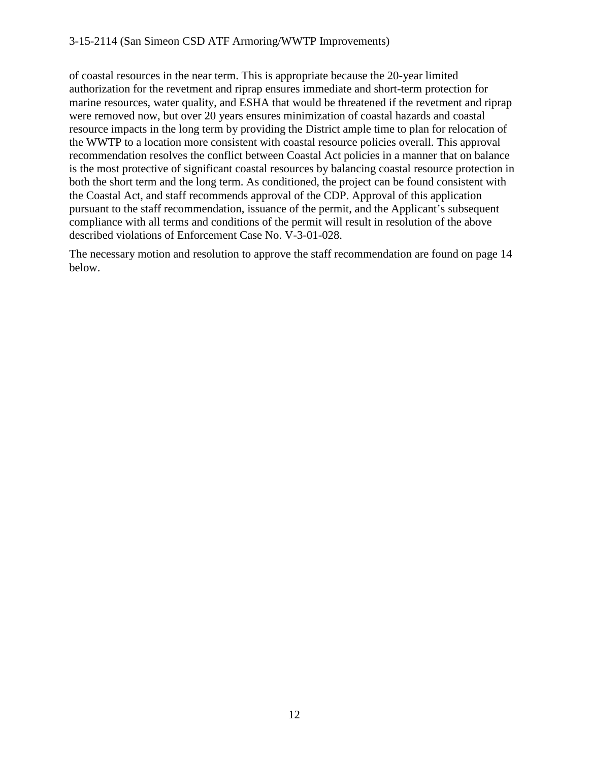of coastal resources in the near term. This is appropriate because the 20-year limited authorization for the revetment and riprap ensures immediate and short-term protection for marine resources, water quality, and ESHA that would be threatened if the revetment and riprap were removed now, but over 20 years ensures minimization of coastal hazards and coastal resource impacts in the long term by providing the District ample time to plan for relocation of the WWTP to a location more consistent with coastal resource policies overall. This approval recommendation resolves the conflict between Coastal Act policies in a manner that on balance is the most protective of significant coastal resources by balancing coastal resource protection in both the short term and the long term. As conditioned, the project can be found consistent with the Coastal Act, and staff recommends approval of the CDP. Approval of this application pursuant to the staff recommendation, issuance of the permit, and the Applicant's subsequent compliance with all terms and conditions of the permit will result in resolution of the above described violations of Enforcement Case No. V-3-01-028.

The necessary motion and resolution to approve the staff recommendation are found on page 14 below.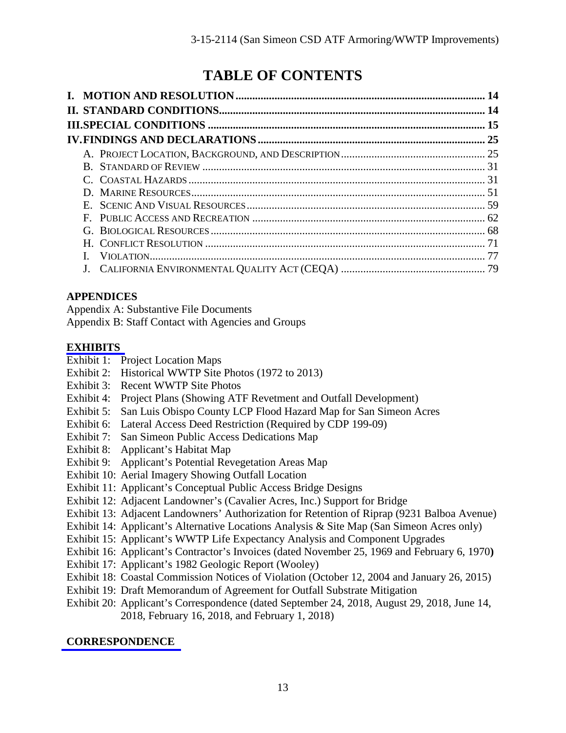# TABLE OF CONTENTS

**I. MOTION AND RESOLUTION** ........................................................................ **14**
**II. STANDARD CONDITIONS** ........................................................................ **14**
**III. SPECIAL CONDITIONS** ........................................................................ **15**
**IV. FINDINGS AND DECLARATIONS** ........................................................................ **25**

- A. PROJECT LOCATION, BACKGROUND, AND DESCRIPTION ........................................ 25
- B. STANDARD OF REVIEW ........................................ 31
- C. COASTAL HAZARDS ........................................ 31
- D. MARINE RESOURCES ........................................ 51
- E. SCENIC AND VISUAL RESOURCES ........................................ 59
- F. PUBLIC ACCESS AND RECREATION ........................................ 62
- G. BIOLOGICAL RESOURCES ........................................ 68
- H. CONFLICT RESOLUTION ........................................ 71
- I. VIOLATION ........................................ 77
- J. CALIFORNIA ENVIRONMENTAL QUALITY ACT (CEQA) ........................................ 79

**APPENDICES**

Appendix A: Substantive File Documents
Appendix B: Staff Contact with Agencies and Groups

**EXHIBITS**

Exhibit 1: Project Location Maps
Exhibit 2: Historical WWTP Site Photos (1972 to 2013)
Exhibit 3: Recent WWTP Site Photos
Exhibit 4: Project Plans (Showing ATF Revetment and Outfall Development)
Exhibit 5: San Luis Obispo County LCP Flood Hazard Map for San Simeon Acres
Exhibit 6: Lateral Access Deed Restriction (Required by CDP 199-09)
Exhibit 7: San Simeon Public Access Dedications Map
Exhibit 8: Applicant's Habitat Map
Exhibit 9: Applicant's Potential Revegetation Areas Map
Exhibit 10: Aerial Imagery Showing Outfall Location
Exhibit 11: Applicant's Conceptual Public Access Bridge Designs
Exhibit 12: Adjacent Landowner's (Cavalier Acres, Inc.) Support for Bridge
Exhibit 13: Adjacent Landowners' Authorization for Retention of Riprap (9231 Balboa Avenue)
Exhibit 14: Applicant's Alternative Locations Analysis & Site Map (San Simeon Acres only)
Exhibit 15: Applicant's WWTP Life Expectancy Analysis and Component Upgrades
Exhibit 16: Applicant's Contractor's Invoices (dated November 25, 1969 and February 6, 1970)
Exhibit 17: Applicant's 1982 Geologic Report (Wooley)
Exhibit 18: Coastal Commission Notices of Violation (October 12, 2004 and January 26, 2015)
Exhibit 19: Draft Memorandum of Agreement for Outfall Substrate Mitigation
Exhibit 20: Applicant's Correspondence (dated September 24, 2018, August 29, 2018, June 14, 2018, February 16, 2018, and February 1, 2018)

**CORRESPONDENCE**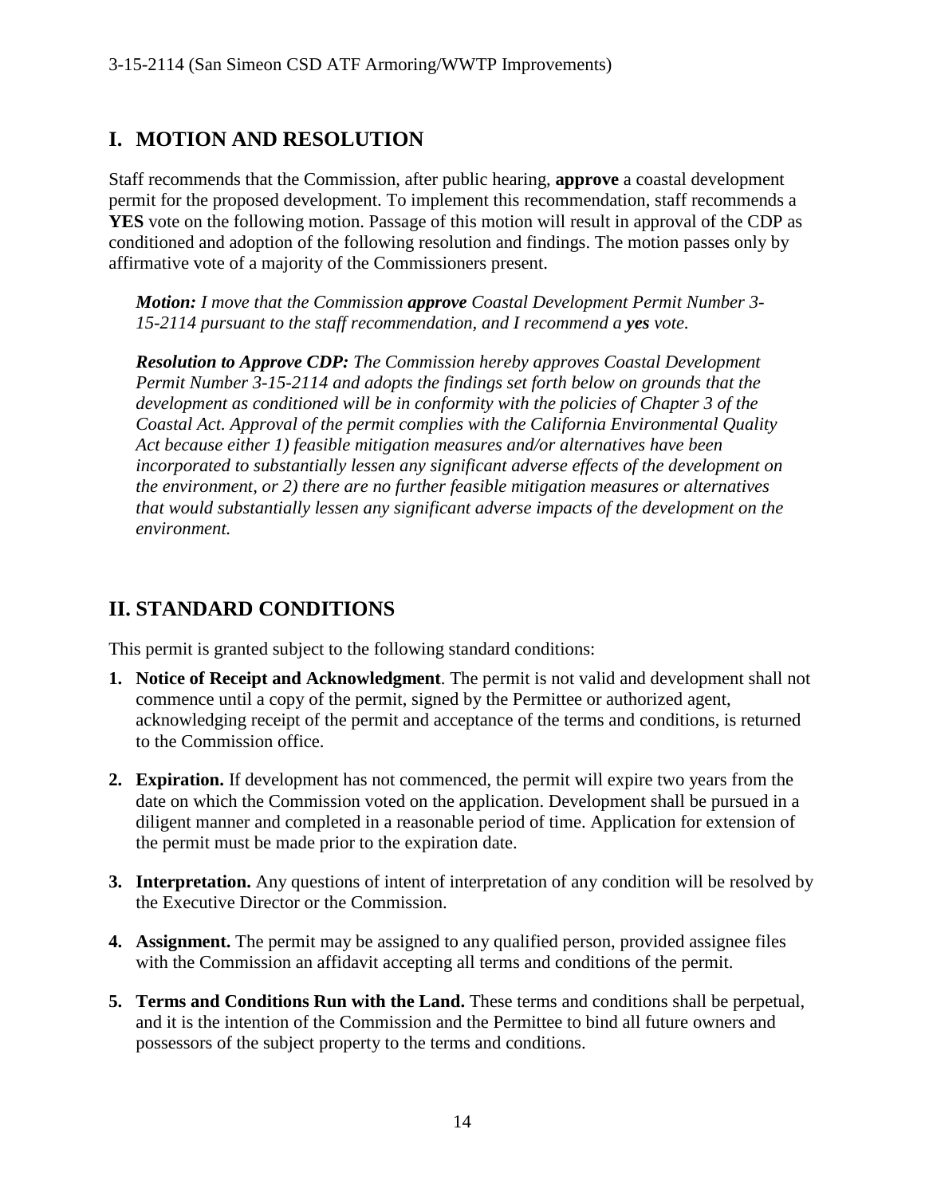## I. MOTION AND RESOLUTION

Staff recommends that the Commission, after public hearing, **approve** a coastal development permit for the proposed development. To implement this recommendation, staff recommends a **YES** vote on the following motion. Passage of this motion will result in approval of the CDP as conditioned and adoption of the following resolution and findings. The motion passes only by affirmative vote of a majority of the Commissioners present.

> ***Motion:*** *I move that the Commission* ***approve*** *Coastal Development Permit Number 3-15-2114 pursuant to the staff recommendation, and I recommend a* ***yes*** *vote.*
>
> ***Resolution to Approve CDP:*** *The Commission hereby approves Coastal Development Permit Number 3-15-2114 and adopts the findings set forth below on grounds that the development as conditioned will be in conformity with the policies of Chapter 3 of the Coastal Act. Approval of the permit complies with the California Environmental Quality Act because either 1) feasible mitigation measures and/or alternatives have been incorporated to substantially lessen any significant adverse effects of the development on the environment, or 2) there are no further feasible mitigation measures or alternatives that would substantially lessen any significant adverse impacts of the development on the environment.*

## II. STANDARD CONDITIONS

This permit is granted subject to the following standard conditions:

1. **Notice of Receipt and Acknowledgment**. The permit is not valid and development shall not commence until a copy of the permit, signed by the Permittee or authorized agent, acknowledging receipt of the permit and acceptance of the terms and conditions, is returned to the Commission office.

2. **Expiration.** If development has not commenced, the permit will expire two years from the date on which the Commission voted on the application. Development shall be pursued in a diligent manner and completed in a reasonable period of time. Application for extension of the permit must be made prior to the expiration date.

3. **Interpretation.** Any questions of intent of interpretation of any condition will be resolved by the Executive Director or the Commission.

4. **Assignment.** The permit may be assigned to any qualified person, provided assignee files with the Commission an affidavit accepting all terms and conditions of the permit.

5. **Terms and Conditions Run with the Land.** These terms and conditions shall be perpetual, and it is the intention of the Commission and the Permittee to bind all future owners and possessors of the subject property to the terms and conditions.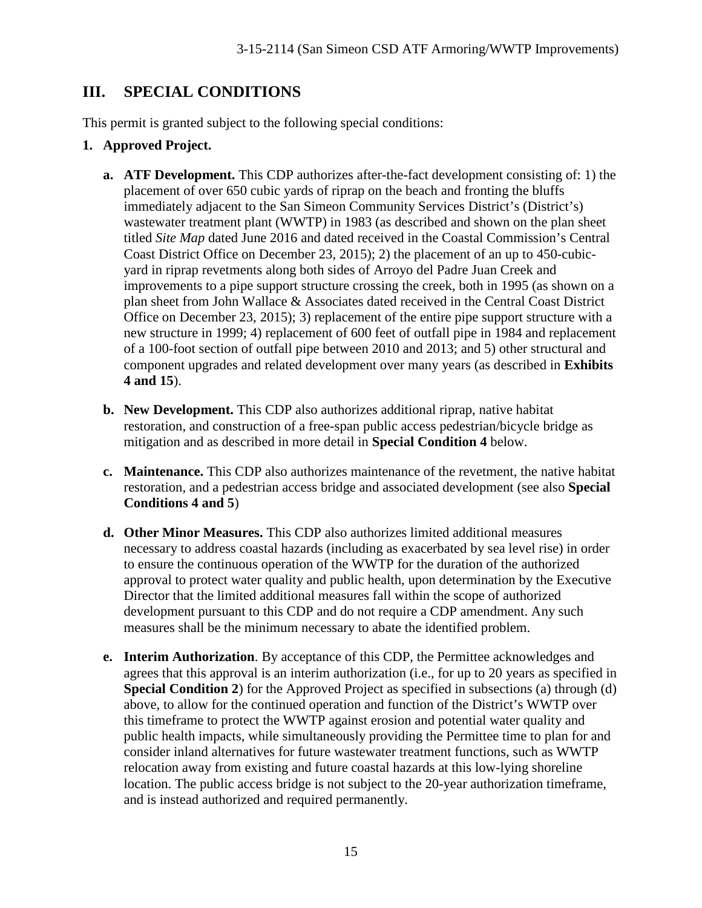## III. SPECIAL CONDITIONS

This permit is granted subject to the following special conditions:

**1. Approved Project.**

**a. ATF Development.** This CDP authorizes after-the-fact development consisting of: 1) the placement of over 650 cubic yards of riprap on the beach and fronting the bluffs immediately adjacent to the San Simeon Community Services District's (District's) wastewater treatment plant (WWTP) in 1983 (as described and shown on the plan sheet titled *Site Map* dated June 2016 and dated received in the Coastal Commission's Central Coast District Office on December 23, 2015); 2) the placement of an up to 450-cubic-yard in riprap revetments along both sides of Arroyo del Padre Juan Creek and improvements to a pipe support structure crossing the creek, both in 1995 (as shown on a plan sheet from John Wallace & Associates dated received in the Central Coast District Office on December 23, 2015); 3) replacement of the entire pipe support structure with a new structure in 1999; 4) replacement of 600 feet of outfall pipe in 1984 and replacement of a 100-foot section of outfall pipe between 2010 and 2013; and 5) other structural and component upgrades and related development over many years (as described in **Exhibits 4 and 15**).

**b. New Development.** This CDP also authorizes additional riprap, native habitat restoration, and construction of a free-span public access pedestrian/bicycle bridge as mitigation and as described in more detail in **Special Condition 4** below.

**c. Maintenance.** This CDP also authorizes maintenance of the revetment, the native habitat restoration, and a pedestrian access bridge and associated development (see also **Special Conditions 4 and 5**)

**d. Other Minor Measures.** This CDP also authorizes limited additional measures necessary to address coastal hazards (including as exacerbated by sea level rise) in order to ensure the continuous operation of the WWTP for the duration of the authorized approval to protect water quality and public health, upon determination by the Executive Director that the limited additional measures fall within the scope of authorized development pursuant to this CDP and do not require a CDP amendment. Any such measures shall be the minimum necessary to abate the identified problem.

**e. Interim Authorization**. By acceptance of this CDP, the Permittee acknowledges and agrees that this approval is an interim authorization (i.e., for up to 20 years as specified in **Special Condition 2**) for the Approved Project as specified in subsections (a) through (d) above, to allow for the continued operation and function of the District's WWTP over this timeframe to protect the WWTP against erosion and potential water quality and public health impacts, while simultaneously providing the Permittee time to plan for and consider inland alternatives for future wastewater treatment functions, such as WWTP relocation away from existing and future coastal hazards at this low-lying shoreline location. The public access bridge is not subject to the 20-year authorization timeframe, and is instead authorized and required permanently.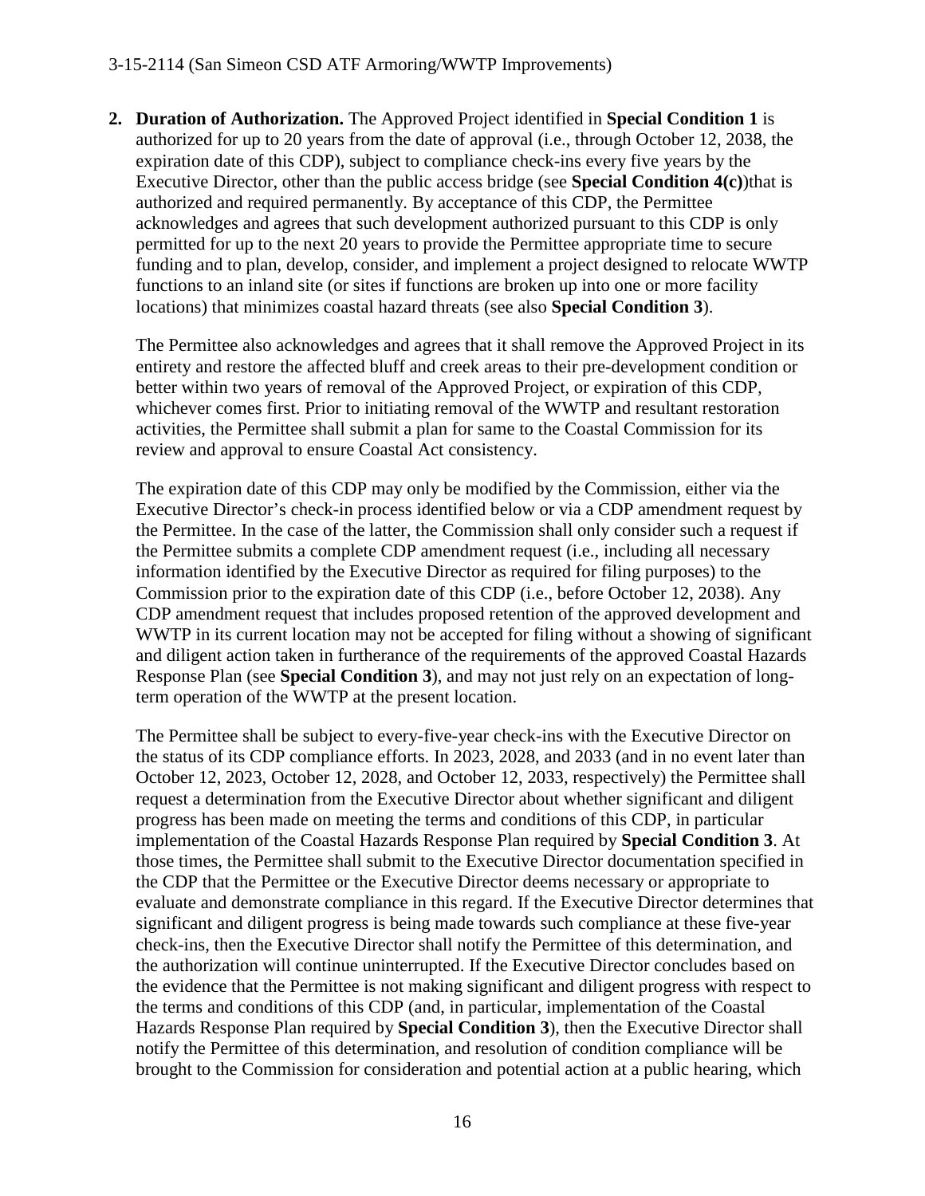**2. Duration of Authorization.** The Approved Project identified in **Special Condition 1** is authorized for up to 20 years from the date of approval (i.e., through October 12, 2038, the expiration date of this CDP), subject to compliance check-ins every five years by the Executive Director, other than the public access bridge (see **Special Condition 4(c)**)that is authorized and required permanently. By acceptance of this CDP, the Permittee acknowledges and agrees that such development authorized pursuant to this CDP is only permitted for up to the next 20 years to provide the Permittee appropriate time to secure funding and to plan, develop, consider, and implement a project designed to relocate WWTP functions to an inland site (or sites if functions are broken up into one or more facility locations) that minimizes coastal hazard threats (see also **Special Condition 3**).

The Permittee also acknowledges and agrees that it shall remove the Approved Project in its entirety and restore the affected bluff and creek areas to their pre-development condition or better within two years of removal of the Approved Project, or expiration of this CDP, whichever comes first. Prior to initiating removal of the WWTP and resultant restoration activities, the Permittee shall submit a plan for same to the Coastal Commission for its review and approval to ensure Coastal Act consistency.

The expiration date of this CDP may only be modified by the Commission, either via the Executive Director's check-in process identified below or via a CDP amendment request by the Permittee. In the case of the latter, the Commission shall only consider such a request if the Permittee submits a complete CDP amendment request (i.e., including all necessary information identified by the Executive Director as required for filing purposes) to the Commission prior to the expiration date of this CDP (i.e., before October 12, 2038). Any CDP amendment request that includes proposed retention of the approved development and WWTP in its current location may not be accepted for filing without a showing of significant and diligent action taken in furtherance of the requirements of the approved Coastal Hazards Response Plan (see **Special Condition 3**), and may not just rely on an expectation of long-term operation of the WWTP at the present location.

The Permittee shall be subject to every-five-year check-ins with the Executive Director on the status of its CDP compliance efforts. In 2023, 2028, and 2033 (and in no event later than October 12, 2023, October 12, 2028, and October 12, 2033, respectively) the Permittee shall request a determination from the Executive Director about whether significant and diligent progress has been made on meeting the terms and conditions of this CDP, in particular implementation of the Coastal Hazards Response Plan required by **Special Condition 3**. At those times, the Permittee shall submit to the Executive Director documentation specified in the CDP that the Permittee or the Executive Director deems necessary or appropriate to evaluate and demonstrate compliance in this regard. If the Executive Director determines that significant and diligent progress is being made towards such compliance at these five-year check-ins, then the Executive Director shall notify the Permittee of this determination, and the authorization will continue uninterrupted. If the Executive Director concludes based on the evidence that the Permittee is not making significant and diligent progress with respect to the terms and conditions of this CDP (and, in particular, implementation of the Coastal Hazards Response Plan required by **Special Condition 3**), then the Executive Director shall notify the Permittee of this determination, and resolution of condition compliance will be brought to the Commission for consideration and potential action at a public hearing, which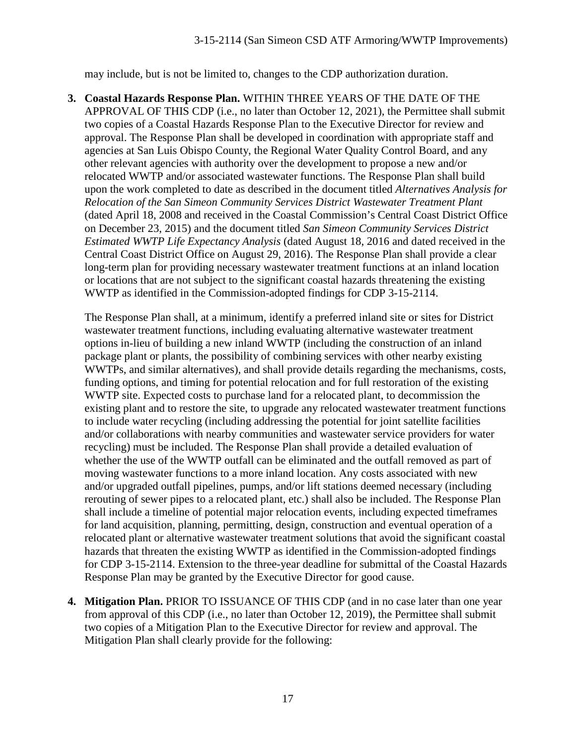may include, but is not be limited to, changes to the CDP authorization duration.

3. **Coastal Hazards Response Plan.** WITHIN THREE YEARS OF THE DATE OF THE APPROVAL OF THIS CDP (i.e., no later than October 12, 2021), the Permittee shall submit two copies of a Coastal Hazards Response Plan to the Executive Director for review and approval. The Response Plan shall be developed in coordination with appropriate staff and agencies at San Luis Obispo County, the Regional Water Quality Control Board, and any other relevant agencies with authority over the development to propose a new and/or relocated WWTP and/or associated wastewater functions. The Response Plan shall build upon the work completed to date as described in the document titled *Alternatives Analysis for Relocation of the San Simeon Community Services District Wastewater Treatment Plant* (dated April 18, 2008 and received in the Coastal Commission's Central Coast District Office on December 23, 2015) and the document titled *San Simeon Community Services District Estimated WWTP Life Expectancy Analysis* (dated August 18, 2016 and dated received in the Central Coast District Office on August 29, 2016). The Response Plan shall provide a clear long-term plan for providing necessary wastewater treatment functions at an inland location or locations that are not subject to the significant coastal hazards threatening the existing WWTP as identified in the Commission-adopted findings for CDP 3-15-2114.

   The Response Plan shall, at a minimum, identify a preferred inland site or sites for District wastewater treatment functions, including evaluating alternative wastewater treatment options in-lieu of building a new inland WWTP (including the construction of an inland package plant or plants, the possibility of combining services with other nearby existing WWTPs, and similar alternatives), and shall provide details regarding the mechanisms, costs, funding options, and timing for potential relocation and for full restoration of the existing WWTP site. Expected costs to purchase land for a relocated plant, to decommission the existing plant and to restore the site, to upgrade any relocated wastewater treatment functions to include water recycling (including addressing the potential for joint satellite facilities and/or collaborations with nearby communities and wastewater service providers for water recycling) must be included. The Response Plan shall provide a detailed evaluation of whether the use of the WWTP outfall can be eliminated and the outfall removed as part of moving wastewater functions to a more inland location. Any costs associated with new and/or upgraded outfall pipelines, pumps, and/or lift stations deemed necessary (including rerouting of sewer pipes to a relocated plant, etc.) shall also be included. The Response Plan shall include a timeline of potential major relocation events, including expected timeframes for land acquisition, planning, permitting, design, construction and eventual operation of a relocated plant or alternative wastewater treatment solutions that avoid the significant coastal hazards that threaten the existing WWTP as identified in the Commission-adopted findings for CDP 3-15-2114. Extension to the three-year deadline for submittal of the Coastal Hazards Response Plan may be granted by the Executive Director for good cause.

4. **Mitigation Plan.** PRIOR TO ISSUANCE OF THIS CDP (and in no case later than one year from approval of this CDP (i.e., no later than October 12, 2019), the Permittee shall submit two copies of a Mitigation Plan to the Executive Director for review and approval. The Mitigation Plan shall clearly provide for the following: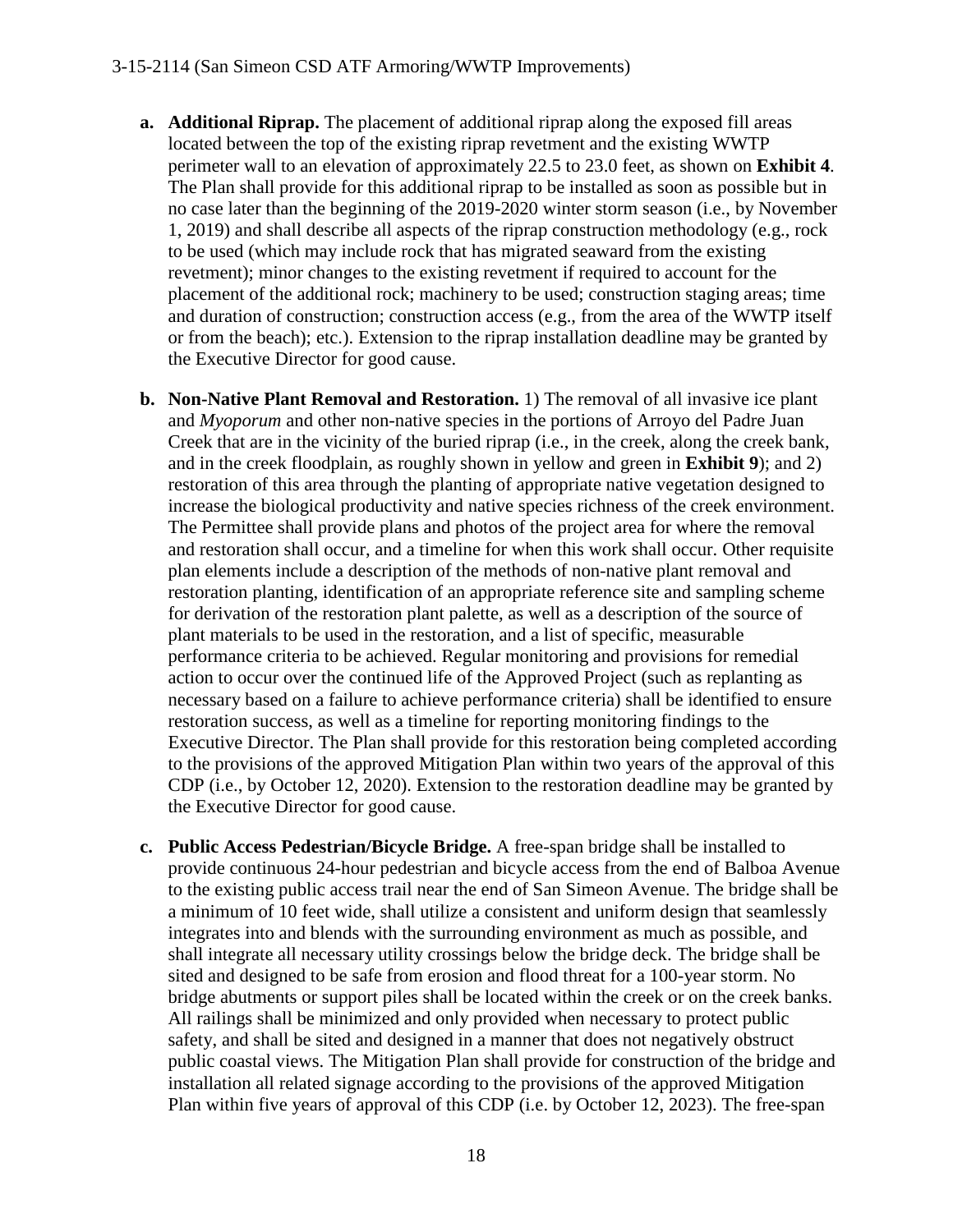a. **Additional Riprap.** The placement of additional riprap along the exposed fill areas located between the top of the existing riprap revetment and the existing WWTP perimeter wall to an elevation of approximately 22.5 to 23.0 feet, as shown on **Exhibit 4**. The Plan shall provide for this additional riprap to be installed as soon as possible but in no case later than the beginning of the 2019-2020 winter storm season (i.e., by November 1, 2019) and shall describe all aspects of the riprap construction methodology (e.g., rock to be used (which may include rock that has migrated seaward from the existing revetment); minor changes to the existing revetment if required to account for the placement of the additional rock; machinery to be used; construction staging areas; time and duration of construction; construction access (e.g., from the area of the WWTP itself or from the beach); etc.). Extension to the riprap installation deadline may be granted by the Executive Director for good cause.

b. **Non-Native Plant Removal and Restoration.** 1) The removal of all invasive ice plant and *Myoporum* and other non-native species in the portions of Arroyo del Padre Juan Creek that are in the vicinity of the buried riprap (i.e., in the creek, along the creek bank, and in the creek floodplain, as roughly shown in yellow and green in **Exhibit 9**); and 2) restoration of this area through the planting of appropriate native vegetation designed to increase the biological productivity and native species richness of the creek environment. The Permittee shall provide plans and photos of the project area for where the removal and restoration shall occur, and a timeline for when this work shall occur. Other requisite plan elements include a description of the methods of non-native plant removal and restoration planting, identification of an appropriate reference site and sampling scheme for derivation of the restoration plant palette, as well as a description of the source of plant materials to be used in the restoration, and a list of specific, measurable performance criteria to be achieved. Regular monitoring and provisions for remedial action to occur over the continued life of the Approved Project (such as replanting as necessary based on a failure to achieve performance criteria) shall be identified to ensure restoration success, as well as a timeline for reporting monitoring findings to the Executive Director. The Plan shall provide for this restoration being completed according to the provisions of the approved Mitigation Plan within two years of the approval of this CDP (i.e., by October 12, 2020). Extension to the restoration deadline may be granted by the Executive Director for good cause.

c. **Public Access Pedestrian/Bicycle Bridge.** A free-span bridge shall be installed to provide continuous 24-hour pedestrian and bicycle access from the end of Balboa Avenue to the existing public access trail near the end of San Simeon Avenue. The bridge shall be a minimum of 10 feet wide, shall utilize a consistent and uniform design that seamlessly integrates into and blends with the surrounding environment as much as possible, and shall integrate all necessary utility crossings below the bridge deck. The bridge shall be sited and designed to be safe from erosion and flood threat for a 100-year storm. No bridge abutments or support piles shall be located within the creek or on the creek banks. All railings shall be minimized and only provided when necessary to protect public safety, and shall be sited and designed in a manner that does not negatively obstruct public coastal views. The Mitigation Plan shall provide for construction of the bridge and installation all related signage according to the provisions of the approved Mitigation Plan within five years of approval of this CDP (i.e. by October 12, 2023). The free-span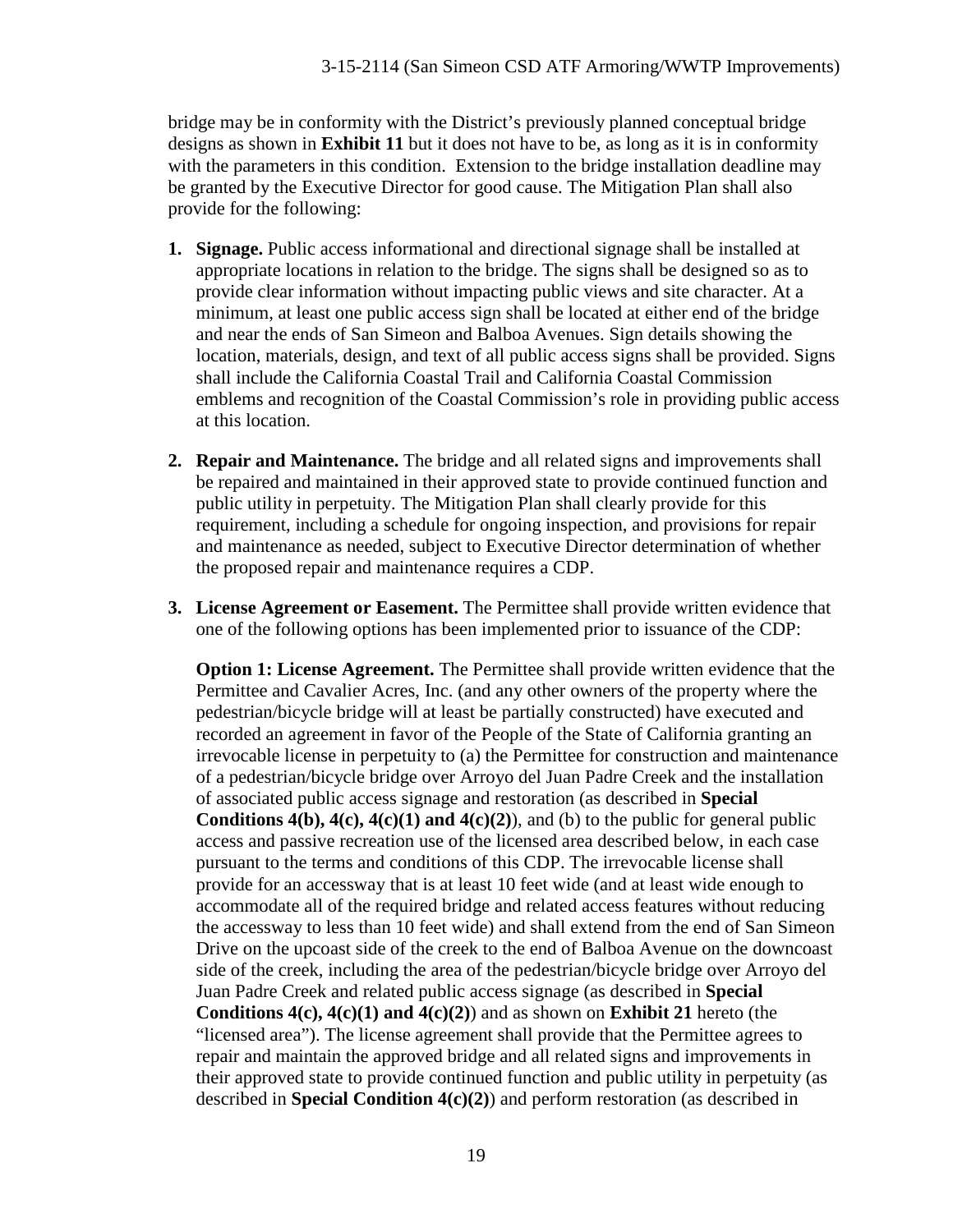bridge may be in conformity with the District's previously planned conceptual bridge designs as shown in **Exhibit 11** but it does not have to be, as long as it is in conformity with the parameters in this condition. Extension to the bridge installation deadline may be granted by the Executive Director for good cause. The Mitigation Plan shall also provide for the following:

1. **Signage.** Public access informational and directional signage shall be installed at appropriate locations in relation to the bridge. The signs shall be designed so as to provide clear information without impacting public views and site character. At a minimum, at least one public access sign shall be located at either end of the bridge and near the ends of San Simeon and Balboa Avenues. Sign details showing the location, materials, design, and text of all public access signs shall be provided. Signs shall include the California Coastal Trail and California Coastal Commission emblems and recognition of the Coastal Commission's role in providing public access at this location.

2. **Repair and Maintenance.** The bridge and all related signs and improvements shall be repaired and maintained in their approved state to provide continued function and public utility in perpetuity. The Mitigation Plan shall clearly provide for this requirement, including a schedule for ongoing inspection, and provisions for repair and maintenance as needed, subject to Executive Director determination of whether the proposed repair and maintenance requires a CDP.

3. **License Agreement or Easement.** The Permittee shall provide written evidence that one of the following options has been implemented prior to issuance of the CDP:

   **Option 1: License Agreement.** The Permittee shall provide written evidence that the Permittee and Cavalier Acres, Inc. (and any other owners of the property where the pedestrian/bicycle bridge will at least be partially constructed) have executed and recorded an agreement in favor of the People of the State of California granting an irrevocable license in perpetuity to (a) the Permittee for construction and maintenance of a pedestrian/bicycle bridge over Arroyo del Juan Padre Creek and the installation of associated public access signage and restoration (as described in **Special Conditions 4(b), 4(c), 4(c)(1) and 4(c)(2)**), and (b) to the public for general public access and passive recreation use of the licensed area described below, in each case pursuant to the terms and conditions of this CDP. The irrevocable license shall provide for an accessway that is at least 10 feet wide (and at least wide enough to accommodate all of the required bridge and related access features without reducing the accessway to less than 10 feet wide) and shall extend from the end of San Simeon Drive on the upcoast side of the creek to the end of Balboa Avenue on the downcoast side of the creek, including the area of the pedestrian/bicycle bridge over Arroyo del Juan Padre Creek and related public access signage (as described in **Special Conditions 4(c), 4(c)(1) and 4(c)(2)**) and as shown on **Exhibit 21** hereto (the "licensed area"). The license agreement shall provide that the Permittee agrees to repair and maintain the approved bridge and all related signs and improvements in their approved state to provide continued function and public utility in perpetuity (as described in **Special Condition 4(c)(2)**) and perform restoration (as described in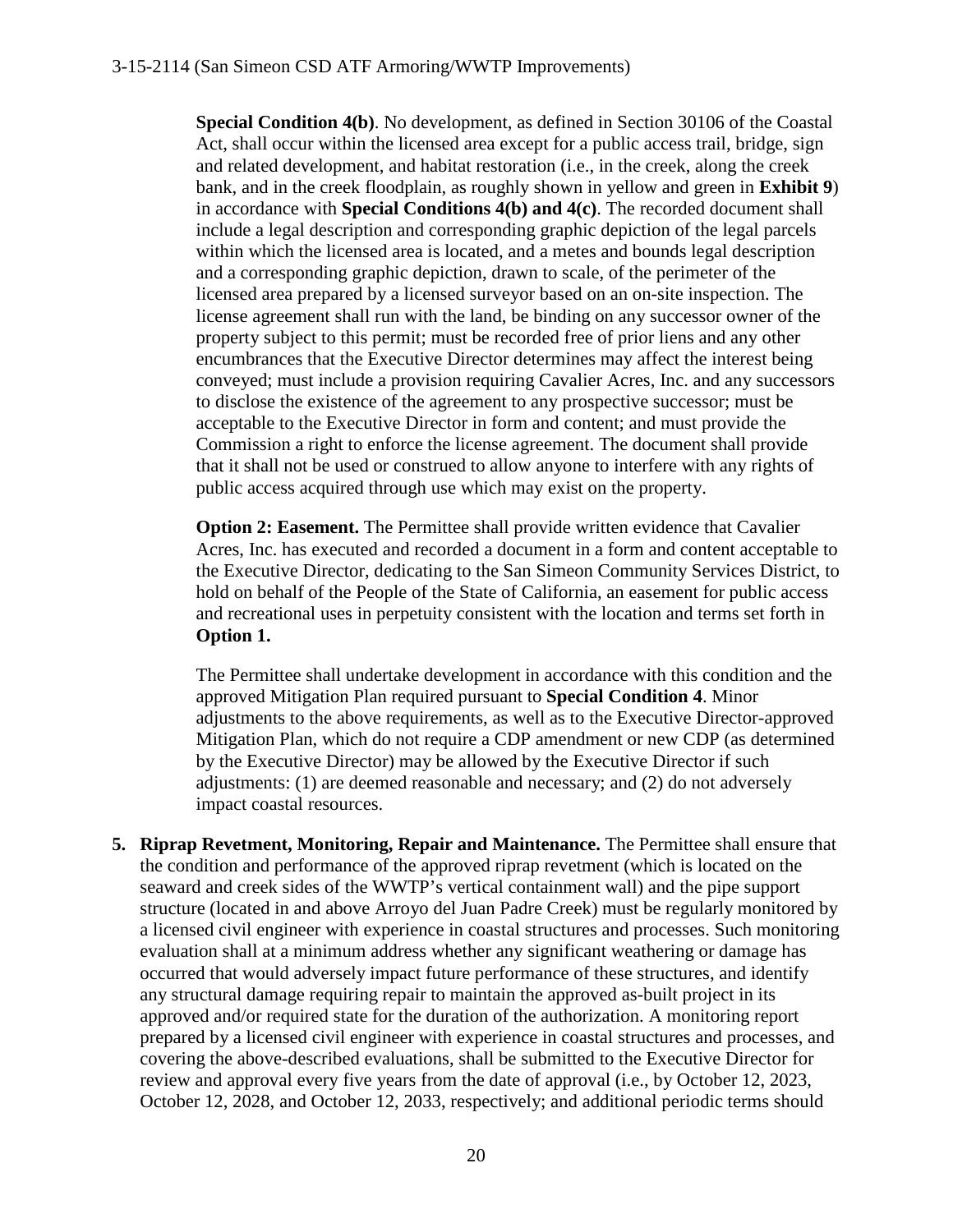**Special Condition 4(b)**. No development, as defined in Section 30106 of the Coastal Act, shall occur within the licensed area except for a public access trail, bridge, sign and related development, and habitat restoration (i.e., in the creek, along the creek bank, and in the creek floodplain, as roughly shown in yellow and green in **Exhibit 9**) in accordance with **Special Conditions 4(b) and 4(c)**. The recorded document shall include a legal description and corresponding graphic depiction of the legal parcels within which the licensed area is located, and a metes and bounds legal description and a corresponding graphic depiction, drawn to scale, of the perimeter of the licensed area prepared by a licensed surveyor based on an on-site inspection. The license agreement shall run with the land, be binding on any successor owner of the property subject to this permit; must be recorded free of prior liens and any other encumbrances that the Executive Director determines may affect the interest being conveyed; must include a provision requiring Cavalier Acres, Inc. and any successors to disclose the existence of the agreement to any prospective successor; must be acceptable to the Executive Director in form and content; and must provide the Commission a right to enforce the license agreement. The document shall provide that it shall not be used or construed to allow anyone to interfere with any rights of public access acquired through use which may exist on the property.

**Option 2: Easement.** The Permittee shall provide written evidence that Cavalier Acres, Inc. has executed and recorded a document in a form and content acceptable to the Executive Director, dedicating to the San Simeon Community Services District, to hold on behalf of the People of the State of California, an easement for public access and recreational uses in perpetuity consistent with the location and terms set forth in **Option 1.**

The Permittee shall undertake development in accordance with this condition and the approved Mitigation Plan required pursuant to **Special Condition 4**. Minor adjustments to the above requirements, as well as to the Executive Director-approved Mitigation Plan, which do not require a CDP amendment or new CDP (as determined by the Executive Director) may be allowed by the Executive Director if such adjustments: (1) are deemed reasonable and necessary; and (2) do not adversely impact coastal resources.

5. **Riprap Revetment, Monitoring, Repair and Maintenance.** The Permittee shall ensure that the condition and performance of the approved riprap revetment (which is located on the seaward and creek sides of the WWTP's vertical containment wall) and the pipe support structure (located in and above Arroyo del Juan Padre Creek) must be regularly monitored by a licensed civil engineer with experience in coastal structures and processes. Such monitoring evaluation shall at a minimum address whether any significant weathering or damage has occurred that would adversely impact future performance of these structures, and identify any structural damage requiring repair to maintain the approved as-built project in its approved and/or required state for the duration of the authorization. A monitoring report prepared by a licensed civil engineer with experience in coastal structures and processes, and covering the above-described evaluations, shall be submitted to the Executive Director for review and approval every five years from the date of approval (i.e., by October 12, 2023, October 12, 2028, and October 12, 2033, respectively; and additional periodic terms should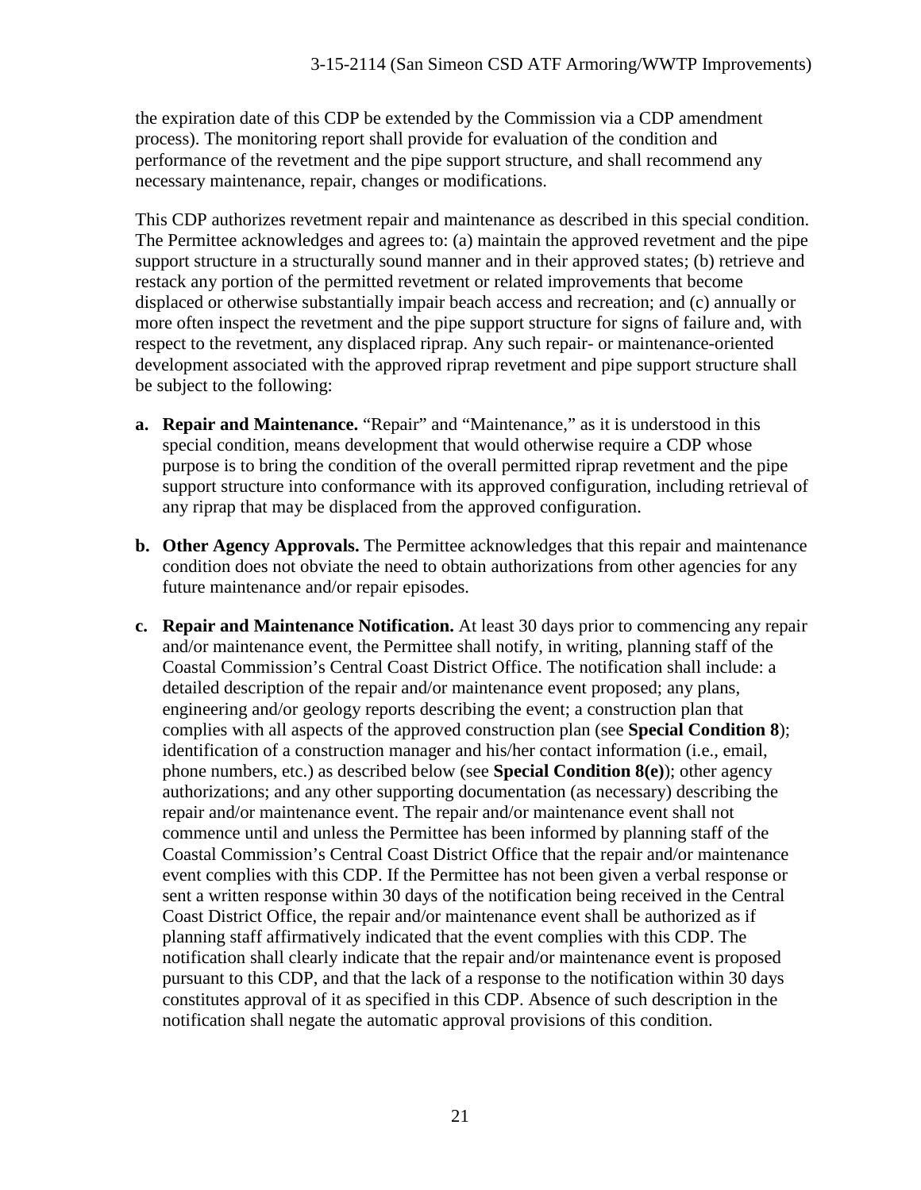the expiration date of this CDP be extended by the Commission via a CDP amendment process). The monitoring report shall provide for evaluation of the condition and performance of the revetment and the pipe support structure, and shall recommend any necessary maintenance, repair, changes or modifications.

This CDP authorizes revetment repair and maintenance as described in this special condition. The Permittee acknowledges and agrees to: (a) maintain the approved revetment and the pipe support structure in a structurally sound manner and in their approved states; (b) retrieve and restack any portion of the permitted revetment or related improvements that become displaced or otherwise substantially impair beach access and recreation; and (c) annually or more often inspect the revetment and the pipe support structure for signs of failure and, with respect to the revetment, any displaced riprap. Any such repair- or maintenance-oriented development associated with the approved riprap revetment and pipe support structure shall be subject to the following:

- **a. Repair and Maintenance.** "Repair" and "Maintenance," as it is understood in this special condition, means development that would otherwise require a CDP whose purpose is to bring the condition of the overall permitted riprap revetment and the pipe support structure into conformance with its approved configuration, including retrieval of any riprap that may be displaced from the approved configuration.

- **b. Other Agency Approvals.** The Permittee acknowledges that this repair and maintenance condition does not obviate the need to obtain authorizations from other agencies for any future maintenance and/or repair episodes.

- **c. Repair and Maintenance Notification.** At least 30 days prior to commencing any repair and/or maintenance event, the Permittee shall notify, in writing, planning staff of the Coastal Commission's Central Coast District Office. The notification shall include: a detailed description of the repair and/or maintenance event proposed; any plans, engineering and/or geology reports describing the event; a construction plan that complies with all aspects of the approved construction plan (see **Special Condition 8**); identification of a construction manager and his/her contact information (i.e., email, phone numbers, etc.) as described below (see **Special Condition 8(e)**); other agency authorizations; and any other supporting documentation (as necessary) describing the repair and/or maintenance event. The repair and/or maintenance event shall not commence until and unless the Permittee has been informed by planning staff of the Coastal Commission's Central Coast District Office that the repair and/or maintenance event complies with this CDP. If the Permittee has not been given a verbal response or sent a written response within 30 days of the notification being received in the Central Coast District Office, the repair and/or maintenance event shall be authorized as if planning staff affirmatively indicated that the event complies with this CDP. The notification shall clearly indicate that the repair and/or maintenance event is proposed pursuant to this CDP, and that the lack of a response to the notification within 30 days constitutes approval of it as specified in this CDP. Absence of such description in the notification shall negate the automatic approval provisions of this condition.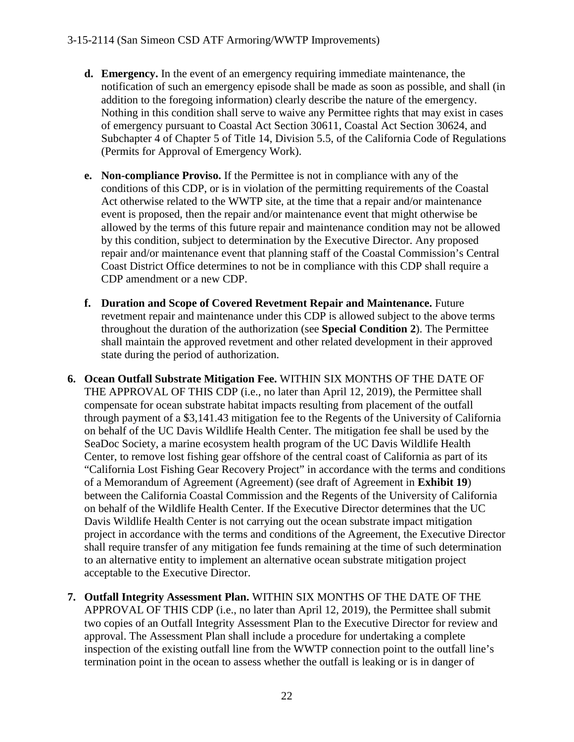- **d. Emergency.** In the event of an emergency requiring immediate maintenance, the notification of such an emergency episode shall be made as soon as possible, and shall (in addition to the foregoing information) clearly describe the nature of the emergency. Nothing in this condition shall serve to waive any Permittee rights that may exist in cases of emergency pursuant to Coastal Act Section 30611, Coastal Act Section 30624, and Subchapter 4 of Chapter 5 of Title 14, Division 5.5, of the California Code of Regulations (Permits for Approval of Emergency Work).

- **e. Non-compliance Proviso.** If the Permittee is not in compliance with any of the conditions of this CDP, or is in violation of the permitting requirements of the Coastal Act otherwise related to the WWTP site, at the time that a repair and/or maintenance event is proposed, then the repair and/or maintenance event that might otherwise be allowed by the terms of this future repair and maintenance condition may not be allowed by this condition, subject to determination by the Executive Director. Any proposed repair and/or maintenance event that planning staff of the Coastal Commission's Central Coast District Office determines to not be in compliance with this CDP shall require a CDP amendment or a new CDP.

- **f. Duration and Scope of Covered Revetment Repair and Maintenance.** Future revetment repair and maintenance under this CDP is allowed subject to the above terms throughout the duration of the authorization (see **Special Condition 2**). The Permittee shall maintain the approved revetment and other related development in their approved state during the period of authorization.

6. **Ocean Outfall Substrate Mitigation Fee.** WITHIN SIX MONTHS OF THE DATE OF THE APPROVAL OF THIS CDP (i.e., no later than April 12, 2019), the Permittee shall compensate for ocean substrate habitat impacts resulting from placement of the outfall through payment of a $3,141.43 mitigation fee to the Regents of the University of California on behalf of the UC Davis Wildlife Health Center. The mitigation fee shall be used by the SeaDoc Society, a marine ecosystem health program of the UC Davis Wildlife Health Center, to remove lost fishing gear offshore of the central coast of California as part of its "California Lost Fishing Gear Recovery Project" in accordance with the terms and conditions of a Memorandum of Agreement (Agreement) (see draft of Agreement in **Exhibit 19**) between the California Coastal Commission and the Regents of the University of California on behalf of the Wildlife Health Center. If the Executive Director determines that the UC Davis Wildlife Health Center is not carrying out the ocean substrate impact mitigation project in accordance with the terms and conditions of the Agreement, the Executive Director shall require transfer of any mitigation fee funds remaining at the time of such determination to an alternative entity to implement an alternative ocean substrate mitigation project acceptable to the Executive Director.

7. **Outfall Integrity Assessment Plan.** WITHIN SIX MONTHS OF THE DATE OF THE APPROVAL OF THIS CDP (i.e., no later than April 12, 2019), the Permittee shall submit two copies of an Outfall Integrity Assessment Plan to the Executive Director for review and approval. The Assessment Plan shall include a procedure for undertaking a complete inspection of the existing outfall line from the WWTP connection point to the outfall line's termination point in the ocean to assess whether the outfall is leaking or is in danger of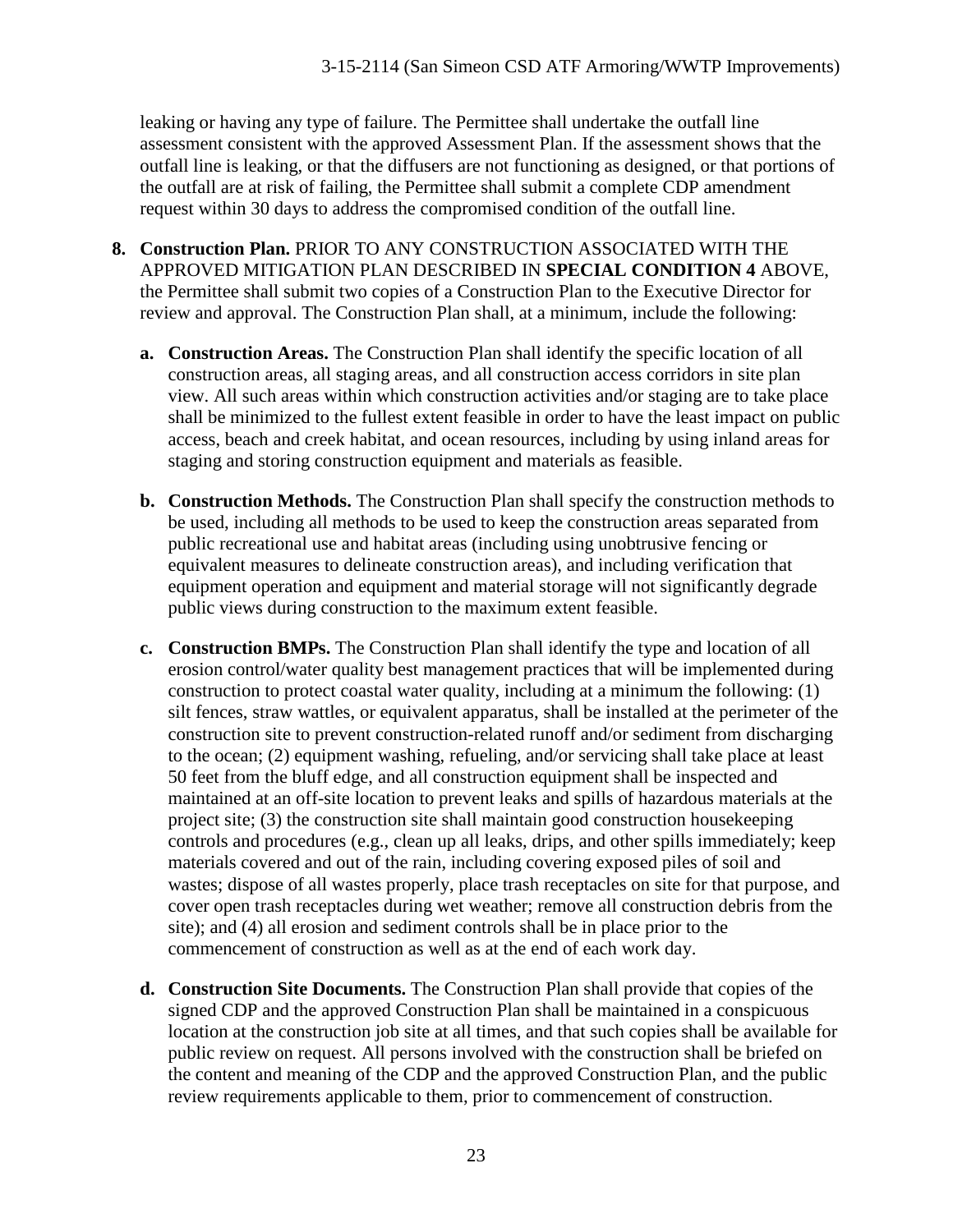leaking or having any type of failure. The Permittee shall undertake the outfall line assessment consistent with the approved Assessment Plan. If the assessment shows that the outfall line is leaking, or that the diffusers are not functioning as designed, or that portions of the outfall are at risk of failing, the Permittee shall submit a complete CDP amendment request within 30 days to address the compromised condition of the outfall line.

8. **Construction Plan.** PRIOR TO ANY CONSTRUCTION ASSOCIATED WITH THE APPROVED MITIGATION PLAN DESCRIBED IN **SPECIAL CONDITION 4** ABOVE, the Permittee shall submit two copies of a Construction Plan to the Executive Director for review and approval. The Construction Plan shall, at a minimum, include the following:

   a. **Construction Areas.** The Construction Plan shall identify the specific location of all construction areas, all staging areas, and all construction access corridors in site plan view. All such areas within which construction activities and/or staging are to take place shall be minimized to the fullest extent feasible in order to have the least impact on public access, beach and creek habitat, and ocean resources, including by using inland areas for staging and storing construction equipment and materials as feasible.

   b. **Construction Methods.** The Construction Plan shall specify the construction methods to be used, including all methods to be used to keep the construction areas separated from public recreational use and habitat areas (including using unobtrusive fencing or equivalent measures to delineate construction areas), and including verification that equipment operation and equipment and material storage will not significantly degrade public views during construction to the maximum extent feasible.

   c. **Construction BMPs.** The Construction Plan shall identify the type and location of all erosion control/water quality best management practices that will be implemented during construction to protect coastal water quality, including at a minimum the following: (1) silt fences, straw wattles, or equivalent apparatus, shall be installed at the perimeter of the construction site to prevent construction-related runoff and/or sediment from discharging to the ocean; (2) equipment washing, refueling, and/or servicing shall take place at least 50 feet from the bluff edge, and all construction equipment shall be inspected and maintained at an off-site location to prevent leaks and spills of hazardous materials at the project site; (3) the construction site shall maintain good construction housekeeping controls and procedures (e.g., clean up all leaks, drips, and other spills immediately; keep materials covered and out of the rain, including covering exposed piles of soil and wastes; dispose of all wastes properly, place trash receptacles on site for that purpose, and cover open trash receptacles during wet weather; remove all construction debris from the site); and (4) all erosion and sediment controls shall be in place prior to the commencement of construction as well as at the end of each work day.

   d. **Construction Site Documents.** The Construction Plan shall provide that copies of the signed CDP and the approved Construction Plan shall be maintained in a conspicuous location at the construction job site at all times, and that such copies shall be available for public review on request. All persons involved with the construction shall be briefed on the content and meaning of the CDP and the approved Construction Plan, and the public review requirements applicable to them, prior to commencement of construction.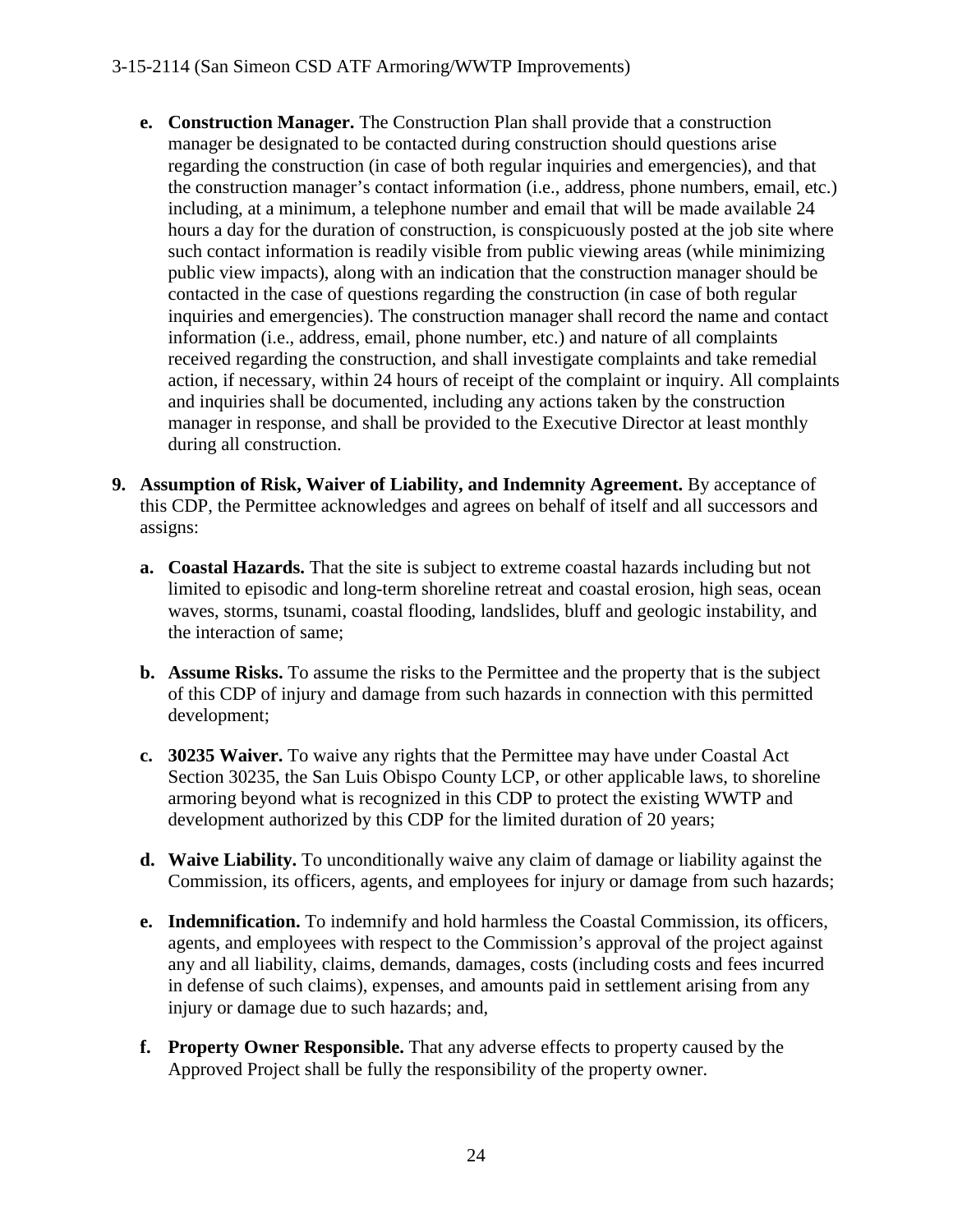- **e. Construction Manager.** The Construction Plan shall provide that a construction manager be designated to be contacted during construction should questions arise regarding the construction (in case of both regular inquiries and emergencies), and that the construction manager's contact information (i.e., address, phone numbers, email, etc.) including, at a minimum, a telephone number and email that will be made available 24 hours a day for the duration of construction, is conspicuously posted at the job site where such contact information is readily visible from public viewing areas (while minimizing public view impacts), along with an indication that the construction manager should be contacted in the case of questions regarding the construction (in case of both regular inquiries and emergencies). The construction manager shall record the name and contact information (i.e., address, email, phone number, etc.) and nature of all complaints received regarding the construction, and shall investigate complaints and take remedial action, if necessary, within 24 hours of receipt of the complaint or inquiry. All complaints and inquiries shall be documented, including any actions taken by the construction manager in response, and shall be provided to the Executive Director at least monthly during all construction.

**9. Assumption of Risk, Waiver of Liability, and Indemnity Agreement.** By acceptance of this CDP, the Permittee acknowledges and agrees on behalf of itself and all successors and assigns:

- **a. Coastal Hazards.** That the site is subject to extreme coastal hazards including but not limited to episodic and long-term shoreline retreat and coastal erosion, high seas, ocean waves, storms, tsunami, coastal flooding, landslides, bluff and geologic instability, and the interaction of same;
- **b. Assume Risks.** To assume the risks to the Permittee and the property that is the subject of this CDP of injury and damage from such hazards in connection with this permitted development;
- **c. 30235 Waiver.** To waive any rights that the Permittee may have under Coastal Act Section 30235, the San Luis Obispo County LCP, or other applicable laws, to shoreline armoring beyond what is recognized in this CDP to protect the existing WWTP and development authorized by this CDP for the limited duration of 20 years;
- **d. Waive Liability.** To unconditionally waive any claim of damage or liability against the Commission, its officers, agents, and employees for injury or damage from such hazards;
- **e. Indemnification.** To indemnify and hold harmless the Coastal Commission, its officers, agents, and employees with respect to the Commission's approval of the project against any and all liability, claims, demands, damages, costs (including costs and fees incurred in defense of such claims), expenses, and amounts paid in settlement arising from any injury or damage due to such hazards; and,
- **f. Property Owner Responsible.** That any adverse effects to property caused by the Approved Project shall be fully the responsibility of the property owner.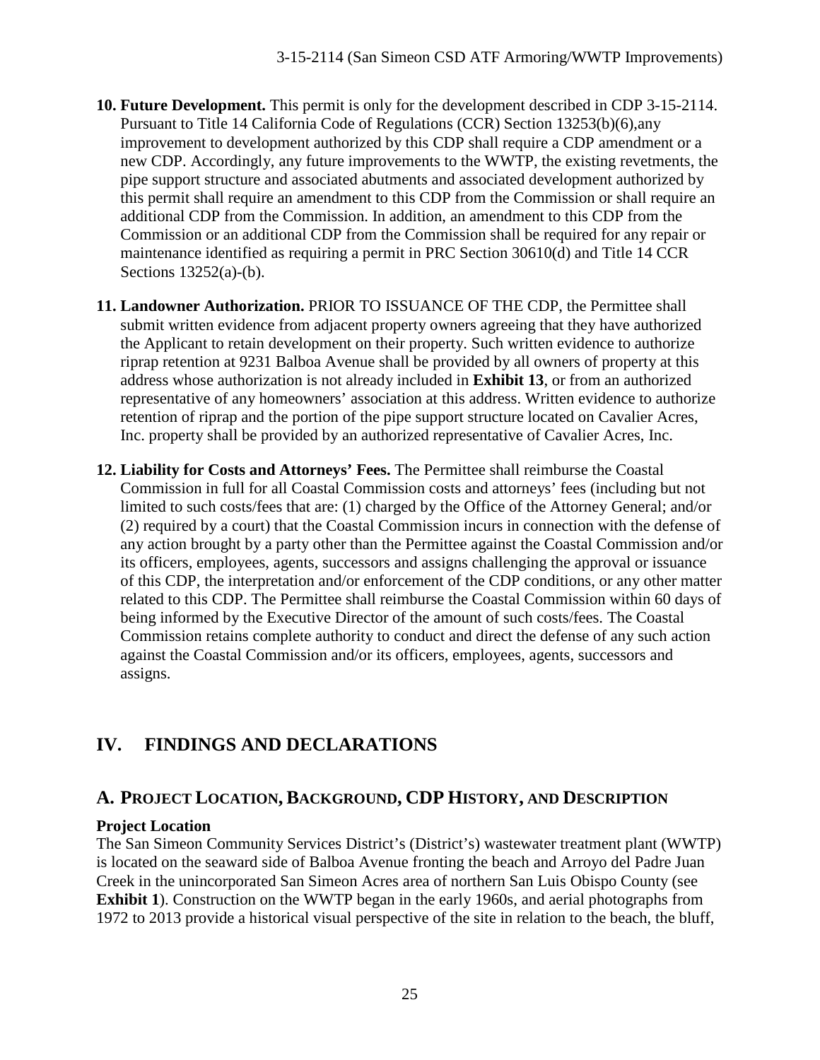10. **Future Development.** This permit is only for the development described in CDP 3-15-2114. Pursuant to Title 14 California Code of Regulations (CCR) Section 13253(b)(6),any improvement to development authorized by this CDP shall require a CDP amendment or a new CDP. Accordingly, any future improvements to the WWTP, the existing revetments, the pipe support structure and associated abutments and associated development authorized by this permit shall require an amendment to this CDP from the Commission or shall require an additional CDP from the Commission. In addition, an amendment to this CDP from the Commission or an additional CDP from the Commission shall be required for any repair or maintenance identified as requiring a permit in PRC Section 30610(d) and Title 14 CCR Sections 13252(a)-(b).

11. **Landowner Authorization.** PRIOR TO ISSUANCE OF THE CDP, the Permittee shall submit written evidence from adjacent property owners agreeing that they have authorized the Applicant to retain development on their property. Such written evidence to authorize riprap retention at 9231 Balboa Avenue shall be provided by all owners of property at this address whose authorization is not already included in **Exhibit 13**, or from an authorized representative of any homeowners' association at this address. Written evidence to authorize retention of riprap and the portion of the pipe support structure located on Cavalier Acres, Inc. property shall be provided by an authorized representative of Cavalier Acres, Inc.

12. **Liability for Costs and Attorneys' Fees.** The Permittee shall reimburse the Coastal Commission in full for all Coastal Commission costs and attorneys' fees (including but not limited to such costs/fees that are: (1) charged by the Office of the Attorney General; and/or (2) required by a court) that the Coastal Commission incurs in connection with the defense of any action brought by a party other than the Permittee against the Coastal Commission and/or its officers, employees, agents, successors and assigns challenging the approval or issuance of this CDP, the interpretation and/or enforcement of the CDP conditions, or any other matter related to this CDP. The Permittee shall reimburse the Coastal Commission within 60 days of being informed by the Executive Director of the amount of such costs/fees. The Coastal Commission retains complete authority to conduct and direct the defense of any such action against the Coastal Commission and/or its officers, employees, agents, successors and assigns.

## IV. FINDINGS AND DECLARATIONS

### A. Project Location, Background, CDP History, and Description

**Project Location**

The San Simeon Community Services District's (District's) wastewater treatment plant (WWTP) is located on the seaward side of Balboa Avenue fronting the beach and Arroyo del Padre Juan Creek in the unincorporated San Simeon Acres area of northern San Luis Obispo County (see **Exhibit 1**). Construction on the WWTP began in the early 1960s, and aerial photographs from 1972 to 2013 provide a historical visual perspective of the site in relation to the beach, the bluff,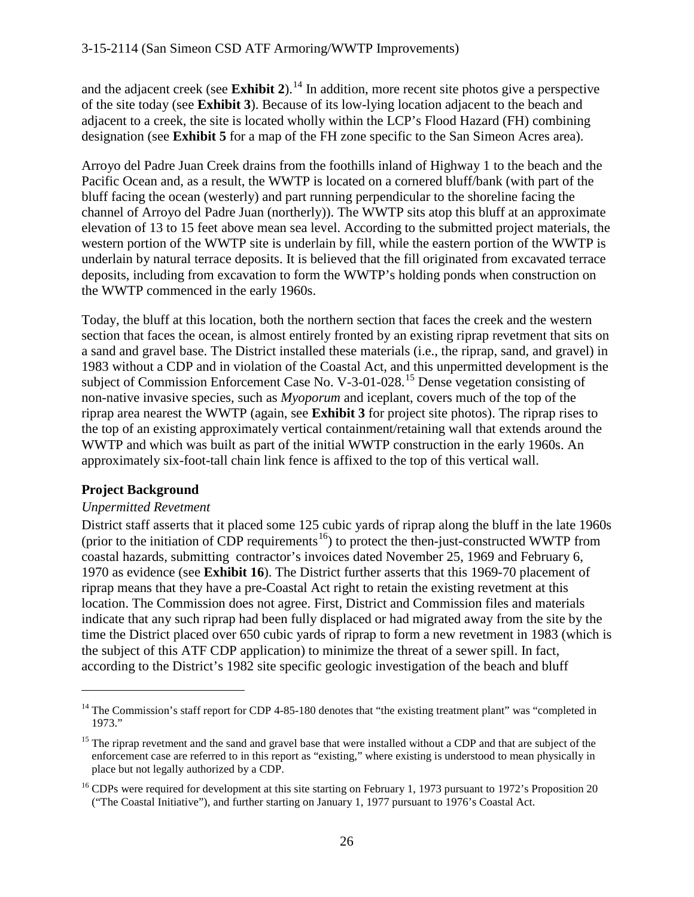and the adjacent creek (see **Exhibit 2**).[14] In addition, more recent site photos give a perspective of the site today (see **Exhibit 3**). Because of its low-lying location adjacent to the beach and adjacent to a creek, the site is located wholly within the LCP's Flood Hazard (FH) combining designation (see **Exhibit 5** for a map of the FH zone specific to the San Simeon Acres area).

Arroyo del Padre Juan Creek drains from the foothills inland of Highway 1 to the beach and the Pacific Ocean and, as a result, the WWTP is located on a cornered bluff/bank (with part of the bluff facing the ocean (westerly) and part running perpendicular to the shoreline facing the channel of Arroyo del Padre Juan (northerly)). The WWTP sits atop this bluff at an approximate elevation of 13 to 15 feet above mean sea level. According to the submitted project materials, the western portion of the WWTP site is underlain by fill, while the eastern portion of the WWTP is underlain by natural terrace deposits. It is believed that the fill originated from excavated terrace deposits, including from excavation to form the WWTP's holding ponds when construction on the WWTP commenced in the early 1960s.

Today, the bluff at this location, both the northern section that faces the creek and the western section that faces the ocean, is almost entirely fronted by an existing riprap revetment that sits on a sand and gravel base. The District installed these materials (i.e., the riprap, sand, and gravel) in 1983 without a CDP and in violation of the Coastal Act, and this unpermitted development is the subject of Commission Enforcement Case No. V-3-01-028.[15] Dense vegetation consisting of non-native invasive species, such as *Myoporum* and iceplant, covers much of the top of the riprap area nearest the WWTP (again, see **Exhibit 3** for project site photos). The riprap rises to the top of an existing approximately vertical containment/retaining wall that extends around the WWTP and which was built as part of the initial WWTP construction in the early 1960s. An approximately six-foot-tall chain link fence is affixed to the top of this vertical wall.

### Project Background

*Unpermitted Revetment*

District staff asserts that it placed some 125 cubic yards of riprap along the bluff in the late 1960s (prior to the initiation of CDP requirements[16]) to protect the then-just-constructed WWTP from coastal hazards, submitting contractor's invoices dated November 25, 1969 and February 6, 1970 as evidence (see **Exhibit 16**). The District further asserts that this 1969-70 placement of riprap means that they have a pre-Coastal Act right to retain the existing revetment at this location. The Commission does not agree. First, District and Commission files and materials indicate that any such riprap had been fully displaced or had migrated away from the site by the time the District placed over 650 cubic yards of riprap to form a new revetment in 1983 (which is the subject of this ATF CDP application) to minimize the threat of a sewer spill. In fact, according to the District's 1982 site specific geologic investigation of the beach and bluff

---

[14] The Commission's staff report for CDP 4-85-180 denotes that "the existing treatment plant" was "completed in 1973."

[15] The riprap revetment and the sand and gravel base that were installed without a CDP and that are subject of the enforcement case are referred to in this report as "existing," where existing is understood to mean physically in place but not legally authorized by a CDP.

[16] CDPs were required for development at this site starting on February 1, 1973 pursuant to 1972's Proposition 20 ("The Coastal Initiative"), and further starting on January 1, 1977 pursuant to 1976's Coastal Act.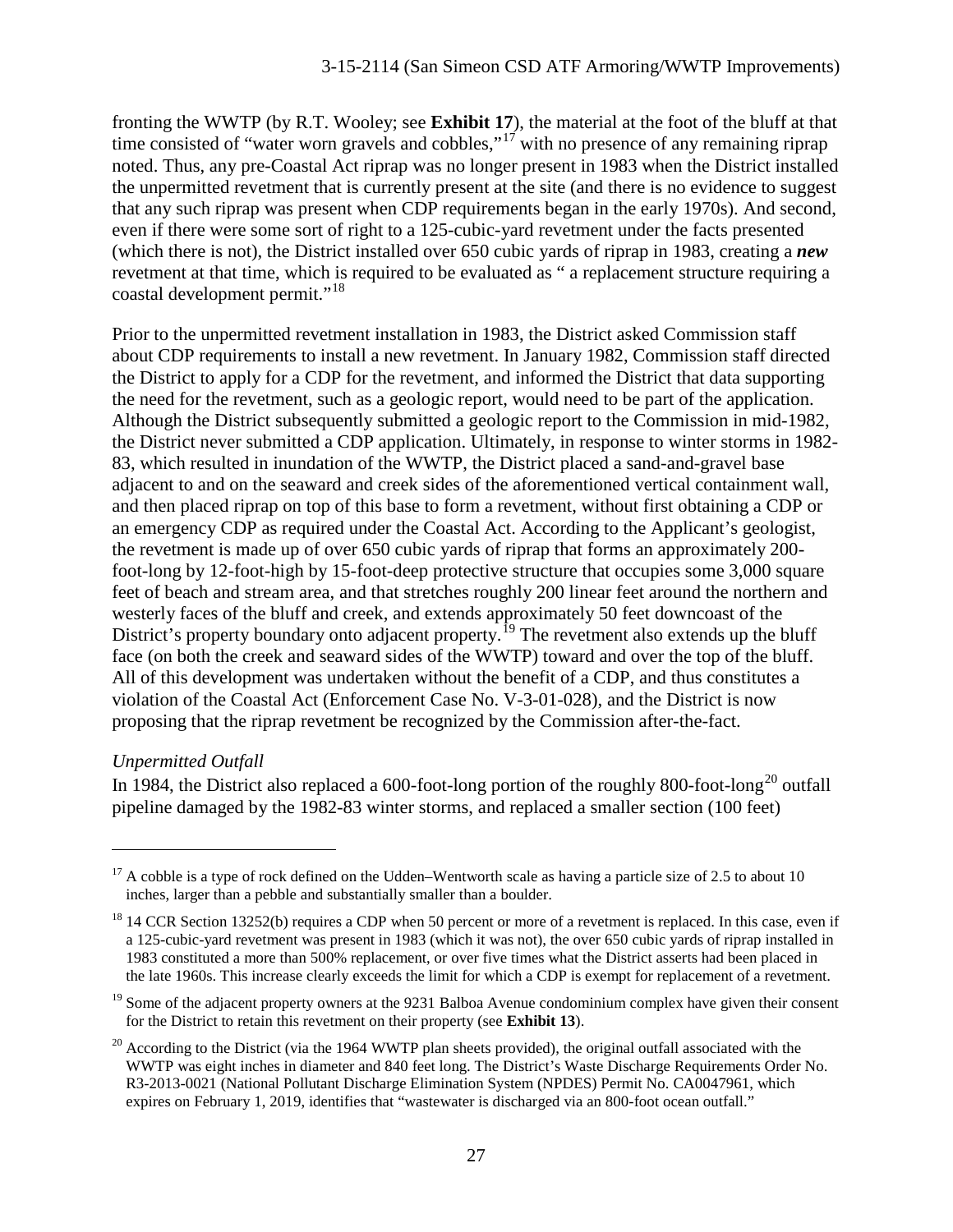fronting the WWTP (by R.T. Wooley; see **Exhibit 17**), the material at the foot of the bluff at that time consisted of "water worn gravels and cobbles,"[17] with no presence of any remaining riprap noted. Thus, any pre-Coastal Act riprap was no longer present in 1983 when the District installed the unpermitted revetment that is currently present at the site (and there is no evidence to suggest that any such riprap was present when CDP requirements began in the early 1970s). And second, even if there were some sort of right to a 125-cubic-yard revetment under the facts presented (which there is not), the District installed over 650 cubic yards of riprap in 1983, creating a ***new*** revetment at that time, which is required to be evaluated as " a replacement structure requiring a coastal development permit."[18]

Prior to the unpermitted revetment installation in 1983, the District asked Commission staff about CDP requirements to install a new revetment. In January 1982, Commission staff directed the District to apply for a CDP for the revetment, and informed the District that data supporting the need for the revetment, such as a geologic report, would need to be part of the application. Although the District subsequently submitted a geologic report to the Commission in mid-1982, the District never submitted a CDP application. Ultimately, in response to winter storms in 1982-83, which resulted in inundation of the WWTP, the District placed a sand-and-gravel base adjacent to and on the seaward and creek sides of the aforementioned vertical containment wall, and then placed riprap on top of this base to form a revetment, without first obtaining a CDP or an emergency CDP as required under the Coastal Act. According to the Applicant's geologist, the revetment is made up of over 650 cubic yards of riprap that forms an approximately 200-foot-long by 12-foot-high by 15-foot-deep protective structure that occupies some 3,000 square feet of beach and stream area, and that stretches roughly 200 linear feet around the northern and westerly faces of the bluff and creek, and extends approximately 50 feet downcoast of the District's property boundary onto adjacent property.[19] The revetment also extends up the bluff face (on both the creek and seaward sides of the WWTP) toward and over the top of the bluff. All of this development was undertaken without the benefit of a CDP, and thus constitutes a violation of the Coastal Act (Enforcement Case No. V-3-01-028), and the District is now proposing that the riprap revetment be recognized by the Commission after-the-fact.

*Unpermitted Outfall*

In 1984, the District also replaced a 600-foot-long portion of the roughly 800-foot-long[20] outfall pipeline damaged by the 1982-83 winter storms, and replaced a smaller section (100 feet)

---

[17] A cobble is a type of rock defined on the Udden–Wentworth scale as having a particle size of 2.5 to about 10 inches, larger than a pebble and substantially smaller than a boulder.

[18] 14 CCR Section 13252(b) requires a CDP when 50 percent or more of a revetment is replaced. In this case, even if a 125-cubic-yard revetment was present in 1983 (which it was not), the over 650 cubic yards of riprap installed in 1983 constituted a more than 500% replacement, or over five times what the District asserts had been placed in the late 1960s. This increase clearly exceeds the limit for which a CDP is exempt for replacement of a revetment.

[19] Some of the adjacent property owners at the 9231 Balboa Avenue condominium complex have given their consent for the District to retain this revetment on their property (see **Exhibit 13**).

[20] According to the District (via the 1964 WWTP plan sheets provided), the original outfall associated with the WWTP was eight inches in diameter and 840 feet long. The District's Waste Discharge Requirements Order No. R3-2013-0021 (National Pollutant Discharge Elimination System (NPDES) Permit No. CA0047961, which expires on February 1, 2019, identifies that "wastewater is discharged via an 800-foot ocean outfall."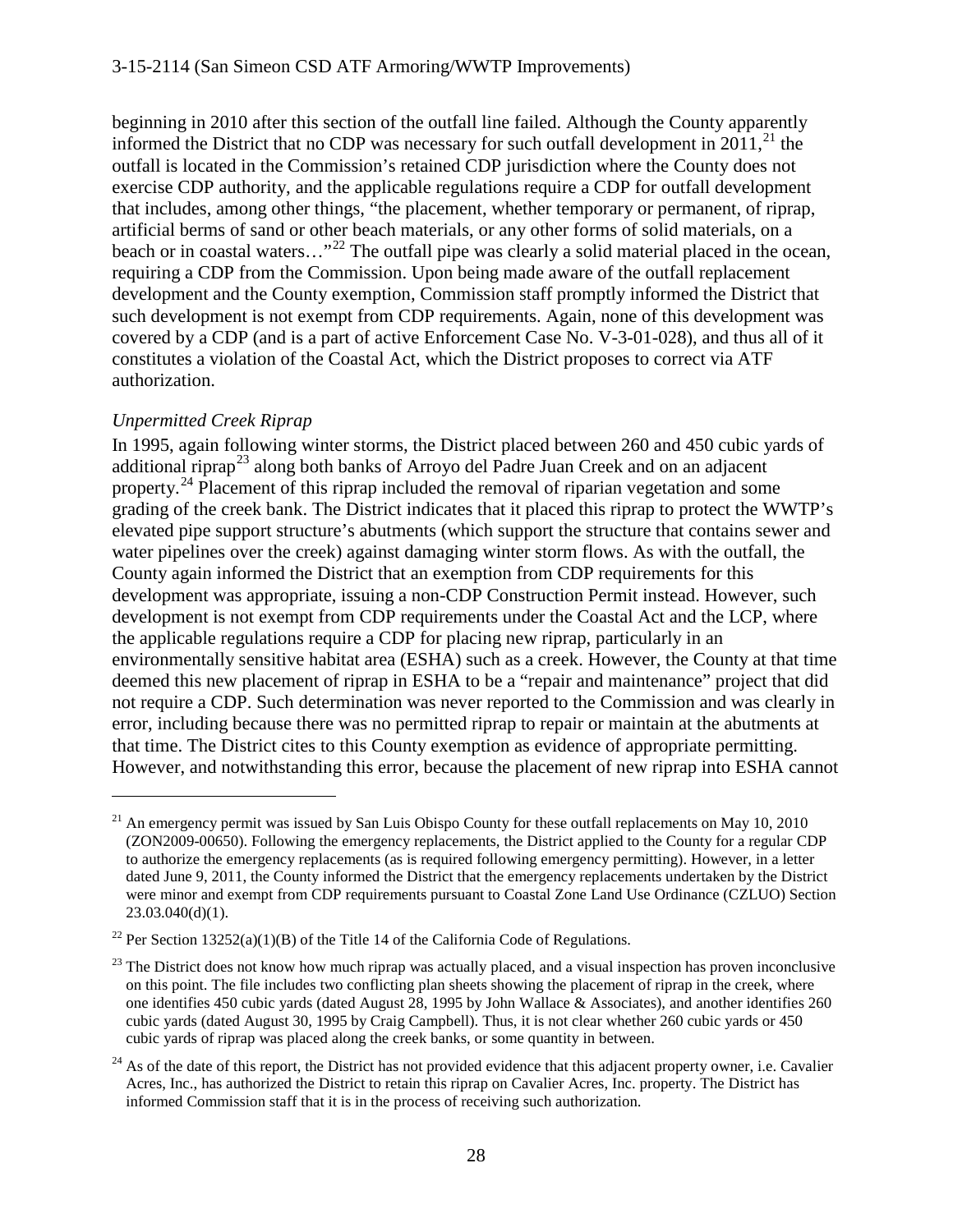beginning in 2010 after this section of the outfall line failed. Although the County apparently informed the District that no CDP was necessary for such outfall development in 2011,[21] the outfall is located in the Commission's retained CDP jurisdiction where the County does not exercise CDP authority, and the applicable regulations require a CDP for outfall development that includes, among other things, "the placement, whether temporary or permanent, of riprap, artificial berms of sand or other beach materials, or any other forms of solid materials, on a beach or in coastal waters…"[22] The outfall pipe was clearly a solid material placed in the ocean, requiring a CDP from the Commission. Upon being made aware of the outfall replacement development and the County exemption, Commission staff promptly informed the District that such development is not exempt from CDP requirements. Again, none of this development was covered by a CDP (and is a part of active Enforcement Case No. V-3-01-028), and thus all of it constitutes a violation of the Coastal Act, which the District proposes to correct via ATF authorization.

*Unpermitted Creek Riprap*

In 1995, again following winter storms, the District placed between 260 and 450 cubic yards of additional riprap[23] along both banks of Arroyo del Padre Juan Creek and on an adjacent property.[24] Placement of this riprap included the removal of riparian vegetation and some grading of the creek bank. The District indicates that it placed this riprap to protect the WWTP's elevated pipe support structure's abutments (which support the structure that contains sewer and water pipelines over the creek) against damaging winter storm flows. As with the outfall, the County again informed the District that an exemption from CDP requirements for this development was appropriate, issuing a non-CDP Construction Permit instead. However, such development is not exempt from CDP requirements under the Coastal Act and the LCP, where the applicable regulations require a CDP for placing new riprap, particularly in an environmentally sensitive habitat area (ESHA) such as a creek. However, the County at that time deemed this new placement of riprap in ESHA to be a "repair and maintenance" project that did not require a CDP. Such determination was never reported to the Commission and was clearly in error, including because there was no permitted riprap to repair or maintain at the abutments at that time. The District cites to this County exemption as evidence of appropriate permitting. However, and notwithstanding this error, because the placement of new riprap into ESHA cannot

---

[21] An emergency permit was issued by San Luis Obispo County for these outfall replacements on May 10, 2010 (ZON2009-00650). Following the emergency replacements, the District applied to the County for a regular CDP to authorize the emergency replacements (as is required following emergency permitting). However, in a letter dated June 9, 2011, the County informed the District that the emergency replacements undertaken by the District were minor and exempt from CDP requirements pursuant to Coastal Zone Land Use Ordinance (CZLUO) Section 23.03.040(d)(1).

[22] Per Section 13252(a)(1)(B) of the Title 14 of the California Code of Regulations.

[23] The District does not know how much riprap was actually placed, and a visual inspection has proven inconclusive on this point. The file includes two conflicting plan sheets showing the placement of riprap in the creek, where one identifies 450 cubic yards (dated August 28, 1995 by John Wallace & Associates), and another identifies 260 cubic yards (dated August 30, 1995 by Craig Campbell). Thus, it is not clear whether 260 cubic yards or 450 cubic yards of riprap was placed along the creek banks, or some quantity in between.

[24] As of the date of this report, the District has not provided evidence that this adjacent property owner, i.e. Cavalier Acres, Inc., has authorized the District to retain this riprap on Cavalier Acres, Inc. property. The District has informed Commission staff that it is in the process of receiving such authorization.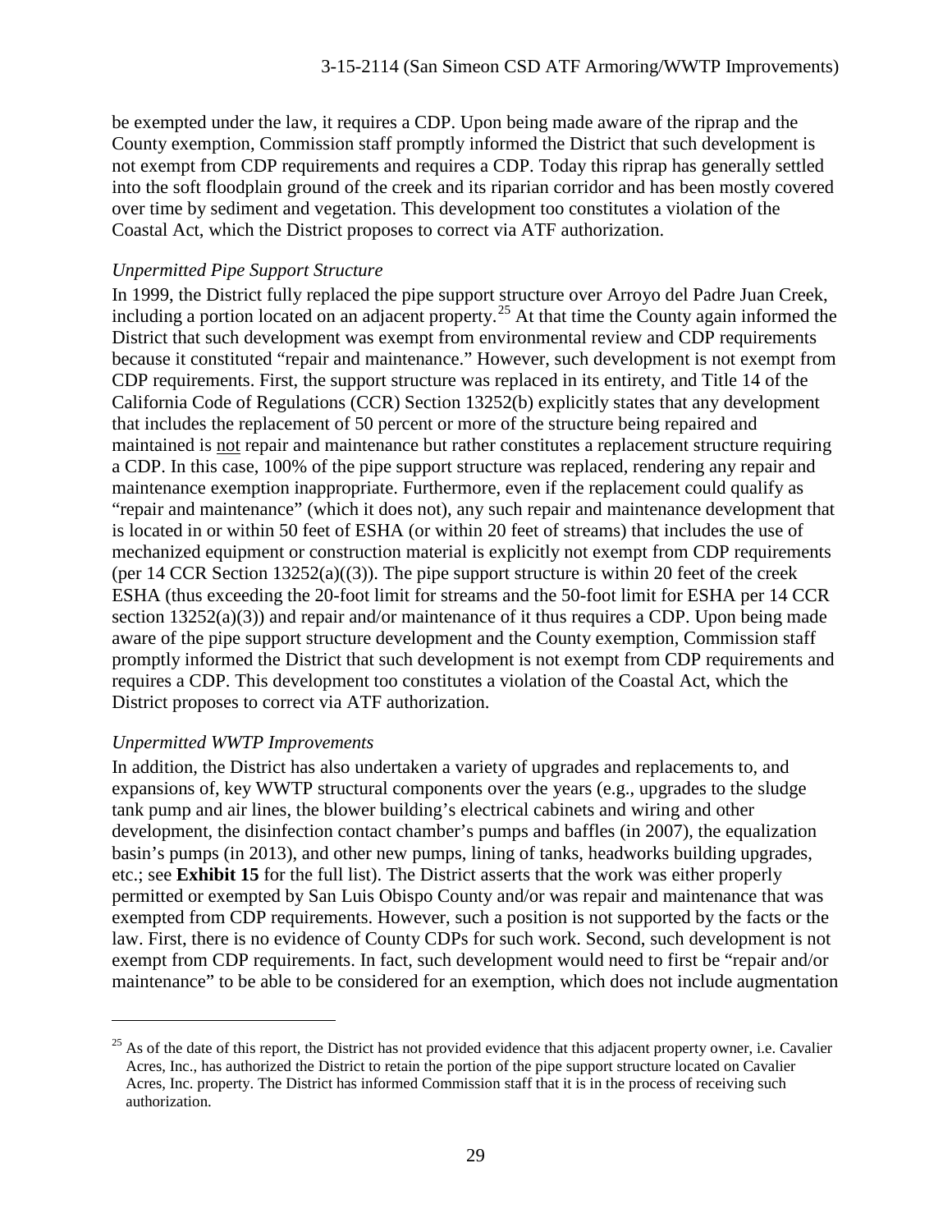be exempted under the law, it requires a CDP. Upon being made aware of the riprap and the County exemption, Commission staff promptly informed the District that such development is not exempt from CDP requirements and requires a CDP. Today this riprap has generally settled into the soft floodplain ground of the creek and its riparian corridor and has been mostly covered over time by sediment and vegetation. This development too constitutes a violation of the Coastal Act, which the District proposes to correct via ATF authorization.

*Unpermitted Pipe Support Structure*

In 1999, the District fully replaced the pipe support structure over Arroyo del Padre Juan Creek, including a portion located on an adjacent property.[25] At that time the County again informed the District that such development was exempt from environmental review and CDP requirements because it constituted "repair and maintenance." However, such development is not exempt from CDP requirements. First, the support structure was replaced in its entirety, and Title 14 of the California Code of Regulations (CCR) Section 13252(b) explicitly states that any development that includes the replacement of 50 percent or more of the structure being repaired and maintained is <u>not</u> repair and maintenance but rather constitutes a replacement structure requiring a CDP. In this case, 100% of the pipe support structure was replaced, rendering any repair and maintenance exemption inappropriate. Furthermore, even if the replacement could qualify as "repair and maintenance" (which it does not), any such repair and maintenance development that is located in or within 50 feet of ESHA (or within 20 feet of streams) that includes the use of mechanized equipment or construction material is explicitly not exempt from CDP requirements (per 14 CCR Section 13252(a)((3)). The pipe support structure is within 20 feet of the creek ESHA (thus exceeding the 20-foot limit for streams and the 50-foot limit for ESHA per 14 CCR section 13252(a)(3)) and repair and/or maintenance of it thus requires a CDP. Upon being made aware of the pipe support structure development and the County exemption, Commission staff promptly informed the District that such development is not exempt from CDP requirements and requires a CDP. This development too constitutes a violation of the Coastal Act, which the District proposes to correct via ATF authorization.

*Unpermitted WWTP Improvements*

In addition, the District has also undertaken a variety of upgrades and replacements to, and expansions of, key WWTP structural components over the years (e.g., upgrades to the sludge tank pump and air lines, the blower building's electrical cabinets and wiring and other development, the disinfection contact chamber's pumps and baffles (in 2007), the equalization basin's pumps (in 2013), and other new pumps, lining of tanks, headworks building upgrades, etc.; see **Exhibit 15** for the full list). The District asserts that the work was either properly permitted or exempted by San Luis Obispo County and/or was repair and maintenance that was exempted from CDP requirements. However, such a position is not supported by the facts or the law. First, there is no evidence of County CDPs for such work. Second, such development is not exempt from CDP requirements. In fact, such development would need to first be "repair and/or maintenance" to be able to be considered for an exemption, which does not include augmentation

---

[25] As of the date of this report, the District has not provided evidence that this adjacent property owner, i.e. Cavalier Acres, Inc., has authorized the District to retain the portion of the pipe support structure located on Cavalier Acres, Inc. property. The District has informed Commission staff that it is in the process of receiving such authorization.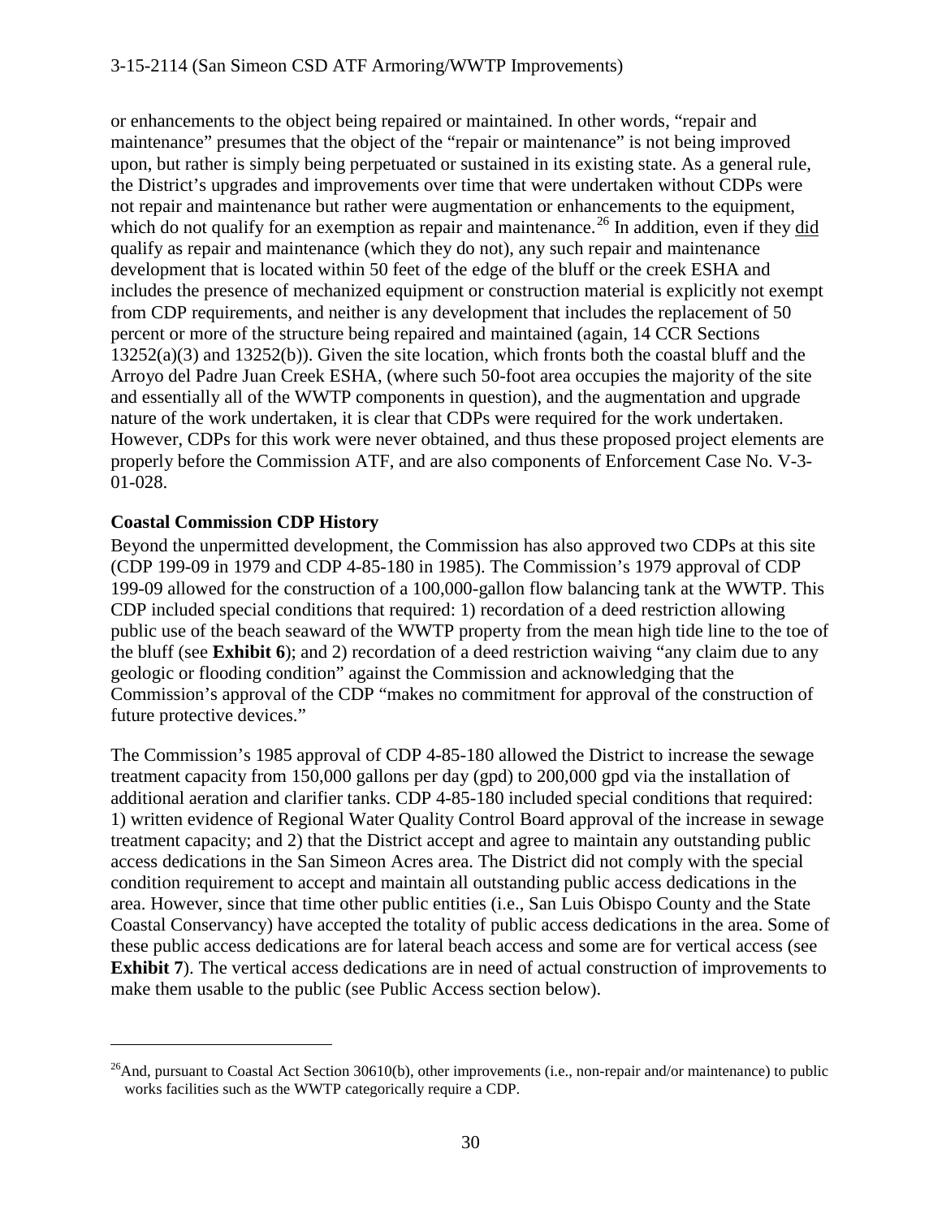or enhancements to the object being repaired or maintained. In other words, "repair and maintenance" presumes that the object of the "repair or maintenance" is not being improved upon, but rather is simply being perpetuated or sustained in its existing state. As a general rule, the District's upgrades and improvements over time that were undertaken without CDPs were not repair and maintenance but rather were augmentation or enhancements to the equipment, which do not qualify for an exemption as repair and maintenance.[26] In addition, even if they did qualify as repair and maintenance (which they do not), any such repair and maintenance development that is located within 50 feet of the edge of the bluff or the creek ESHA and includes the presence of mechanized equipment or construction material is explicitly not exempt from CDP requirements, and neither is any development that includes the replacement of 50 percent or more of the structure being repaired and maintained (again, 14 CCR Sections 13252(a)(3) and 13252(b)). Given the site location, which fronts both the coastal bluff and the Arroyo del Padre Juan Creek ESHA, (where such 50-foot area occupies the majority of the site and essentially all of the WWTP components in question), and the augmentation and upgrade nature of the work undertaken, it is clear that CDPs were required for the work undertaken. However, CDPs for this work were never obtained, and thus these proposed project elements are properly before the Commission ATF, and are also components of Enforcement Case No. V-3-01-028.

**Coastal Commission CDP History**

Beyond the unpermitted development, the Commission has also approved two CDPs at this site (CDP 199-09 in 1979 and CDP 4-85-180 in 1985). The Commission's 1979 approval of CDP 199-09 allowed for the construction of a 100,000-gallon flow balancing tank at the WWTP. This CDP included special conditions that required: 1) recordation of a deed restriction allowing public use of the beach seaward of the WWTP property from the mean high tide line to the toe of the bluff (see **Exhibit 6**); and 2) recordation of a deed restriction waiving "any claim due to any geologic or flooding condition" against the Commission and acknowledging that the Commission's approval of the CDP "makes no commitment for approval of the construction of future protective devices."

The Commission's 1985 approval of CDP 4-85-180 allowed the District to increase the sewage treatment capacity from 150,000 gallons per day (gpd) to 200,000 gpd via the installation of additional aeration and clarifier tanks. CDP 4-85-180 included special conditions that required: 1) written evidence of Regional Water Quality Control Board approval of the increase in sewage treatment capacity; and 2) that the District accept and agree to maintain any outstanding public access dedications in the San Simeon Acres area. The District did not comply with the special condition requirement to accept and maintain all outstanding public access dedications in the area. However, since that time other public entities (i.e., San Luis Obispo County and the State Coastal Conservancy) have accepted the totality of public access dedications in the area. Some of these public access dedications are for lateral beach access and some are for vertical access (see **Exhibit 7**). The vertical access dedications are in need of actual construction of improvements to make them usable to the public (see Public Access section below).

---

[26] And, pursuant to Coastal Act Section 30610(b), other improvements (i.e., non-repair and/or maintenance) to public works facilities such as the WWTP categorically require a CDP.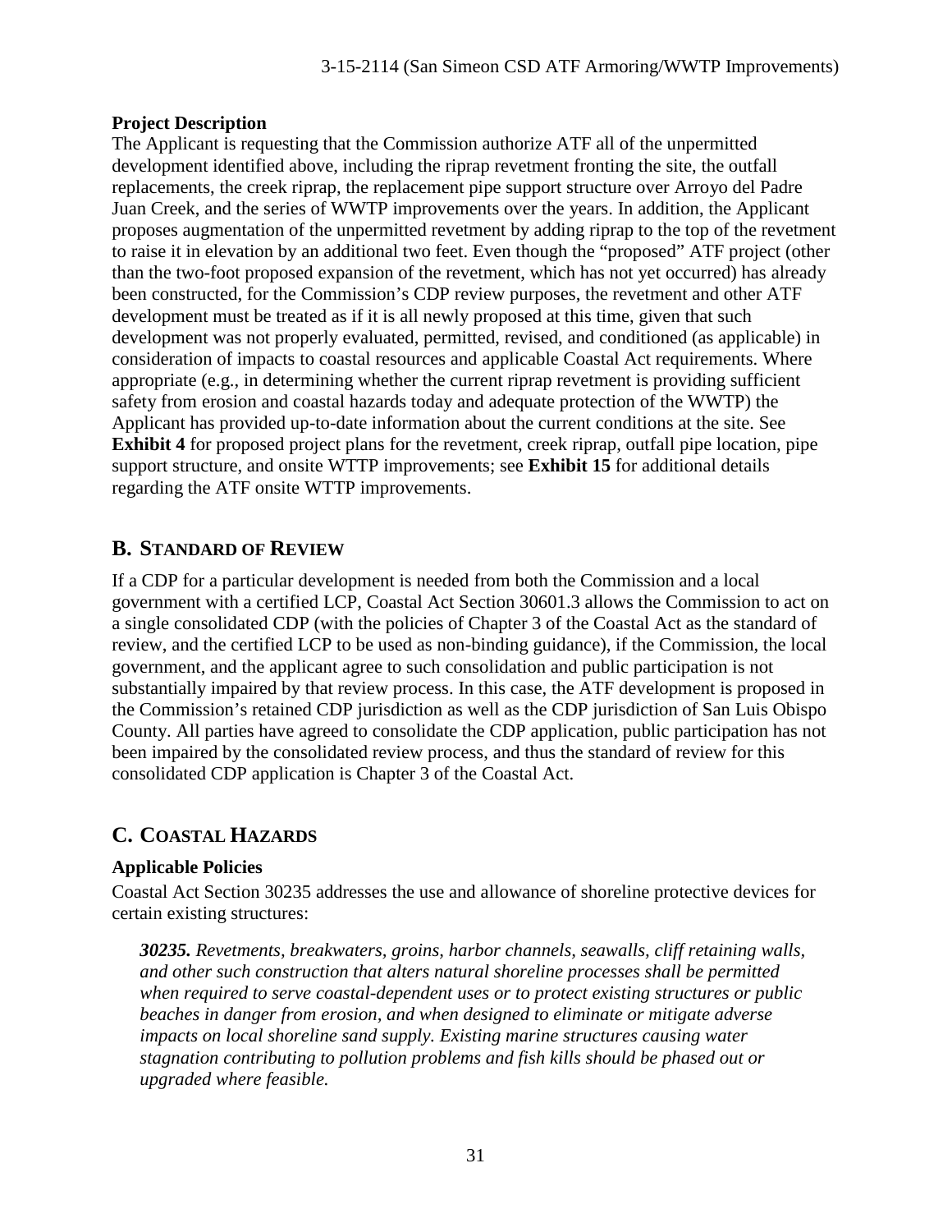**Project Description**

The Applicant is requesting that the Commission authorize ATF all of the unpermitted development identified above, including the riprap revetment fronting the site, the outfall replacements, the creek riprap, the replacement pipe support structure over Arroyo del Padre Juan Creek, and the series of WWTP improvements over the years. In addition, the Applicant proposes augmentation of the unpermitted revetment by adding riprap to the top of the revetment to raise it in elevation by an additional two feet. Even though the "proposed" ATF project (other than the two-foot proposed expansion of the revetment, which has not yet occurred) has already been constructed, for the Commission's CDP review purposes, the revetment and other ATF development must be treated as if it is all newly proposed at this time, given that such development was not properly evaluated, permitted, revised, and conditioned (as applicable) in consideration of impacts to coastal resources and applicable Coastal Act requirements. Where appropriate (e.g., in determining whether the current riprap revetment is providing sufficient safety from erosion and coastal hazards today and adequate protection of the WWTP) the Applicant has provided up-to-date information about the current conditions at the site. See **Exhibit 4** for proposed project plans for the revetment, creek riprap, outfall pipe location, pipe support structure, and onsite WTTP improvements; see **Exhibit 15** for additional details regarding the ATF onsite WTTP improvements.

## B. STANDARD OF REVIEW

If a CDP for a particular development is needed from both the Commission and a local government with a certified LCP, Coastal Act Section 30601.3 allows the Commission to act on a single consolidated CDP (with the policies of Chapter 3 of the Coastal Act as the standard of review, and the certified LCP to be used as non-binding guidance), if the Commission, the local government, and the applicant agree to such consolidation and public participation is not substantially impaired by that review process. In this case, the ATF development is proposed in the Commission's retained CDP jurisdiction as well as the CDP jurisdiction of San Luis Obispo County. All parties have agreed to consolidate the CDP application, public participation has not been impaired by the consolidated review process, and thus the standard of review for this consolidated CDP application is Chapter 3 of the Coastal Act.

## C. COASTAL HAZARDS

**Applicable Policies**

Coastal Act Section 30235 addresses the use and allowance of shoreline protective devices for certain existing structures:

> ***30235.*** *Revetments, breakwaters, groins, harbor channels, seawalls, cliff retaining walls, and other such construction that alters natural shoreline processes shall be permitted when required to serve coastal-dependent uses or to protect existing structures or public beaches in danger from erosion, and when designed to eliminate or mitigate adverse impacts on local shoreline sand supply. Existing marine structures causing water stagnation contributing to pollution problems and fish kills should be phased out or upgraded where feasible.*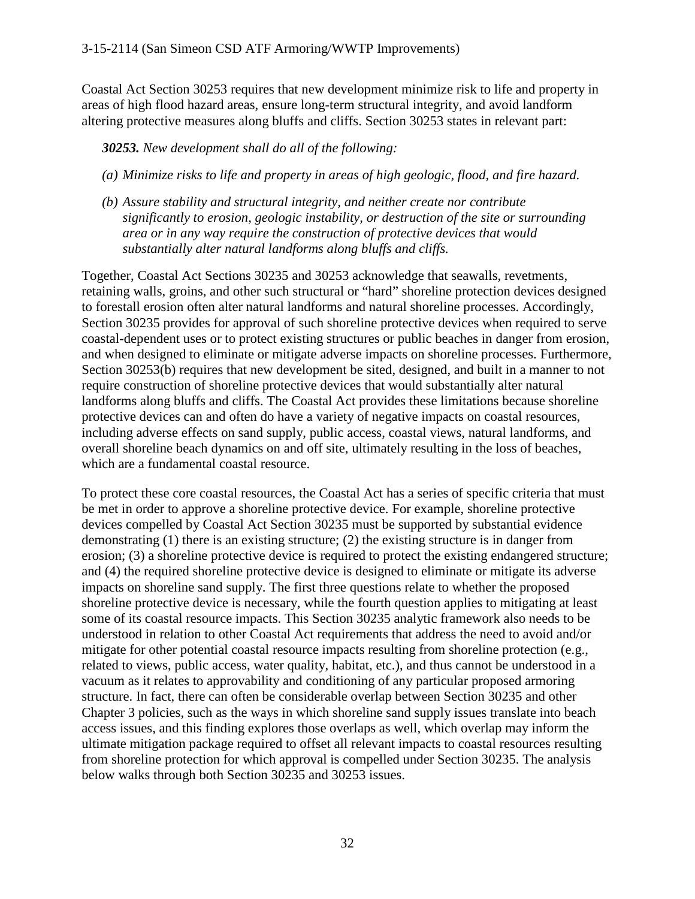Coastal Act Section 30253 requires that new development minimize risk to life and property in areas of high flood hazard areas, ensure long-term structural integrity, and avoid landform altering protective measures along bluffs and cliffs. Section 30253 states in relevant part:

> ***30253.*** *New development shall do all of the following:*
>
> *(a) Minimize risks to life and property in areas of high geologic, flood, and fire hazard.*
>
> *(b) Assure stability and structural integrity, and neither create nor contribute significantly to erosion, geologic instability, or destruction of the site or surrounding area or in any way require the construction of protective devices that would substantially alter natural landforms along bluffs and cliffs.*

Together, Coastal Act Sections 30235 and 30253 acknowledge that seawalls, revetments, retaining walls, groins, and other such structural or "hard" shoreline protection devices designed to forestall erosion often alter natural landforms and natural shoreline processes. Accordingly, Section 30235 provides for approval of such shoreline protective devices when required to serve coastal-dependent uses or to protect existing structures or public beaches in danger from erosion, and when designed to eliminate or mitigate adverse impacts on shoreline processes. Furthermore, Section 30253(b) requires that new development be sited, designed, and built in a manner to not require construction of shoreline protective devices that would substantially alter natural landforms along bluffs and cliffs. The Coastal Act provides these limitations because shoreline protective devices can and often do have a variety of negative impacts on coastal resources, including adverse effects on sand supply, public access, coastal views, natural landforms, and overall shoreline beach dynamics on and off site, ultimately resulting in the loss of beaches, which are a fundamental coastal resource.

To protect these core coastal resources, the Coastal Act has a series of specific criteria that must be met in order to approve a shoreline protective device. For example, shoreline protective devices compelled by Coastal Act Section 30235 must be supported by substantial evidence demonstrating (1) there is an existing structure; (2) the existing structure is in danger from erosion; (3) a shoreline protective device is required to protect the existing endangered structure; and (4) the required shoreline protective device is designed to eliminate or mitigate its adverse impacts on shoreline sand supply. The first three questions relate to whether the proposed shoreline protective device is necessary, while the fourth question applies to mitigating at least some of its coastal resource impacts. This Section 30235 analytic framework also needs to be understood in relation to other Coastal Act requirements that address the need to avoid and/or mitigate for other potential coastal resource impacts resulting from shoreline protection (e.g., related to views, public access, water quality, habitat, etc.), and thus cannot be understood in a vacuum as it relates to approvability and conditioning of any particular proposed armoring structure. In fact, there can often be considerable overlap between Section 30235 and other Chapter 3 policies, such as the ways in which shoreline sand supply issues translate into beach access issues, and this finding explores those overlaps as well, which overlap may inform the ultimate mitigation package required to offset all relevant impacts to coastal resources resulting from shoreline protection for which approval is compelled under Section 30235. The analysis below walks through both Section 30235 and 30253 issues.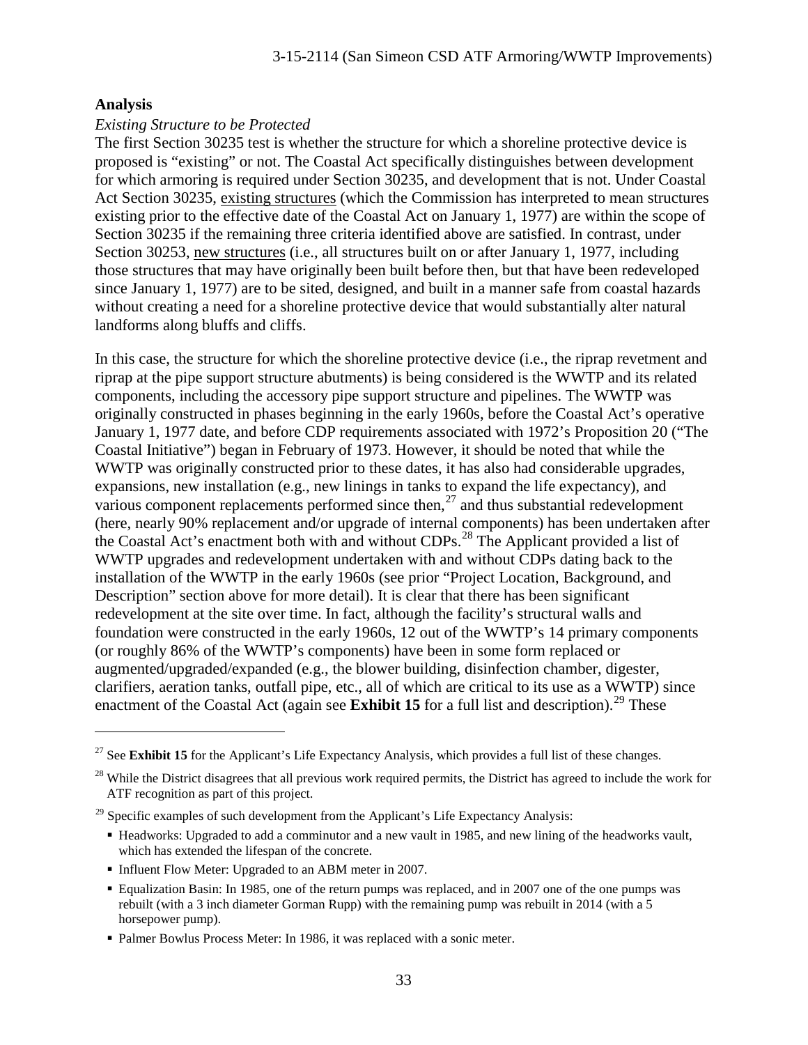**Analysis**

*Existing Structure to be Protected*

The first Section 30235 test is whether the structure for which a shoreline protective device is proposed is "existing" or not. The Coastal Act specifically distinguishes between development for which armoring is required under Section 30235, and development that is not. Under Coastal Act Section 30235, existing structures (which the Commission has interpreted to mean structures existing prior to the effective date of the Coastal Act on January 1, 1977) are within the scope of Section 30235 if the remaining three criteria identified above are satisfied. In contrast, under Section 30253, new structures (i.e., all structures built on or after January 1, 1977, including those structures that may have originally been built before then, but that have been redeveloped since January 1, 1977) are to be sited, designed, and built in a manner safe from coastal hazards without creating a need for a shoreline protective device that would substantially alter natural landforms along bluffs and cliffs.

In this case, the structure for which the shoreline protective device (i.e., the riprap revetment and riprap at the pipe support structure abutments) is being considered is the WWTP and its related components, including the accessory pipe support structure and pipelines. The WWTP was originally constructed in phases beginning in the early 1960s, before the Coastal Act's operative January 1, 1977 date, and before CDP requirements associated with 1972's Proposition 20 ("The Coastal Initiative") began in February of 1973. However, it should be noted that while the WWTP was originally constructed prior to these dates, it has also had considerable upgrades, expansions, new installation (e.g., new linings in tanks to expand the life expectancy), and various component replacements performed since then,[27] and thus substantial redevelopment (here, nearly 90% replacement and/or upgrade of internal components) has been undertaken after the Coastal Act's enactment both with and without CDPs.[28] The Applicant provided a list of WWTP upgrades and redevelopment undertaken with and without CDPs dating back to the installation of the WWTP in the early 1960s (see prior "Project Location, Background, and Description" section above for more detail). It is clear that there has been significant redevelopment at the site over time. In fact, although the facility's structural walls and foundation were constructed in the early 1960s, 12 out of the WWTP's 14 primary components (or roughly 86% of the WWTP's components) have been in some form replaced or augmented/upgraded/expanded (e.g., the blower building, disinfection chamber, digester, clarifiers, aeration tanks, outfall pipe, etc., all of which are critical to its use as a WWTP) since enactment of the Coastal Act (again see **Exhibit 15** for a full list and description).[29] These

---

[27] See **Exhibit 15** for the Applicant's Life Expectancy Analysis, which provides a full list of these changes.

[28] While the District disagrees that all previous work required permits, the District has agreed to include the work for ATF recognition as part of this project.

[29] Specific examples of such development from the Applicant's Life Expectancy Analysis:

- Headworks: Upgraded to add a comminutor and a new vault in 1985, and new lining of the headworks vault, which has extended the lifespan of the concrete.
- Influent Flow Meter: Upgraded to an ABM meter in 2007.
- Equalization Basin: In 1985, one of the return pumps was replaced, and in 2007 one of the one pumps was rebuilt (with a 3 inch diameter Gorman Rupp) with the remaining pump was rebuilt in 2014 (with a 5 horsepower pump).
- Palmer Bowlus Process Meter: In 1986, it was replaced with a sonic meter.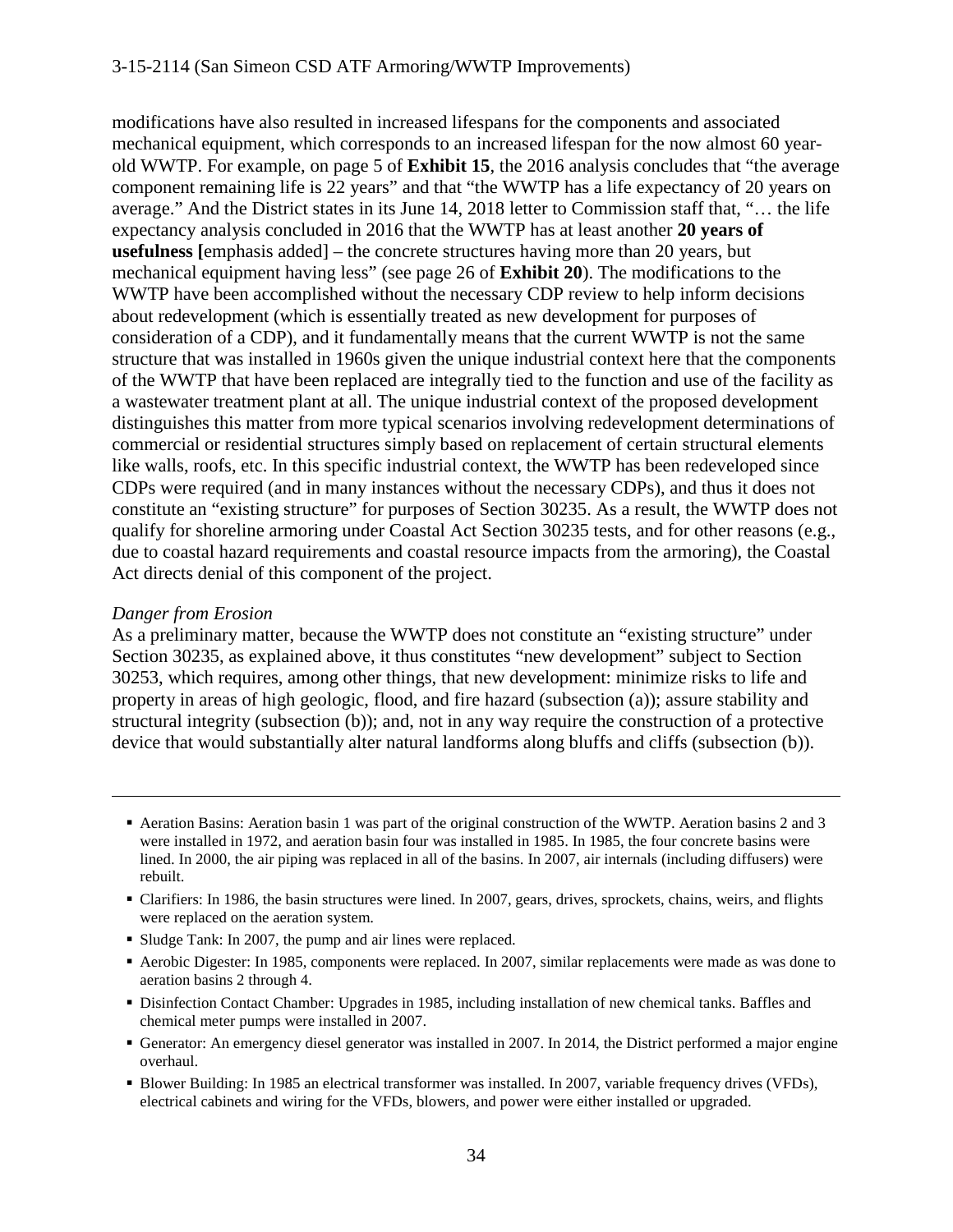modifications have also resulted in increased lifespans for the components and associated mechanical equipment, which corresponds to an increased lifespan for the now almost 60 year-old WWTP. For example, on page 5 of **Exhibit 15**, the 2016 analysis concludes that "the average component remaining life is 22 years" and that "the WWTP has a life expectancy of 20 years on average." And the District states in its June 14, 2018 letter to Commission staff that, "… the life expectancy analysis concluded in 2016 that the WWTP has at least another **20 years of usefulness [**emphasis added] – the concrete structures having more than 20 years, but mechanical equipment having less" (see page 26 of **Exhibit 20**). The modifications to the WWTP have been accomplished without the necessary CDP review to help inform decisions about redevelopment (which is essentially treated as new development for purposes of consideration of a CDP), and it fundamentally means that the current WWTP is not the same structure that was installed in 1960s given the unique industrial context here that the components of the WWTP that have been replaced are integrally tied to the function and use of the facility as a wastewater treatment plant at all. The unique industrial context of the proposed development distinguishes this matter from more typical scenarios involving redevelopment determinations of commercial or residential structures simply based on replacement of certain structural elements like walls, roofs, etc. In this specific industrial context, the WWTP has been redeveloped since CDPs were required (and in many instances without the necessary CDPs), and thus it does not constitute an "existing structure" for purposes of Section 30235. As a result, the WWTP does not qualify for shoreline armoring under Coastal Act Section 30235 tests, and for other reasons (e.g., due to coastal hazard requirements and coastal resource impacts from the armoring), the Coastal Act directs denial of this component of the project.

*Danger from Erosion*

As a preliminary matter, because the WWTP does not constitute an "existing structure" under Section 30235, as explained above, it thus constitutes "new development" subject to Section 30253, which requires, among other things, that new development: minimize risks to life and property in areas of high geologic, flood, and fire hazard (subsection (a)); assure stability and structural integrity (subsection (b)); and, not in any way require the construction of a protective device that would substantially alter natural landforms along bluffs and cliffs (subsection (b)).

---

- Aeration Basins: Aeration basin 1 was part of the original construction of the WWTP. Aeration basins 2 and 3 were installed in 1972, and aeration basin four was installed in 1985. In 1985, the four concrete basins were lined. In 2000, the air piping was replaced in all of the basins. In 2007, air internals (including diffusers) were rebuilt.
- Clarifiers: In 1986, the basin structures were lined. In 2007, gears, drives, sprockets, chains, weirs, and flights were replaced on the aeration system.
- Sludge Tank: In 2007, the pump and air lines were replaced.
- Aerobic Digester: In 1985, components were replaced. In 2007, similar replacements were made as was done to aeration basins 2 through 4.
- Disinfection Contact Chamber: Upgrades in 1985, including installation of new chemical tanks. Baffles and chemical meter pumps were installed in 2007.
- Generator: An emergency diesel generator was installed in 2007. In 2014, the District performed a major engine overhaul.
- Blower Building: In 1985 an electrical transformer was installed. In 2007, variable frequency drives (VFDs), electrical cabinets and wiring for the VFDs, blowers, and power were either installed or upgraded.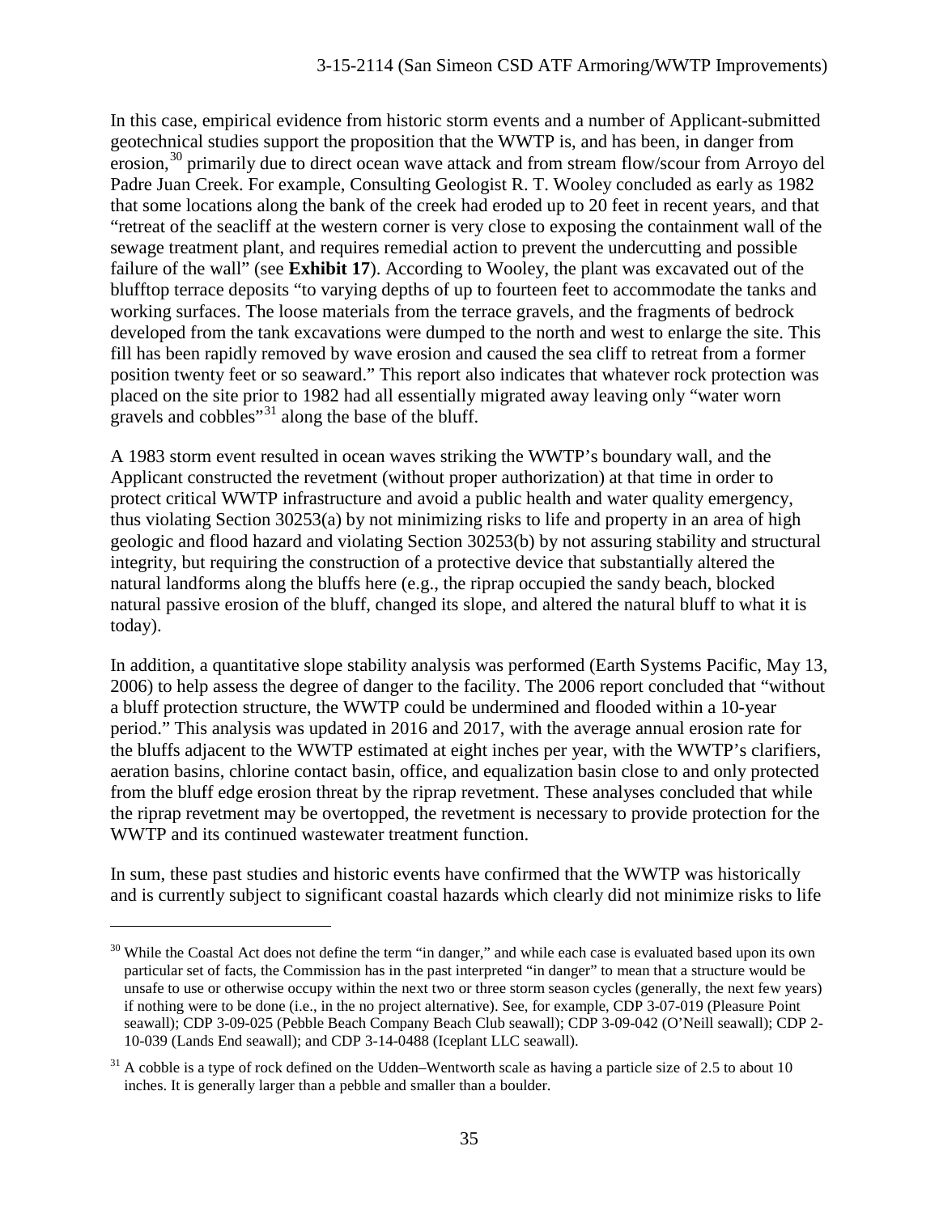In this case, empirical evidence from historic storm events and a number of Applicant-submitted geotechnical studies support the proposition that the WWTP is, and has been, in danger from erosion,[30] primarily due to direct ocean wave attack and from stream flow/scour from Arroyo del Padre Juan Creek. For example, Consulting Geologist R. T. Wooley concluded as early as 1982 that some locations along the bank of the creek had eroded up to 20 feet in recent years, and that "retreat of the seacliff at the western corner is very close to exposing the containment wall of the sewage treatment plant, and requires remedial action to prevent the undercutting and possible failure of the wall" (see **Exhibit 17**). According to Wooley, the plant was excavated out of the blufftop terrace deposits "to varying depths of up to fourteen feet to accommodate the tanks and working surfaces. The loose materials from the terrace gravels, and the fragments of bedrock developed from the tank excavations were dumped to the north and west to enlarge the site. This fill has been rapidly removed by wave erosion and caused the sea cliff to retreat from a former position twenty feet or so seaward." This report also indicates that whatever rock protection was placed on the site prior to 1982 had all essentially migrated away leaving only "water worn gravels and cobbles"[31] along the base of the bluff.

A 1983 storm event resulted in ocean waves striking the WWTP's boundary wall, and the Applicant constructed the revetment (without proper authorization) at that time in order to protect critical WWTP infrastructure and avoid a public health and water quality emergency, thus violating Section 30253(a) by not minimizing risks to life and property in an area of high geologic and flood hazard and violating Section 30253(b) by not assuring stability and structural integrity, but requiring the construction of a protective device that substantially altered the natural landforms along the bluffs here (e.g., the riprap occupied the sandy beach, blocked natural passive erosion of the bluff, changed its slope, and altered the natural bluff to what it is today).

In addition, a quantitative slope stability analysis was performed (Earth Systems Pacific, May 13, 2006) to help assess the degree of danger to the facility. The 2006 report concluded that "without a bluff protection structure, the WWTP could be undermined and flooded within a 10-year period." This analysis was updated in 2016 and 2017, with the average annual erosion rate for the bluffs adjacent to the WWTP estimated at eight inches per year, with the WWTP's clarifiers, aeration basins, chlorine contact basin, office, and equalization basin close to and only protected from the bluff edge erosion threat by the riprap revetment. These analyses concluded that while the riprap revetment may be overtopped, the revetment is necessary to provide protection for the WWTP and its continued wastewater treatment function.

In sum, these past studies and historic events have confirmed that the WWTP was historically and is currently subject to significant coastal hazards which clearly did not minimize risks to life

---

[30] While the Coastal Act does not define the term "in danger," and while each case is evaluated based upon its own particular set of facts, the Commission has in the past interpreted "in danger" to mean that a structure would be unsafe to use or otherwise occupy within the next two or three storm season cycles (generally, the next few years) if nothing were to be done (i.e., in the no project alternative). See, for example, CDP 3-07-019 (Pleasure Point seawall); CDP 3-09-025 (Pebble Beach Company Beach Club seawall); CDP 3-09-042 (O'Neill seawall); CDP 2-10-039 (Lands End seawall); and CDP 3-14-0488 (Iceplant LLC seawall).

[31] A cobble is a type of rock defined on the Udden–Wentworth scale as having a particle size of 2.5 to about 10 inches. It is generally larger than a pebble and smaller than a boulder.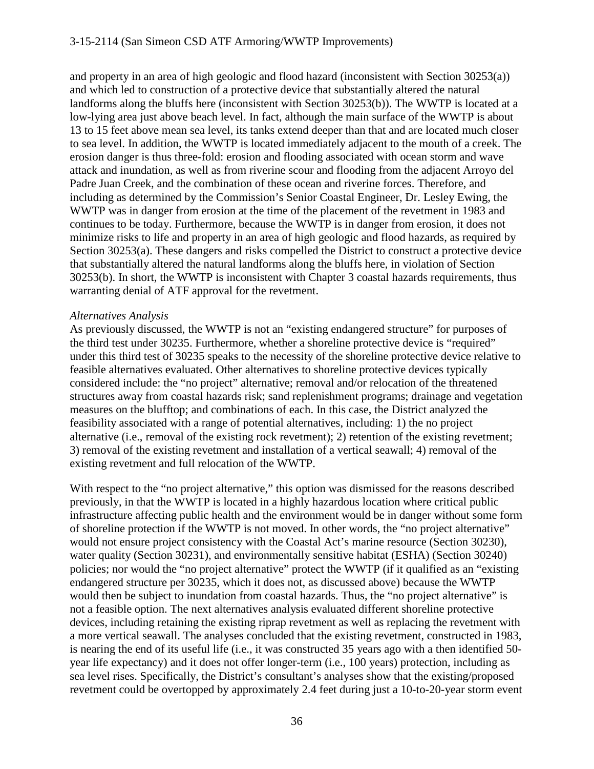and property in an area of high geologic and flood hazard (inconsistent with Section 30253(a)) and which led to construction of a protective device that substantially altered the natural landforms along the bluffs here (inconsistent with Section 30253(b)). The WWTP is located at a low-lying area just above beach level. In fact, although the main surface of the WWTP is about 13 to 15 feet above mean sea level, its tanks extend deeper than that and are located much closer to sea level. In addition, the WWTP is located immediately adjacent to the mouth of a creek. The erosion danger is thus three-fold: erosion and flooding associated with ocean storm and wave attack and inundation, as well as from riverine scour and flooding from the adjacent Arroyo del Padre Juan Creek, and the combination of these ocean and riverine forces. Therefore, and including as determined by the Commission's Senior Coastal Engineer, Dr. Lesley Ewing, the WWTP was in danger from erosion at the time of the placement of the revetment in 1983 and continues to be today. Furthermore, because the WWTP is in danger from erosion, it does not minimize risks to life and property in an area of high geologic and flood hazards, as required by Section 30253(a). These dangers and risks compelled the District to construct a protective device that substantially altered the natural landforms along the bluffs here, in violation of Section 30253(b). In short, the WWTP is inconsistent with Chapter 3 coastal hazards requirements, thus warranting denial of ATF approval for the revetment.

*Alternatives Analysis*

As previously discussed, the WWTP is not an "existing endangered structure" for purposes of the third test under 30235. Furthermore, whether a shoreline protective device is "required" under this third test of 30235 speaks to the necessity of the shoreline protective device relative to feasible alternatives evaluated. Other alternatives to shoreline protective devices typically considered include: the "no project" alternative; removal and/or relocation of the threatened structures away from coastal hazards risk; sand replenishment programs; drainage and vegetation measures on the blufftop; and combinations of each. In this case, the District analyzed the feasibility associated with a range of potential alternatives, including: 1) the no project alternative (i.e., removal of the existing rock revetment); 2) retention of the existing revetment; 3) removal of the existing revetment and installation of a vertical seawall; 4) removal of the existing revetment and full relocation of the WWTP.

With respect to the "no project alternative," this option was dismissed for the reasons described previously, in that the WWTP is located in a highly hazardous location where critical public infrastructure affecting public health and the environment would be in danger without some form of shoreline protection if the WWTP is not moved. In other words, the "no project alternative" would not ensure project consistency with the Coastal Act's marine resource (Section 30230), water quality (Section 30231), and environmentally sensitive habitat (ESHA) (Section 30240) policies; nor would the "no project alternative" protect the WWTP (if it qualified as an "existing endangered structure per 30235, which it does not, as discussed above) because the WWTP would then be subject to inundation from coastal hazards. Thus, the "no project alternative" is not a feasible option. The next alternatives analysis evaluated different shoreline protective devices, including retaining the existing riprap revetment as well as replacing the revetment with a more vertical seawall. The analyses concluded that the existing revetment, constructed in 1983, is nearing the end of its useful life (i.e., it was constructed 35 years ago with a then identified 50-year life expectancy) and it does not offer longer-term (i.e., 100 years) protection, including as sea level rises. Specifically, the District's consultant's analyses show that the existing/proposed revetment could be overtopped by approximately 2.4 feet during just a 10-to-20-year storm event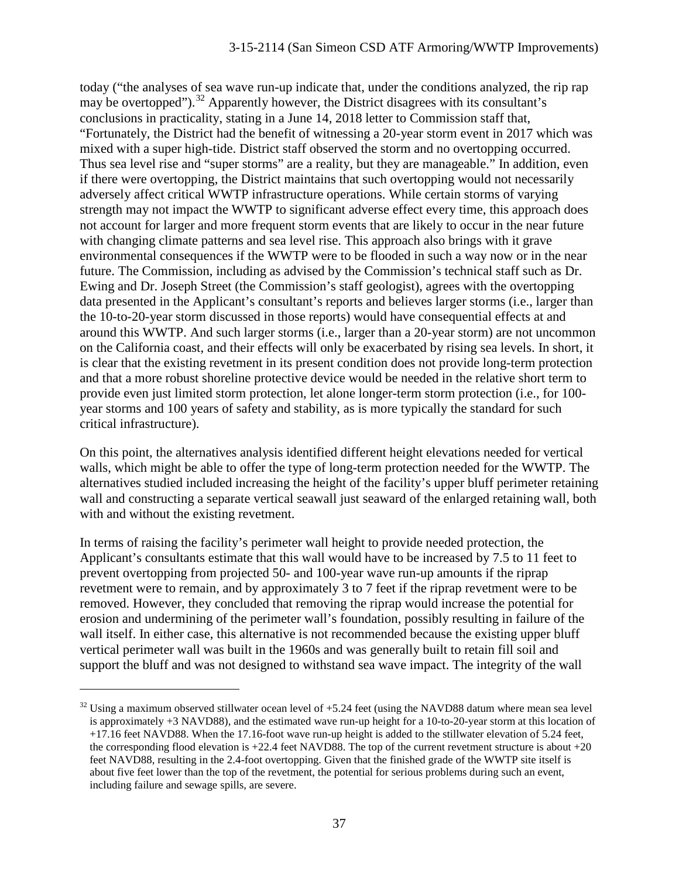today ("the analyses of sea wave run-up indicate that, under the conditions analyzed, the rip rap may be overtopped").[32] Apparently however, the District disagrees with its consultant's conclusions in practicality, stating in a June 14, 2018 letter to Commission staff that, "Fortunately, the District had the benefit of witnessing a 20-year storm event in 2017 which was mixed with a super high-tide. District staff observed the storm and no overtopping occurred. Thus sea level rise and "super storms" are a reality, but they are manageable." In addition, even if there were overtopping, the District maintains that such overtopping would not necessarily adversely affect critical WWTP infrastructure operations. While certain storms of varying strength may not impact the WWTP to significant adverse effect every time, this approach does not account for larger and more frequent storm events that are likely to occur in the near future with changing climate patterns and sea level rise. This approach also brings with it grave environmental consequences if the WWTP were to be flooded in such a way now or in the near future. The Commission, including as advised by the Commission's technical staff such as Dr. Ewing and Dr. Joseph Street (the Commission's staff geologist), agrees with the overtopping data presented in the Applicant's consultant's reports and believes larger storms (i.e., larger than the 10-to-20-year storm discussed in those reports) would have consequential effects at and around this WWTP. And such larger storms (i.e., larger than a 20-year storm) are not uncommon on the California coast, and their effects will only be exacerbated by rising sea levels. In short, it is clear that the existing revetment in its present condition does not provide long-term protection and that a more robust shoreline protective device would be needed in the relative short term to provide even just limited storm protection, let alone longer-term storm protection (i.e., for 100-year storms and 100 years of safety and stability, as is more typically the standard for such critical infrastructure).

On this point, the alternatives analysis identified different height elevations needed for vertical walls, which might be able to offer the type of long-term protection needed for the WWTP. The alternatives studied included increasing the height of the facility's upper bluff perimeter retaining wall and constructing a separate vertical seawall just seaward of the enlarged retaining wall, both with and without the existing revetment.

In terms of raising the facility's perimeter wall height to provide needed protection, the Applicant's consultants estimate that this wall would have to be increased by 7.5 to 11 feet to prevent overtopping from projected 50- and 100-year wave run-up amounts if the riprap revetment were to remain, and by approximately 3 to 7 feet if the riprap revetment were to be removed. However, they concluded that removing the riprap would increase the potential for erosion and undermining of the perimeter wall's foundation, possibly resulting in failure of the wall itself. In either case, this alternative is not recommended because the existing upper bluff vertical perimeter wall was built in the 1960s and was generally built to retain fill soil and support the bluff and was not designed to withstand sea wave impact. The integrity of the wall

---

[32] Using a maximum observed stillwater ocean level of +5.24 feet (using the NAVD88 datum where mean sea level is approximately +3 NAVD88), and the estimated wave run-up height for a 10-to-20-year storm at this location of +17.16 feet NAVD88. When the 17.16-foot wave run-up height is added to the stillwater elevation of 5.24 feet, the corresponding flood elevation is +22.4 feet NAVD88. The top of the current revetment structure is about +20 feet NAVD88, resulting in the 2.4-foot overtopping. Given that the finished grade of the WWTP site itself is about five feet lower than the top of the revetment, the potential for serious problems during such an event, including failure and sewage spills, are severe.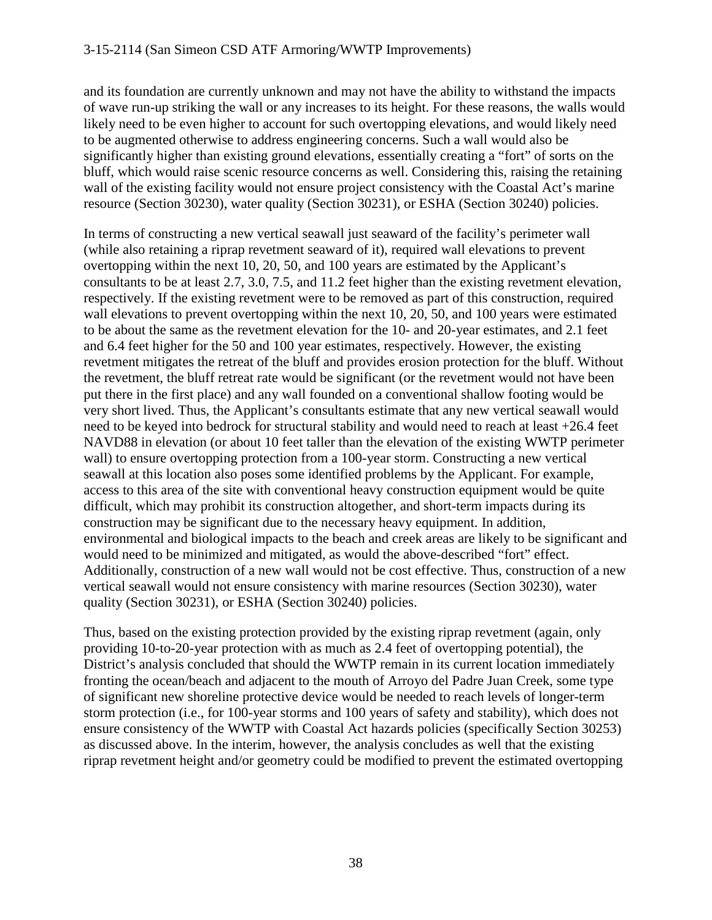and its foundation are currently unknown and may not have the ability to withstand the impacts of wave run-up striking the wall or any increases to its height. For these reasons, the walls would likely need to be even higher to account for such overtopping elevations, and would likely need to be augmented otherwise to address engineering concerns. Such a wall would also be significantly higher than existing ground elevations, essentially creating a "fort" of sorts on the bluff, which would raise scenic resource concerns as well. Considering this, raising the retaining wall of the existing facility would not ensure project consistency with the Coastal Act's marine resource (Section 30230), water quality (Section 30231), or ESHA (Section 30240) policies.

In terms of constructing a new vertical seawall just seaward of the facility's perimeter wall (while also retaining a riprap revetment seaward of it), required wall elevations to prevent overtopping within the next 10, 20, 50, and 100 years are estimated by the Applicant's consultants to be at least 2.7, 3.0, 7.5, and 11.2 feet higher than the existing revetment elevation, respectively. If the existing revetment were to be removed as part of this construction, required wall elevations to prevent overtopping within the next 10, 20, 50, and 100 years were estimated to be about the same as the revetment elevation for the 10- and 20-year estimates, and 2.1 feet and 6.4 feet higher for the 50 and 100 year estimates, respectively. However, the existing revetment mitigates the retreat of the bluff and provides erosion protection for the bluff. Without the revetment, the bluff retreat rate would be significant (or the revetment would not have been put there in the first place) and any wall founded on a conventional shallow footing would be very short lived. Thus, the Applicant's consultants estimate that any new vertical seawall would need to be keyed into bedrock for structural stability and would need to reach at least +26.4 feet NAVD88 in elevation (or about 10 feet taller than the elevation of the existing WWTP perimeter wall) to ensure overtopping protection from a 100-year storm. Constructing a new vertical seawall at this location also poses some identified problems by the Applicant. For example, access to this area of the site with conventional heavy construction equipment would be quite difficult, which may prohibit its construction altogether, and short-term impacts during its construction may be significant due to the necessary heavy equipment. In addition, environmental and biological impacts to the beach and creek areas are likely to be significant and would need to be minimized and mitigated, as would the above-described "fort" effect. Additionally, construction of a new wall would not be cost effective. Thus, construction of a new vertical seawall would not ensure consistency with marine resources (Section 30230), water quality (Section 30231), or ESHA (Section 30240) policies.

Thus, based on the existing protection provided by the existing riprap revetment (again, only providing 10-to-20-year protection with as much as 2.4 feet of overtopping potential), the District's analysis concluded that should the WWTP remain in its current location immediately fronting the ocean/beach and adjacent to the mouth of Arroyo del Padre Juan Creek, some type of significant new shoreline protective device would be needed to reach levels of longer-term storm protection (i.e., for 100-year storms and 100 years of safety and stability), which does not ensure consistency of the WWTP with Coastal Act hazards policies (specifically Section 30253) as discussed above. In the interim, however, the analysis concludes as well that the existing riprap revetment height and/or geometry could be modified to prevent the estimated overtopping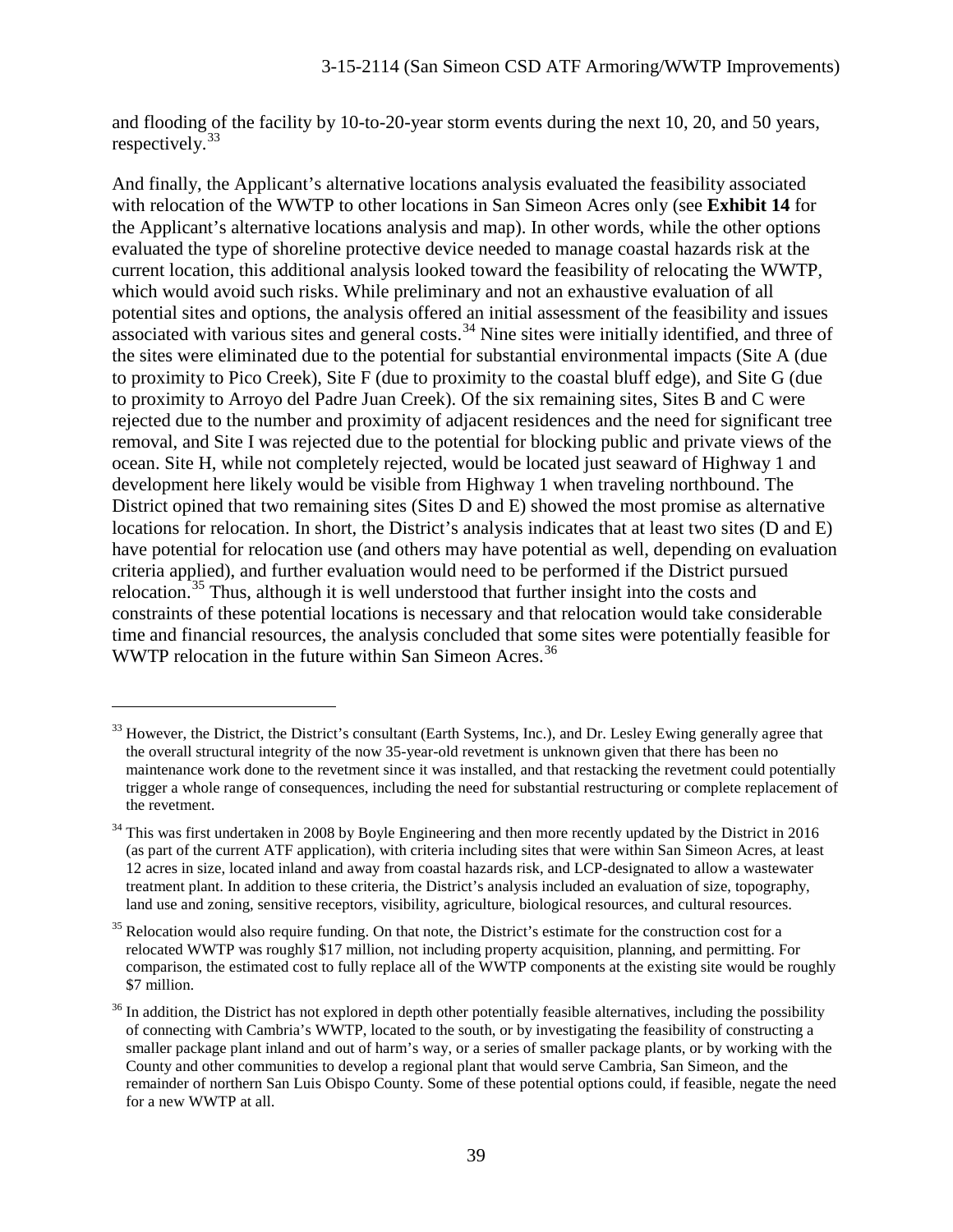and flooding of the facility by 10-to-20-year storm events during the next 10, 20, and 50 years, respectively.[33]

And finally, the Applicant's alternative locations analysis evaluated the feasibility associated with relocation of the WWTP to other locations in San Simeon Acres only (see **Exhibit 14** for the Applicant's alternative locations analysis and map). In other words, while the other options evaluated the type of shoreline protective device needed to manage coastal hazards risk at the current location, this additional analysis looked toward the feasibility of relocating the WWTP, which would avoid such risks. While preliminary and not an exhaustive evaluation of all potential sites and options, the analysis offered an initial assessment of the feasibility and issues associated with various sites and general costs.[34] Nine sites were initially identified, and three of the sites were eliminated due to the potential for substantial environmental impacts (Site A (due to proximity to Pico Creek), Site F (due to proximity to the coastal bluff edge), and Site G (due to proximity to Arroyo del Padre Juan Creek). Of the six remaining sites, Sites B and C were rejected due to the number and proximity of adjacent residences and the need for significant tree removal, and Site I was rejected due to the potential for blocking public and private views of the ocean. Site H, while not completely rejected, would be located just seaward of Highway 1 and development here likely would be visible from Highway 1 when traveling northbound. The District opined that two remaining sites (Sites D and E) showed the most promise as alternative locations for relocation. In short, the District's analysis indicates that at least two sites (D and E) have potential for relocation use (and others may have potential as well, depending on evaluation criteria applied), and further evaluation would need to be performed if the District pursued relocation.[35] Thus, although it is well understood that further insight into the costs and constraints of these potential locations is necessary and that relocation would take considerable time and financial resources, the analysis concluded that some sites were potentially feasible for WWTP relocation in the future within San Simeon Acres.[36]

---

[33] However, the District, the District's consultant (Earth Systems, Inc.), and Dr. Lesley Ewing generally agree that the overall structural integrity of the now 35-year-old revetment is unknown given that there has been no maintenance work done to the revetment since it was installed, and that restacking the revetment could potentially trigger a whole range of consequences, including the need for substantial restructuring or complete replacement of the revetment.

[34] This was first undertaken in 2008 by Boyle Engineering and then more recently updated by the District in 2016 (as part of the current ATF application), with criteria including sites that were within San Simeon Acres, at least 12 acres in size, located inland and away from coastal hazards risk, and LCP-designated to allow a wastewater treatment plant. In addition to these criteria, the District's analysis included an evaluation of size, topography, land use and zoning, sensitive receptors, visibility, agriculture, biological resources, and cultural resources.

[35] Relocation would also require funding. On that note, the District's estimate for the construction cost for a relocated WWTP was roughly $17 million, not including property acquisition, planning, and permitting. For comparison, the estimated cost to fully replace all of the WWTP components at the existing site would be roughly $7 million.

[36] In addition, the District has not explored in depth other potentially feasible alternatives, including the possibility of connecting with Cambria's WWTP, located to the south, or by investigating the feasibility of constructing a smaller package plant inland and out of harm's way, or a series of smaller package plants, or by working with the County and other communities to develop a regional plant that would serve Cambria, San Simeon, and the remainder of northern San Luis Obispo County. Some of these potential options could, if feasible, negate the need for a new WWTP at all.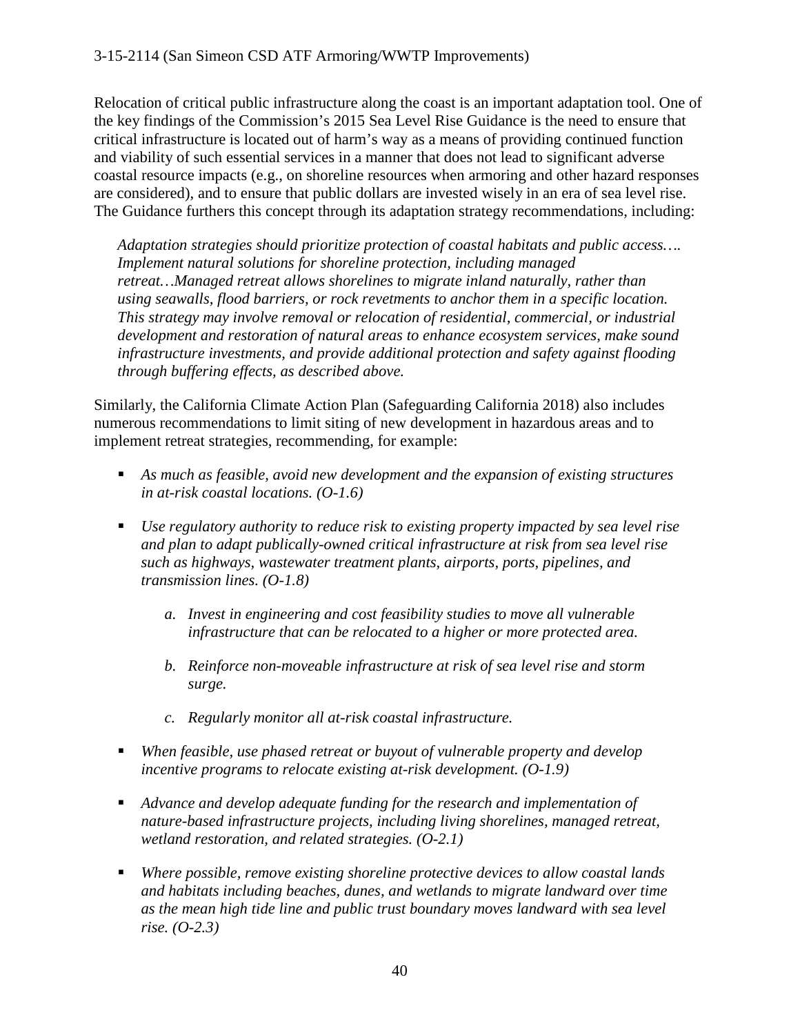Relocation of critical public infrastructure along the coast is an important adaptation tool. One of the key findings of the Commission's 2015 Sea Level Rise Guidance is the need to ensure that critical infrastructure is located out of harm's way as a means of providing continued function and viability of such essential services in a manner that does not lead to significant adverse coastal resource impacts (e.g., on shoreline resources when armoring and other hazard responses are considered), and to ensure that public dollars are invested wisely in an era of sea level rise. The Guidance furthers this concept through its adaptation strategy recommendations, including:

> *Adaptation strategies should prioritize protection of coastal habitats and public access…. Implement natural solutions for shoreline protection, including managed retreat…Managed retreat allows shorelines to migrate inland naturally, rather than using seawalls, flood barriers, or rock revetments to anchor them in a specific location. This strategy may involve removal or relocation of residential, commercial, or industrial development and restoration of natural areas to enhance ecosystem services, make sound infrastructure investments, and provide additional protection and safety against flooding through buffering effects, as described above.*

Similarly, the California Climate Action Plan (Safeguarding California 2018) also includes numerous recommendations to limit siting of new development in hazardous areas and to implement retreat strategies, recommending, for example:

- *As much as feasible, avoid new development and the expansion of existing structures in at-risk coastal locations. (O-1.6)*
- *Use regulatory authority to reduce risk to existing property impacted by sea level rise and plan to adapt publically-owned critical infrastructure at risk from sea level rise such as highways, wastewater treatment plants, airports, ports, pipelines, and transmission lines. (O-1.8)*
    - a. *Invest in engineering and cost feasibility studies to move all vulnerable infrastructure that can be relocated to a higher or more protected area.*
    - b. *Reinforce non-moveable infrastructure at risk of sea level rise and storm surge.*
    - c. *Regularly monitor all at-risk coastal infrastructure.*
- *When feasible, use phased retreat or buyout of vulnerable property and develop incentive programs to relocate existing at-risk development. (O-1.9)*
- *Advance and develop adequate funding for the research and implementation of nature-based infrastructure projects, including living shorelines, managed retreat, wetland restoration, and related strategies. (O-2.1)*
- *Where possible, remove existing shoreline protective devices to allow coastal lands and habitats including beaches, dunes, and wetlands to migrate landward over time as the mean high tide line and public trust boundary moves landward with sea level rise. (O-2.3)*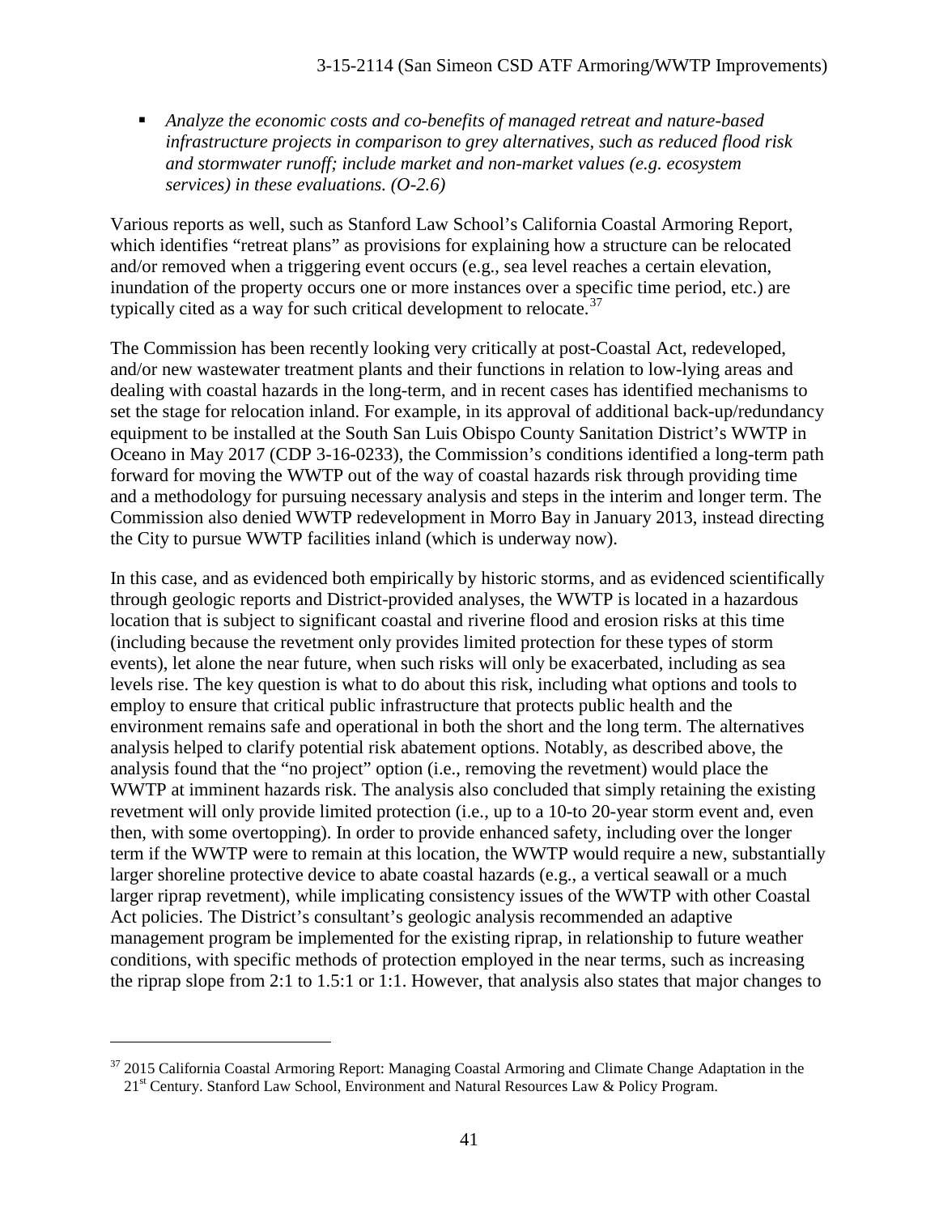- *Analyze the economic costs and co-benefits of managed retreat and nature-based infrastructure projects in comparison to grey alternatives, such as reduced flood risk and stormwater runoff; include market and non-market values (e.g. ecosystem services) in these evaluations. (O-2.6)*

Various reports as well, such as Stanford Law School's California Coastal Armoring Report, which identifies "retreat plans" as provisions for explaining how a structure can be relocated and/or removed when a triggering event occurs (e.g., sea level reaches a certain elevation, inundation of the property occurs one or more instances over a specific time period, etc.) are typically cited as a way for such critical development to relocate.[37]

The Commission has been recently looking very critically at post-Coastal Act, redeveloped, and/or new wastewater treatment plants and their functions in relation to low-lying areas and dealing with coastal hazards in the long-term, and in recent cases has identified mechanisms to set the stage for relocation inland. For example, in its approval of additional back-up/redundancy equipment to be installed at the South San Luis Obispo County Sanitation District's WWTP in Oceano in May 2017 (CDP 3-16-0233), the Commission's conditions identified a long-term path forward for moving the WWTP out of the way of coastal hazards risk through providing time and a methodology for pursuing necessary analysis and steps in the interim and longer term. The Commission also denied WWTP redevelopment in Morro Bay in January 2013, instead directing the City to pursue WWTP facilities inland (which is underway now).

In this case, and as evidenced both empirically by historic storms, and as evidenced scientifically through geologic reports and District-provided analyses, the WWTP is located in a hazardous location that is subject to significant coastal and riverine flood and erosion risks at this time (including because the revetment only provides limited protection for these types of storm events), let alone the near future, when such risks will only be exacerbated, including as sea levels rise. The key question is what to do about this risk, including what options and tools to employ to ensure that critical public infrastructure that protects public health and the environment remains safe and operational in both the short and the long term. The alternatives analysis helped to clarify potential risk abatement options. Notably, as described above, the analysis found that the "no project" option (i.e., removing the revetment) would place the WWTP at imminent hazards risk. The analysis also concluded that simply retaining the existing revetment will only provide limited protection (i.e., up to a 10-to 20-year storm event and, even then, with some overtopping). In order to provide enhanced safety, including over the longer term if the WWTP were to remain at this location, the WWTP would require a new, substantially larger shoreline protective device to abate coastal hazards (e.g., a vertical seawall or a much larger riprap revetment), while implicating consistency issues of the WWTP with other Coastal Act policies. The District's consultant's geologic analysis recommended an adaptive management program be implemented for the existing riprap, in relationship to future weather conditions, with specific methods of protection employed in the near terms, such as increasing the riprap slope from 2:1 to 1.5:1 or 1:1. However, that analysis also states that major changes to

---

[37] 2015 California Coastal Armoring Report: Managing Coastal Armoring and Climate Change Adaptation in the 21st Century. Stanford Law School, Environment and Natural Resources Law & Policy Program.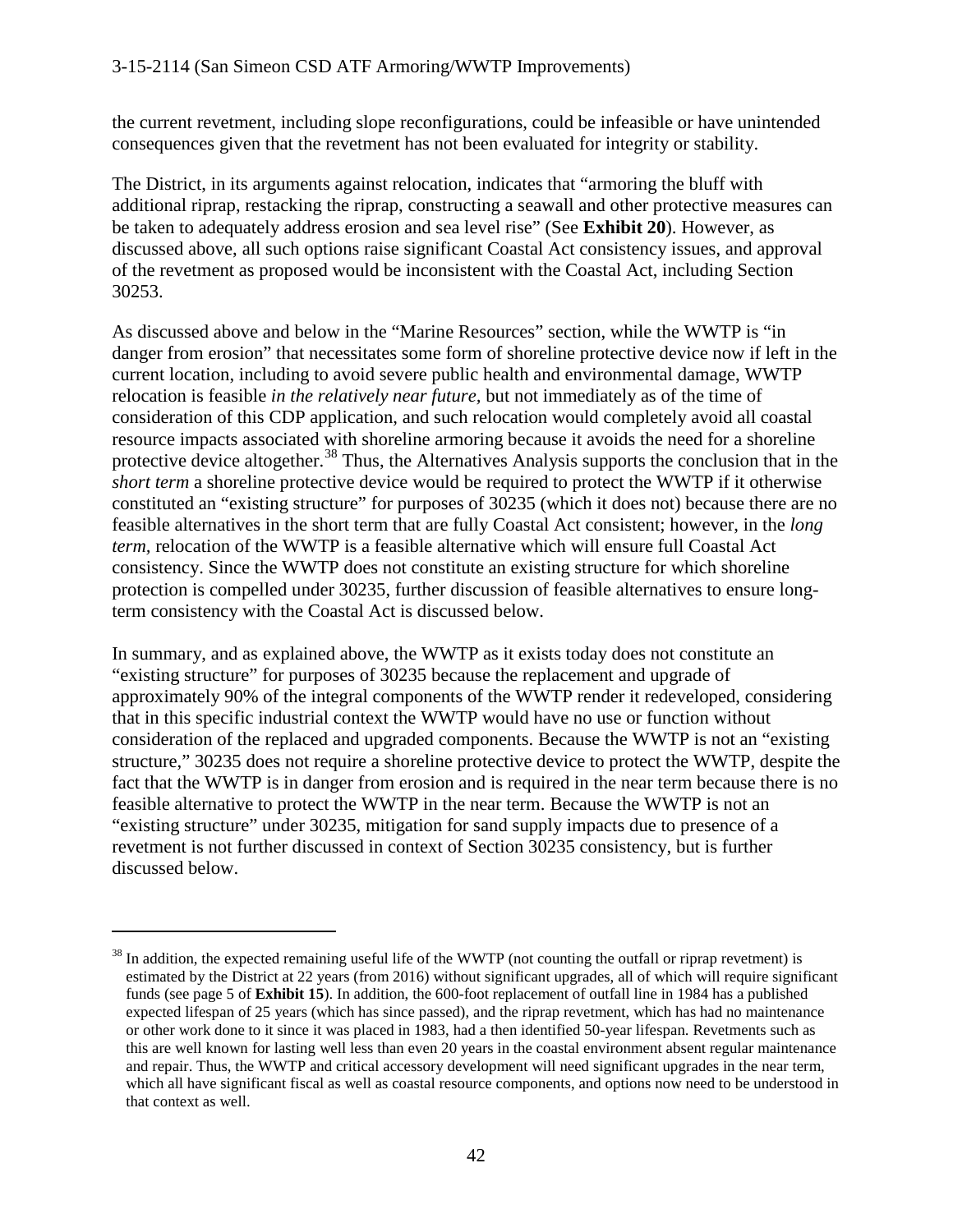the current revetment, including slope reconfigurations, could be infeasible or have unintended consequences given that the revetment has not been evaluated for integrity or stability.

The District, in its arguments against relocation, indicates that "armoring the bluff with additional riprap, restacking the riprap, constructing a seawall and other protective measures can be taken to adequately address erosion and sea level rise" (See **Exhibit 20**). However, as discussed above, all such options raise significant Coastal Act consistency issues, and approval of the revetment as proposed would be inconsistent with the Coastal Act, including Section 30253.

As discussed above and below in the "Marine Resources" section, while the WWTP is "in danger from erosion" that necessitates some form of shoreline protective device now if left in the current location, including to avoid severe public health and environmental damage, WWTP relocation is feasible *in the relatively near future*, but not immediately as of the time of consideration of this CDP application, and such relocation would completely avoid all coastal resource impacts associated with shoreline armoring because it avoids the need for a shoreline protective device altogether.[38] Thus, the Alternatives Analysis supports the conclusion that in the *short term* a shoreline protective device would be required to protect the WWTP if it otherwise constituted an "existing structure" for purposes of 30235 (which it does not) because there are no feasible alternatives in the short term that are fully Coastal Act consistent; however, in the *long term*, relocation of the WWTP is a feasible alternative which will ensure full Coastal Act consistency. Since the WWTP does not constitute an existing structure for which shoreline protection is compelled under 30235, further discussion of feasible alternatives to ensure long-term consistency with the Coastal Act is discussed below.

In summary, and as explained above, the WWTP as it exists today does not constitute an "existing structure" for purposes of 30235 because the replacement and upgrade of approximately 90% of the integral components of the WWTP render it redeveloped, considering that in this specific industrial context the WWTP would have no use or function without consideration of the replaced and upgraded components. Because the WWTP is not an "existing structure," 30235 does not require a shoreline protective device to protect the WWTP, despite the fact that the WWTP is in danger from erosion and is required in the near term because there is no feasible alternative to protect the WWTP in the near term. Because the WWTP is not an "existing structure" under 30235, mitigation for sand supply impacts due to presence of a revetment is not further discussed in context of Section 30235 consistency, but is further discussed below.

---

[38] In addition, the expected remaining useful life of the WWTP (not counting the outfall or riprap revetment) is estimated by the District at 22 years (from 2016) without significant upgrades, all of which will require significant funds (see page 5 of **Exhibit 15**). In addition, the 600-foot replacement of outfall line in 1984 has a published expected lifespan of 25 years (which has since passed), and the riprap revetment, which has had no maintenance or other work done to it since it was placed in 1983, had a then identified 50-year lifespan. Revetments such as this are well known for lasting well less than even 20 years in the coastal environment absent regular maintenance and repair. Thus, the WWTP and critical accessory development will need significant upgrades in the near term, which all have significant fiscal as well as coastal resource components, and options now need to be understood in that context as well.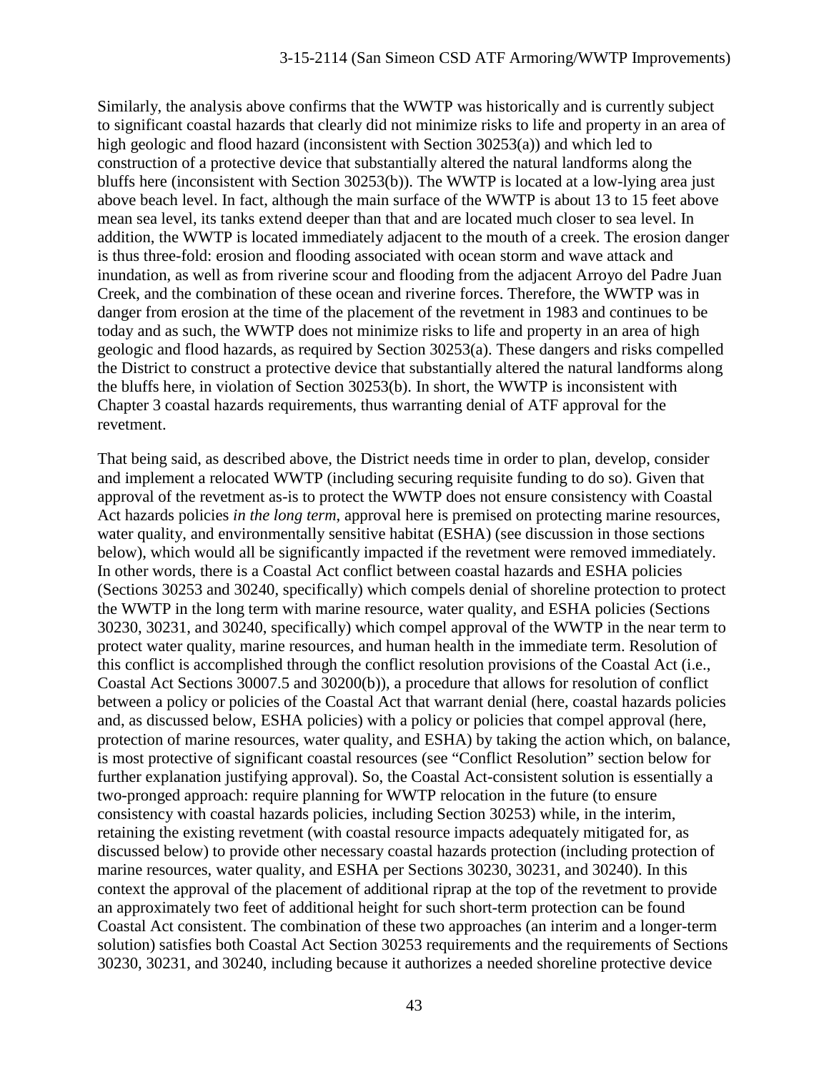Similarly, the analysis above confirms that the WWTP was historically and is currently subject to significant coastal hazards that clearly did not minimize risks to life and property in an area of high geologic and flood hazard (inconsistent with Section 30253(a)) and which led to construction of a protective device that substantially altered the natural landforms along the bluffs here (inconsistent with Section 30253(b)). The WWTP is located at a low-lying area just above beach level. In fact, although the main surface of the WWTP is about 13 to 15 feet above mean sea level, its tanks extend deeper than that and are located much closer to sea level. In addition, the WWTP is located immediately adjacent to the mouth of a creek. The erosion danger is thus three-fold: erosion and flooding associated with ocean storm and wave attack and inundation, as well as from riverine scour and flooding from the adjacent Arroyo del Padre Juan Creek, and the combination of these ocean and riverine forces. Therefore, the WWTP was in danger from erosion at the time of the placement of the revetment in 1983 and continues to be today and as such, the WWTP does not minimize risks to life and property in an area of high geologic and flood hazards, as required by Section 30253(a). These dangers and risks compelled the District to construct a protective device that substantially altered the natural landforms along the bluffs here, in violation of Section 30253(b). In short, the WWTP is inconsistent with Chapter 3 coastal hazards requirements, thus warranting denial of ATF approval for the revetment.

That being said, as described above, the District needs time in order to plan, develop, consider and implement a relocated WWTP (including securing requisite funding to do so). Given that approval of the revetment as-is to protect the WWTP does not ensure consistency with Coastal Act hazards policies *in the long term*, approval here is premised on protecting marine resources, water quality, and environmentally sensitive habitat (ESHA) (see discussion in those sections below), which would all be significantly impacted if the revetment were removed immediately. In other words, there is a Coastal Act conflict between coastal hazards and ESHA policies (Sections 30253 and 30240, specifically) which compels denial of shoreline protection to protect the WWTP in the long term with marine resource, water quality, and ESHA policies (Sections 30230, 30231, and 30240, specifically) which compel approval of the WWTP in the near term to protect water quality, marine resources, and human health in the immediate term. Resolution of this conflict is accomplished through the conflict resolution provisions of the Coastal Act (i.e., Coastal Act Sections 30007.5 and 30200(b)), a procedure that allows for resolution of conflict between a policy or policies of the Coastal Act that warrant denial (here, coastal hazards policies and, as discussed below, ESHA policies) with a policy or policies that compel approval (here, protection of marine resources, water quality, and ESHA) by taking the action which, on balance, is most protective of significant coastal resources (see "Conflict Resolution" section below for further explanation justifying approval). So, the Coastal Act-consistent solution is essentially a two-pronged approach: require planning for WWTP relocation in the future (to ensure consistency with coastal hazards policies, including Section 30253) while, in the interim, retaining the existing revetment (with coastal resource impacts adequately mitigated for, as discussed below) to provide other necessary coastal hazards protection (including protection of marine resources, water quality, and ESHA per Sections 30230, 30231, and 30240). In this context the approval of the placement of additional riprap at the top of the revetment to provide an approximately two feet of additional height for such short-term protection can be found Coastal Act consistent. The combination of these two approaches (an interim and a longer-term solution) satisfies both Coastal Act Section 30253 requirements and the requirements of Sections 30230, 30231, and 30240, including because it authorizes a needed shoreline protective device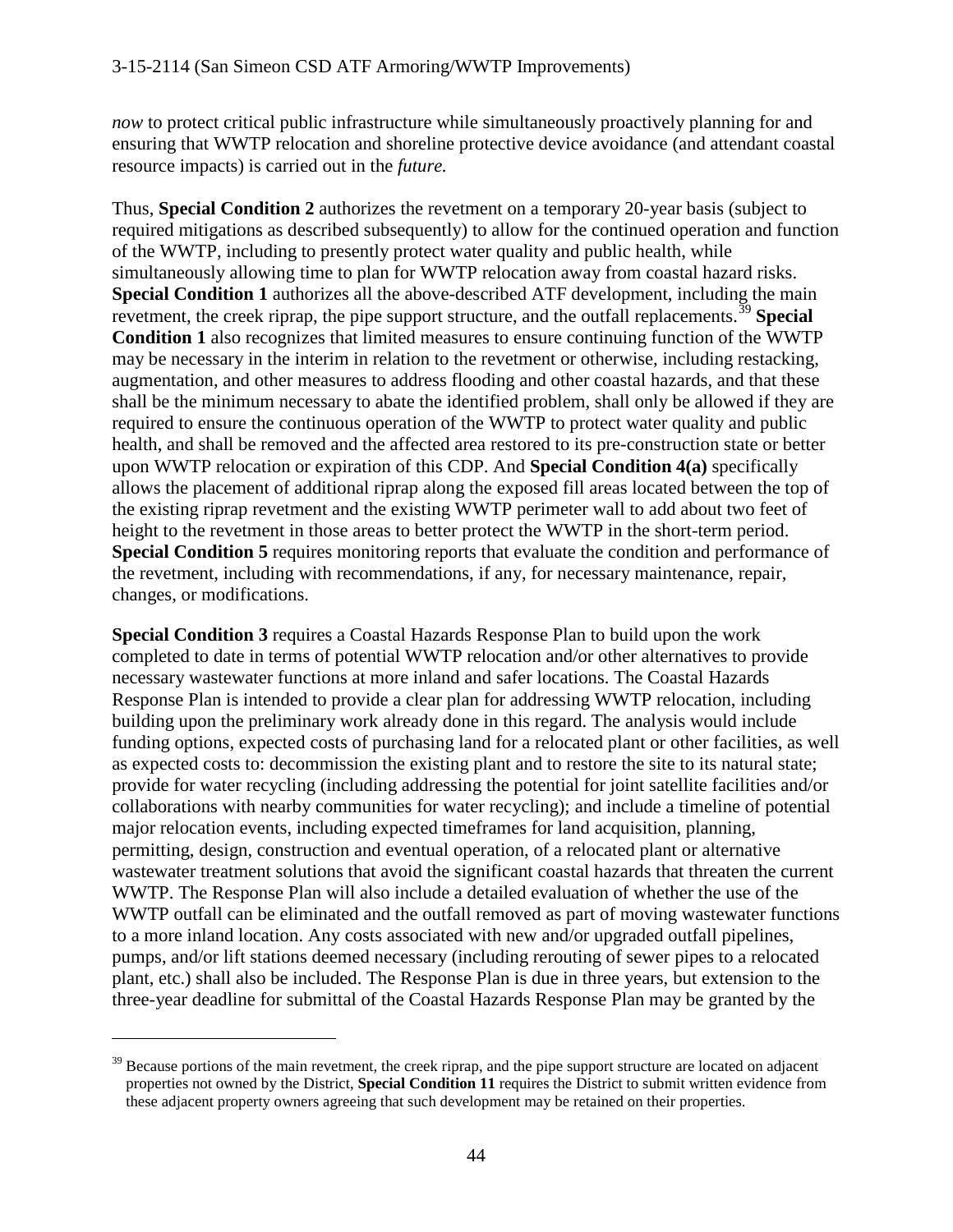*now* to protect critical public infrastructure while simultaneously proactively planning for and ensuring that WWTP relocation and shoreline protective device avoidance (and attendant coastal resource impacts) is carried out in the *future.*

Thus, **Special Condition 2** authorizes the revetment on a temporary 20-year basis (subject to required mitigations as described subsequently) to allow for the continued operation and function of the WWTP, including to presently protect water quality and public health, while simultaneously allowing time to plan for WWTP relocation away from coastal hazard risks. **Special Condition 1** authorizes all the above-described ATF development, including the main revetment, the creek riprap, the pipe support structure, and the outfall replacements.[39] **Special Condition 1** also recognizes that limited measures to ensure continuing function of the WWTP may be necessary in the interim in relation to the revetment or otherwise, including restacking, augmentation, and other measures to address flooding and other coastal hazards, and that these shall be the minimum necessary to abate the identified problem, shall only be allowed if they are required to ensure the continuous operation of the WWTP to protect water quality and public health, and shall be removed and the affected area restored to its pre-construction state or better upon WWTP relocation or expiration of this CDP. And **Special Condition 4(a)** specifically allows the placement of additional riprap along the exposed fill areas located between the top of the existing riprap revetment and the existing WWTP perimeter wall to add about two feet of height to the revetment in those areas to better protect the WWTP in the short-term period. **Special Condition 5** requires monitoring reports that evaluate the condition and performance of the revetment, including with recommendations, if any, for necessary maintenance, repair, changes, or modifications.

**Special Condition 3** requires a Coastal Hazards Response Plan to build upon the work completed to date in terms of potential WWTP relocation and/or other alternatives to provide necessary wastewater functions at more inland and safer locations. The Coastal Hazards Response Plan is intended to provide a clear plan for addressing WWTP relocation, including building upon the preliminary work already done in this regard. The analysis would include funding options, expected costs of purchasing land for a relocated plant or other facilities, as well as expected costs to: decommission the existing plant and to restore the site to its natural state; provide for water recycling (including addressing the potential for joint satellite facilities and/or collaborations with nearby communities for water recycling); and include a timeline of potential major relocation events, including expected timeframes for land acquisition, planning, permitting, design, construction and eventual operation, of a relocated plant or alternative wastewater treatment solutions that avoid the significant coastal hazards that threaten the current WWTP. The Response Plan will also include a detailed evaluation of whether the use of the WWTP outfall can be eliminated and the outfall removed as part of moving wastewater functions to a more inland location. Any costs associated with new and/or upgraded outfall pipelines, pumps, and/or lift stations deemed necessary (including rerouting of sewer pipes to a relocated plant, etc.) shall also be included. The Response Plan is due in three years, but extension to the three-year deadline for submittal of the Coastal Hazards Response Plan may be granted by the

---

[39] Because portions of the main revetment, the creek riprap, and the pipe support structure are located on adjacent properties not owned by the District, **Special Condition 11** requires the District to submit written evidence from these adjacent property owners agreeing that such development may be retained on their properties.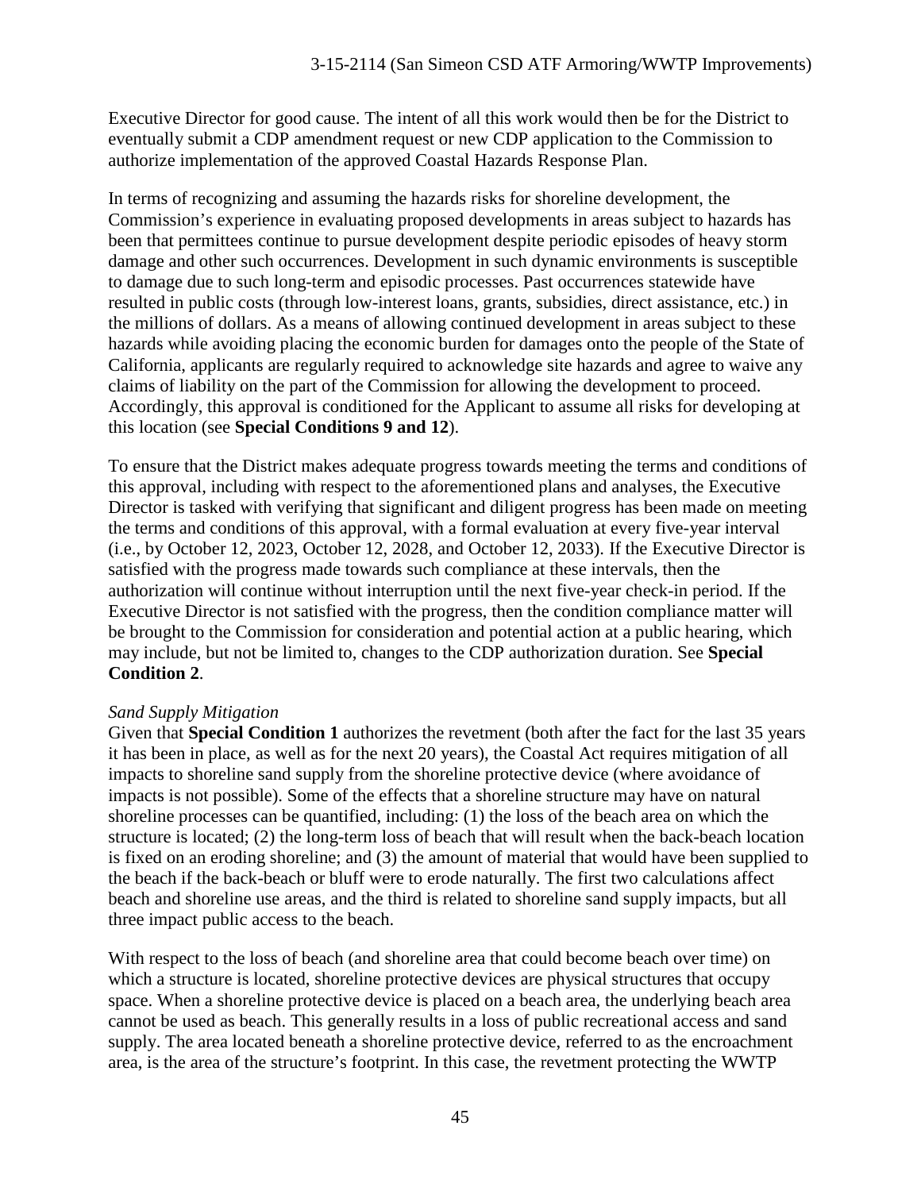Executive Director for good cause. The intent of all this work would then be for the District to eventually submit a CDP amendment request or new CDP application to the Commission to authorize implementation of the approved Coastal Hazards Response Plan.

In terms of recognizing and assuming the hazards risks for shoreline development, the Commission's experience in evaluating proposed developments in areas subject to hazards has been that permittees continue to pursue development despite periodic episodes of heavy storm damage and other such occurrences. Development in such dynamic environments is susceptible to damage due to such long-term and episodic processes. Past occurrences statewide have resulted in public costs (through low-interest loans, grants, subsidies, direct assistance, etc.) in the millions of dollars. As a means of allowing continued development in areas subject to these hazards while avoiding placing the economic burden for damages onto the people of the State of California, applicants are regularly required to acknowledge site hazards and agree to waive any claims of liability on the part of the Commission for allowing the development to proceed. Accordingly, this approval is conditioned for the Applicant to assume all risks for developing at this location (see **Special Conditions 9 and 12**).

To ensure that the District makes adequate progress towards meeting the terms and conditions of this approval, including with respect to the aforementioned plans and analyses, the Executive Director is tasked with verifying that significant and diligent progress has been made on meeting the terms and conditions of this approval, with a formal evaluation at every five-year interval (i.e., by October 12, 2023, October 12, 2028, and October 12, 2033). If the Executive Director is satisfied with the progress made towards such compliance at these intervals, then the authorization will continue without interruption until the next five-year check-in period. If the Executive Director is not satisfied with the progress, then the condition compliance matter will be brought to the Commission for consideration and potential action at a public hearing, which may include, but not be limited to, changes to the CDP authorization duration. See **Special Condition 2**.

*Sand Supply Mitigation*

Given that **Special Condition 1** authorizes the revetment (both after the fact for the last 35 years it has been in place, as well as for the next 20 years), the Coastal Act requires mitigation of all impacts to shoreline sand supply from the shoreline protective device (where avoidance of impacts is not possible). Some of the effects that a shoreline structure may have on natural shoreline processes can be quantified, including: (1) the loss of the beach area on which the structure is located; (2) the long-term loss of beach that will result when the back-beach location is fixed on an eroding shoreline; and (3) the amount of material that would have been supplied to the beach if the back-beach or bluff were to erode naturally. The first two calculations affect beach and shoreline use areas, and the third is related to shoreline sand supply impacts, but all three impact public access to the beach.

With respect to the loss of beach (and shoreline area that could become beach over time) on which a structure is located, shoreline protective devices are physical structures that occupy space. When a shoreline protective device is placed on a beach area, the underlying beach area cannot be used as beach. This generally results in a loss of public recreational access and sand supply. The area located beneath a shoreline protective device, referred to as the encroachment area, is the area of the structure's footprint. In this case, the revetment protecting the WWTP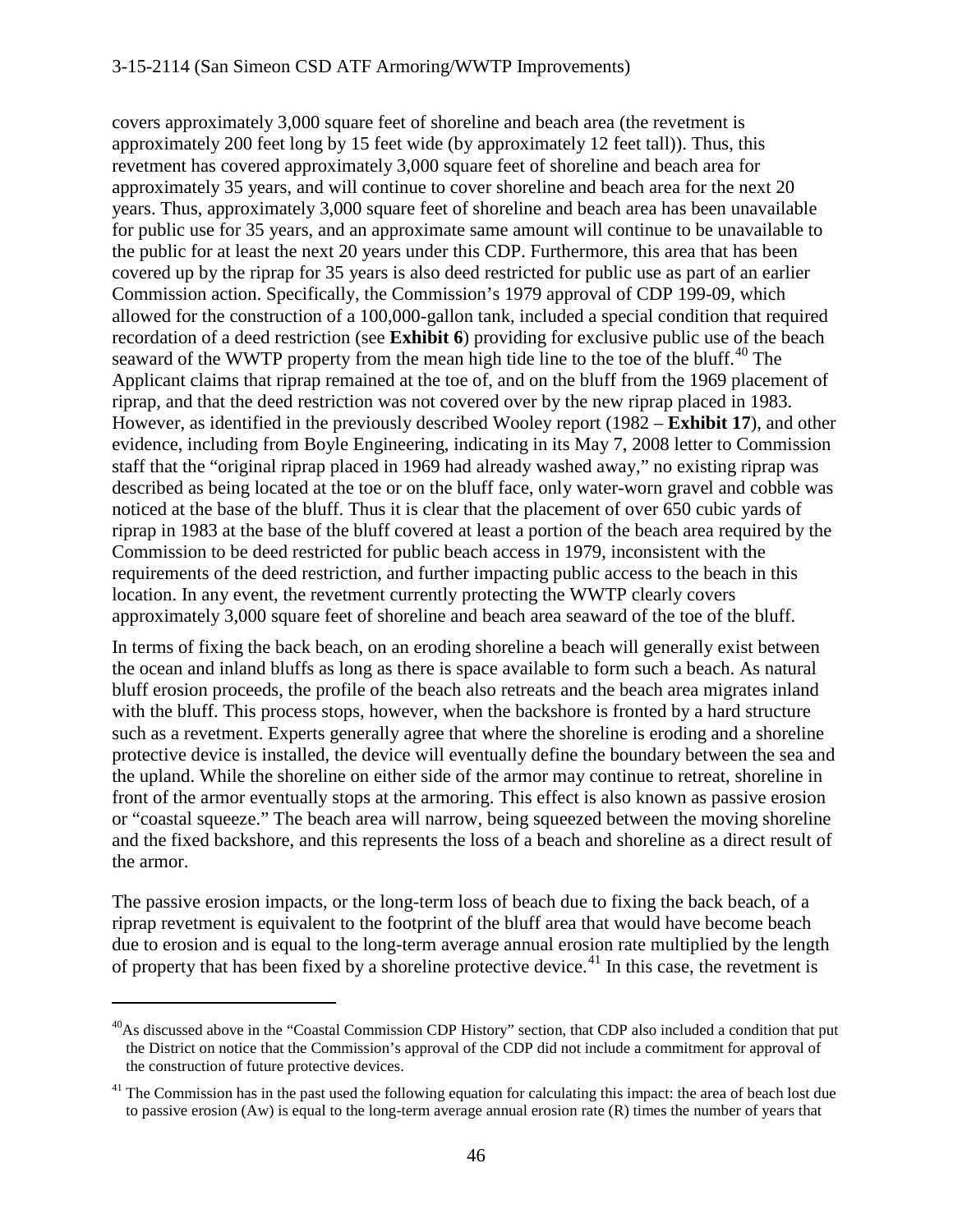covers approximately 3,000 square feet of shoreline and beach area (the revetment is approximately 200 feet long by 15 feet wide (by approximately 12 feet tall)). Thus, this revetment has covered approximately 3,000 square feet of shoreline and beach area for approximately 35 years, and will continue to cover shoreline and beach area for the next 20 years. Thus, approximately 3,000 square feet of shoreline and beach area has been unavailable for public use for 35 years, and an approximate same amount will continue to be unavailable to the public for at least the next 20 years under this CDP. Furthermore, this area that has been covered up by the riprap for 35 years is also deed restricted for public use as part of an earlier Commission action. Specifically, the Commission's 1979 approval of CDP 199-09, which allowed for the construction of a 100,000-gallon tank, included a special condition that required recordation of a deed restriction (see **Exhibit 6**) providing for exclusive public use of the beach seaward of the WWTP property from the mean high tide line to the toe of the bluff.[40] The Applicant claims that riprap remained at the toe of, and on the bluff from the 1969 placement of riprap, and that the deed restriction was not covered over by the new riprap placed in 1983. However, as identified in the previously described Wooley report (1982 – **Exhibit 17**), and other evidence, including from Boyle Engineering, indicating in its May 7, 2008 letter to Commission staff that the "original riprap placed in 1969 had already washed away," no existing riprap was described as being located at the toe or on the bluff face, only water-worn gravel and cobble was noticed at the base of the bluff. Thus it is clear that the placement of over 650 cubic yards of riprap in 1983 at the base of the bluff covered at least a portion of the beach area required by the Commission to be deed restricted for public beach access in 1979, inconsistent with the requirements of the deed restriction, and further impacting public access to the beach in this location. In any event, the revetment currently protecting the WWTP clearly covers approximately 3,000 square feet of shoreline and beach area seaward of the toe of the bluff.

In terms of fixing the back beach, on an eroding shoreline a beach will generally exist between the ocean and inland bluffs as long as there is space available to form such a beach. As natural bluff erosion proceeds, the profile of the beach also retreats and the beach area migrates inland with the bluff. This process stops, however, when the backshore is fronted by a hard structure such as a revetment. Experts generally agree that where the shoreline is eroding and a shoreline protective device is installed, the device will eventually define the boundary between the sea and the upland. While the shoreline on either side of the armor may continue to retreat, shoreline in front of the armor eventually stops at the armoring. This effect is also known as passive erosion or "coastal squeeze." The beach area will narrow, being squeezed between the moving shoreline and the fixed backshore, and this represents the loss of a beach and shoreline as a direct result of the armor.

The passive erosion impacts, or the long-term loss of beach due to fixing the back beach, of a riprap revetment is equivalent to the footprint of the bluff area that would have become beach due to erosion and is equal to the long-term average annual erosion rate multiplied by the length of property that has been fixed by a shoreline protective device.[41] In this case, the revetment is

---

[40] As discussed above in the "Coastal Commission CDP History" section, that CDP also included a condition that put the District on notice that the Commission's approval of the CDP did not include a commitment for approval of the construction of future protective devices.

[41] The Commission has in the past used the following equation for calculating this impact: the area of beach lost due to passive erosion (Aw) is equal to the long-term average annual erosion rate (R) times the number of years that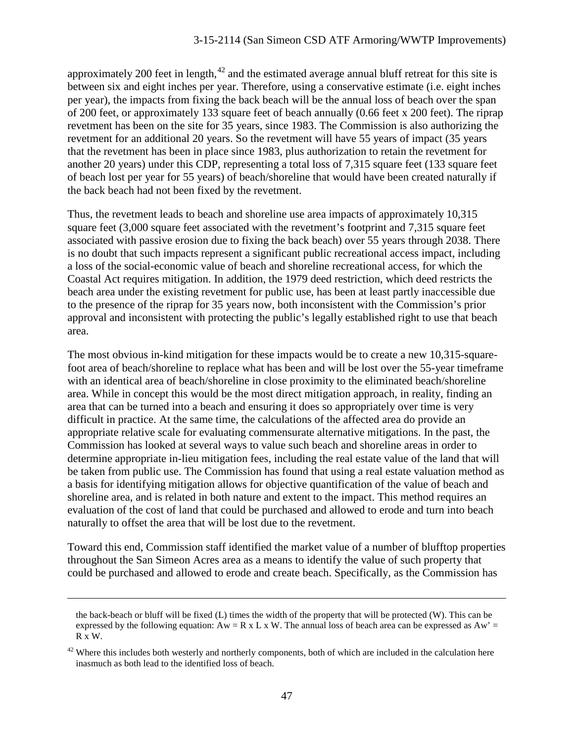approximately 200 feet in length,[42] and the estimated average annual bluff retreat for this site is between six and eight inches per year. Therefore, using a conservative estimate (i.e. eight inches per year), the impacts from fixing the back beach will be the annual loss of beach over the span of 200 feet, or approximately 133 square feet of beach annually (0.66 feet x 200 feet). The riprap revetment has been on the site for 35 years, since 1983. The Commission is also authorizing the revetment for an additional 20 years. So the revetment will have 55 years of impact (35 years that the revetment has been in place since 1983, plus authorization to retain the revetment for another 20 years) under this CDP, representing a total loss of 7,315 square feet (133 square feet of beach lost per year for 55 years) of beach/shoreline that would have been created naturally if the back beach had not been fixed by the revetment.

Thus, the revetment leads to beach and shoreline use area impacts of approximately 10,315 square feet (3,000 square feet associated with the revetment's footprint and 7,315 square feet associated with passive erosion due to fixing the back beach) over 55 years through 2038. There is no doubt that such impacts represent a significant public recreational access impact, including a loss of the social-economic value of beach and shoreline recreational access, for which the Coastal Act requires mitigation. In addition, the 1979 deed restriction, which deed restricts the beach area under the existing revetment for public use, has been at least partly inaccessible due to the presence of the riprap for 35 years now, both inconsistent with the Commission's prior approval and inconsistent with protecting the public's legally established right to use that beach area.

The most obvious in-kind mitigation for these impacts would be to create a new 10,315-square-foot area of beach/shoreline to replace what has been and will be lost over the 55-year timeframe with an identical area of beach/shoreline in close proximity to the eliminated beach/shoreline area. While in concept this would be the most direct mitigation approach, in reality, finding an area that can be turned into a beach and ensuring it does so appropriately over time is very difficult in practice. At the same time, the calculations of the affected area do provide an appropriate relative scale for evaluating commensurate alternative mitigations. In the past, the Commission has looked at several ways to value such beach and shoreline areas in order to determine appropriate in-lieu mitigation fees, including the real estate value of the land that will be taken from public use. The Commission has found that using a real estate valuation method as a basis for identifying mitigation allows for objective quantification of the value of beach and shoreline area, and is related in both nature and extent to the impact. This method requires an evaluation of the cost of land that could be purchased and allowed to erode and turn into beach naturally to offset the area that will be lost due to the revetment.

Toward this end, Commission staff identified the market value of a number of blufftop properties throughout the San Simeon Acres area as a means to identify the value of such property that could be purchased and allowed to erode and create beach. Specifically, as the Commission has

---

the back-beach or bluff will be fixed (L) times the width of the property that will be protected (W). This can be expressed by the following equation: $Aw = R \times L \times W$. The annual loss of beach area can be expressed as $Aw' = R \times W$.

[42] Where this includes both westerly and northerly components, both of which are included in the calculation here inasmuch as both lead to the identified loss of beach.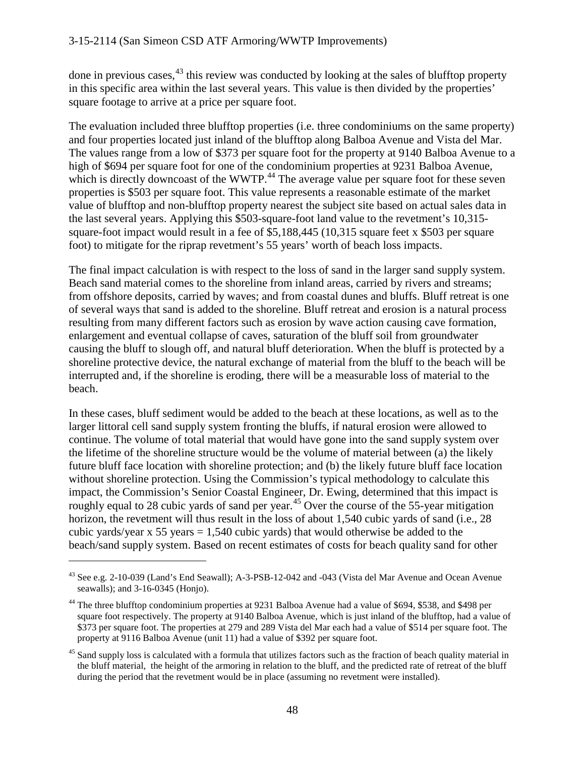done in previous cases,[43] this review was conducted by looking at the sales of blufftop property in this specific area within the last several years. This value is then divided by the properties' square footage to arrive at a price per square foot.

The evaluation included three blufftop properties (i.e. three condominiums on the same property) and four properties located just inland of the blufftop along Balboa Avenue and Vista del Mar. The values range from a low of $373 per square foot for the property at 9140 Balboa Avenue to a high of $694 per square foot for one of the condominium properties at 9231 Balboa Avenue, which is directly downcoast of the WWTP.[44] The average value per square foot for these seven properties is $503 per square foot. This value represents a reasonable estimate of the market value of blufftop and non-blufftop property nearest the subject site based on actual sales data in the last several years. Applying this $503-square-foot land value to the revetment's 10,315-square-foot impact would result in a fee of $5,188,445 (10,315 square feet x $503 per square foot) to mitigate for the riprap revetment's 55 years' worth of beach loss impacts.

The final impact calculation is with respect to the loss of sand in the larger sand supply system. Beach sand material comes to the shoreline from inland areas, carried by rivers and streams; from offshore deposits, carried by waves; and from coastal dunes and bluffs. Bluff retreat is one of several ways that sand is added to the shoreline. Bluff retreat and erosion is a natural process resulting from many different factors such as erosion by wave action causing cave formation, enlargement and eventual collapse of caves, saturation of the bluff soil from groundwater causing the bluff to slough off, and natural bluff deterioration. When the bluff is protected by a shoreline protective device, the natural exchange of material from the bluff to the beach will be interrupted and, if the shoreline is eroding, there will be a measurable loss of material to the beach.

In these cases, bluff sediment would be added to the beach at these locations, as well as to the larger littoral cell sand supply system fronting the bluffs, if natural erosion were allowed to continue. The volume of total material that would have gone into the sand supply system over the lifetime of the shoreline structure would be the volume of material between (a) the likely future bluff face location with shoreline protection; and (b) the likely future bluff face location without shoreline protection. Using the Commission's typical methodology to calculate this impact, the Commission's Senior Coastal Engineer, Dr. Ewing, determined that this impact is roughly equal to 28 cubic yards of sand per year.[45] Over the course of the 55-year mitigation horizon, the revetment will thus result in the loss of about 1,540 cubic yards of sand (i.e., 28 cubic yards/year x 55 years = 1,540 cubic yards) that would otherwise be added to the beach/sand supply system. Based on recent estimates of costs for beach quality sand for other

---

[43] See e.g. 2-10-039 (Land's End Seawall); A-3-PSB-12-042 and -043 (Vista del Mar Avenue and Ocean Avenue seawalls); and 3-16-0345 (Honjo).

[44] The three blufftop condominium properties at 9231 Balboa Avenue had a value of $694, $538, and $498 per square foot respectively. The property at 9140 Balboa Avenue, which is just inland of the blufftop, had a value of $373 per square foot. The properties at 279 and 289 Vista del Mar each had a value of $514 per square foot. The property at 9116 Balboa Avenue (unit 11) had a value of $392 per square foot.

[45] Sand supply loss is calculated with a formula that utilizes factors such as the fraction of beach quality material in the bluff material, the height of the armoring in relation to the bluff, and the predicted rate of retreat of the bluff during the period that the revetment would be in place (assuming no revetment were installed).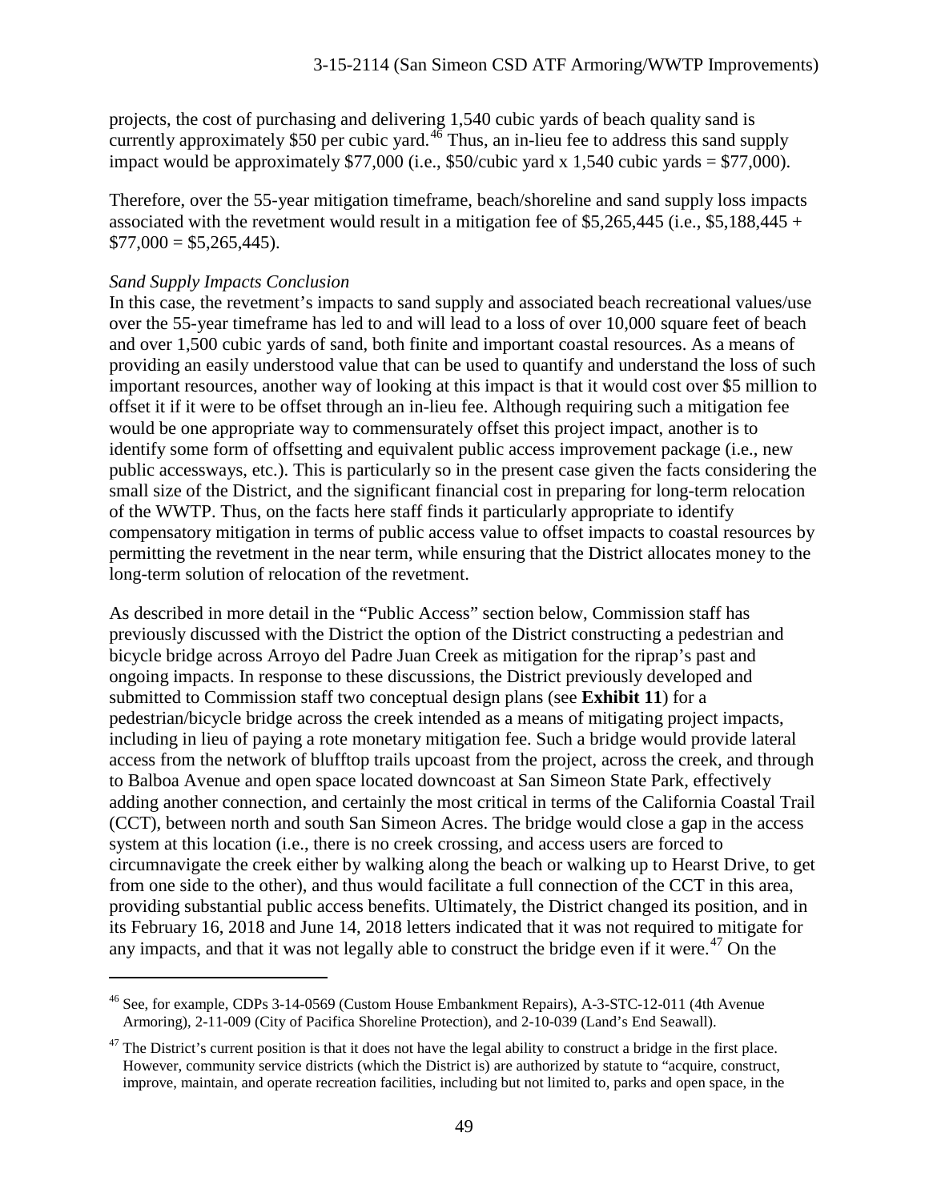projects, the cost of purchasing and delivering 1,540 cubic yards of beach quality sand is currently approximately $50 per cubic yard.[46] Thus, an in-lieu fee to address this sand supply impact would be approximately $77,000 (i.e., $50/cubic yard x 1,540 cubic yards = $77,000).

Therefore, over the 55-year mitigation timeframe, beach/shoreline and sand supply loss impacts associated with the revetment would result in a mitigation fee of $5,265,445 (i.e., $5,188,445 + $77,000 = $5,265,445).

*Sand Supply Impacts Conclusion*

In this case, the revetment's impacts to sand supply and associated beach recreational values/use over the 55-year timeframe has led to and will lead to a loss of over 10,000 square feet of beach and over 1,500 cubic yards of sand, both finite and important coastal resources. As a means of providing an easily understood value that can be used to quantify and understand the loss of such important resources, another way of looking at this impact is that it would cost over $5 million to offset it if it were to be offset through an in-lieu fee. Although requiring such a mitigation fee would be one appropriate way to commensurately offset this project impact, another is to identify some form of offsetting and equivalent public access improvement package (i.e., new public accessways, etc.). This is particularly so in the present case given the facts considering the small size of the District, and the significant financial cost in preparing for long-term relocation of the WWTP. Thus, on the facts here staff finds it particularly appropriate to identify compensatory mitigation in terms of public access value to offset impacts to coastal resources by permitting the revetment in the near term, while ensuring that the District allocates money to the long-term solution of relocation of the revetment.

As described in more detail in the "Public Access" section below, Commission staff has previously discussed with the District the option of the District constructing a pedestrian and bicycle bridge across Arroyo del Padre Juan Creek as mitigation for the riprap's past and ongoing impacts. In response to these discussions, the District previously developed and submitted to Commission staff two conceptual design plans (see **Exhibit 11**) for a pedestrian/bicycle bridge across the creek intended as a means of mitigating project impacts, including in lieu of paying a rote monetary mitigation fee. Such a bridge would provide lateral access from the network of blufftop trails upcoast from the project, across the creek, and through to Balboa Avenue and open space located downcoast at San Simeon State Park, effectively adding another connection, and certainly the most critical in terms of the California Coastal Trail (CCT), between north and south San Simeon Acres. The bridge would close a gap in the access system at this location (i.e., there is no creek crossing, and access users are forced to circumnavigate the creek either by walking along the beach or walking up to Hearst Drive, to get from one side to the other), and thus would facilitate a full connection of the CCT in this area, providing substantial public access benefits. Ultimately, the District changed its position, and in its February 16, 2018 and June 14, 2018 letters indicated that it was not required to mitigate for any impacts, and that it was not legally able to construct the bridge even if it were.[47] On the

[46] See, for example, CDPs 3-14-0569 (Custom House Embankment Repairs), A-3-STC-12-011 (4th Avenue Armoring), 2-11-009 (City of Pacifica Shoreline Protection), and 2-10-039 (Land's End Seawall).

[47] The District's current position is that it does not have the legal ability to construct a bridge in the first place. However, community service districts (which the District is) are authorized by statute to "acquire, construct, improve, maintain, and operate recreation facilities, including but not limited to, parks and open space, in the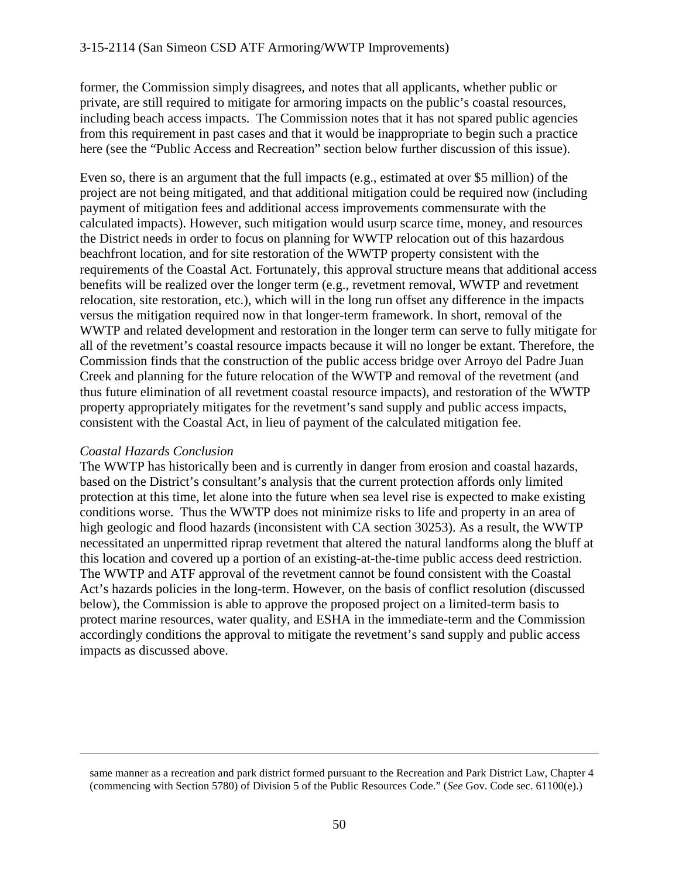former, the Commission simply disagrees, and notes that all applicants, whether public or private, are still required to mitigate for armoring impacts on the public's coastal resources, including beach access impacts. The Commission notes that it has not spared public agencies from this requirement in past cases and that it would be inappropriate to begin such a practice here (see the "Public Access and Recreation" section below further discussion of this issue).

Even so, there is an argument that the full impacts (e.g., estimated at over $5 million) of the project are not being mitigated, and that additional mitigation could be required now (including payment of mitigation fees and additional access improvements commensurate with the calculated impacts). However, such mitigation would usurp scarce time, money, and resources the District needs in order to focus on planning for WWTP relocation out of this hazardous beachfront location, and for site restoration of the WWTP property consistent with the requirements of the Coastal Act. Fortunately, this approval structure means that additional access benefits will be realized over the longer term (e.g., revetment removal, WWTP and revetment relocation, site restoration, etc.), which will in the long run offset any difference in the impacts versus the mitigation required now in that longer-term framework. In short, removal of the WWTP and related development and restoration in the longer term can serve to fully mitigate for all of the revetment's coastal resource impacts because it will no longer be extant. Therefore, the Commission finds that the construction of the public access bridge over Arroyo del Padre Juan Creek and planning for the future relocation of the WWTP and removal of the revetment (and thus future elimination of all revetment coastal resource impacts), and restoration of the WWTP property appropriately mitigates for the revetment's sand supply and public access impacts, consistent with the Coastal Act, in lieu of payment of the calculated mitigation fee.

*Coastal Hazards Conclusion*

The WWTP has historically been and is currently in danger from erosion and coastal hazards, based on the District's consultant's analysis that the current protection affords only limited protection at this time, let alone into the future when sea level rise is expected to make existing conditions worse. Thus the WWTP does not minimize risks to life and property in an area of high geologic and flood hazards (inconsistent with CA section 30253). As a result, the WWTP necessitated an unpermitted riprap revetment that altered the natural landforms along the bluff at this location and covered up a portion of an existing-at-the-time public access deed restriction. The WWTP and ATF approval of the revetment cannot be found consistent with the Coastal Act's hazards policies in the long-term. However, on the basis of conflict resolution (discussed below), the Commission is able to approve the proposed project on a limited-term basis to protect marine resources, water quality, and ESHA in the immediate-term and the Commission accordingly conditions the approval to mitigate the revetment's sand supply and public access impacts as discussed above.

---

same manner as a recreation and park district formed pursuant to the Recreation and Park District Law, Chapter 4 (commencing with Section 5780) of Division 5 of the Public Resources Code." (*See* Gov. Code sec. 61100(e).)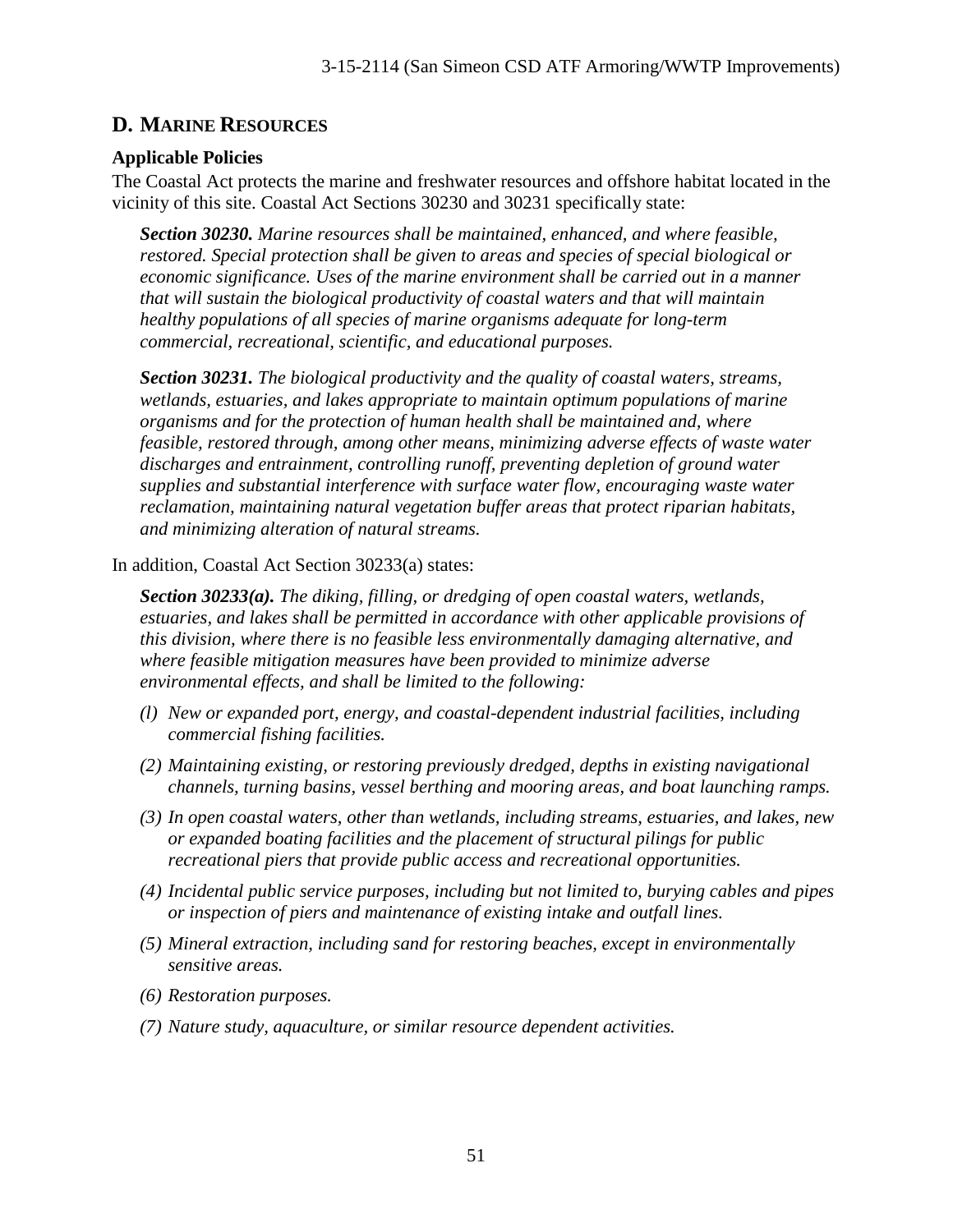## D. MARINE RESOURCES

### Applicable Policies

The Coastal Act protects the marine and freshwater resources and offshore habitat located in the vicinity of this site. Coastal Act Sections 30230 and 30231 specifically state:

> ***Section 30230.*** *Marine resources shall be maintained, enhanced, and where feasible, restored. Special protection shall be given to areas and species of special biological or economic significance. Uses of the marine environment shall be carried out in a manner that will sustain the biological productivity of coastal waters and that will maintain healthy populations of all species of marine organisms adequate for long-term commercial, recreational, scientific, and educational purposes.*

> ***Section 30231.*** *The biological productivity and the quality of coastal waters, streams, wetlands, estuaries, and lakes appropriate to maintain optimum populations of marine organisms and for the protection of human health shall be maintained and, where feasible, restored through, among other means, minimizing adverse effects of waste water discharges and entrainment, controlling runoff, preventing depletion of ground water supplies and substantial interference with surface water flow, encouraging waste water reclamation, maintaining natural vegetation buffer areas that protect riparian habitats, and minimizing alteration of natural streams.*

In addition, Coastal Act Section 30233(a) states:

> ***Section 30233(a).*** *The diking, filling, or dredging of open coastal waters, wetlands, estuaries, and lakes shall be permitted in accordance with other applicable provisions of this division, where there is no feasible less environmentally damaging alternative, and where feasible mitigation measures have been provided to minimize adverse environmental effects, and shall be limited to the following:*
>
> *(l) New or expanded port, energy, and coastal-dependent industrial facilities, including commercial fishing facilities.*
>
> *(2) Maintaining existing, or restoring previously dredged, depths in existing navigational channels, turning basins, vessel berthing and mooring areas, and boat launching ramps.*
>
> *(3) In open coastal waters, other than wetlands, including streams, estuaries, and lakes, new or expanded boating facilities and the placement of structural pilings for public recreational piers that provide public access and recreational opportunities.*
>
> *(4) Incidental public service purposes, including but not limited to, burying cables and pipes or inspection of piers and maintenance of existing intake and outfall lines.*
>
> *(5) Mineral extraction, including sand for restoring beaches, except in environmentally sensitive areas.*
>
> *(6) Restoration purposes.*
>
> *(7) Nature study, aquaculture, or similar resource dependent activities.*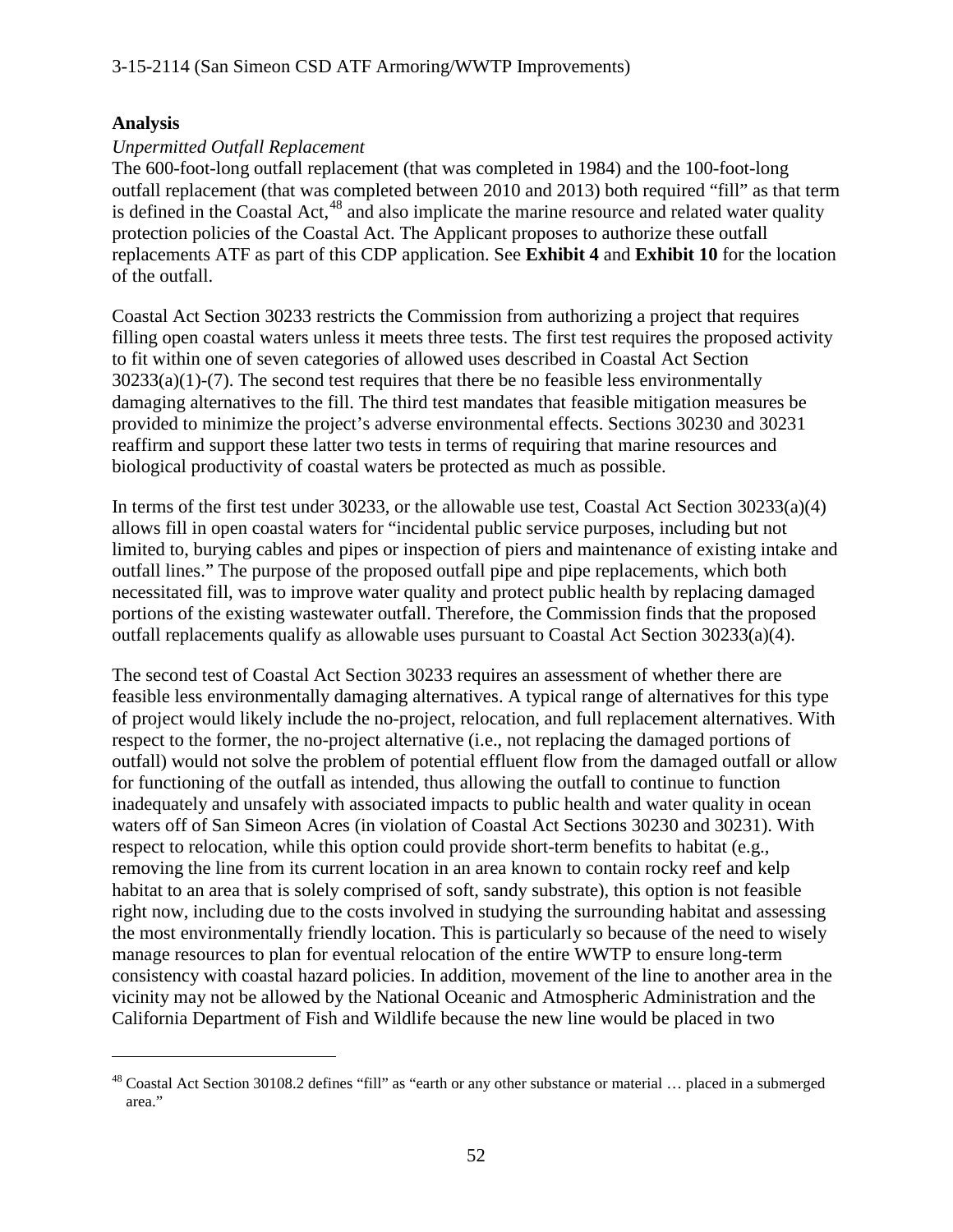**Analysis**

*Unpermitted Outfall Replacement*

The 600-foot-long outfall replacement (that was completed in 1984) and the 100-foot-long outfall replacement (that was completed between 2010 and 2013) both required "fill" as that term is defined in the Coastal Act,[48] and also implicate the marine resource and related water quality protection policies of the Coastal Act. The Applicant proposes to authorize these outfall replacements ATF as part of this CDP application. See **Exhibit 4** and **Exhibit 10** for the location of the outfall.

Coastal Act Section 30233 restricts the Commission from authorizing a project that requires filling open coastal waters unless it meets three tests. The first test requires the proposed activity to fit within one of seven categories of allowed uses described in Coastal Act Section 30233(a)(1)-(7). The second test requires that there be no feasible less environmentally damaging alternatives to the fill. The third test mandates that feasible mitigation measures be provided to minimize the project's adverse environmental effects. Sections 30230 and 30231 reaffirm and support these latter two tests in terms of requiring that marine resources and biological productivity of coastal waters be protected as much as possible.

In terms of the first test under 30233, or the allowable use test, Coastal Act Section 30233(a)(4) allows fill in open coastal waters for "incidental public service purposes, including but not limited to, burying cables and pipes or inspection of piers and maintenance of existing intake and outfall lines." The purpose of the proposed outfall pipe and pipe replacements, which both necessitated fill, was to improve water quality and protect public health by replacing damaged portions of the existing wastewater outfall. Therefore, the Commission finds that the proposed outfall replacements qualify as allowable uses pursuant to Coastal Act Section 30233(a)(4).

The second test of Coastal Act Section 30233 requires an assessment of whether there are feasible less environmentally damaging alternatives. A typical range of alternatives for this type of project would likely include the no-project, relocation, and full replacement alternatives. With respect to the former, the no-project alternative (i.e., not replacing the damaged portions of outfall) would not solve the problem of potential effluent flow from the damaged outfall or allow for functioning of the outfall as intended, thus allowing the outfall to continue to function inadequately and unsafely with associated impacts to public health and water quality in ocean waters off of San Simeon Acres (in violation of Coastal Act Sections 30230 and 30231). With respect to relocation, while this option could provide short-term benefits to habitat (e.g., removing the line from its current location in an area known to contain rocky reef and kelp habitat to an area that is solely comprised of soft, sandy substrate), this option is not feasible right now, including due to the costs involved in studying the surrounding habitat and assessing the most environmentally friendly location. This is particularly so because of the need to wisely manage resources to plan for eventual relocation of the entire WWTP to ensure long-term consistency with coastal hazard policies. In addition, movement of the line to another area in the vicinity may not be allowed by the National Oceanic and Atmospheric Administration and the California Department of Fish and Wildlife because the new line would be placed in two

[48] Coastal Act Section 30108.2 defines "fill" as "earth or any other substance or material … placed in a submerged area."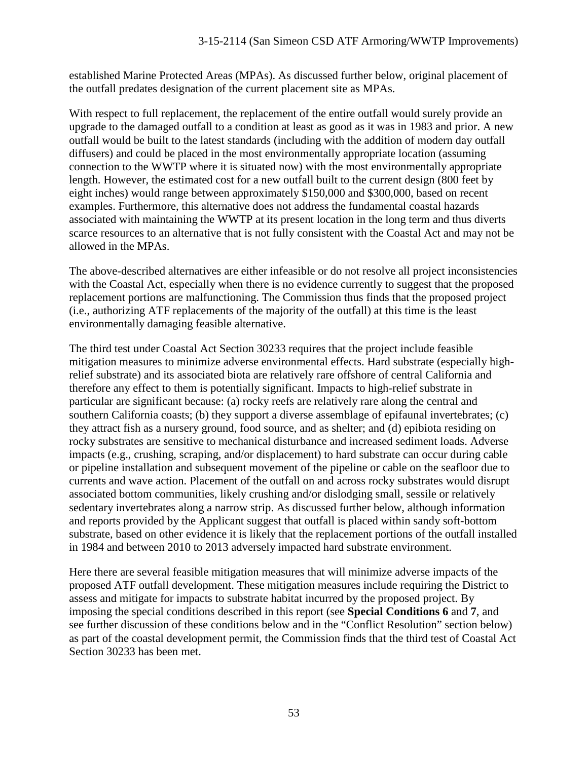established Marine Protected Areas (MPAs). As discussed further below, original placement of the outfall predates designation of the current placement site as MPAs.

With respect to full replacement, the replacement of the entire outfall would surely provide an upgrade to the damaged outfall to a condition at least as good as it was in 1983 and prior. A new outfall would be built to the latest standards (including with the addition of modern day outfall diffusers) and could be placed in the most environmentally appropriate location (assuming connection to the WWTP where it is situated now) with the most environmentally appropriate length. However, the estimated cost for a new outfall built to the current design (800 feet by eight inches) would range between approximately $150,000 and $300,000, based on recent examples. Furthermore, this alternative does not address the fundamental coastal hazards associated with maintaining the WWTP at its present location in the long term and thus diverts scarce resources to an alternative that is not fully consistent with the Coastal Act and may not be allowed in the MPAs.

The above-described alternatives are either infeasible or do not resolve all project inconsistencies with the Coastal Act, especially when there is no evidence currently to suggest that the proposed replacement portions are malfunctioning. The Commission thus finds that the proposed project (i.e., authorizing ATF replacements of the majority of the outfall) at this time is the least environmentally damaging feasible alternative.

The third test under Coastal Act Section 30233 requires that the project include feasible mitigation measures to minimize adverse environmental effects. Hard substrate (especially high-relief substrate) and its associated biota are relatively rare offshore of central California and therefore any effect to them is potentially significant. Impacts to high-relief substrate in particular are significant because: (a) rocky reefs are relatively rare along the central and southern California coasts; (b) they support a diverse assemblage of epifaunal invertebrates; (c) they attract fish as a nursery ground, food source, and as shelter; and (d) epibiota residing on rocky substrates are sensitive to mechanical disturbance and increased sediment loads. Adverse impacts (e.g., crushing, scraping, and/or displacement) to hard substrate can occur during cable or pipeline installation and subsequent movement of the pipeline or cable on the seafloor due to currents and wave action. Placement of the outfall on and across rocky substrates would disrupt associated bottom communities, likely crushing and/or dislodging small, sessile or relatively sedentary invertebrates along a narrow strip. As discussed further below, although information and reports provided by the Applicant suggest that outfall is placed within sandy soft-bottom substrate, based on other evidence it is likely that the replacement portions of the outfall installed in 1984 and between 2010 to 2013 adversely impacted hard substrate environment.

Here there are several feasible mitigation measures that will minimize adverse impacts of the proposed ATF outfall development. These mitigation measures include requiring the District to assess and mitigate for impacts to substrate habitat incurred by the proposed project. By imposing the special conditions described in this report (see **Special Conditions 6** and **7**, and see further discussion of these conditions below and in the "Conflict Resolution" section below) as part of the coastal development permit, the Commission finds that the third test of Coastal Act Section 30233 has been met.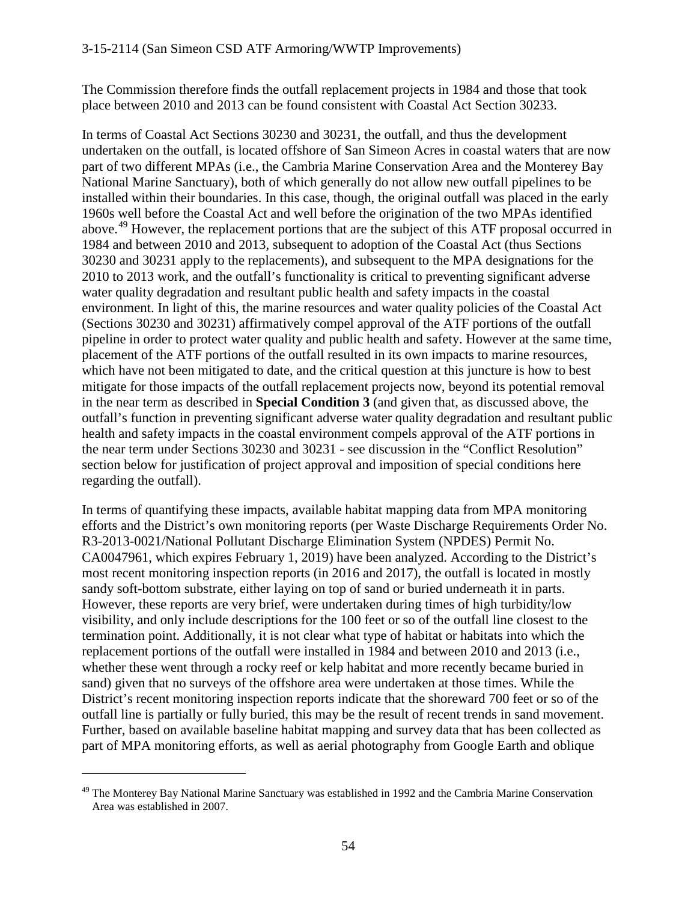The Commission therefore finds the outfall replacement projects in 1984 and those that took place between 2010 and 2013 can be found consistent with Coastal Act Section 30233.

In terms of Coastal Act Sections 30230 and 30231, the outfall, and thus the development undertaken on the outfall, is located offshore of San Simeon Acres in coastal waters that are now part of two different MPAs (i.e., the Cambria Marine Conservation Area and the Monterey Bay National Marine Sanctuary), both of which generally do not allow new outfall pipelines to be installed within their boundaries. In this case, though, the original outfall was placed in the early 1960s well before the Coastal Act and well before the origination of the two MPAs identified above.[49] However, the replacement portions that are the subject of this ATF proposal occurred in 1984 and between 2010 and 2013, subsequent to adoption of the Coastal Act (thus Sections 30230 and 30231 apply to the replacements), and subsequent to the MPA designations for the 2010 to 2013 work, and the outfall's functionality is critical to preventing significant adverse water quality degradation and resultant public health and safety impacts in the coastal environment. In light of this, the marine resources and water quality policies of the Coastal Act (Sections 30230 and 30231) affirmatively compel approval of the ATF portions of the outfall pipeline in order to protect water quality and public health and safety. However at the same time, placement of the ATF portions of the outfall resulted in its own impacts to marine resources, which have not been mitigated to date, and the critical question at this juncture is how to best mitigate for those impacts of the outfall replacement projects now, beyond its potential removal in the near term as described in **Special Condition 3** (and given that, as discussed above, the outfall's function in preventing significant adverse water quality degradation and resultant public health and safety impacts in the coastal environment compels approval of the ATF portions in the near term under Sections 30230 and 30231 - see discussion in the "Conflict Resolution" section below for justification of project approval and imposition of special conditions here regarding the outfall).

In terms of quantifying these impacts, available habitat mapping data from MPA monitoring efforts and the District's own monitoring reports (per Waste Discharge Requirements Order No. R3-2013-0021/National Pollutant Discharge Elimination System (NPDES) Permit No. CA0047961, which expires February 1, 2019) have been analyzed. According to the District's most recent monitoring inspection reports (in 2016 and 2017), the outfall is located in mostly sandy soft-bottom substrate, either laying on top of sand or buried underneath it in parts. However, these reports are very brief, were undertaken during times of high turbidity/low visibility, and only include descriptions for the 100 feet or so of the outfall line closest to the termination point. Additionally, it is not clear what type of habitat or habitats into which the replacement portions of the outfall were installed in 1984 and between 2010 and 2013 (i.e., whether these went through a rocky reef or kelp habitat and more recently became buried in sand) given that no surveys of the offshore area were undertaken at those times. While the District's recent monitoring inspection reports indicate that the shoreward 700 feet or so of the outfall line is partially or fully buried, this may be the result of recent trends in sand movement. Further, based on available baseline habitat mapping and survey data that has been collected as part of MPA monitoring efforts, as well as aerial photography from Google Earth and oblique

[49] The Monterey Bay National Marine Sanctuary was established in 1992 and the Cambria Marine Conservation Area was established in 2007.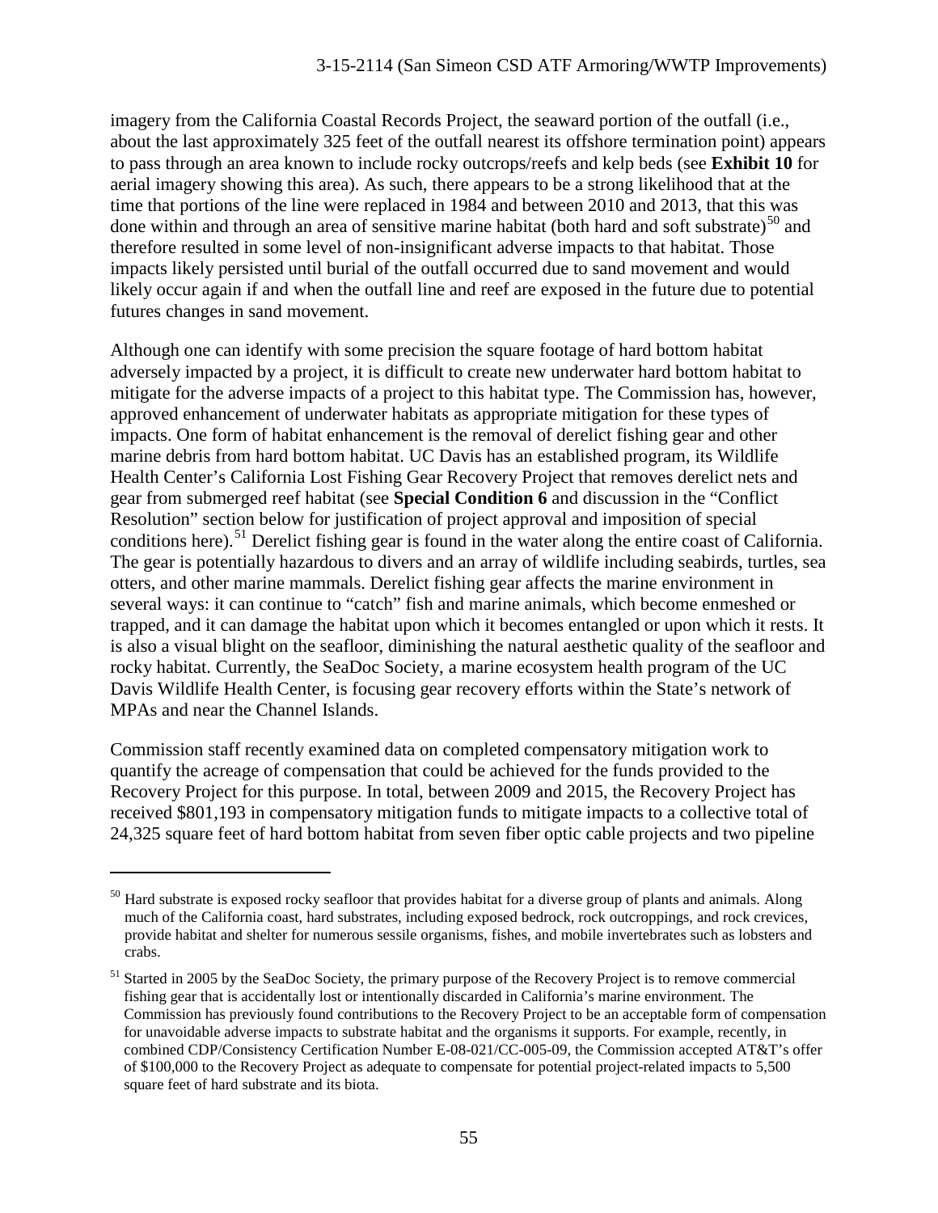imagery from the California Coastal Records Project, the seaward portion of the outfall (i.e., about the last approximately 325 feet of the outfall nearest its offshore termination point) appears to pass through an area known to include rocky outcrops/reefs and kelp beds (see **Exhibit 10** for aerial imagery showing this area). As such, there appears to be a strong likelihood that at the time that portions of the line were replaced in 1984 and between 2010 and 2013, that this was done within and through an area of sensitive marine habitat (both hard and soft substrate)[50] and therefore resulted in some level of non-insignificant adverse impacts to that habitat. Those impacts likely persisted until burial of the outfall occurred due to sand movement and would likely occur again if and when the outfall line and reef are exposed in the future due to potential futures changes in sand movement.

Although one can identify with some precision the square footage of hard bottom habitat adversely impacted by a project, it is difficult to create new underwater hard bottom habitat to mitigate for the adverse impacts of a project to this habitat type. The Commission has, however, approved enhancement of underwater habitats as appropriate mitigation for these types of impacts. One form of habitat enhancement is the removal of derelict fishing gear and other marine debris from hard bottom habitat. UC Davis has an established program, its Wildlife Health Center's California Lost Fishing Gear Recovery Project that removes derelict nets and gear from submerged reef habitat (see **Special Condition 6** and discussion in the "Conflict Resolution" section below for justification of project approval and imposition of special conditions here).[51] Derelict fishing gear is found in the water along the entire coast of California. The gear is potentially hazardous to divers and an array of wildlife including seabirds, turtles, sea otters, and other marine mammals. Derelict fishing gear affects the marine environment in several ways: it can continue to "catch" fish and marine animals, which become enmeshed or trapped, and it can damage the habitat upon which it becomes entangled or upon which it rests. It is also a visual blight on the seafloor, diminishing the natural aesthetic quality of the seafloor and rocky habitat. Currently, the SeaDoc Society, a marine ecosystem health program of the UC Davis Wildlife Health Center, is focusing gear recovery efforts within the State's network of MPAs and near the Channel Islands.

Commission staff recently examined data on completed compensatory mitigation work to quantify the acreage of compensation that could be achieved for the funds provided to the Recovery Project for this purpose. In total, between 2009 and 2015, the Recovery Project has received $801,193 in compensatory mitigation funds to mitigate impacts to a collective total of 24,325 square feet of hard bottom habitat from seven fiber optic cable projects and two pipeline

---

[50] Hard substrate is exposed rocky seafloor that provides habitat for a diverse group of plants and animals. Along much of the California coast, hard substrates, including exposed bedrock, rock outcroppings, and rock crevices, provide habitat and shelter for numerous sessile organisms, fishes, and mobile invertebrates such as lobsters and crabs.

[51] Started in 2005 by the SeaDoc Society, the primary purpose of the Recovery Project is to remove commercial fishing gear that is accidentally lost or intentionally discarded in California's marine environment. The Commission has previously found contributions to the Recovery Project to be an acceptable form of compensation for unavoidable adverse impacts to substrate habitat and the organisms it supports. For example, recently, in combined CDP/Consistency Certification Number E-08-021/CC-005-09, the Commission accepted AT&T's offer of $100,000 to the Recovery Project as adequate to compensate for potential project-related impacts to 5,500 square feet of hard substrate and its biota.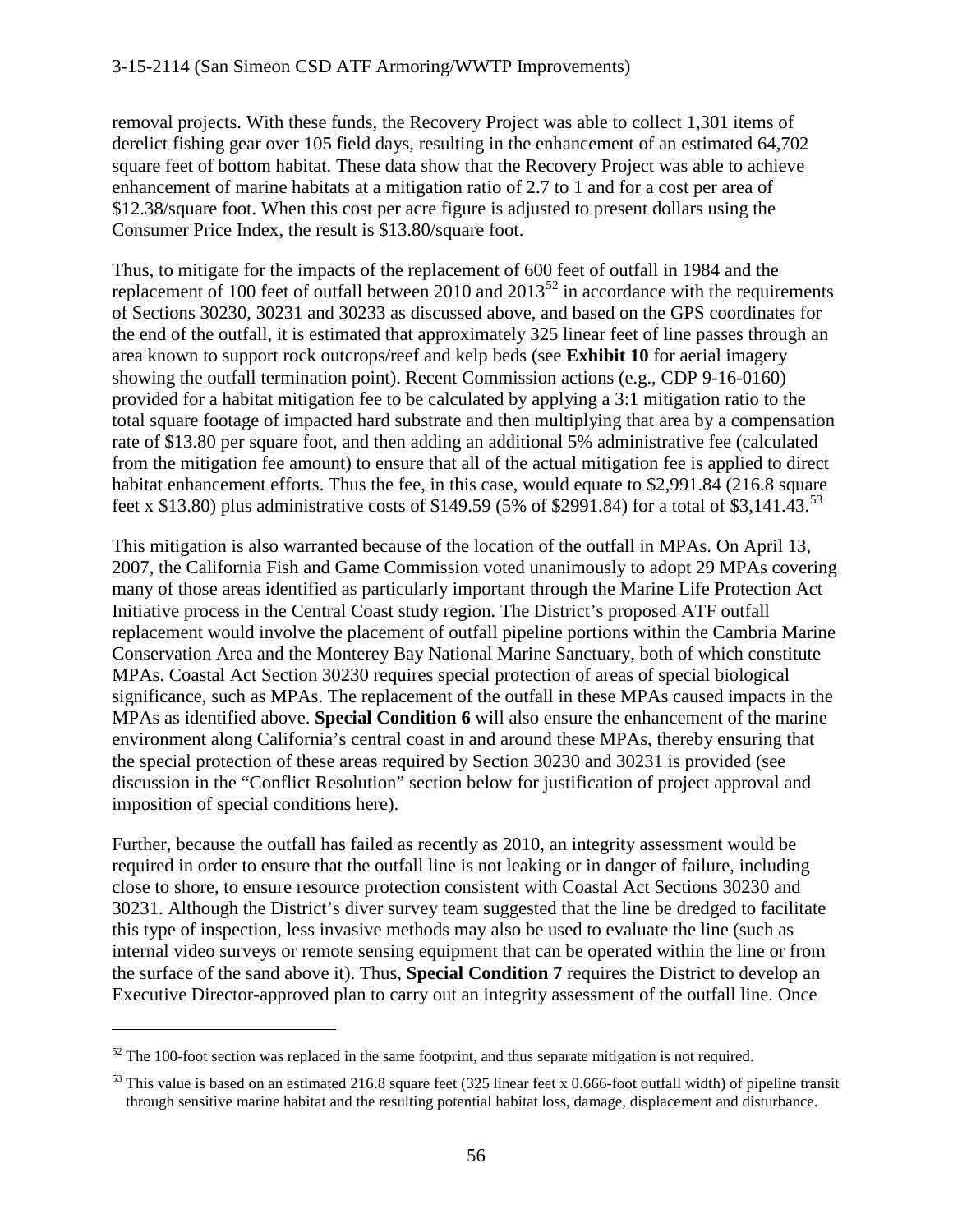removal projects. With these funds, the Recovery Project was able to collect 1,301 items of derelict fishing gear over 105 field days, resulting in the enhancement of an estimated 64,702 square feet of bottom habitat. These data show that the Recovery Project was able to achieve enhancement of marine habitats at a mitigation ratio of 2.7 to 1 and for a cost per area of \$12.38/square foot. When this cost per acre figure is adjusted to present dollars using the Consumer Price Index, the result is \$13.80/square foot.

Thus, to mitigate for the impacts of the replacement of 600 feet of outfall in 1984 and the replacement of 100 feet of outfall between 2010 and 2013[52] in accordance with the requirements of Sections 30230, 30231 and 30233 as discussed above, and based on the GPS coordinates for the end of the outfall, it is estimated that approximately 325 linear feet of line passes through an area known to support rock outcrops/reef and kelp beds (see **Exhibit 10** for aerial imagery showing the outfall termination point). Recent Commission actions (e.g., CDP 9-16-0160) provided for a habitat mitigation fee to be calculated by applying a 3:1 mitigation ratio to the total square footage of impacted hard substrate and then multiplying that area by a compensation rate of \$13.80 per square foot, and then adding an additional 5% administrative fee (calculated from the mitigation fee amount) to ensure that all of the actual mitigation fee is applied to direct habitat enhancement efforts. Thus the fee, in this case, would equate to \$2,991.84 (216.8 square feet x \$13.80) plus administrative costs of \$149.59 (5% of \$2991.84) for a total of \$3,141.43.[53]

This mitigation is also warranted because of the location of the outfall in MPAs. On April 13, 2007, the California Fish and Game Commission voted unanimously to adopt 29 MPAs covering many of those areas identified as particularly important through the Marine Life Protection Act Initiative process in the Central Coast study region. The District's proposed ATF outfall replacement would involve the placement of outfall pipeline portions within the Cambria Marine Conservation Area and the Monterey Bay National Marine Sanctuary, both of which constitute MPAs. Coastal Act Section 30230 requires special protection of areas of special biological significance, such as MPAs. The replacement of the outfall in these MPAs caused impacts in the MPAs as identified above. **Special Condition 6** will also ensure the enhancement of the marine environment along California's central coast in and around these MPAs, thereby ensuring that the special protection of these areas required by Section 30230 and 30231 is provided (see discussion in the "Conflict Resolution" section below for justification of project approval and imposition of special conditions here).

Further, because the outfall has failed as recently as 2010, an integrity assessment would be required in order to ensure that the outfall line is not leaking or in danger of failure, including close to shore, to ensure resource protection consistent with Coastal Act Sections 30230 and 30231. Although the District's diver survey team suggested that the line be dredged to facilitate this type of inspection, less invasive methods may also be used to evaluate the line (such as internal video surveys or remote sensing equipment that can be operated within the line or from the surface of the sand above it). Thus, **Special Condition 7** requires the District to develop an Executive Director-approved plan to carry out an integrity assessment of the outfall line. Once

---

[52] The 100-foot section was replaced in the same footprint, and thus separate mitigation is not required.

[53] This value is based on an estimated 216.8 square feet (325 linear feet x 0.666-foot outfall width) of pipeline transit through sensitive marine habitat and the resulting potential habitat loss, damage, displacement and disturbance.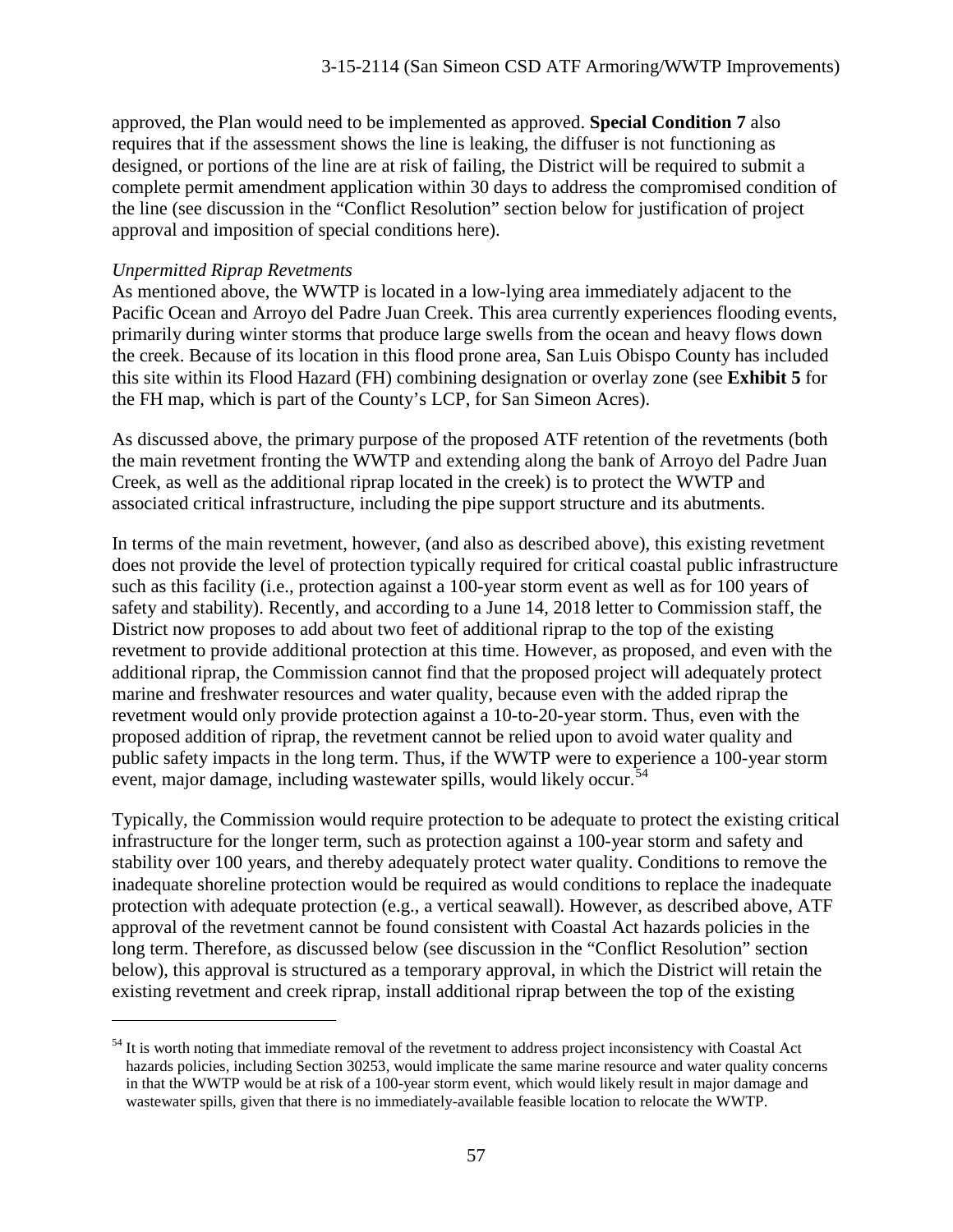approved, the Plan would need to be implemented as approved. **Special Condition 7** also requires that if the assessment shows the line is leaking, the diffuser is not functioning as designed, or portions of the line are at risk of failing, the District will be required to submit a complete permit amendment application within 30 days to address the compromised condition of the line (see discussion in the "Conflict Resolution" section below for justification of project approval and imposition of special conditions here).

*Unpermitted Riprap Revetments*

As mentioned above, the WWTP is located in a low-lying area immediately adjacent to the Pacific Ocean and Arroyo del Padre Juan Creek. This area currently experiences flooding events, primarily during winter storms that produce large swells from the ocean and heavy flows down the creek. Because of its location in this flood prone area, San Luis Obispo County has included this site within its Flood Hazard (FH) combining designation or overlay zone (see **Exhibit 5** for the FH map, which is part of the County's LCP, for San Simeon Acres).

As discussed above, the primary purpose of the proposed ATF retention of the revetments (both the main revetment fronting the WWTP and extending along the bank of Arroyo del Padre Juan Creek, as well as the additional riprap located in the creek) is to protect the WWTP and associated critical infrastructure, including the pipe support structure and its abutments.

In terms of the main revetment, however, (and also as described above), this existing revetment does not provide the level of protection typically required for critical coastal public infrastructure such as this facility (i.e., protection against a 100-year storm event as well as for 100 years of safety and stability). Recently, and according to a June 14, 2018 letter to Commission staff, the District now proposes to add about two feet of additional riprap to the top of the existing revetment to provide additional protection at this time. However, as proposed, and even with the additional riprap, the Commission cannot find that the proposed project will adequately protect marine and freshwater resources and water quality, because even with the added riprap the revetment would only provide protection against a 10-to-20-year storm. Thus, even with the proposed addition of riprap, the revetment cannot be relied upon to avoid water quality and public safety impacts in the long term. Thus, if the WWTP were to experience a 100-year storm event, major damage, including wastewater spills, would likely occur.[54]

Typically, the Commission would require protection to be adequate to protect the existing critical infrastructure for the longer term, such as protection against a 100-year storm and safety and stability over 100 years, and thereby adequately protect water quality. Conditions to remove the inadequate shoreline protection would be required as would conditions to replace the inadequate protection with adequate protection (e.g., a vertical seawall). However, as described above, ATF approval of the revetment cannot be found consistent with Coastal Act hazards policies in the long term. Therefore, as discussed below (see discussion in the "Conflict Resolution" section below), this approval is structured as a temporary approval, in which the District will retain the existing revetment and creek riprap, install additional riprap between the top of the existing

---

[54] It is worth noting that immediate removal of the revetment to address project inconsistency with Coastal Act hazards policies, including Section 30253, would implicate the same marine resource and water quality concerns in that the WWTP would be at risk of a 100-year storm event, which would likely result in major damage and wastewater spills, given that there is no immediately-available feasible location to relocate the WWTP.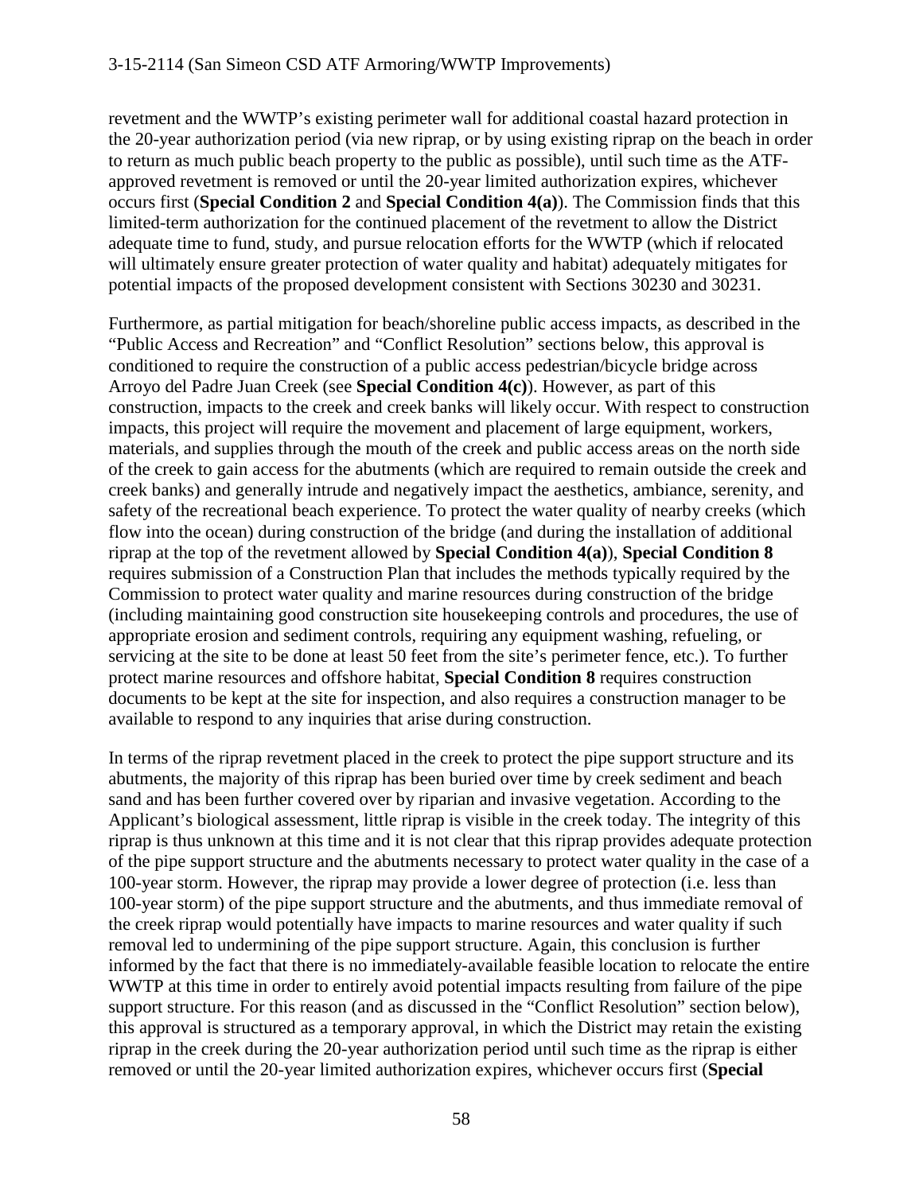revetment and the WWTP's existing perimeter wall for additional coastal hazard protection in the 20-year authorization period (via new riprap, or by using existing riprap on the beach in order to return as much public beach property to the public as possible), until such time as the ATF-approved revetment is removed or until the 20-year limited authorization expires, whichever occurs first (**Special Condition 2** and **Special Condition 4(a)**). The Commission finds that this limited-term authorization for the continued placement of the revetment to allow the District adequate time to fund, study, and pursue relocation efforts for the WWTP (which if relocated will ultimately ensure greater protection of water quality and habitat) adequately mitigates for potential impacts of the proposed development consistent with Sections 30230 and 30231.

Furthermore, as partial mitigation for beach/shoreline public access impacts, as described in the "Public Access and Recreation" and "Conflict Resolution" sections below, this approval is conditioned to require the construction of a public access pedestrian/bicycle bridge across Arroyo del Padre Juan Creek (see **Special Condition 4(c)**). However, as part of this construction, impacts to the creek and creek banks will likely occur. With respect to construction impacts, this project will require the movement and placement of large equipment, workers, materials, and supplies through the mouth of the creek and public access areas on the north side of the creek to gain access for the abutments (which are required to remain outside the creek and creek banks) and generally intrude and negatively impact the aesthetics, ambiance, serenity, and safety of the recreational beach experience. To protect the water quality of nearby creeks (which flow into the ocean) during construction of the bridge (and during the installation of additional riprap at the top of the revetment allowed by **Special Condition 4(a)**), **Special Condition 8** requires submission of a Construction Plan that includes the methods typically required by the Commission to protect water quality and marine resources during construction of the bridge (including maintaining good construction site housekeeping controls and procedures, the use of appropriate erosion and sediment controls, requiring any equipment washing, refueling, or servicing at the site to be done at least 50 feet from the site's perimeter fence, etc.). To further protect marine resources and offshore habitat, **Special Condition 8** requires construction documents to be kept at the site for inspection, and also requires a construction manager to be available to respond to any inquiries that arise during construction.

In terms of the riprap revetment placed in the creek to protect the pipe support structure and its abutments, the majority of this riprap has been buried over time by creek sediment and beach sand and has been further covered over by riparian and invasive vegetation. According to the Applicant's biological assessment, little riprap is visible in the creek today. The integrity of this riprap is thus unknown at this time and it is not clear that this riprap provides adequate protection of the pipe support structure and the abutments necessary to protect water quality in the case of a 100-year storm. However, the riprap may provide a lower degree of protection (i.e. less than 100-year storm) of the pipe support structure and the abutments, and thus immediate removal of the creek riprap would potentially have impacts to marine resources and water quality if such removal led to undermining of the pipe support structure. Again, this conclusion is further informed by the fact that there is no immediately-available feasible location to relocate the entire WWTP at this time in order to entirely avoid potential impacts resulting from failure of the pipe support structure. For this reason (and as discussed in the "Conflict Resolution" section below), this approval is structured as a temporary approval, in which the District may retain the existing riprap in the creek during the 20-year authorization period until such time as the riprap is either removed or until the 20-year limited authorization expires, whichever occurs first (**Special**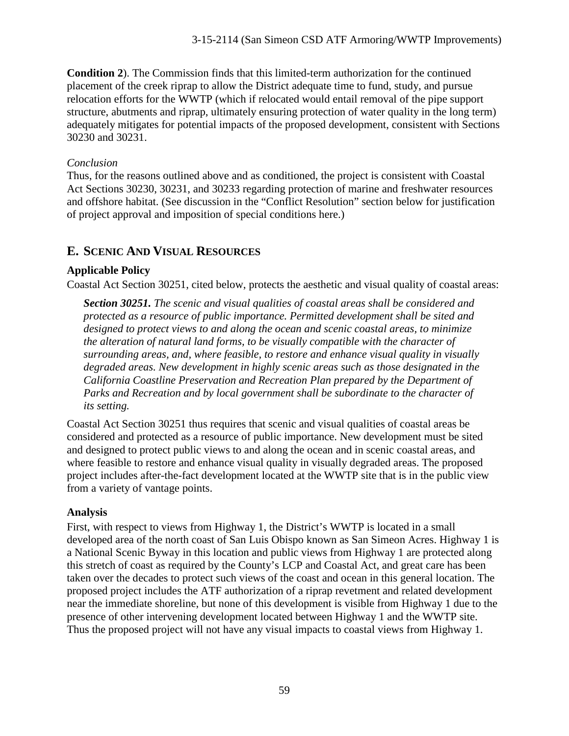**Condition 2**). The Commission finds that this limited-term authorization for the continued placement of the creek riprap to allow the District adequate time to fund, study, and pursue relocation efforts for the WWTP (which if relocated would entail removal of the pipe support structure, abutments and riprap, ultimately ensuring protection of water quality in the long term) adequately mitigates for potential impacts of the proposed development, consistent with Sections 30230 and 30231.

*Conclusion*

Thus, for the reasons outlined above and as conditioned, the project is consistent with Coastal Act Sections 30230, 30231, and 30233 regarding protection of marine and freshwater resources and offshore habitat. (See discussion in the "Conflict Resolution" section below for justification of project approval and imposition of special conditions here.)

## E. SCENIC AND VISUAL RESOURCES

### Applicable Policy

Coastal Act Section 30251, cited below, protects the aesthetic and visual quality of coastal areas:

> ***Section 30251.*** *The scenic and visual qualities of coastal areas shall be considered and protected as a resource of public importance. Permitted development shall be sited and designed to protect views to and along the ocean and scenic coastal areas, to minimize the alteration of natural land forms, to be visually compatible with the character of surrounding areas, and, where feasible, to restore and enhance visual quality in visually degraded areas. New development in highly scenic areas such as those designated in the California Coastline Preservation and Recreation Plan prepared by the Department of Parks and Recreation and by local government shall be subordinate to the character of its setting.*

Coastal Act Section 30251 thus requires that scenic and visual qualities of coastal areas be considered and protected as a resource of public importance. New development must be sited and designed to protect public views to and along the ocean and in scenic coastal areas, and where feasible to restore and enhance visual quality in visually degraded areas. The proposed project includes after-the-fact development located at the WWTP site that is in the public view from a variety of vantage points.

### Analysis

First, with respect to views from Highway 1, the District's WWTP is located in a small developed area of the north coast of San Luis Obispo known as San Simeon Acres. Highway 1 is a National Scenic Byway in this location and public views from Highway 1 are protected along this stretch of coast as required by the County's LCP and Coastal Act, and great care has been taken over the decades to protect such views of the coast and ocean in this general location. The proposed project includes the ATF authorization of a riprap revetment and related development near the immediate shoreline, but none of this development is visible from Highway 1 due to the presence of other intervening development located between Highway 1 and the WWTP site. Thus the proposed project will not have any visual impacts to coastal views from Highway 1.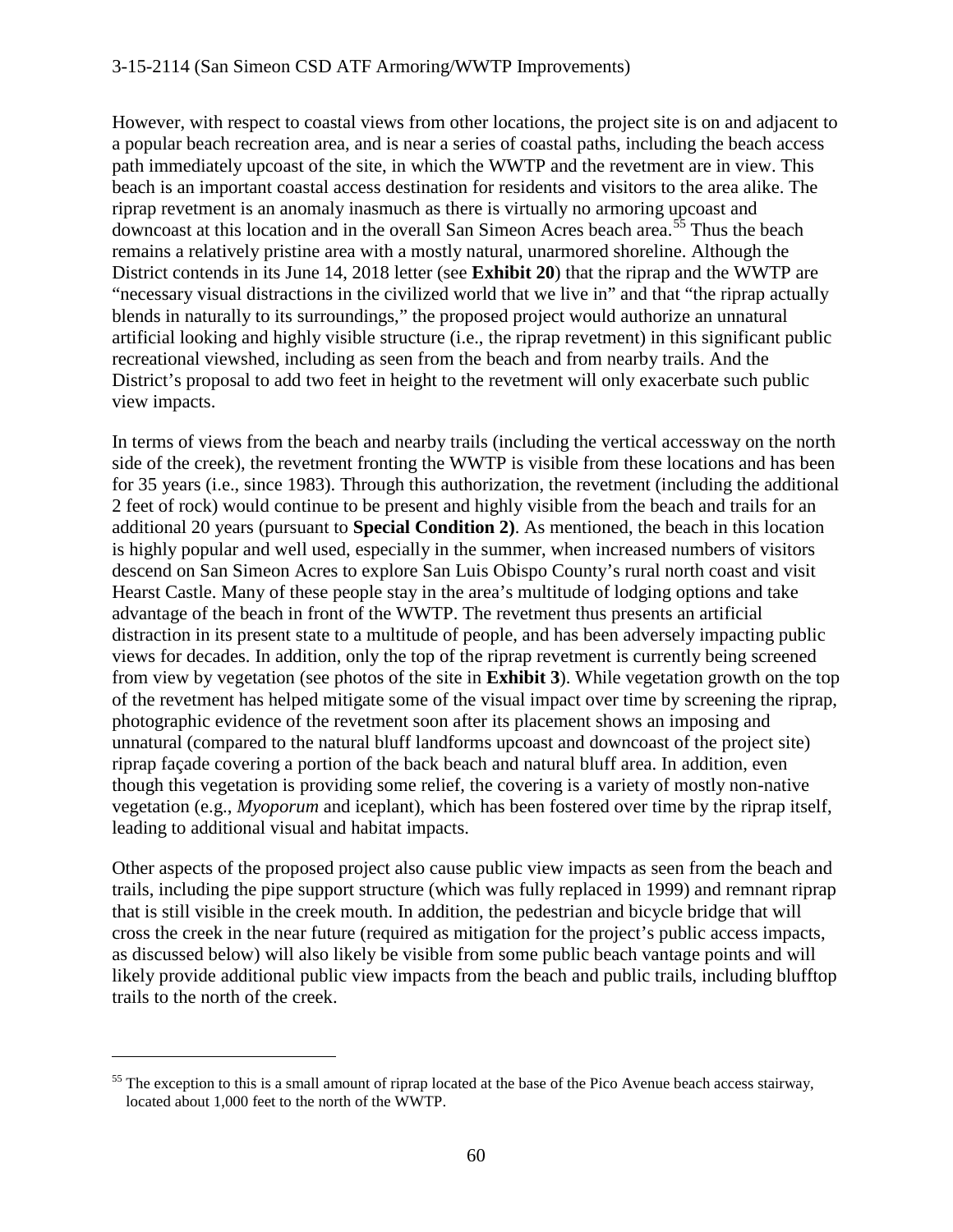However, with respect to coastal views from other locations, the project site is on and adjacent to a popular beach recreation area, and is near a series of coastal paths, including the beach access path immediately upcoast of the site, in which the WWTP and the revetment are in view. This beach is an important coastal access destination for residents and visitors to the area alike. The riprap revetment is an anomaly inasmuch as there is virtually no armoring upcoast and downcoast at this location and in the overall San Simeon Acres beach area.[55] Thus the beach remains a relatively pristine area with a mostly natural, unarmored shoreline. Although the District contends in its June 14, 2018 letter (see **Exhibit 20**) that the riprap and the WWTP are "necessary visual distractions in the civilized world that we live in" and that "the riprap actually blends in naturally to its surroundings," the proposed project would authorize an unnatural artificial looking and highly visible structure (i.e., the riprap revetment) in this significant public recreational viewshed, including as seen from the beach and from nearby trails. And the District's proposal to add two feet in height to the revetment will only exacerbate such public view impacts.

In terms of views from the beach and nearby trails (including the vertical accessway on the north side of the creek), the revetment fronting the WWTP is visible from these locations and has been for 35 years (i.e., since 1983). Through this authorization, the revetment (including the additional 2 feet of rock) would continue to be present and highly visible from the beach and trails for an additional 20 years (pursuant to **Special Condition 2)**. As mentioned, the beach in this location is highly popular and well used, especially in the summer, when increased numbers of visitors descend on San Simeon Acres to explore San Luis Obispo County's rural north coast and visit Hearst Castle. Many of these people stay in the area's multitude of lodging options and take advantage of the beach in front of the WWTP. The revetment thus presents an artificial distraction in its present state to a multitude of people, and has been adversely impacting public views for decades. In addition, only the top of the riprap revetment is currently being screened from view by vegetation (see photos of the site in **Exhibit 3**). While vegetation growth on the top of the revetment has helped mitigate some of the visual impact over time by screening the riprap, photographic evidence of the revetment soon after its placement shows an imposing and unnatural (compared to the natural bluff landforms upcoast and downcoast of the project site) riprap façade covering a portion of the back beach and natural bluff area. In addition, even though this vegetation is providing some relief, the covering is a variety of mostly non-native vegetation (e.g., *Myoporum* and iceplant), which has been fostered over time by the riprap itself, leading to additional visual and habitat impacts.

Other aspects of the proposed project also cause public view impacts as seen from the beach and trails, including the pipe support structure (which was fully replaced in 1999) and remnant riprap that is still visible in the creek mouth. In addition, the pedestrian and bicycle bridge that will cross the creek in the near future (required as mitigation for the project's public access impacts, as discussed below) will also likely be visible from some public beach vantage points and will likely provide additional public view impacts from the beach and public trails, including blufftop trails to the north of the creek.

---

[55] The exception to this is a small amount of riprap located at the base of the Pico Avenue beach access stairway, located about 1,000 feet to the north of the WWTP.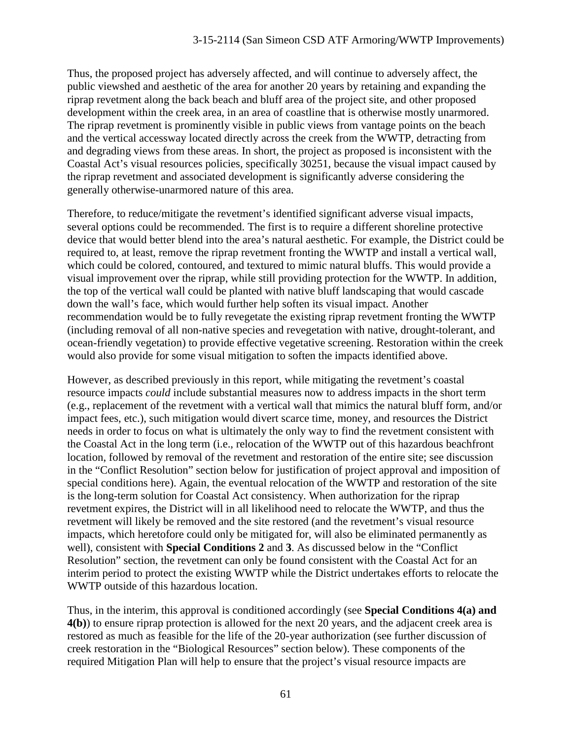Thus, the proposed project has adversely affected, and will continue to adversely affect, the public viewshed and aesthetic of the area for another 20 years by retaining and expanding the riprap revetment along the back beach and bluff area of the project site, and other proposed development within the creek area, in an area of coastline that is otherwise mostly unarmored. The riprap revetment is prominently visible in public views from vantage points on the beach and the vertical accessway located directly across the creek from the WWTP, detracting from and degrading views from these areas. In short, the project as proposed is inconsistent with the Coastal Act's visual resources policies, specifically 30251, because the visual impact caused by the riprap revetment and associated development is significantly adverse considering the generally otherwise-unarmored nature of this area.

Therefore, to reduce/mitigate the revetment's identified significant adverse visual impacts, several options could be recommended. The first is to require a different shoreline protective device that would better blend into the area's natural aesthetic. For example, the District could be required to, at least, remove the riprap revetment fronting the WWTP and install a vertical wall, which could be colored, contoured, and textured to mimic natural bluffs. This would provide a visual improvement over the riprap, while still providing protection for the WWTP. In addition, the top of the vertical wall could be planted with native bluff landscaping that would cascade down the wall's face, which would further help soften its visual impact. Another recommendation would be to fully revegetate the existing riprap revetment fronting the WWTP (including removal of all non-native species and revegetation with native, drought-tolerant, and ocean-friendly vegetation) to provide effective vegetative screening. Restoration within the creek would also provide for some visual mitigation to soften the impacts identified above.

However, as described previously in this report, while mitigating the revetment's coastal resource impacts *could* include substantial measures now to address impacts in the short term (e.g., replacement of the revetment with a vertical wall that mimics the natural bluff form, and/or impact fees, etc.), such mitigation would divert scarce time, money, and resources the District needs in order to focus on what is ultimately the only way to find the revetment consistent with the Coastal Act in the long term (i.e., relocation of the WWTP out of this hazardous beachfront location, followed by removal of the revetment and restoration of the entire site; see discussion in the "Conflict Resolution" section below for justification of project approval and imposition of special conditions here). Again, the eventual relocation of the WWTP and restoration of the site is the long-term solution for Coastal Act consistency. When authorization for the riprap revetment expires, the District will in all likelihood need to relocate the WWTP, and thus the revetment will likely be removed and the site restored (and the revetment's visual resource impacts, which heretofore could only be mitigated for, will also be eliminated permanently as well), consistent with **Special Conditions 2** and **3**. As discussed below in the "Conflict Resolution" section, the revetment can only be found consistent with the Coastal Act for an interim period to protect the existing WWTP while the District undertakes efforts to relocate the WWTP outside of this hazardous location.

Thus, in the interim, this approval is conditioned accordingly (see **Special Conditions 4(a) and 4(b)**) to ensure riprap protection is allowed for the next 20 years, and the adjacent creek area is restored as much as feasible for the life of the 20-year authorization (see further discussion of creek restoration in the "Biological Resources" section below). These components of the required Mitigation Plan will help to ensure that the project's visual resource impacts are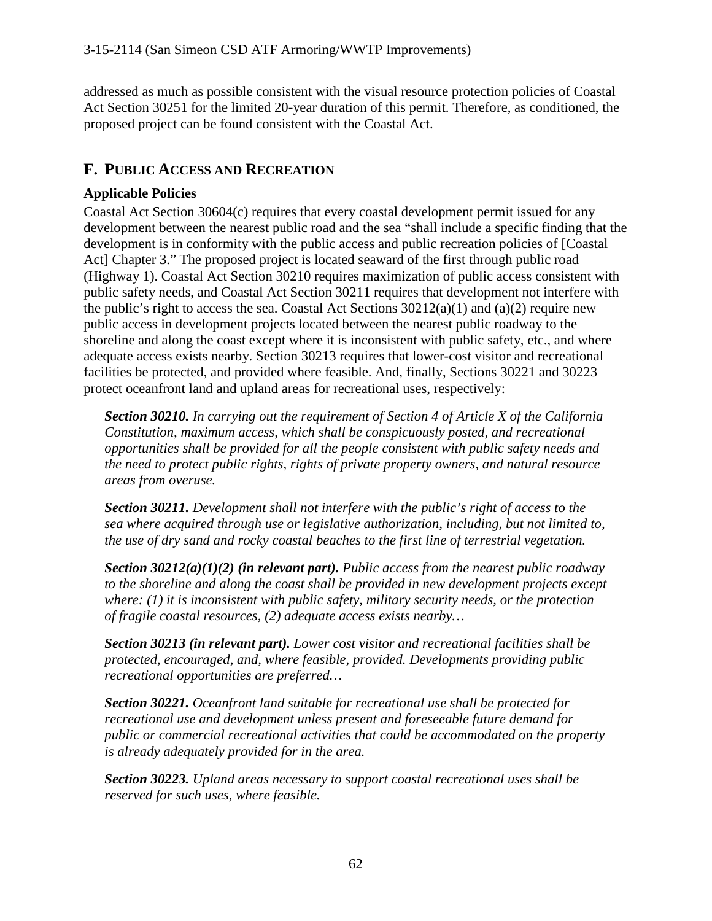addressed as much as possible consistent with the visual resource protection policies of Coastal Act Section 30251 for the limited 20-year duration of this permit. Therefore, as conditioned, the proposed project can be found consistent with the Coastal Act.

## F. PUBLIC ACCESS AND RECREATION

### Applicable Policies

Coastal Act Section 30604(c) requires that every coastal development permit issued for any development between the nearest public road and the sea "shall include a specific finding that the development is in conformity with the public access and public recreation policies of [Coastal Act] Chapter 3." The proposed project is located seaward of the first through public road (Highway 1). Coastal Act Section 30210 requires maximization of public access consistent with public safety needs, and Coastal Act Section 30211 requires that development not interfere with the public's right to access the sea. Coastal Act Sections 30212(a)(1) and (a)(2) require new public access in development projects located between the nearest public roadway to the shoreline and along the coast except where it is inconsistent with public safety, etc., and where adequate access exists nearby. Section 30213 requires that lower-cost visitor and recreational facilities be protected, and provided where feasible. And, finally, Sections 30221 and 30223 protect oceanfront land and upland areas for recreational uses, respectively:

> ***Section 30210.*** *In carrying out the requirement of Section 4 of Article X of the California Constitution, maximum access, which shall be conspicuously posted, and recreational opportunities shall be provided for all the people consistent with public safety needs and the need to protect public rights, rights of private property owners, and natural resource areas from overuse.*
>
> ***Section 30211.*** *Development shall not interfere with the public's right of access to the sea where acquired through use or legislative authorization, including, but not limited to, the use of dry sand and rocky coastal beaches to the first line of terrestrial vegetation.*
>
> ***Section 30212(a)(1)(2) (in relevant part).*** *Public access from the nearest public roadway to the shoreline and along the coast shall be provided in new development projects except where: (1) it is inconsistent with public safety, military security needs, or the protection of fragile coastal resources, (2) adequate access exists nearby…*
>
> ***Section 30213 (in relevant part).*** *Lower cost visitor and recreational facilities shall be protected, encouraged, and, where feasible, provided. Developments providing public recreational opportunities are preferred…*
>
> ***Section 30221.*** *Oceanfront land suitable for recreational use shall be protected for recreational use and development unless present and foreseeable future demand for public or commercial recreational activities that could be accommodated on the property is already adequately provided for in the area.*
>
> ***Section 30223.*** *Upland areas necessary to support coastal recreational uses shall be reserved for such uses, where feasible.*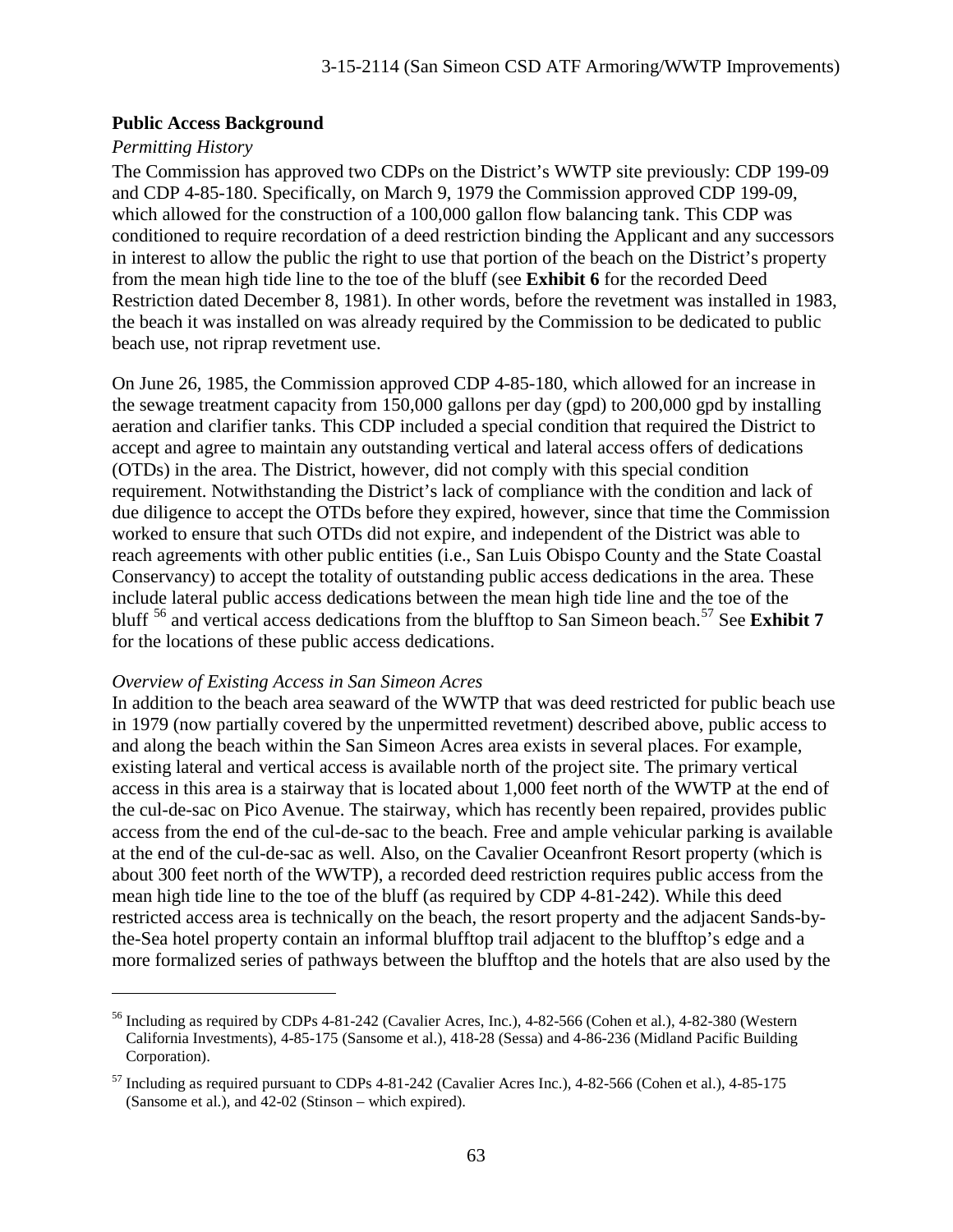**Public Access Background**

*Permitting History*

The Commission has approved two CDPs on the District's WWTP site previously: CDP 199-09 and CDP 4-85-180. Specifically, on March 9, 1979 the Commission approved CDP 199-09, which allowed for the construction of a 100,000 gallon flow balancing tank. This CDP was conditioned to require recordation of a deed restriction binding the Applicant and any successors in interest to allow the public the right to use that portion of the beach on the District's property from the mean high tide line to the toe of the bluff (see **Exhibit 6** for the recorded Deed Restriction dated December 8, 1981). In other words, before the revetment was installed in 1983, the beach it was installed on was already required by the Commission to be dedicated to public beach use, not riprap revetment use.

On June 26, 1985, the Commission approved CDP 4-85-180, which allowed for an increase in the sewage treatment capacity from 150,000 gallons per day (gpd) to 200,000 gpd by installing aeration and clarifier tanks. This CDP included a special condition that required the District to accept and agree to maintain any outstanding vertical and lateral access offers of dedications (OTDs) in the area. The District, however, did not comply with this special condition requirement. Notwithstanding the District's lack of compliance with the condition and lack of due diligence to accept the OTDs before they expired, however, since that time the Commission worked to ensure that such OTDs did not expire, and independent of the District was able to reach agreements with other public entities (i.e., San Luis Obispo County and the State Coastal Conservancy) to accept the totality of outstanding public access dedications in the area. These include lateral public access dedications between the mean high tide line and the toe of the bluff [56] and vertical access dedications from the blufftop to San Simeon beach.[57] See **Exhibit 7** for the locations of these public access dedications.

*Overview of Existing Access in San Simeon Acres*

In addition to the beach area seaward of the WWTP that was deed restricted for public beach use in 1979 (now partially covered by the unpermitted revetment) described above, public access to and along the beach within the San Simeon Acres area exists in several places. For example, existing lateral and vertical access is available north of the project site. The primary vertical access in this area is a stairway that is located about 1,000 feet north of the WWTP at the end of the cul-de-sac on Pico Avenue. The stairway, which has recently been repaired, provides public access from the end of the cul-de-sac to the beach. Free and ample vehicular parking is available at the end of the cul-de-sac as well. Also, on the Cavalier Oceanfront Resort property (which is about 300 feet north of the WWTP), a recorded deed restriction requires public access from the mean high tide line to the toe of the bluff (as required by CDP 4-81-242). While this deed restricted access area is technically on the beach, the resort property and the adjacent Sands-by-the-Sea hotel property contain an informal blufftop trail adjacent to the blufftop's edge and a more formalized series of pathways between the blufftop and the hotels that are also used by the

---

[56] Including as required by CDPs 4-81-242 (Cavalier Acres, Inc.), 4-82-566 (Cohen et al.), 4-82-380 (Western California Investments), 4-85-175 (Sansome et al.), 418-28 (Sessa) and 4-86-236 (Midland Pacific Building Corporation).

[57] Including as required pursuant to CDPs 4-81-242 (Cavalier Acres Inc.), 4-82-566 (Cohen et al.), 4-85-175 (Sansome et al.), and 42-02 (Stinson – which expired).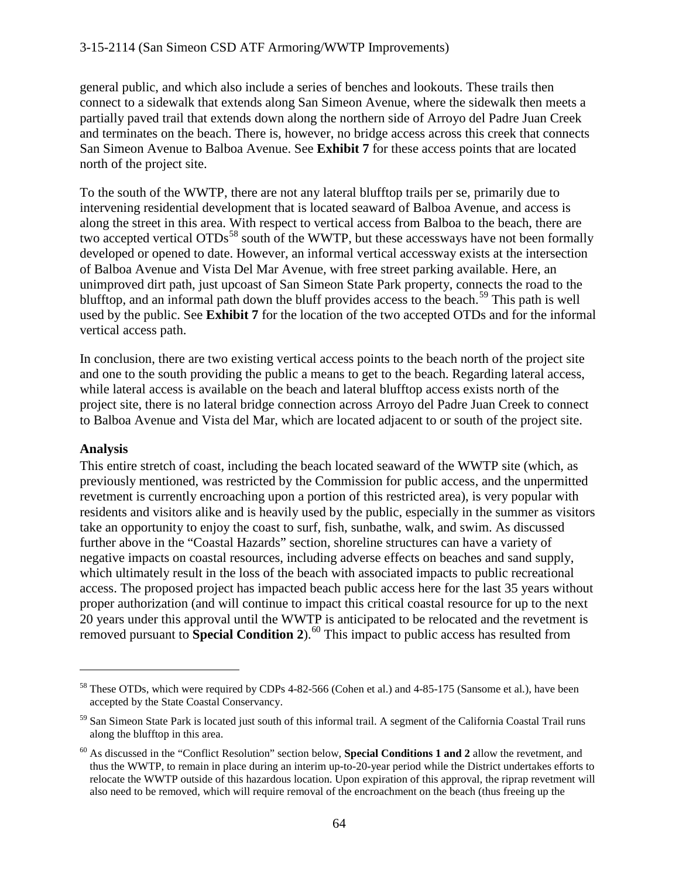general public, and which also include a series of benches and lookouts. These trails then connect to a sidewalk that extends along San Simeon Avenue, where the sidewalk then meets a partially paved trail that extends down along the northern side of Arroyo del Padre Juan Creek and terminates on the beach. There is, however, no bridge access across this creek that connects San Simeon Avenue to Balboa Avenue. See **Exhibit 7** for these access points that are located north of the project site.

To the south of the WWTP, there are not any lateral blufftop trails per se, primarily due to intervening residential development that is located seaward of Balboa Avenue, and access is along the street in this area. With respect to vertical access from Balboa to the beach, there are two accepted vertical OTDs[58] south of the WWTP, but these accessways have not been formally developed or opened to date. However, an informal vertical accessway exists at the intersection of Balboa Avenue and Vista Del Mar Avenue, with free street parking available. Here, an unimproved dirt path, just upcoast of San Simeon State Park property, connects the road to the blufftop, and an informal path down the bluff provides access to the beach.[59] This path is well used by the public. See **Exhibit 7** for the location of the two accepted OTDs and for the informal vertical access path.

In conclusion, there are two existing vertical access points to the beach north of the project site and one to the south providing the public a means to get to the beach. Regarding lateral access, while lateral access is available on the beach and lateral blufftop access exists north of the project site, there is no lateral bridge connection across Arroyo del Padre Juan Creek to connect to Balboa Avenue and Vista del Mar, which are located adjacent to or south of the project site.

### Analysis

This entire stretch of coast, including the beach located seaward of the WWTP site (which, as previously mentioned, was restricted by the Commission for public access, and the unpermitted revetment is currently encroaching upon a portion of this restricted area), is very popular with residents and visitors alike and is heavily used by the public, especially in the summer as visitors take an opportunity to enjoy the coast to surf, fish, sunbathe, walk, and swim. As discussed further above in the "Coastal Hazards" section, shoreline structures can have a variety of negative impacts on coastal resources, including adverse effects on beaches and sand supply, which ultimately result in the loss of the beach with associated impacts to public recreational access. The proposed project has impacted beach public access here for the last 35 years without proper authorization (and will continue to impact this critical coastal resource for up to the next 20 years under this approval until the WWTP is anticipated to be relocated and the revetment is removed pursuant to **Special Condition 2**).[60] This impact to public access has resulted from

---

[58] These OTDs, which were required by CDPs 4-82-566 (Cohen et al.) and 4-85-175 (Sansome et al.), have been accepted by the State Coastal Conservancy.

[59] San Simeon State Park is located just south of this informal trail. A segment of the California Coastal Trail runs along the blufftop in this area.

[60] As discussed in the "Conflict Resolution" section below, **Special Conditions 1 and 2** allow the revetment, and thus the WWTP, to remain in place during an interim up-to-20-year period while the District undertakes efforts to relocate the WWTP outside of this hazardous location. Upon expiration of this approval, the riprap revetment will also need to be removed, which will require removal of the encroachment on the beach (thus freeing up the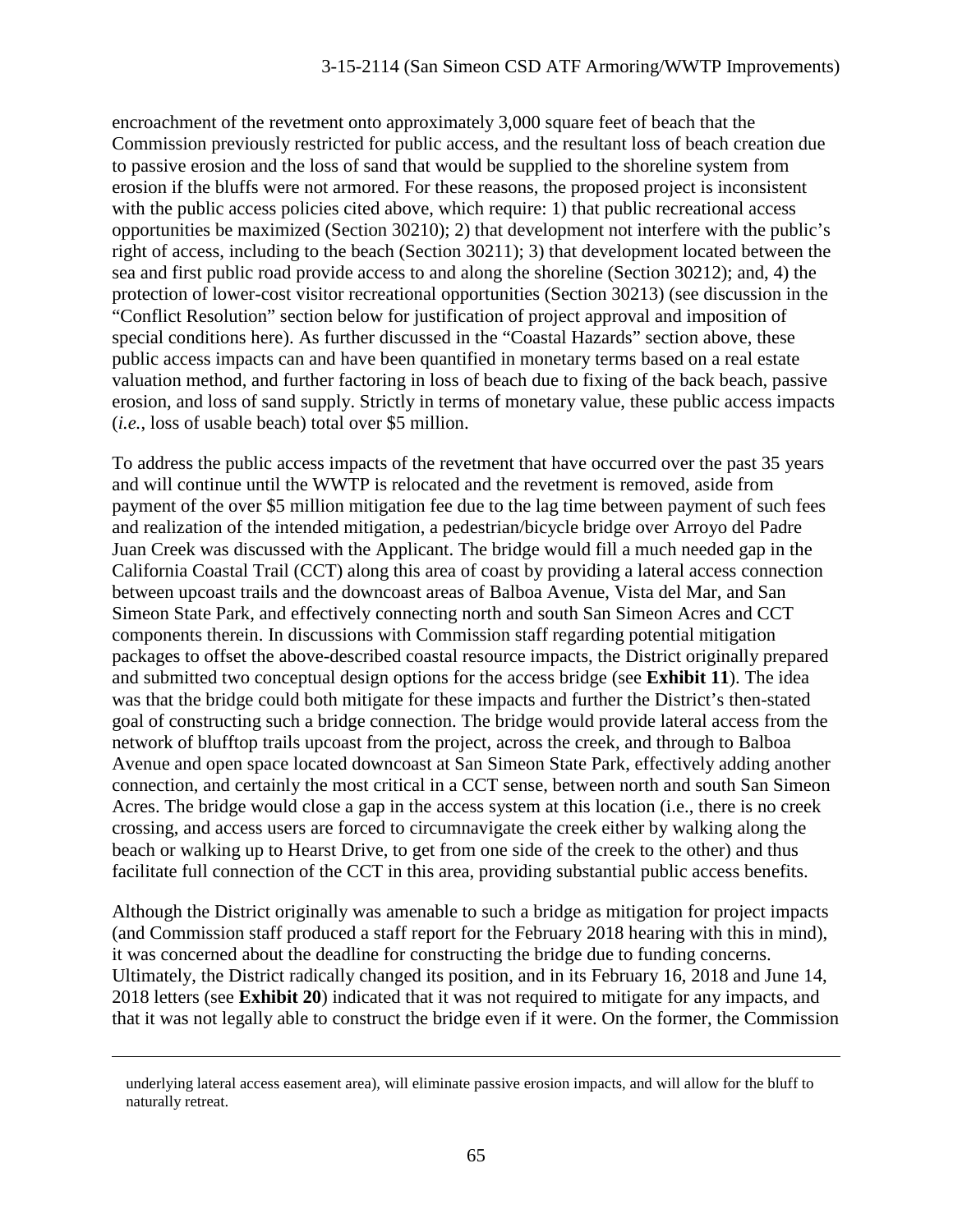encroachment of the revetment onto approximately 3,000 square feet of beach that the Commission previously restricted for public access, and the resultant loss of beach creation due to passive erosion and the loss of sand that would be supplied to the shoreline system from erosion if the bluffs were not armored. For these reasons, the proposed project is inconsistent with the public access policies cited above, which require: 1) that public recreational access opportunities be maximized (Section 30210); 2) that development not interfere with the public's right of access, including to the beach (Section 30211); 3) that development located between the sea and first public road provide access to and along the shoreline (Section 30212); and, 4) the protection of lower-cost visitor recreational opportunities (Section 30213) (see discussion in the "Conflict Resolution" section below for justification of project approval and imposition of special conditions here). As further discussed in the "Coastal Hazards" section above, these public access impacts can and have been quantified in monetary terms based on a real estate valuation method, and further factoring in loss of beach due to fixing of the back beach, passive erosion, and loss of sand supply. Strictly in terms of monetary value, these public access impacts (*i.e.*, loss of usable beach) total over $5 million.

To address the public access impacts of the revetment that have occurred over the past 35 years and will continue until the WWTP is relocated and the revetment is removed, aside from payment of the over $5 million mitigation fee due to the lag time between payment of such fees and realization of the intended mitigation, a pedestrian/bicycle bridge over Arroyo del Padre Juan Creek was discussed with the Applicant. The bridge would fill a much needed gap in the California Coastal Trail (CCT) along this area of coast by providing a lateral access connection between upcoast trails and the downcoast areas of Balboa Avenue, Vista del Mar, and San Simeon State Park, and effectively connecting north and south San Simeon Acres and CCT components therein. In discussions with Commission staff regarding potential mitigation packages to offset the above-described coastal resource impacts, the District originally prepared and submitted two conceptual design options for the access bridge (see **Exhibit 11**). The idea was that the bridge could both mitigate for these impacts and further the District's then-stated goal of constructing such a bridge connection. The bridge would provide lateral access from the network of blufftop trails upcoast from the project, across the creek, and through to Balboa Avenue and open space located downcoast at San Simeon State Park, effectively adding another connection, and certainly the most critical in a CCT sense, between north and south San Simeon Acres. The bridge would close a gap in the access system at this location (i.e., there is no creek crossing, and access users are forced to circumnavigate the creek either by walking along the beach or walking up to Hearst Drive, to get from one side of the creek to the other) and thus facilitate full connection of the CCT in this area, providing substantial public access benefits.

Although the District originally was amenable to such a bridge as mitigation for project impacts (and Commission staff produced a staff report for the February 2018 hearing with this in mind), it was concerned about the deadline for constructing the bridge due to funding concerns. Ultimately, the District radically changed its position, and in its February 16, 2018 and June 14, 2018 letters (see **Exhibit 20**) indicated that it was not required to mitigate for any impacts, and that it was not legally able to construct the bridge even if it were. On the former, the Commission

---

underlying lateral access easement area), will eliminate passive erosion impacts, and will allow for the bluff to naturally retreat.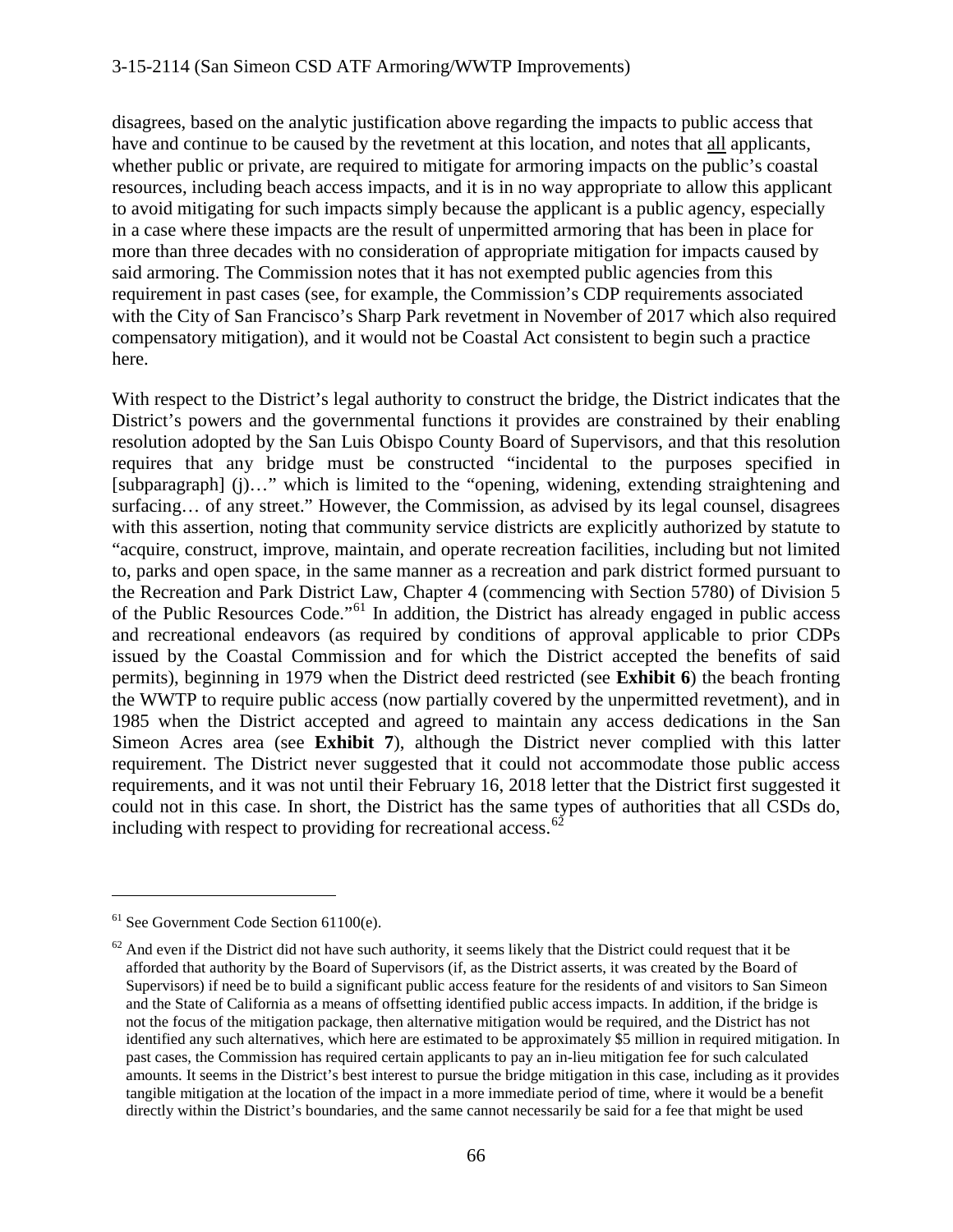disagrees, based on the analytic justification above regarding the impacts to public access that have and continue to be caused by the revetment at this location, and notes that all applicants, whether public or private, are required to mitigate for armoring impacts on the public's coastal resources, including beach access impacts, and it is in no way appropriate to allow this applicant to avoid mitigating for such impacts simply because the applicant is a public agency, especially in a case where these impacts are the result of unpermitted armoring that has been in place for more than three decades with no consideration of appropriate mitigation for impacts caused by said armoring. The Commission notes that it has not exempted public agencies from this requirement in past cases (see, for example, the Commission's CDP requirements associated with the City of San Francisco's Sharp Park revetment in November of 2017 which also required compensatory mitigation), and it would not be Coastal Act consistent to begin such a practice here.

With respect to the District's legal authority to construct the bridge, the District indicates that the District's powers and the governmental functions it provides are constrained by their enabling resolution adopted by the San Luis Obispo County Board of Supervisors, and that this resolution requires that any bridge must be constructed "incidental to the purposes specified in [subparagraph] (j)…" which is limited to the "opening, widening, extending straightening and surfacing… of any street." However, the Commission, as advised by its legal counsel, disagrees with this assertion, noting that community service districts are explicitly authorized by statute to "acquire, construct, improve, maintain, and operate recreation facilities, including but not limited to, parks and open space, in the same manner as a recreation and park district formed pursuant to the Recreation and Park District Law, Chapter 4 (commencing with Section 5780) of Division 5 of the Public Resources Code."[61] In addition, the District has already engaged in public access and recreational endeavors (as required by conditions of approval applicable to prior CDPs issued by the Coastal Commission and for which the District accepted the benefits of said permits), beginning in 1979 when the District deed restricted (see **Exhibit 6**) the beach fronting the WWTP to require public access (now partially covered by the unpermitted revetment), and in 1985 when the District accepted and agreed to maintain any access dedications in the San Simeon Acres area (see **Exhibit 7**), although the District never complied with this latter requirement. The District never suggested that it could not accommodate those public access requirements, and it was not until their February 16, 2018 letter that the District first suggested it could not in this case. In short, the District has the same types of authorities that all CSDs do, including with respect to providing for recreational access.[62]

---

[61] See Government Code Section 61100(e).

[62] And even if the District did not have such authority, it seems likely that the District could request that it be afforded that authority by the Board of Supervisors (if, as the District asserts, it was created by the Board of Supervisors) if need be to build a significant public access feature for the residents of and visitors to San Simeon and the State of California as a means of offsetting identified public access impacts. In addition, if the bridge is not the focus of the mitigation package, then alternative mitigation would be required, and the District has not identified any such alternatives, which here are estimated to be approximately $5 million in required mitigation. In past cases, the Commission has required certain applicants to pay an in-lieu mitigation fee for such calculated amounts. It seems in the District's best interest to pursue the bridge mitigation in this case, including as it provides tangible mitigation at the location of the impact in a more immediate period of time, where it would be a benefit directly within the District's boundaries, and the same cannot necessarily be said for a fee that might be used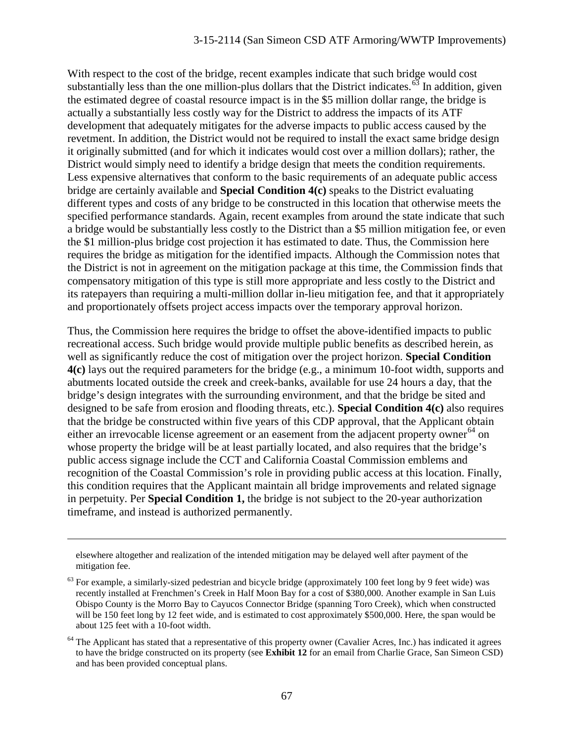With respect to the cost of the bridge, recent examples indicate that such bridge would cost substantially less than the one million-plus dollars that the District indicates.[63] In addition, given the estimated degree of coastal resource impact is in the $5 million dollar range, the bridge is actually a substantially less costly way for the District to address the impacts of its ATF development that adequately mitigates for the adverse impacts to public access caused by the revetment. In addition, the District would not be required to install the exact same bridge design it originally submitted (and for which it indicates would cost over a million dollars); rather, the District would simply need to identify a bridge design that meets the condition requirements. Less expensive alternatives that conform to the basic requirements of an adequate public access bridge are certainly available and **Special Condition 4(c)** speaks to the District evaluating different types and costs of any bridge to be constructed in this location that otherwise meets the specified performance standards. Again, recent examples from around the state indicate that such a bridge would be substantially less costly to the District than a $5 million mitigation fee, or even the $1 million-plus bridge cost projection it has estimated to date. Thus, the Commission here requires the bridge as mitigation for the identified impacts. Although the Commission notes that the District is not in agreement on the mitigation package at this time, the Commission finds that compensatory mitigation of this type is still more appropriate and less costly to the District and its ratepayers than requiring a multi-million dollar in-lieu mitigation fee, and that it appropriately and proportionately offsets project access impacts over the temporary approval horizon.

Thus, the Commission here requires the bridge to offset the above-identified impacts to public recreational access. Such bridge would provide multiple public benefits as described herein, as well as significantly reduce the cost of mitigation over the project horizon. **Special Condition 4(c)** lays out the required parameters for the bridge (e.g., a minimum 10-foot width, supports and abutments located outside the creek and creek-banks, available for use 24 hours a day, that the bridge's design integrates with the surrounding environment, and that the bridge be sited and designed to be safe from erosion and flooding threats, etc.). **Special Condition 4(c)** also requires that the bridge be constructed within five years of this CDP approval, that the Applicant obtain either an irrevocable license agreement or an easement from the adjacent property owner[64] on whose property the bridge will be at least partially located, and also requires that the bridge's public access signage include the CCT and California Coastal Commission emblems and recognition of the Coastal Commission's role in providing public access at this location. Finally, this condition requires that the Applicant maintain all bridge improvements and related signage in perpetuity. Per **Special Condition 1,** the bridge is not subject to the 20-year authorization timeframe, and instead is authorized permanently.

---

elsewhere altogether and realization of the intended mitigation may be delayed well after payment of the mitigation fee.

[63] For example, a similarly-sized pedestrian and bicycle bridge (approximately 100 feet long by 9 feet wide) was recently installed at Frenchmen's Creek in Half Moon Bay for a cost of $380,000. Another example in San Luis Obispo County is the Morro Bay to Cayucos Connector Bridge (spanning Toro Creek), which when constructed will be 150 feet long by 12 feet wide, and is estimated to cost approximately $500,000. Here, the span would be about 125 feet with a 10-foot width.

[64] The Applicant has stated that a representative of this property owner (Cavalier Acres, Inc.) has indicated it agrees to have the bridge constructed on its property (see **Exhibit 12** for an email from Charlie Grace, San Simeon CSD) and has been provided conceptual plans.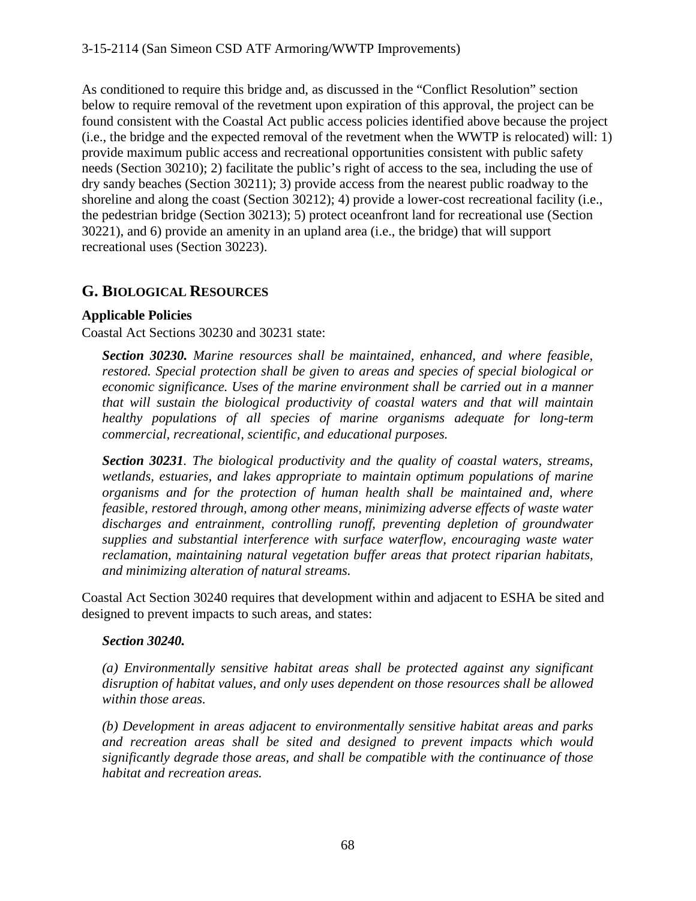As conditioned to require this bridge and, as discussed in the "Conflict Resolution" section below to require removal of the revetment upon expiration of this approval, the project can be found consistent with the Coastal Act public access policies identified above because the project (i.e., the bridge and the expected removal of the revetment when the WWTP is relocated) will: 1) provide maximum public access and recreational opportunities consistent with public safety needs (Section 30210); 2) facilitate the public's right of access to the sea, including the use of dry sandy beaches (Section 30211); 3) provide access from the nearest public roadway to the shoreline and along the coast (Section 30212); 4) provide a lower-cost recreational facility (i.e., the pedestrian bridge (Section 30213); 5) protect oceanfront land for recreational use (Section 30221), and 6) provide an amenity in an upland area (i.e., the bridge) that will support recreational uses (Section 30223).

## G. Biological Resources

**Applicable Policies**

Coastal Act Sections 30230 and 30231 state:

> ***Section 30230.*** *Marine resources shall be maintained, enhanced, and where feasible, restored. Special protection shall be given to areas and species of special biological or economic significance. Uses of the marine environment shall be carried out in a manner that will sustain the biological productivity of coastal waters and that will maintain healthy populations of all species of marine organisms adequate for long-term commercial, recreational, scientific, and educational purposes.*
>
> ***Section 30231****. The biological productivity and the quality of coastal waters, streams, wetlands, estuaries, and lakes appropriate to maintain optimum populations of marine organisms and for the protection of human health shall be maintained and, where feasible, restored through, among other means, minimizing adverse effects of waste water discharges and entrainment, controlling runoff, preventing depletion of groundwater supplies and substantial interference with surface waterflow, encouraging waste water reclamation, maintaining natural vegetation buffer areas that protect riparian habitats, and minimizing alteration of natural streams.*

Coastal Act Section 30240 requires that development within and adjacent to ESHA be sited and designed to prevent impacts to such areas, and states:

> ***Section 30240.***
>
> *(a) Environmentally sensitive habitat areas shall be protected against any significant disruption of habitat values, and only uses dependent on those resources shall be allowed within those areas.*
>
> *(b) Development in areas adjacent to environmentally sensitive habitat areas and parks and recreation areas shall be sited and designed to prevent impacts which would significantly degrade those areas, and shall be compatible with the continuance of those habitat and recreation areas.*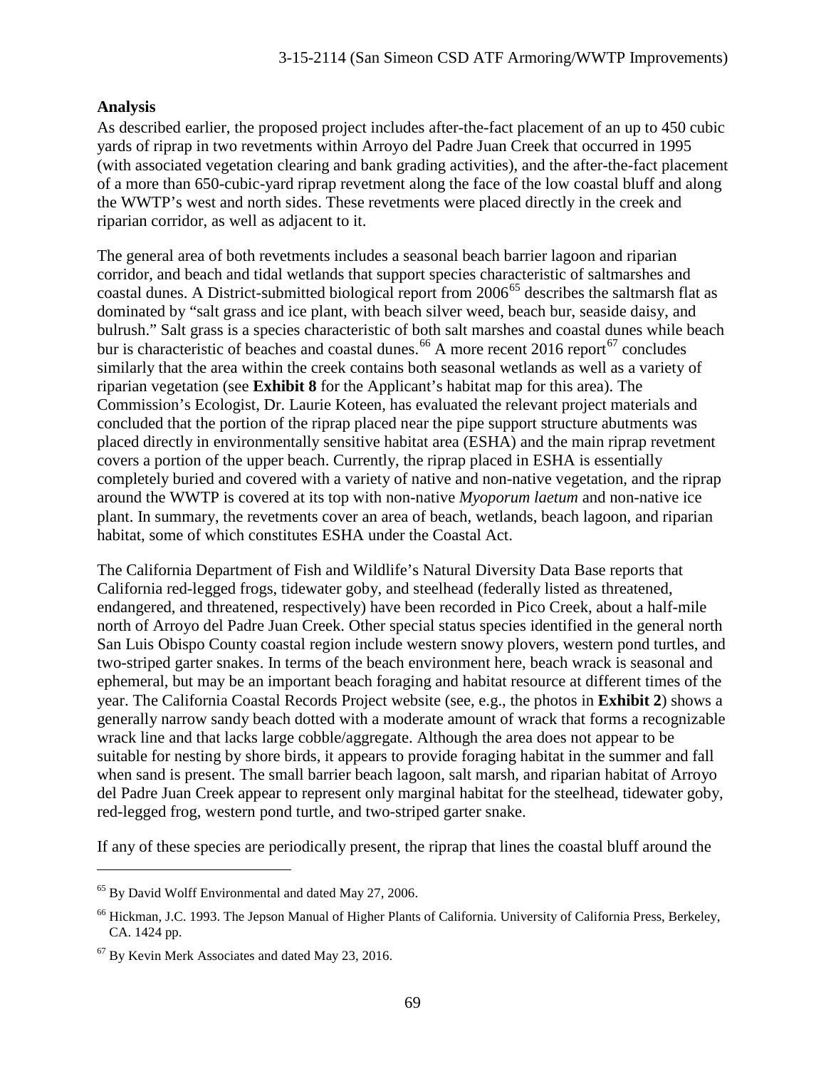**Analysis**

As described earlier, the proposed project includes after-the-fact placement of an up to 450 cubic yards of riprap in two revetments within Arroyo del Padre Juan Creek that occurred in 1995 (with associated vegetation clearing and bank grading activities), and the after-the-fact placement of a more than 650-cubic-yard riprap revetment along the face of the low coastal bluff and along the WWTP's west and north sides. These revetments were placed directly in the creek and riparian corridor, as well as adjacent to it.

The general area of both revetments includes a seasonal beach barrier lagoon and riparian corridor, and beach and tidal wetlands that support species characteristic of saltmarshes and coastal dunes. A District-submitted biological report from 2006[65] describes the saltmarsh flat as dominated by "salt grass and ice plant, with beach silver weed, beach bur, seaside daisy, and bulrush." Salt grass is a species characteristic of both salt marshes and coastal dunes while beach bur is characteristic of beaches and coastal dunes.[66] A more recent 2016 report[67] concludes similarly that the area within the creek contains both seasonal wetlands as well as a variety of riparian vegetation (see **Exhibit 8** for the Applicant's habitat map for this area). The Commission's Ecologist, Dr. Laurie Koteen, has evaluated the relevant project materials and concluded that the portion of the riprap placed near the pipe support structure abutments was placed directly in environmentally sensitive habitat area (ESHA) and the main riprap revetment covers a portion of the upper beach. Currently, the riprap placed in ESHA is essentially completely buried and covered with a variety of native and non-native vegetation, and the riprap around the WWTP is covered at its top with non-native *Myoporum laetum* and non-native ice plant. In summary, the revetments cover an area of beach, wetlands, beach lagoon, and riparian habitat, some of which constitutes ESHA under the Coastal Act.

The California Department of Fish and Wildlife's Natural Diversity Data Base reports that California red-legged frogs, tidewater goby, and steelhead (federally listed as threatened, endangered, and threatened, respectively) have been recorded in Pico Creek, about a half-mile north of Arroyo del Padre Juan Creek. Other special status species identified in the general north San Luis Obispo County coastal region include western snowy plovers, western pond turtles, and two-striped garter snakes. In terms of the beach environment here, beach wrack is seasonal and ephemeral, but may be an important beach foraging and habitat resource at different times of the year. The California Coastal Records Project website (see, e.g., the photos in **Exhibit 2**) shows a generally narrow sandy beach dotted with a moderate amount of wrack that forms a recognizable wrack line and that lacks large cobble/aggregate. Although the area does not appear to be suitable for nesting by shore birds, it appears to provide foraging habitat in the summer and fall when sand is present. The small barrier beach lagoon, salt marsh, and riparian habitat of Arroyo del Padre Juan Creek appear to represent only marginal habitat for the steelhead, tidewater goby, red-legged frog, western pond turtle, and two-striped garter snake.

If any of these species are periodically present, the riprap that lines the coastal bluff around the

---

[65] By David Wolff Environmental and dated May 27, 2006.

[66] Hickman, J.C. 1993. The Jepson Manual of Higher Plants of California. University of California Press, Berkeley, CA. 1424 pp.

[67] By Kevin Merk Associates and dated May 23, 2016.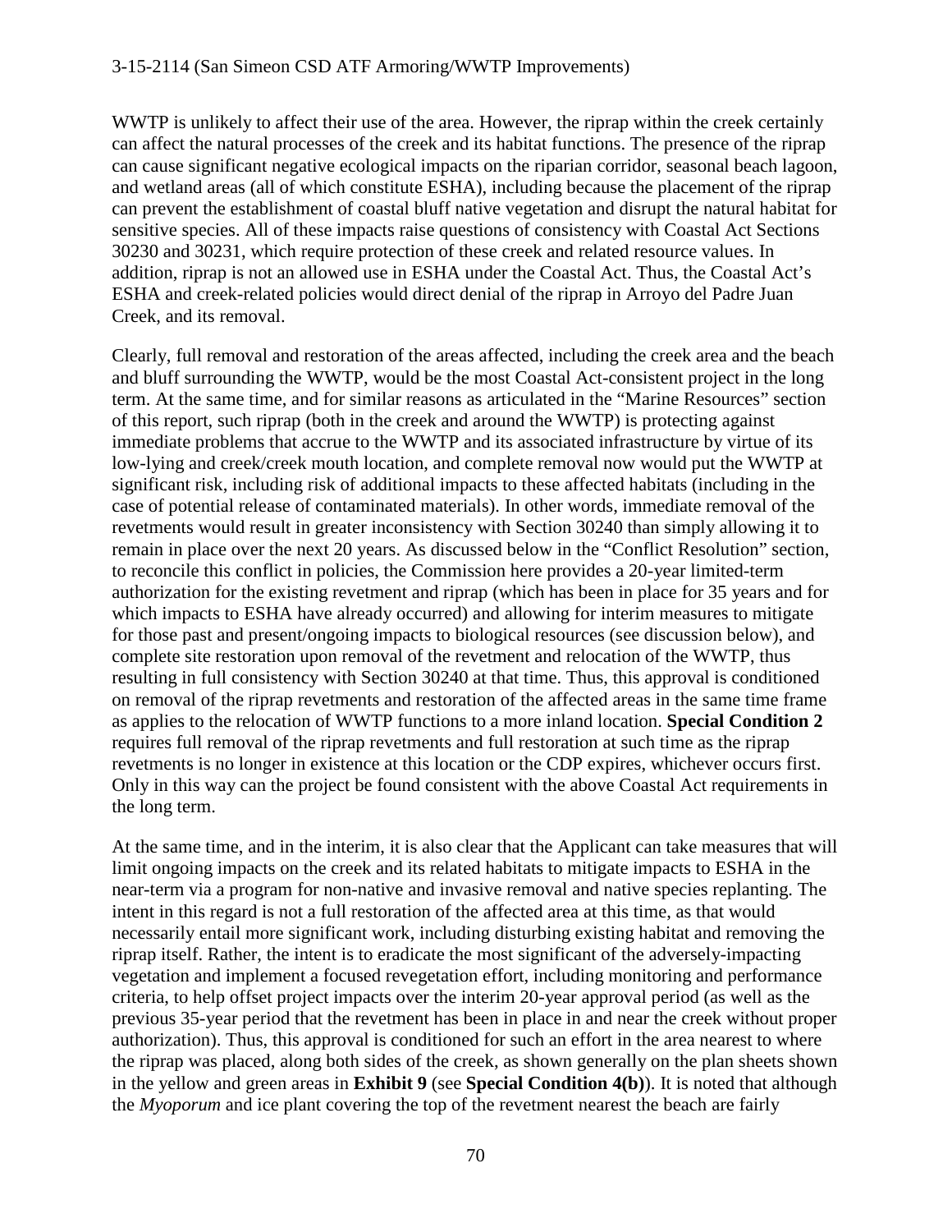WWTP is unlikely to affect their use of the area. However, the riprap within the creek certainly can affect the natural processes of the creek and its habitat functions. The presence of the riprap can cause significant negative ecological impacts on the riparian corridor, seasonal beach lagoon, and wetland areas (all of which constitute ESHA), including because the placement of the riprap can prevent the establishment of coastal bluff native vegetation and disrupt the natural habitat for sensitive species. All of these impacts raise questions of consistency with Coastal Act Sections 30230 and 30231, which require protection of these creek and related resource values. In addition, riprap is not an allowed use in ESHA under the Coastal Act. Thus, the Coastal Act's ESHA and creek-related policies would direct denial of the riprap in Arroyo del Padre Juan Creek, and its removal.

Clearly, full removal and restoration of the areas affected, including the creek area and the beach and bluff surrounding the WWTP, would be the most Coastal Act-consistent project in the long term. At the same time, and for similar reasons as articulated in the "Marine Resources" section of this report, such riprap (both in the creek and around the WWTP) is protecting against immediate problems that accrue to the WWTP and its associated infrastructure by virtue of its low-lying and creek/creek mouth location, and complete removal now would put the WWTP at significant risk, including risk of additional impacts to these affected habitats (including in the case of potential release of contaminated materials). In other words, immediate removal of the revetments would result in greater inconsistency with Section 30240 than simply allowing it to remain in place over the next 20 years. As discussed below in the "Conflict Resolution" section, to reconcile this conflict in policies, the Commission here provides a 20-year limited-term authorization for the existing revetment and riprap (which has been in place for 35 years and for which impacts to ESHA have already occurred) and allowing for interim measures to mitigate for those past and present/ongoing impacts to biological resources (see discussion below), and complete site restoration upon removal of the revetment and relocation of the WWTP, thus resulting in full consistency with Section 30240 at that time. Thus, this approval is conditioned on removal of the riprap revetments and restoration of the affected areas in the same time frame as applies to the relocation of WWTP functions to a more inland location. **Special Condition 2** requires full removal of the riprap revetments and full restoration at such time as the riprap revetments is no longer in existence at this location or the CDP expires, whichever occurs first. Only in this way can the project be found consistent with the above Coastal Act requirements in the long term.

At the same time, and in the interim, it is also clear that the Applicant can take measures that will limit ongoing impacts on the creek and its related habitats to mitigate impacts to ESHA in the near-term via a program for non-native and invasive removal and native species replanting. The intent in this regard is not a full restoration of the affected area at this time, as that would necessarily entail more significant work, including disturbing existing habitat and removing the riprap itself. Rather, the intent is to eradicate the most significant of the adversely-impacting vegetation and implement a focused revegetation effort, including monitoring and performance criteria, to help offset project impacts over the interim 20-year approval period (as well as the previous 35-year period that the revetment has been in place in and near the creek without proper authorization). Thus, this approval is conditioned for such an effort in the area nearest to where the riprap was placed, along both sides of the creek, as shown generally on the plan sheets shown in the yellow and green areas in **Exhibit 9** (see **Special Condition 4(b)**). It is noted that although the *Myoporum* and ice plant covering the top of the revetment nearest the beach are fairly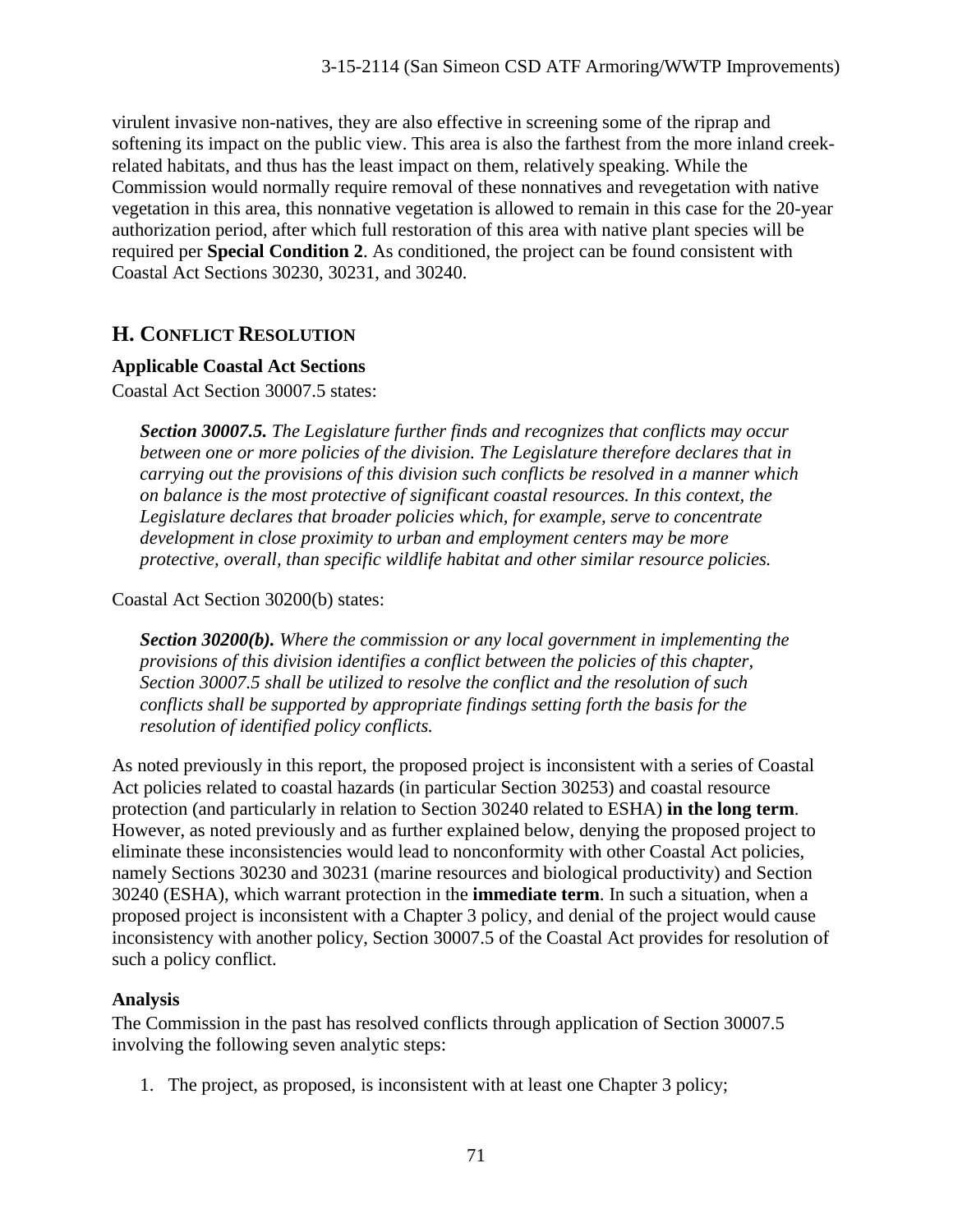virulent invasive non-natives, they are also effective in screening some of the riprap and softening its impact on the public view. This area is also the farthest from the more inland creek-related habitats, and thus has the least impact on them, relatively speaking. While the Commission would normally require removal of these nonnatives and revegetation with native vegetation in this area, this nonnative vegetation is allowed to remain in this case for the 20-year authorization period, after which full restoration of this area with native plant species will be required per **Special Condition 2**. As conditioned, the project can be found consistent with Coastal Act Sections 30230, 30231, and 30240.

## H. CONFLICT RESOLUTION

### Applicable Coastal Act Sections

Coastal Act Section 30007.5 states:

> ***Section 30007.5.*** *The Legislature further finds and recognizes that conflicts may occur between one or more policies of the division. The Legislature therefore declares that in carrying out the provisions of this division such conflicts be resolved in a manner which on balance is the most protective of significant coastal resources. In this context, the Legislature declares that broader policies which, for example, serve to concentrate development in close proximity to urban and employment centers may be more protective, overall, than specific wildlife habitat and other similar resource policies.*

Coastal Act Section 30200(b) states:

> ***Section 30200(b).*** *Where the commission or any local government in implementing the provisions of this division identifies a conflict between the policies of this chapter, Section 30007.5 shall be utilized to resolve the conflict and the resolution of such conflicts shall be supported by appropriate findings setting forth the basis for the resolution of identified policy conflicts.*

As noted previously in this report, the proposed project is inconsistent with a series of Coastal Act policies related to coastal hazards (in particular Section 30253) and coastal resource protection (and particularly in relation to Section 30240 related to ESHA) **in the long term**. However, as noted previously and as further explained below, denying the proposed project to eliminate these inconsistencies would lead to nonconformity with other Coastal Act policies, namely Sections 30230 and 30231 (marine resources and biological productivity) and Section 30240 (ESHA), which warrant protection in the **immediate term**. In such a situation, when a proposed project is inconsistent with a Chapter 3 policy, and denial of the project would cause inconsistency with another policy, Section 30007.5 of the Coastal Act provides for resolution of such a policy conflict.

### Analysis

The Commission in the past has resolved conflicts through application of Section 30007.5 involving the following seven analytic steps:

1. The project, as proposed, is inconsistent with at least one Chapter 3 policy;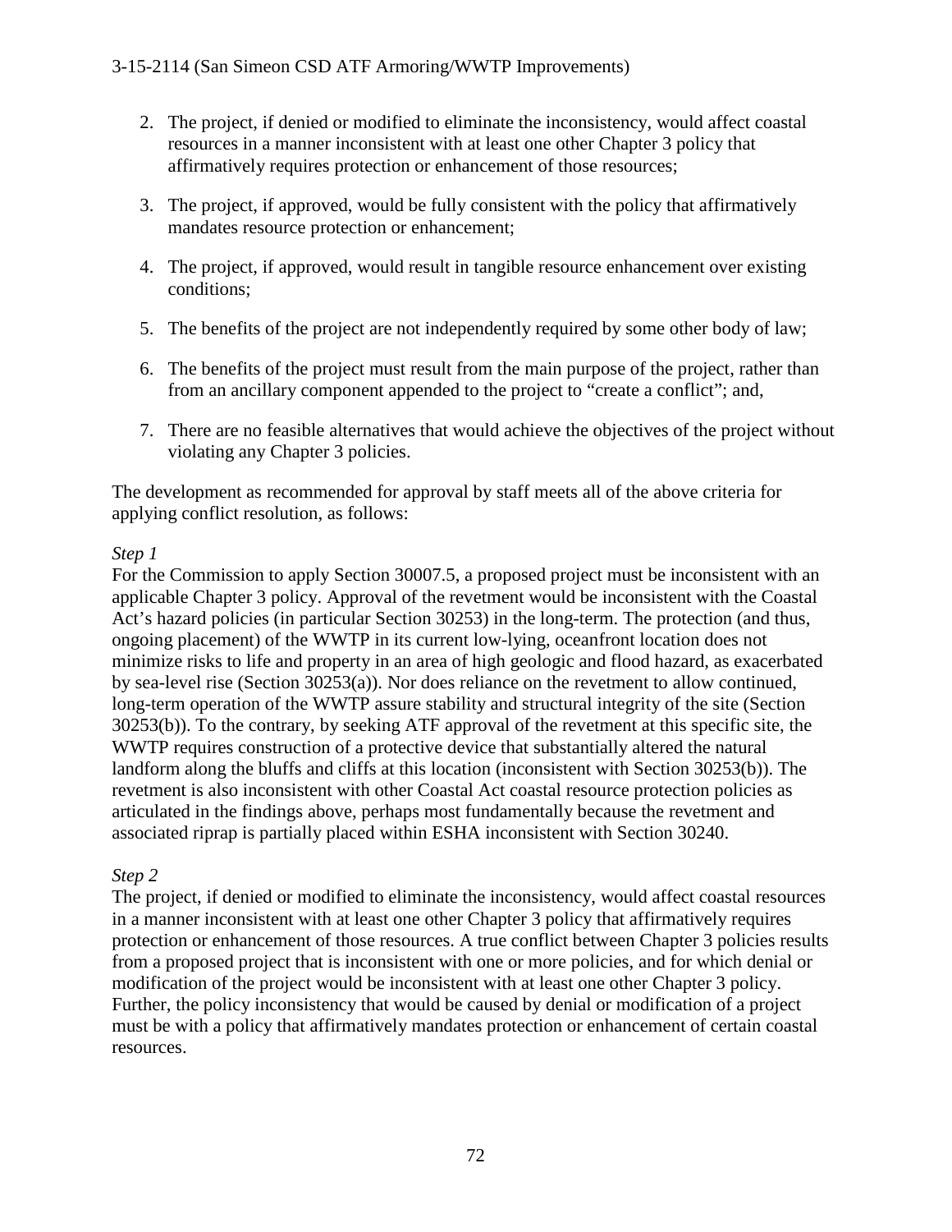2. The project, if denied or modified to eliminate the inconsistency, would affect coastal resources in a manner inconsistent with at least one other Chapter 3 policy that affirmatively requires protection or enhancement of those resources;

3. The project, if approved, would be fully consistent with the policy that affirmatively mandates resource protection or enhancement;

4. The project, if approved, would result in tangible resource enhancement over existing conditions;

5. The benefits of the project are not independently required by some other body of law;

6. The benefits of the project must result from the main purpose of the project, rather than from an ancillary component appended to the project to "create a conflict"; and,

7. There are no feasible alternatives that would achieve the objectives of the project without violating any Chapter 3 policies.

The development as recommended for approval by staff meets all of the above criteria for applying conflict resolution, as follows:

*Step 1*
For the Commission to apply Section 30007.5, a proposed project must be inconsistent with an applicable Chapter 3 policy. Approval of the revetment would be inconsistent with the Coastal Act's hazard policies (in particular Section 30253) in the long-term. The protection (and thus, ongoing placement) of the WWTP in its current low-lying, oceanfront location does not minimize risks to life and property in an area of high geologic and flood hazard, as exacerbated by sea-level rise (Section 30253(a)). Nor does reliance on the revetment to allow continued, long-term operation of the WWTP assure stability and structural integrity of the site (Section 30253(b)). To the contrary, by seeking ATF approval of the revetment at this specific site, the WWTP requires construction of a protective device that substantially altered the natural landform along the bluffs and cliffs at this location (inconsistent with Section 30253(b)). The revetment is also inconsistent with other Coastal Act coastal resource protection policies as articulated in the findings above, perhaps most fundamentally because the revetment and associated riprap is partially placed within ESHA inconsistent with Section 30240.

*Step 2*
The project, if denied or modified to eliminate the inconsistency, would affect coastal resources in a manner inconsistent with at least one other Chapter 3 policy that affirmatively requires protection or enhancement of those resources. A true conflict between Chapter 3 policies results from a proposed project that is inconsistent with one or more policies, and for which denial or modification of the project would be inconsistent with at least one other Chapter 3 policy. Further, the policy inconsistency that would be caused by denial or modification of a project must be with a policy that affirmatively mandates protection or enhancement of certain coastal resources.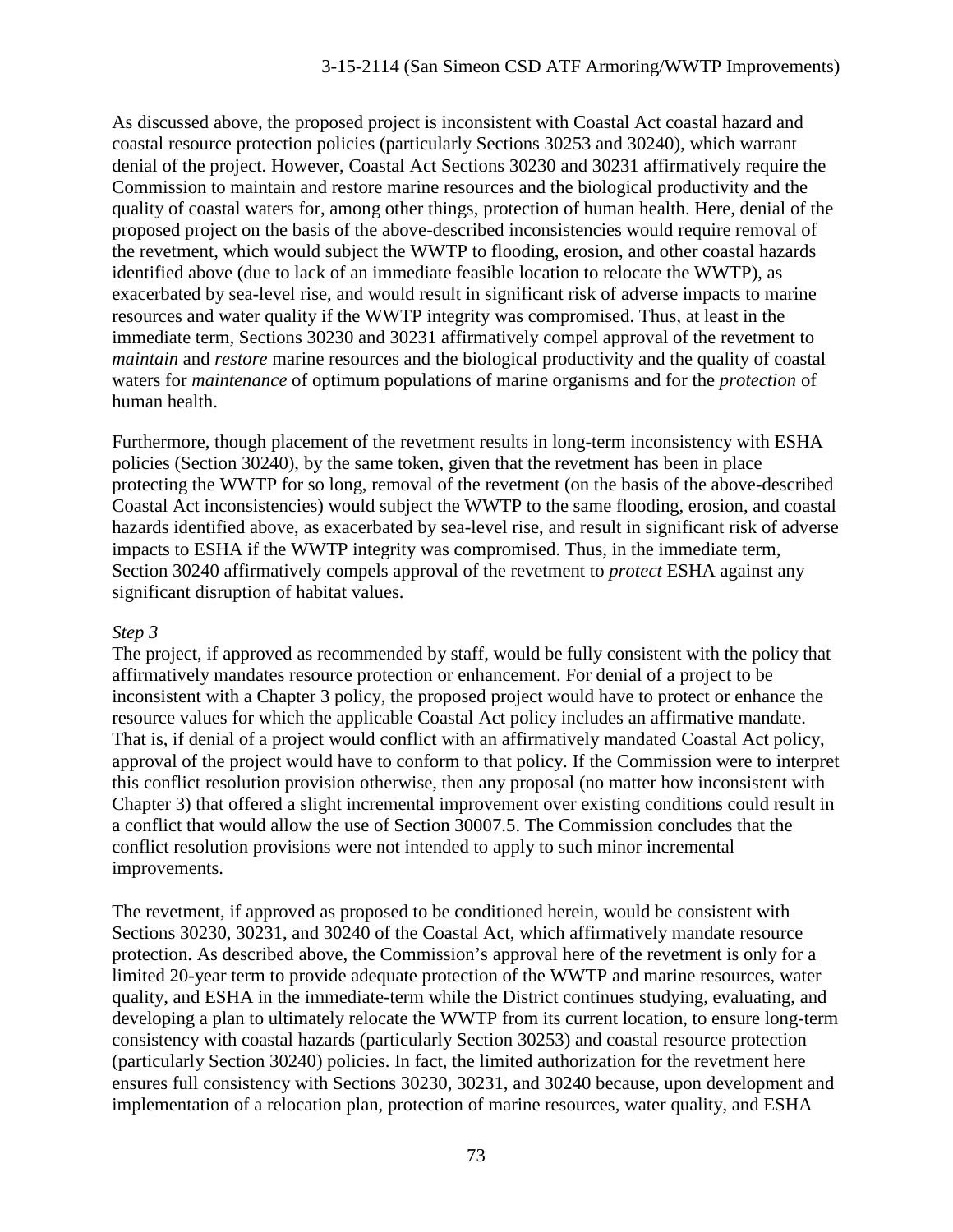As discussed above, the proposed project is inconsistent with Coastal Act coastal hazard and coastal resource protection policies (particularly Sections 30253 and 30240), which warrant denial of the project. However, Coastal Act Sections 30230 and 30231 affirmatively require the Commission to maintain and restore marine resources and the biological productivity and the quality of coastal waters for, among other things, protection of human health. Here, denial of the proposed project on the basis of the above-described inconsistencies would require removal of the revetment, which would subject the WWTP to flooding, erosion, and other coastal hazards identified above (due to lack of an immediate feasible location to relocate the WWTP), as exacerbated by sea-level rise, and would result in significant risk of adverse impacts to marine resources and water quality if the WWTP integrity was compromised. Thus, at least in the immediate term, Sections 30230 and 30231 affirmatively compel approval of the revetment to *maintain* and *restore* marine resources and the biological productivity and the quality of coastal waters for *maintenance* of optimum populations of marine organisms and for the *protection* of human health.

Furthermore, though placement of the revetment results in long-term inconsistency with ESHA policies (Section 30240), by the same token, given that the revetment has been in place protecting the WWTP for so long, removal of the revetment (on the basis of the above-described Coastal Act inconsistencies) would subject the WWTP to the same flooding, erosion, and coastal hazards identified above, as exacerbated by sea-level rise, and result in significant risk of adverse impacts to ESHA if the WWTP integrity was compromised. Thus, in the immediate term, Section 30240 affirmatively compels approval of the revetment to *protect* ESHA against any significant disruption of habitat values.

*Step 3*

The project, if approved as recommended by staff, would be fully consistent with the policy that affirmatively mandates resource protection or enhancement. For denial of a project to be inconsistent with a Chapter 3 policy, the proposed project would have to protect or enhance the resource values for which the applicable Coastal Act policy includes an affirmative mandate. That is, if denial of a project would conflict with an affirmatively mandated Coastal Act policy, approval of the project would have to conform to that policy. If the Commission were to interpret this conflict resolution provision otherwise, then any proposal (no matter how inconsistent with Chapter 3) that offered a slight incremental improvement over existing conditions could result in a conflict that would allow the use of Section 30007.5. The Commission concludes that the conflict resolution provisions were not intended to apply to such minor incremental improvements.

The revetment, if approved as proposed to be conditioned herein, would be consistent with Sections 30230, 30231, and 30240 of the Coastal Act, which affirmatively mandate resource protection. As described above, the Commission's approval here of the revetment is only for a limited 20-year term to provide adequate protection of the WWTP and marine resources, water quality, and ESHA in the immediate-term while the District continues studying, evaluating, and developing a plan to ultimately relocate the WWTP from its current location, to ensure long-term consistency with coastal hazards (particularly Section 30253) and coastal resource protection (particularly Section 30240) policies. In fact, the limited authorization for the revetment here ensures full consistency with Sections 30230, 30231, and 30240 because, upon development and implementation of a relocation plan, protection of marine resources, water quality, and ESHA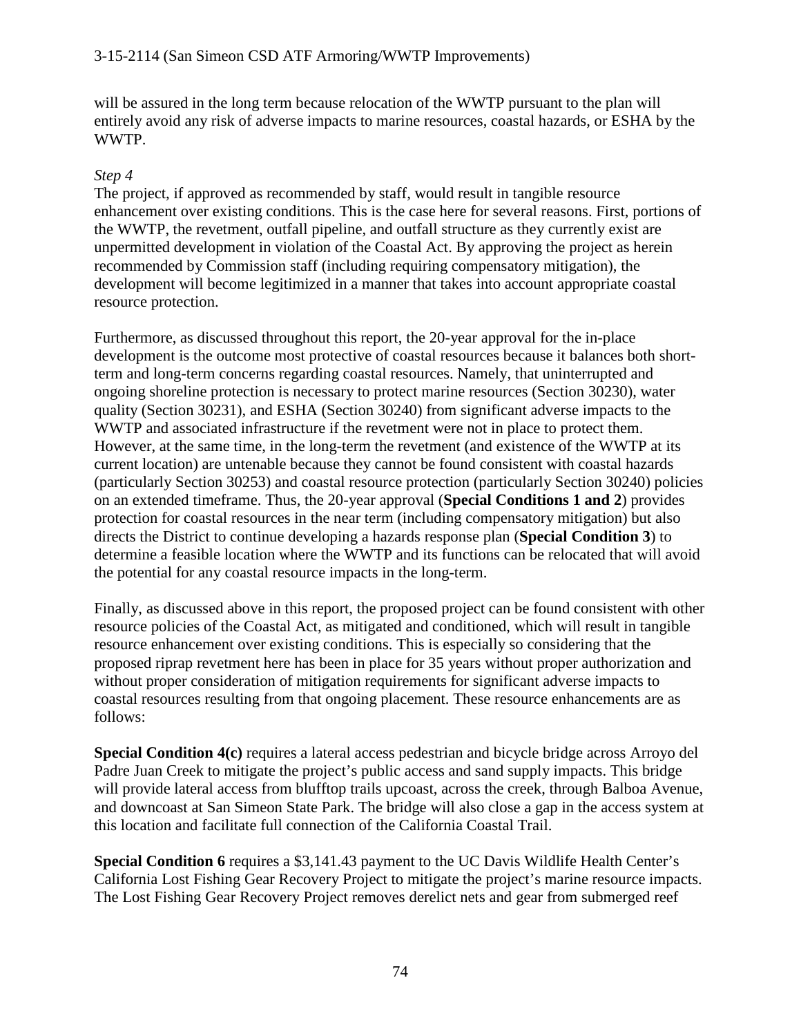will be assured in the long term because relocation of the WWTP pursuant to the plan will entirely avoid any risk of adverse impacts to marine resources, coastal hazards, or ESHA by the WWTP.

*Step 4*

The project, if approved as recommended by staff, would result in tangible resource enhancement over existing conditions. This is the case here for several reasons. First, portions of the WWTP, the revetment, outfall pipeline, and outfall structure as they currently exist are unpermitted development in violation of the Coastal Act. By approving the project as herein recommended by Commission staff (including requiring compensatory mitigation), the development will become legitimized in a manner that takes into account appropriate coastal resource protection.

Furthermore, as discussed throughout this report, the 20-year approval for the in-place development is the outcome most protective of coastal resources because it balances both short-term and long-term concerns regarding coastal resources. Namely, that uninterrupted and ongoing shoreline protection is necessary to protect marine resources (Section 30230), water quality (Section 30231), and ESHA (Section 30240) from significant adverse impacts to the WWTP and associated infrastructure if the revetment were not in place to protect them. However, at the same time, in the long-term the revetment (and existence of the WWTP at its current location) are untenable because they cannot be found consistent with coastal hazards (particularly Section 30253) and coastal resource protection (particularly Section 30240) policies on an extended timeframe. Thus, the 20-year approval (**Special Conditions 1 and 2**) provides protection for coastal resources in the near term (including compensatory mitigation) but also directs the District to continue developing a hazards response plan (**Special Condition 3**) to determine a feasible location where the WWTP and its functions can be relocated that will avoid the potential for any coastal resource impacts in the long-term.

Finally, as discussed above in this report, the proposed project can be found consistent with other resource policies of the Coastal Act, as mitigated and conditioned, which will result in tangible resource enhancement over existing conditions. This is especially so considering that the proposed riprap revetment here has been in place for 35 years without proper authorization and without proper consideration of mitigation requirements for significant adverse impacts to coastal resources resulting from that ongoing placement. These resource enhancements are as follows:

**Special Condition 4(c)** requires a lateral access pedestrian and bicycle bridge across Arroyo del Padre Juan Creek to mitigate the project's public access and sand supply impacts. This bridge will provide lateral access from blufftop trails upcoast, across the creek, through Balboa Avenue, and downcoast at San Simeon State Park. The bridge will also close a gap in the access system at this location and facilitate full connection of the California Coastal Trail.

**Special Condition 6** requires a $3,141.43 payment to the UC Davis Wildlife Health Center's California Lost Fishing Gear Recovery Project to mitigate the project's marine resource impacts. The Lost Fishing Gear Recovery Project removes derelict nets and gear from submerged reef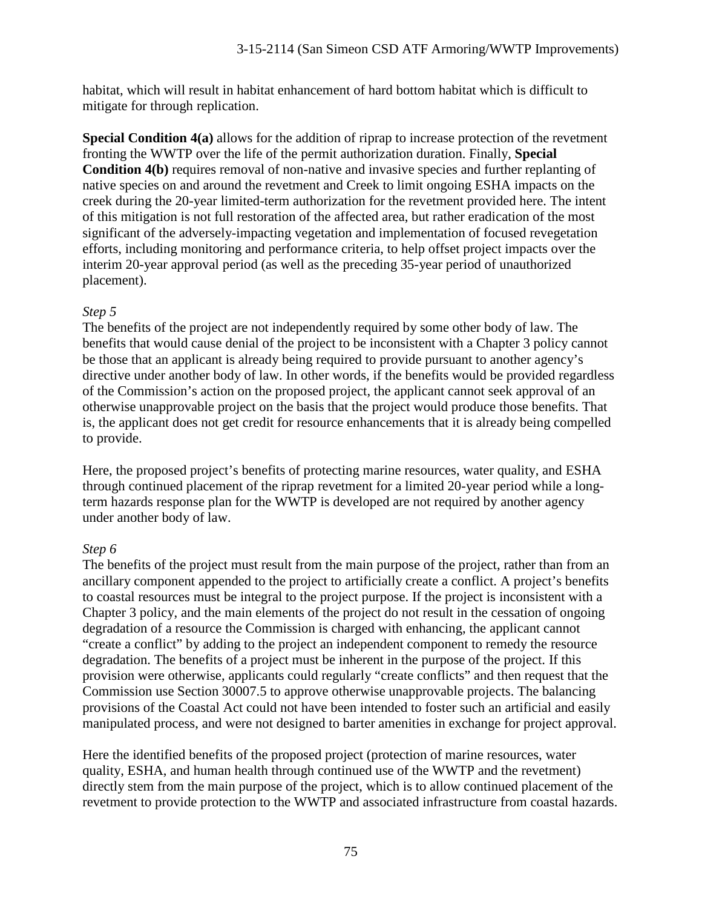habitat, which will result in habitat enhancement of hard bottom habitat which is difficult to mitigate for through replication.

**Special Condition 4(a)** allows for the addition of riprap to increase protection of the revetment fronting the WWTP over the life of the permit authorization duration. Finally, **Special Condition 4(b)** requires removal of non-native and invasive species and further replanting of native species on and around the revetment and Creek to limit ongoing ESHA impacts on the creek during the 20-year limited-term authorization for the revetment provided here. The intent of this mitigation is not full restoration of the affected area, but rather eradication of the most significant of the adversely-impacting vegetation and implementation of focused revegetation efforts, including monitoring and performance criteria, to help offset project impacts over the interim 20-year approval period (as well as the preceding 35-year period of unauthorized placement).

*Step 5*

The benefits of the project are not independently required by some other body of law. The benefits that would cause denial of the project to be inconsistent with a Chapter 3 policy cannot be those that an applicant is already being required to provide pursuant to another agency's directive under another body of law. In other words, if the benefits would be provided regardless of the Commission's action on the proposed project, the applicant cannot seek approval of an otherwise unapprovable project on the basis that the project would produce those benefits. That is, the applicant does not get credit for resource enhancements that it is already being compelled to provide.

Here, the proposed project's benefits of protecting marine resources, water quality, and ESHA through continued placement of the riprap revetment for a limited 20-year period while a long-term hazards response plan for the WWTP is developed are not required by another agency under another body of law.

*Step 6*

The benefits of the project must result from the main purpose of the project, rather than from an ancillary component appended to the project to artificially create a conflict. A project's benefits to coastal resources must be integral to the project purpose. If the project is inconsistent with a Chapter 3 policy, and the main elements of the project do not result in the cessation of ongoing degradation of a resource the Commission is charged with enhancing, the applicant cannot "create a conflict" by adding to the project an independent component to remedy the resource degradation. The benefits of a project must be inherent in the purpose of the project. If this provision were otherwise, applicants could regularly "create conflicts" and then request that the Commission use Section 30007.5 to approve otherwise unapprovable projects. The balancing provisions of the Coastal Act could not have been intended to foster such an artificial and easily manipulated process, and were not designed to barter amenities in exchange for project approval.

Here the identified benefits of the proposed project (protection of marine resources, water quality, ESHA, and human health through continued use of the WWTP and the revetment) directly stem from the main purpose of the project, which is to allow continued placement of the revetment to provide protection to the WWTP and associated infrastructure from coastal hazards.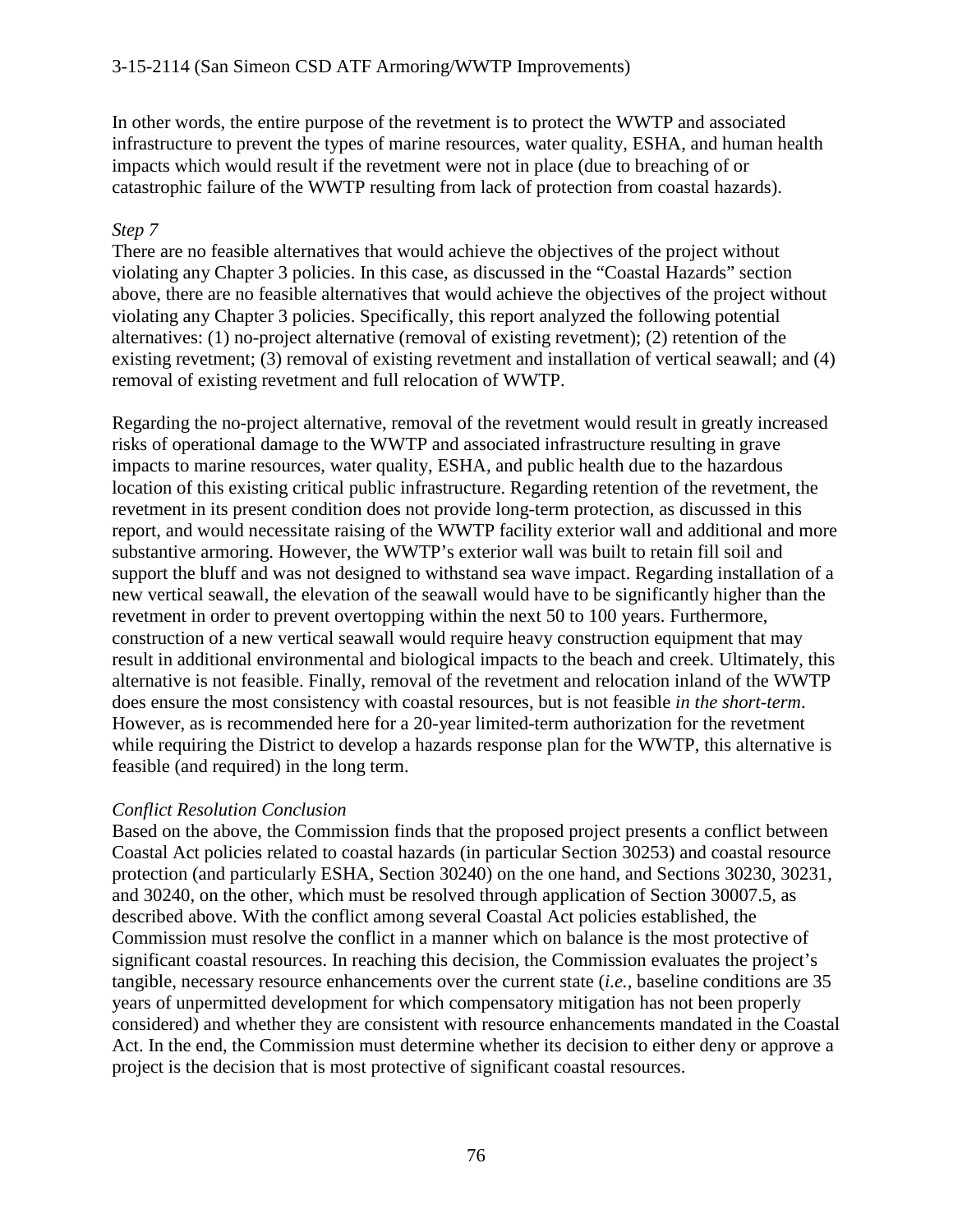In other words, the entire purpose of the revetment is to protect the WWTP and associated infrastructure to prevent the types of marine resources, water quality, ESHA, and human health impacts which would result if the revetment were not in place (due to breaching of or catastrophic failure of the WWTP resulting from lack of protection from coastal hazards).

*Step 7*

There are no feasible alternatives that would achieve the objectives of the project without violating any Chapter 3 policies. In this case, as discussed in the "Coastal Hazards" section above, there are no feasible alternatives that would achieve the objectives of the project without violating any Chapter 3 policies. Specifically, this report analyzed the following potential alternatives: (1) no-project alternative (removal of existing revetment); (2) retention of the existing revetment; (3) removal of existing revetment and installation of vertical seawall; and (4) removal of existing revetment and full relocation of WWTP.

Regarding the no-project alternative, removal of the revetment would result in greatly increased risks of operational damage to the WWTP and associated infrastructure resulting in grave impacts to marine resources, water quality, ESHA, and public health due to the hazardous location of this existing critical public infrastructure. Regarding retention of the revetment, the revetment in its present condition does not provide long-term protection, as discussed in this report, and would necessitate raising of the WWTP facility exterior wall and additional and more substantive armoring. However, the WWTP's exterior wall was built to retain fill soil and support the bluff and was not designed to withstand sea wave impact. Regarding installation of a new vertical seawall, the elevation of the seawall would have to be significantly higher than the revetment in order to prevent overtopping within the next 50 to 100 years. Furthermore, construction of a new vertical seawall would require heavy construction equipment that may result in additional environmental and biological impacts to the beach and creek. Ultimately, this alternative is not feasible. Finally, removal of the revetment and relocation inland of the WWTP does ensure the most consistency with coastal resources, but is not feasible *in the short-term*. However, as is recommended here for a 20-year limited-term authorization for the revetment while requiring the District to develop a hazards response plan for the WWTP, this alternative is feasible (and required) in the long term.

*Conflict Resolution Conclusion*

Based on the above, the Commission finds that the proposed project presents a conflict between Coastal Act policies related to coastal hazards (in particular Section 30253) and coastal resource protection (and particularly ESHA, Section 30240) on the one hand, and Sections 30230, 30231, and 30240, on the other, which must be resolved through application of Section 30007.5, as described above. With the conflict among several Coastal Act policies established, the Commission must resolve the conflict in a manner which on balance is the most protective of significant coastal resources. In reaching this decision, the Commission evaluates the project's tangible, necessary resource enhancements over the current state (*i.e.*, baseline conditions are 35 years of unpermitted development for which compensatory mitigation has not been properly considered) and whether they are consistent with resource enhancements mandated in the Coastal Act. In the end, the Commission must determine whether its decision to either deny or approve a project is the decision that is most protective of significant coastal resources.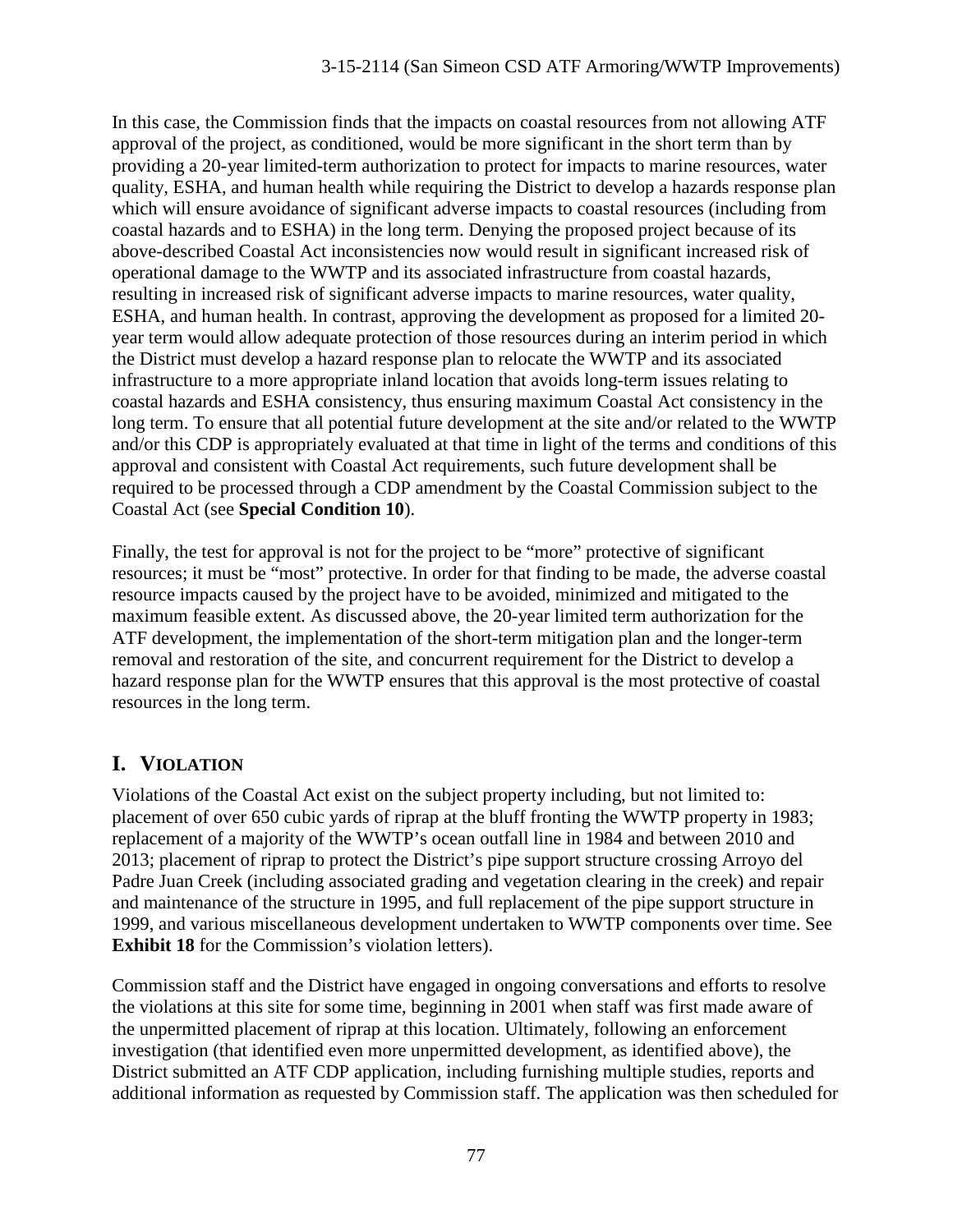In this case, the Commission finds that the impacts on coastal resources from not allowing ATF approval of the project, as conditioned, would be more significant in the short term than by providing a 20-year limited-term authorization to protect for impacts to marine resources, water quality, ESHA, and human health while requiring the District to develop a hazards response plan which will ensure avoidance of significant adverse impacts to coastal resources (including from coastal hazards and to ESHA) in the long term. Denying the proposed project because of its above-described Coastal Act inconsistencies now would result in significant increased risk of operational damage to the WWTP and its associated infrastructure from coastal hazards, resulting in increased risk of significant adverse impacts to marine resources, water quality, ESHA, and human health. In contrast, approving the development as proposed for a limited 20-year term would allow adequate protection of those resources during an interim period in which the District must develop a hazard response plan to relocate the WWTP and its associated infrastructure to a more appropriate inland location that avoids long-term issues relating to coastal hazards and ESHA consistency, thus ensuring maximum Coastal Act consistency in the long term. To ensure that all potential future development at the site and/or related to the WWTP and/or this CDP is appropriately evaluated at that time in light of the terms and conditions of this approval and consistent with Coastal Act requirements, such future development shall be required to be processed through a CDP amendment by the Coastal Commission subject to the Coastal Act (see **Special Condition 10**).

Finally, the test for approval is not for the project to be "more" protective of significant resources; it must be "most" protective. In order for that finding to be made, the adverse coastal resource impacts caused by the project have to be avoided, minimized and mitigated to the maximum feasible extent. As discussed above, the 20-year limited term authorization for the ATF development, the implementation of the short-term mitigation plan and the longer-term removal and restoration of the site, and concurrent requirement for the District to develop a hazard response plan for the WWTP ensures that this approval is the most protective of coastal resources in the long term.

## I. VIOLATION

Violations of the Coastal Act exist on the subject property including, but not limited to: placement of over 650 cubic yards of riprap at the bluff fronting the WWTP property in 1983; replacement of a majority of the WWTP's ocean outfall line in 1984 and between 2010 and 2013; placement of riprap to protect the District's pipe support structure crossing Arroyo del Padre Juan Creek (including associated grading and vegetation clearing in the creek) and repair and maintenance of the structure in 1995, and full replacement of the pipe support structure in 1999, and various miscellaneous development undertaken to WWTP components over time. See **Exhibit 18** for the Commission's violation letters).

Commission staff and the District have engaged in ongoing conversations and efforts to resolve the violations at this site for some time, beginning in 2001 when staff was first made aware of the unpermitted placement of riprap at this location. Ultimately, following an enforcement investigation (that identified even more unpermitted development, as identified above), the District submitted an ATF CDP application, including furnishing multiple studies, reports and additional information as requested by Commission staff. The application was then scheduled for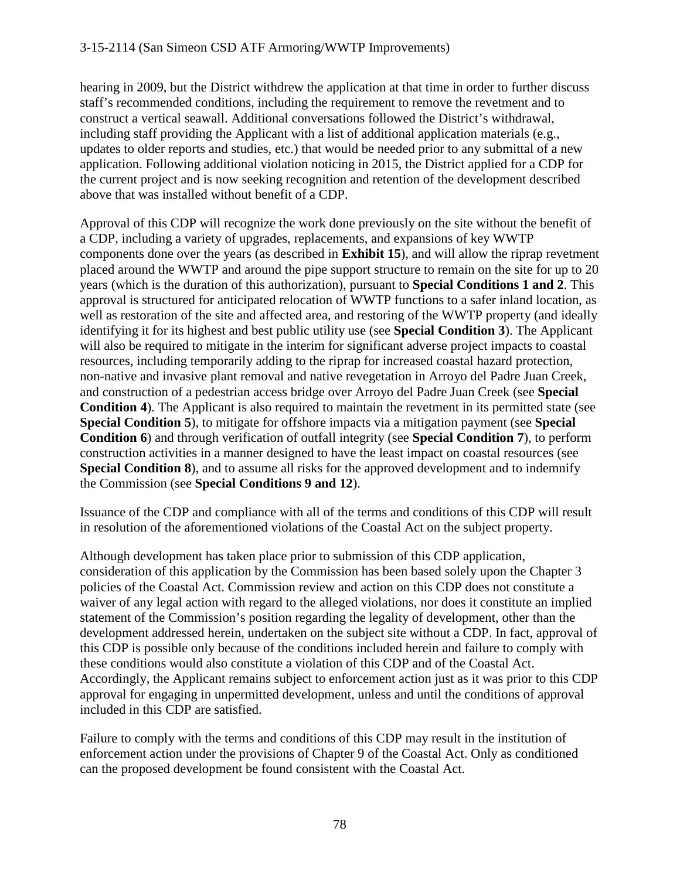hearing in 2009, but the District withdrew the application at that time in order to further discuss staff's recommended conditions, including the requirement to remove the revetment and to construct a vertical seawall. Additional conversations followed the District's withdrawal, including staff providing the Applicant with a list of additional application materials (e.g., updates to older reports and studies, etc.) that would be needed prior to any submittal of a new application. Following additional violation noticing in 2015, the District applied for a CDP for the current project and is now seeking recognition and retention of the development described above that was installed without benefit of a CDP.

Approval of this CDP will recognize the work done previously on the site without the benefit of a CDP, including a variety of upgrades, replacements, and expansions of key WWTP components done over the years (as described in **Exhibit 15**), and will allow the riprap revetment placed around the WWTP and around the pipe support structure to remain on the site for up to 20 years (which is the duration of this authorization), pursuant to **Special Conditions 1 and 2**. This approval is structured for anticipated relocation of WWTP functions to a safer inland location, as well as restoration of the site and affected area, and restoring of the WWTP property (and ideally identifying it for its highest and best public utility use (see **Special Condition 3**). The Applicant will also be required to mitigate in the interim for significant adverse project impacts to coastal resources, including temporarily adding to the riprap for increased coastal hazard protection, non-native and invasive plant removal and native revegetation in Arroyo del Padre Juan Creek, and construction of a pedestrian access bridge over Arroyo del Padre Juan Creek (see **Special Condition 4**). The Applicant is also required to maintain the revetment in its permitted state (see **Special Condition 5**), to mitigate for offshore impacts via a mitigation payment (see **Special Condition 6**) and through verification of outfall integrity (see **Special Condition 7**), to perform construction activities in a manner designed to have the least impact on coastal resources (see **Special Condition 8**), and to assume all risks for the approved development and to indemnify the Commission (see **Special Conditions 9 and 12**).

Issuance of the CDP and compliance with all of the terms and conditions of this CDP will result in resolution of the aforementioned violations of the Coastal Act on the subject property.

Although development has taken place prior to submission of this CDP application, consideration of this application by the Commission has been based solely upon the Chapter 3 policies of the Coastal Act. Commission review and action on this CDP does not constitute a waiver of any legal action with regard to the alleged violations, nor does it constitute an implied statement of the Commission's position regarding the legality of development, other than the development addressed herein, undertaken on the subject site without a CDP. In fact, approval of this CDP is possible only because of the conditions included herein and failure to comply with these conditions would also constitute a violation of this CDP and of the Coastal Act. Accordingly, the Applicant remains subject to enforcement action just as it was prior to this CDP approval for engaging in unpermitted development, unless and until the conditions of approval included in this CDP are satisfied.

Failure to comply with the terms and conditions of this CDP may result in the institution of enforcement action under the provisions of Chapter 9 of the Coastal Act. Only as conditioned can the proposed development be found consistent with the Coastal Act.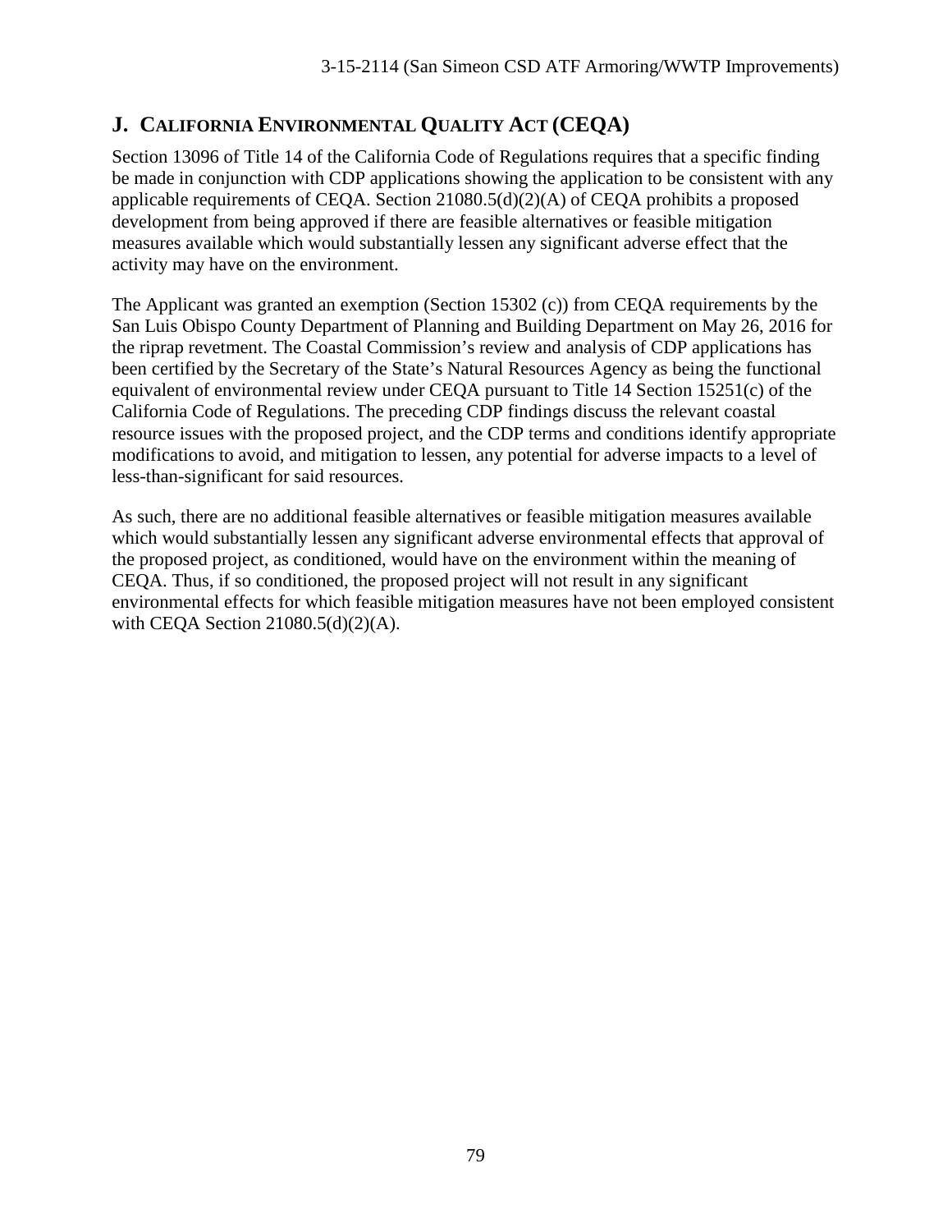## J. CALIFORNIA ENVIRONMENTAL QUALITY ACT (CEQA)

Section 13096 of Title 14 of the California Code of Regulations requires that a specific finding be made in conjunction with CDP applications showing the application to be consistent with any applicable requirements of CEQA. Section 21080.5(d)(2)(A) of CEQA prohibits a proposed development from being approved if there are feasible alternatives or feasible mitigation measures available which would substantially lessen any significant adverse effect that the activity may have on the environment.

The Applicant was granted an exemption (Section 15302 (c)) from CEQA requirements by the San Luis Obispo County Department of Planning and Building Department on May 26, 2016 for the riprap revetment. The Coastal Commission's review and analysis of CDP applications has been certified by the Secretary of the State's Natural Resources Agency as being the functional equivalent of environmental review under CEQA pursuant to Title 14 Section 15251(c) of the California Code of Regulations. The preceding CDP findings discuss the relevant coastal resource issues with the proposed project, and the CDP terms and conditions identify appropriate modifications to avoid, and mitigation to lessen, any potential for adverse impacts to a level of less-than-significant for said resources.

As such, there are no additional feasible alternatives or feasible mitigation measures available which would substantially lessen any significant adverse environmental effects that approval of the proposed project, as conditioned, would have on the environment within the meaning of CEQA. Thus, if so conditioned, the proposed project will not result in any significant environmental effects for which feasible mitigation measures have not been employed consistent with CEQA Section 21080.5(d)(2)(A).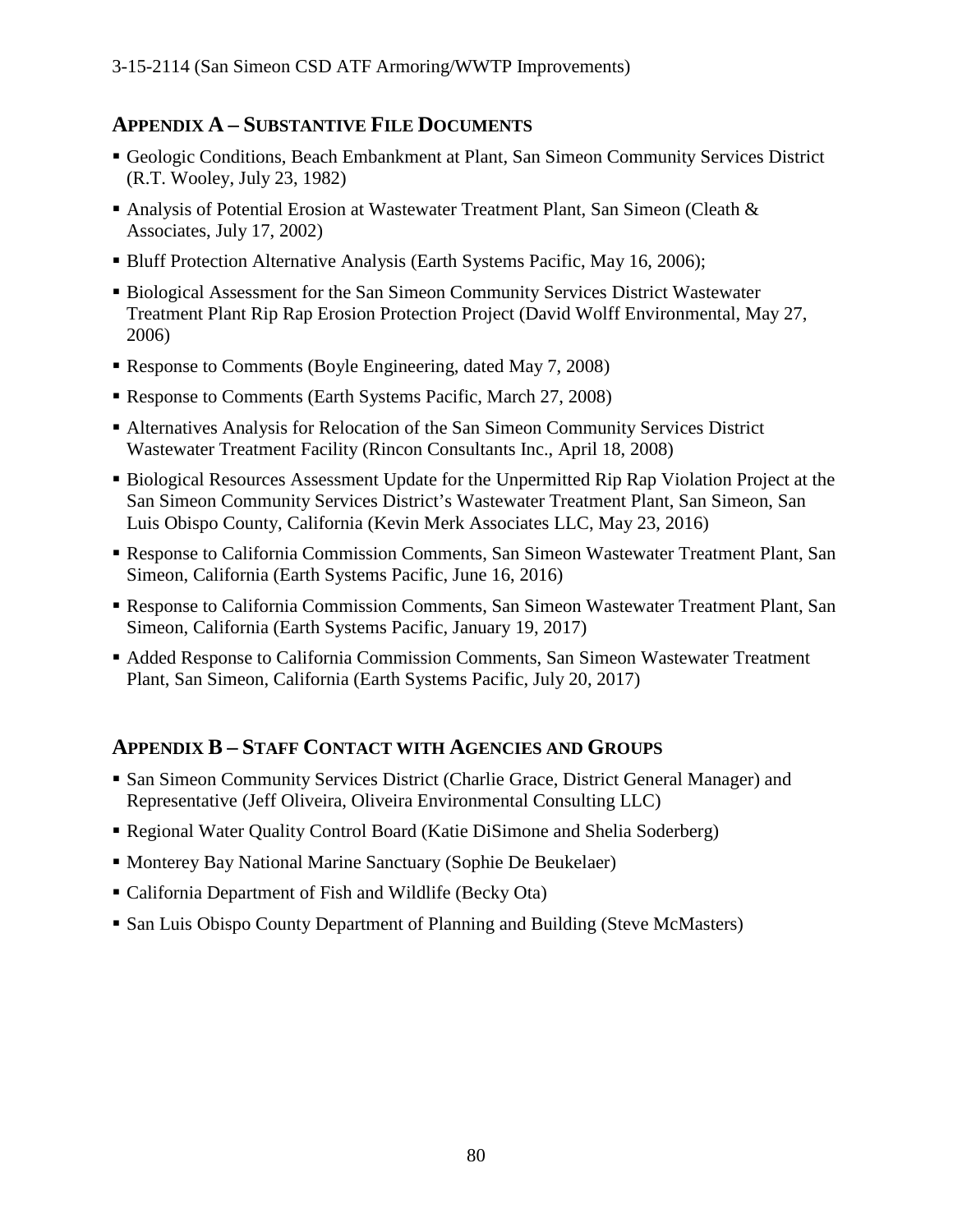## APPENDIX A – SUBSTANTIVE FILE DOCUMENTS

- Geologic Conditions, Beach Embankment at Plant, San Simeon Community Services District (R.T. Wooley, July 23, 1982)
- Analysis of Potential Erosion at Wastewater Treatment Plant, San Simeon (Cleath & Associates, July 17, 2002)
- Bluff Protection Alternative Analysis (Earth Systems Pacific, May 16, 2006);
- Biological Assessment for the San Simeon Community Services District Wastewater Treatment Plant Rip Rap Erosion Protection Project (David Wolff Environmental, May 27, 2006)
- Response to Comments (Boyle Engineering, dated May 7, 2008)
- Response to Comments (Earth Systems Pacific, March 27, 2008)
- Alternatives Analysis for Relocation of the San Simeon Community Services District Wastewater Treatment Facility (Rincon Consultants Inc., April 18, 2008)
- Biological Resources Assessment Update for the Unpermitted Rip Rap Violation Project at the San Simeon Community Services District's Wastewater Treatment Plant, San Simeon, San Luis Obispo County, California (Kevin Merk Associates LLC, May 23, 2016)
- Response to California Commission Comments, San Simeon Wastewater Treatment Plant, San Simeon, California (Earth Systems Pacific, June 16, 2016)
- Response to California Commission Comments, San Simeon Wastewater Treatment Plant, San Simeon, California (Earth Systems Pacific, January 19, 2017)
- Added Response to California Commission Comments, San Simeon Wastewater Treatment Plant, San Simeon, California (Earth Systems Pacific, July 20, 2017)

## APPENDIX B – STAFF CONTACT WITH AGENCIES AND GROUPS

- San Simeon Community Services District (Charlie Grace, District General Manager) and Representative (Jeff Oliveira, Oliveira Environmental Consulting LLC)
- Regional Water Quality Control Board (Katie DiSimone and Shelia Soderberg)
- Monterey Bay National Marine Sanctuary (Sophie De Beukelaer)
- California Department of Fish and Wildlife (Becky Ota)
- San Luis Obispo County Department of Planning and Building (Steve McMasters)